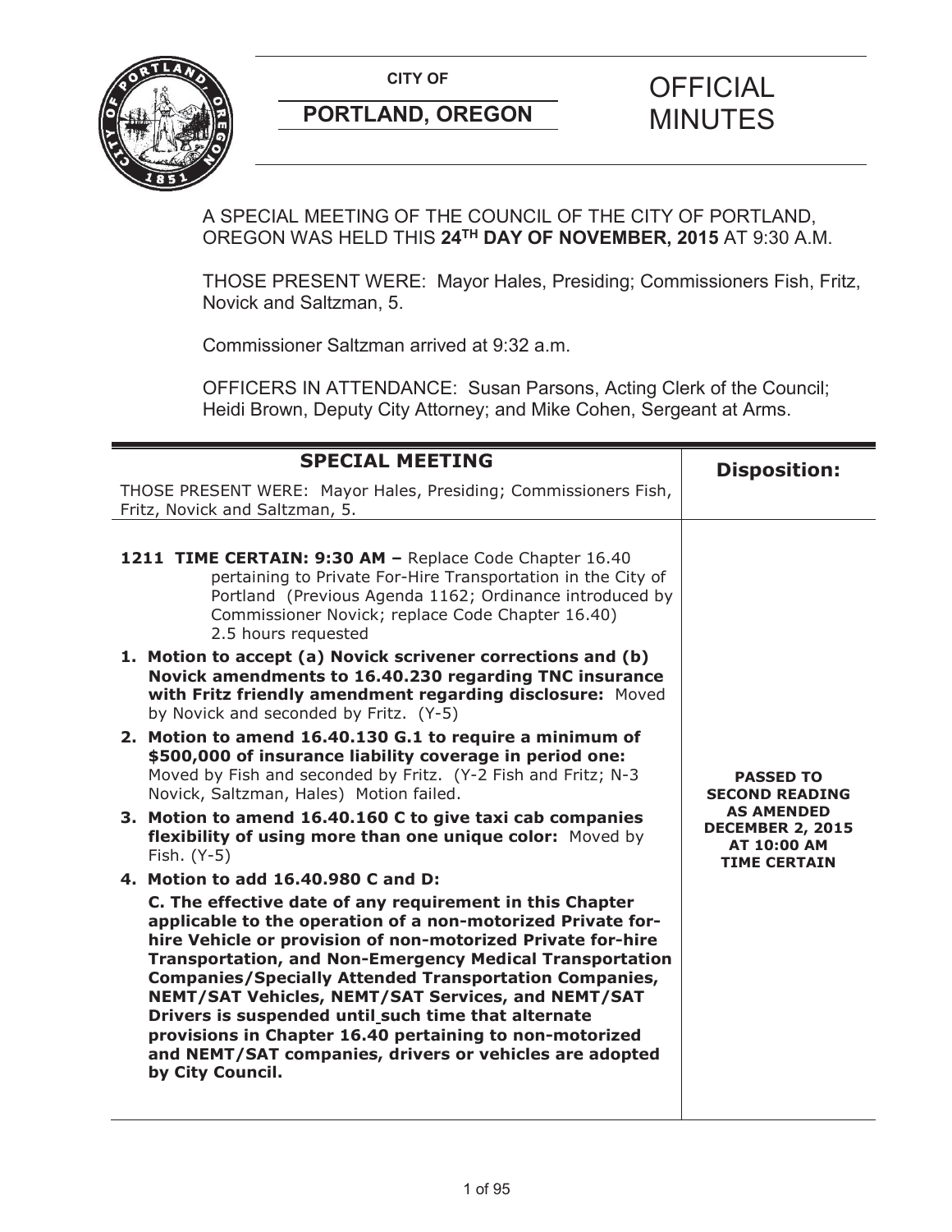**CITY OF**

**PORTLAND, OREGON**

# OFFICIAL MINUTES

A SPECIAL MEETING OF THE COUNCIL OF THE CITY OF PORTLAND, OREGON WAS HELD THIS **24TH DAY OF NOVEMBER, 2015** AT 9:30 A.M.

THOSE PRESENT WERE: Mayor Hales, Presiding; Commissioners Fish, Fritz, Novick and Saltzman, 5.

Commissioner Saltzman arrived at 9:32 a.m.

OFFICERS IN ATTENDANCE: Susan Parsons, Acting Clerk of the Council; Heidi Brown, Deputy City Attorney; and Mike Cohen, Sergeant at Arms.

| SPECIAL MEETING | Disposition: |
|---|---|
| THOSE PRESENT WERE: Mayor Hales, Presiding; Commissioners Fish, Fritz, Novick and Saltzman, 5. | |
| **1211 TIME CERTAIN: 9:30 AM –** Replace Code Chapter 16.40 pertaining to Private For-Hire Transportation in the City of Portland (Previous Agenda 1162; Ordinance introduced by Commissioner Novick; replace Code Chapter 16.40) 2.5 hours requested<br><br>**1. Motion to accept (a) Novick scrivener corrections and (b) Novick amendments to 16.40.230 regarding TNC insurance with Fritz friendly amendment regarding disclosure:** Moved by Novick and seconded by Fritz. (Y-5)<br><br>**2. Motion to amend 16.40.130 G.1 to require a minimum of $500,000 of insurance liability coverage in period one:** Moved by Fish and seconded by Fritz. (Y-2 Fish and Fritz; N-3 Novick, Saltzman, Hales) Motion failed.<br><br>**3. Motion to amend 16.40.160 C to give taxi cab companies flexibility of using more than one unique color:** Moved by Fish. (Y-5)<br><br>**4. Motion to add 16.40.980 C and D:**<br><br>**C. The effective date of any requirement in this Chapter applicable to the operation of a non-motorized Private for-hire Vehicle or provision of non-motorized Private for-hire Transportation, and Non-Emergency Medical Transportation Companies/Specially Attended Transportation Companies, NEMT/SAT Vehicles, NEMT/SAT Services, and NEMT/SAT Drivers is suspended until such time that alternate provisions in Chapter 16.40 pertaining to non-motorized and NEMT/SAT companies, drivers or vehicles are adopted by City Council.** | **PASSED TO SECOND READING AS AMENDED DECEMBER 2, 2015 AT 10:00 AM TIME CERTAIN** |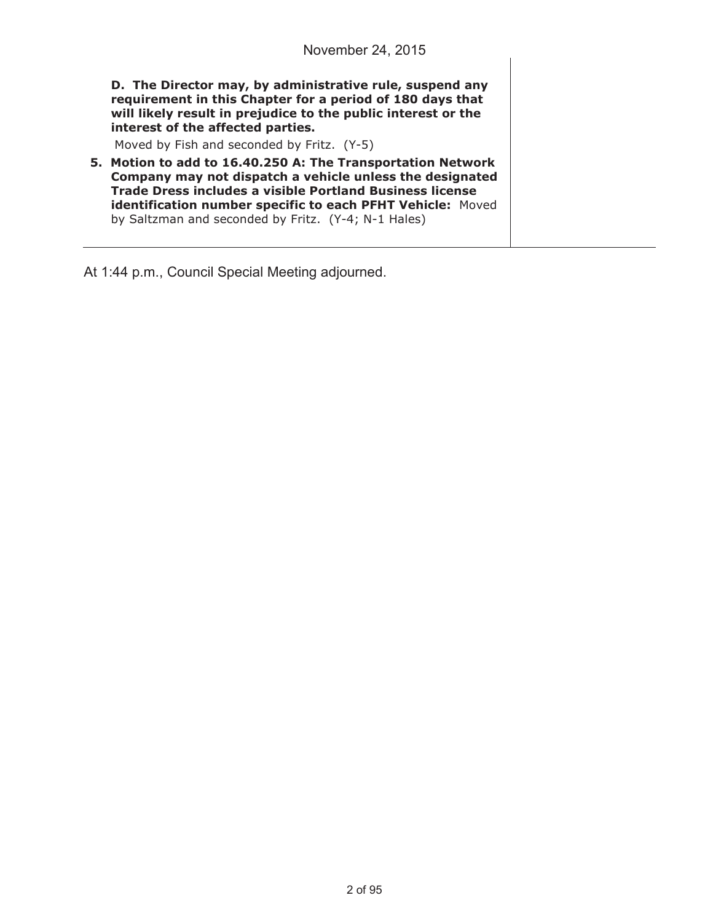**D. The Director may, by administrative rule, suspend any requirement in this Chapter for a period of 180 days that will likely result in prejudice to the public interest or the interest of the affected parties.**

Moved by Fish and seconded by Fritz. (Y-5)

5. **Motion to add to 16.40.250 A: The Transportation Network Company may not dispatch a vehicle unless the designated Trade Dress includes a visible Portland Business license identification number specific to each PFHT Vehicle:** Moved by Saltzman and seconded by Fritz. (Y-4; N-1 Hales)

At 1:44 p.m., Council Special Meeting adjourned.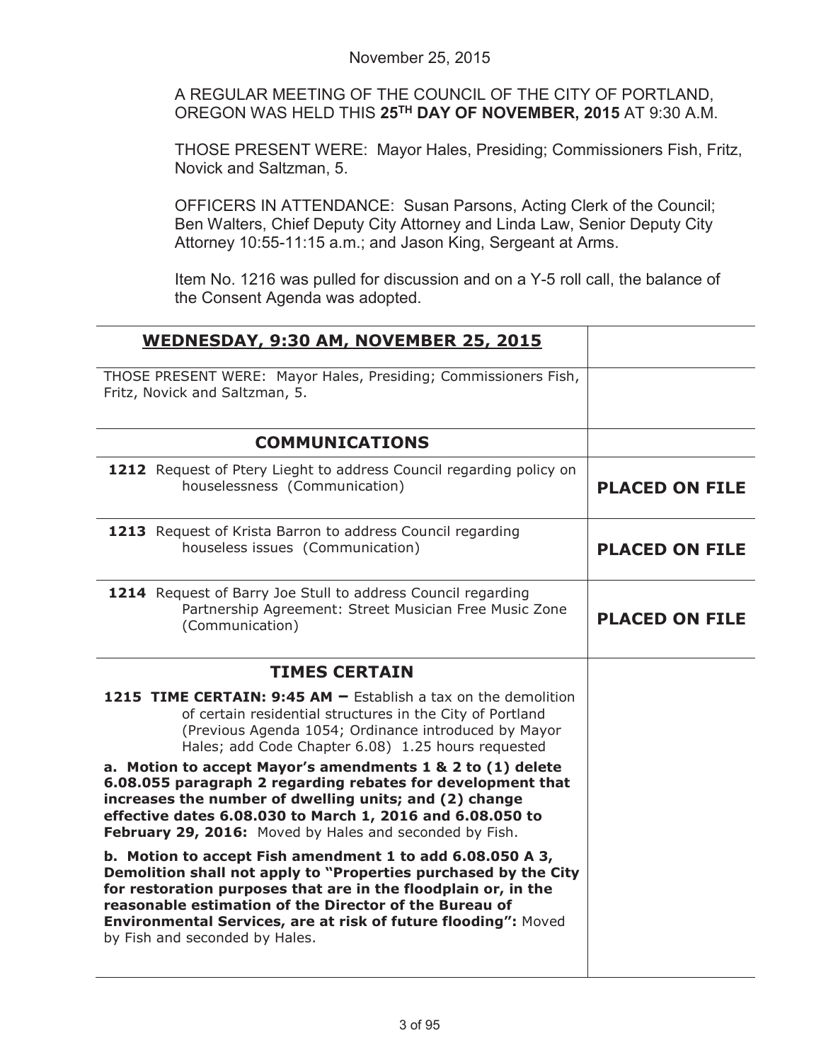November 25, 2015

A REGULAR MEETING OF THE COUNCIL OF THE CITY OF PORTLAND, OREGON WAS HELD THIS **25TH DAY OF NOVEMBER, 2015** AT 9:30 A.M.

THOSE PRESENT WERE: Mayor Hales, Presiding; Commissioners Fish, Fritz, Novick and Saltzman, 5.

OFFICERS IN ATTENDANCE: Susan Parsons, Acting Clerk of the Council; Ben Walters, Chief Deputy City Attorney and Linda Law, Senior Deputy City Attorney 10:55-11:15 a.m.; and Jason King, Sergeant at Arms.

Item No. 1216 was pulled for discussion and on a Y-5 roll call, the balance of the Consent Agenda was adopted.

| **WEDNESDAY, 9:30 AM, NOVEMBER 25, 2015** | |
|---|---|
| THOSE PRESENT WERE: Mayor Hales, Presiding; Commissioners Fish, Fritz, Novick and Saltzman, 5. | |
| **COMMUNICATIONS** | |
| **1212** Request of Ptery Lieght to address Council regarding policy on houselessness (Communication) | **PLACED ON FILE** |
| **1213** Request of Krista Barron to address Council regarding houseless issues (Communication) | **PLACED ON FILE** |
| **1214** Request of Barry Joe Stull to address Council regarding Partnership Agreement: Street Musician Free Music Zone (Communication) | **PLACED ON FILE** |
| **TIMES CERTAIN** | |
| **1215 TIME CERTAIN: 9:45 AM –** Establish a tax on the demolition of certain residential structures in the City of Portland (Previous Agenda 1054; Ordinance introduced by Mayor Hales; add Code Chapter 6.08) 1.25 hours requested<br><br>**a. Motion to accept Mayor's amendments 1 & 2 to (1) delete 6.08.055 paragraph 2 regarding rebates for development that increases the number of dwelling units; and (2) change effective dates 6.08.030 to March 1, 2016 and 6.08.050 to February 29, 2016:** Moved by Hales and seconded by Fish.<br><br>**b. Motion to accept Fish amendment 1 to add 6.08.050 A 3, Demolition shall not apply to "Properties purchased by the City for restoration purposes that are in the floodplain or, in the reasonable estimation of the Director of the Bureau of Environmental Services, are at risk of future flooding":** Moved by Fish and seconded by Hales. | |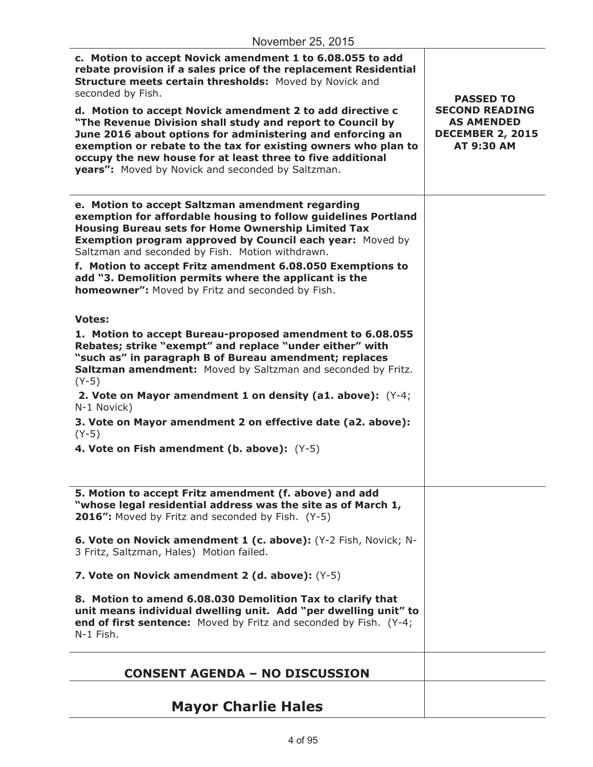November 25, 2015

| | |
|---|---|
| **c. Motion to accept Novick amendment 1 to 6.08.055 to add rebate provision if a sales price of the replacement Residential Structure meets certain thresholds:** Moved by Novick and seconded by Fish.<br><br>**d. Motion to accept Novick amendment 2 to add directive c "The Revenue Division shall study and report to Council by June 2016 about options for administering and enforcing an exemption or rebate to the tax for existing owners who plan to occupy the new house for at least three to five additional years":** Moved by Novick and seconded by Saltzman. | **PASSED TO SECOND READING AS AMENDED DECEMBER 2, 2015 AT 9:30 AM** |
| **e. Motion to accept Saltzman amendment regarding exemption for affordable housing to follow guidelines Portland Housing Bureau sets for Home Ownership Limited Tax Exemption program approved by Council each year:** Moved by Saltzman and seconded by Fish. Motion withdrawn.<br><br>**f. Motion to accept Fritz amendment 6.08.050 Exemptions to add "3. Demolition permits where the applicant is the homeowner":** Moved by Fritz and seconded by Fish.<br><br>**Votes:**<br><br>**1. Motion to accept Bureau-proposed amendment to 6.08.055 Rebates; strike "exempt" and replace "under either" with "such as" in paragraph B of Bureau amendment; replaces Saltzman amendment:** Moved by Saltzman and seconded by Fritz. (Y-5)<br><br>**2. Vote on Mayor amendment 1 on density (a1. above):** (Y-4; N-1 Novick)<br><br>**3. Vote on Mayor amendment 2 on effective date (a2. above):** (Y-5)<br><br>**4. Vote on Fish amendment (b. above):** (Y-5) | |
| **5. Motion to accept Fritz amendment (f. above) and add "whose legal residential address was the site as of March 1, 2016":** Moved by Fritz and seconded by Fish. (Y-5)<br><br>**6. Vote on Novick amendment 1 (c. above):** (Y-2 Fish, Novick; N-3 Fritz, Saltzman, Hales) Motion failed.<br><br>**7. Vote on Novick amendment 2 (d. above):** (Y-5)<br><br>**8. Motion to amend 6.08.030 Demolition Tax to clarify that unit means individual dwelling unit. Add "per dwelling unit" to end of first sentence:** Moved by Fritz and seconded by Fish. (Y-4; N-1 Fish. | |

## CONSENT AGENDA – NO DISCUSSION

## Mayor Charlie Hales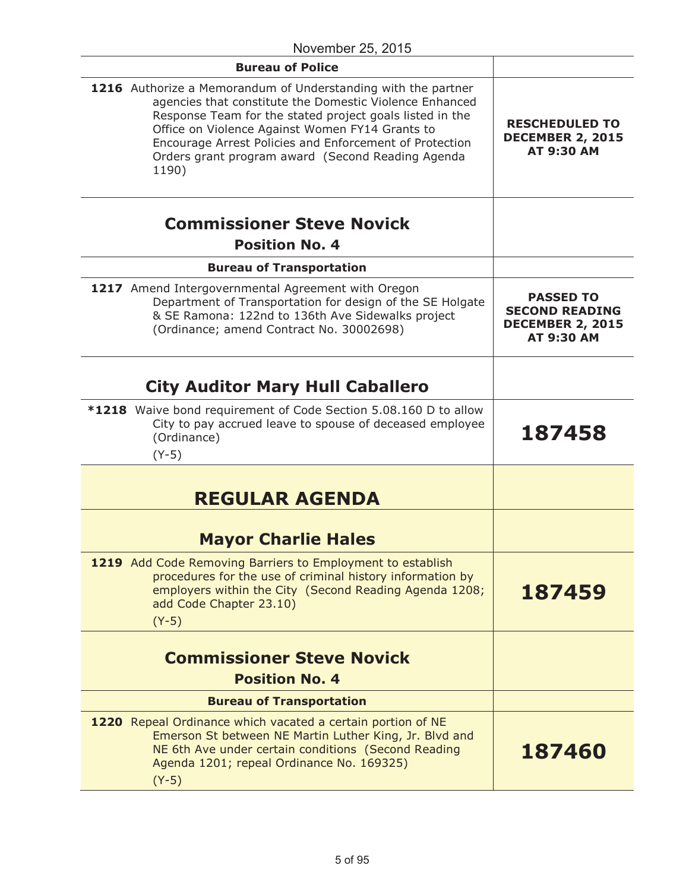November 25, 2015

| Bureau of Police | |
|---|---|
| **1216** Authorize a Memorandum of Understanding with the partner agencies that constitute the Domestic Violence Enhanced Response Team for the stated project goals listed in the Office on Violence Against Women FY14 Grants to Encourage Arrest Policies and Enforcement of Protection Orders grant program award (Second Reading Agenda 1190) | **RESCHEDULED TO DECEMBER 2, 2015 AT 9:30 AM** |

## Commissioner Steve Novick
### Position No. 4

| Bureau of Transportation | |
|---|---|
| **1217** Amend Intergovernmental Agreement with Oregon Department of Transportation for design of the SE Holgate & SE Ramona: 122nd to 136th Ave Sidewalks project (Ordinance; amend Contract No. 30002698) | **PASSED TO SECOND READING DECEMBER 2, 2015 AT 9:30 AM** |

## City Auditor Mary Hull Caballero

| | |
|---|---|
| ***1218** Waive bond requirement of Code Section 5.08.160 D to allow City to pay accrued leave to spouse of deceased employee (Ordinance) (Y-5) | **187458** |

# REGULAR AGENDA

## Mayor Charlie Hales

| | |
|---|---|
| **1219** Add Code Removing Barriers to Employment to establish procedures for the use of criminal history information by employers within the City (Second Reading Agenda 1208; add Code Chapter 23.10) (Y-5) | **187459** |

## Commissioner Steve Novick
### Position No. 4

| Bureau of Transportation | |
|---|---|
| **1220** Repeal Ordinance which vacated a certain portion of NE Emerson St between NE Martin Luther King, Jr. Blvd and NE 6th Ave under certain conditions (Second Reading Agenda 1201; repeal Ordinance No. 169325) (Y-5) | **187460** |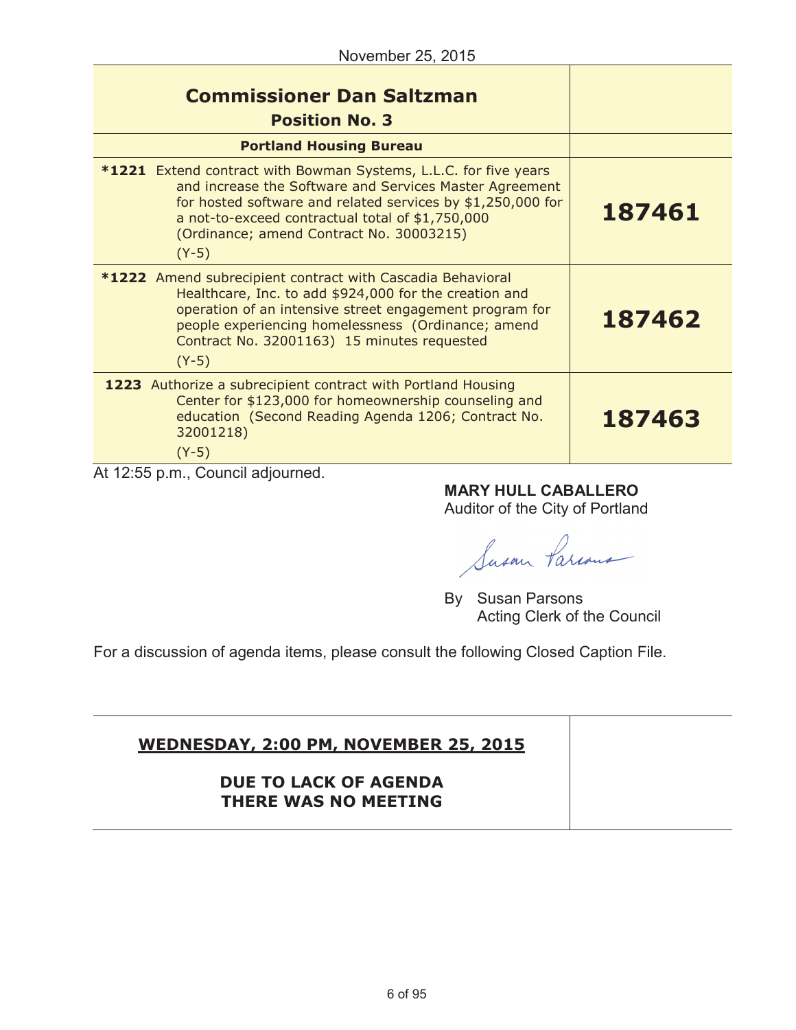November 25, 2015

| Commissioner Dan Saltzman<br>Position No. 3 | |
|---|---|
| **Portland Housing Bureau** | |
| ***1221** Extend contract with Bowman Systems, L.L.C. for five years and increase the Software and Services Master Agreement for hosted software and related services by $1,250,000 for a not-to-exceed contractual total of $1,750,000 (Ordinance; amend Contract No. 30003215)<br>(Y-5) | **187461** |
| ***1222** Amend subrecipient contract with Cascadia Behavioral Healthcare, Inc. to add $924,000 for the creation and operation of an intensive street engagement program for people experiencing homelessness (Ordinance; amend Contract No. 32001163) 15 minutes requested<br>(Y-5) | **187462** |
| **1223** Authorize a subrecipient contract with Portland Housing Center for $123,000 for homeownership counseling and education (Second Reading Agenda 1206; Contract No. 32001218)<br>(Y-5) | **187463** |

At 12:55 p.m., Council adjourned.

**MARY HULL CABALLERO**
Auditor of the City of Portland

By Susan Parsons
Acting Clerk of the Council

For a discussion of agenda items, please consult the following Closed Caption File.

| WEDNESDAY, 2:00 PM, NOVEMBER 25, 2015<br><br>DUE TO LACK OF AGENDA THERE WAS NO MEETING | |
|---|---|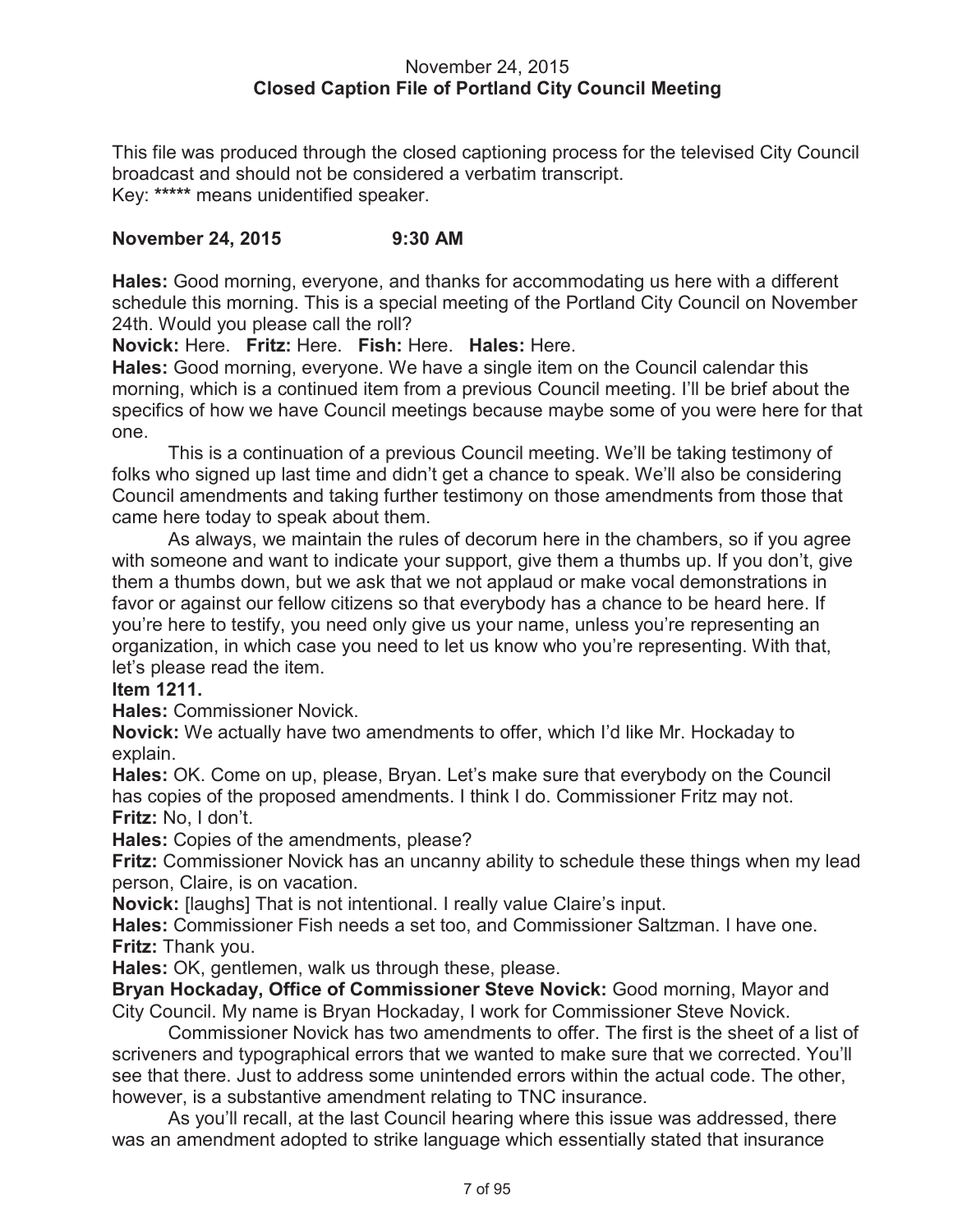November 24, 2015
**Closed Caption File of Portland City Council Meeting**

This file was produced through the closed captioning process for the televised City Council broadcast and should not be considered a verbatim transcript.
Key: ***** means unidentified speaker.

**November 24, 2015 9:30 AM**

**Hales:** Good morning, everyone, and thanks for accommodating us here with a different schedule this morning. This is a special meeting of the Portland City Council on November 24th. Would you please call the roll?

**Novick:** Here. **Fritz:** Here. **Fish:** Here. **Hales:** Here.

**Hales:** Good morning, everyone. We have a single item on the Council calendar this morning, which is a continued item from a previous Council meeting. I'll be brief about the specifics of how we have Council meetings because maybe some of you were here for that one.

This is a continuation of a previous Council meeting. We'll be taking testimony of folks who signed up last time and didn't get a chance to speak. We'll also be considering Council amendments and taking further testimony on those amendments from those that came here today to speak about them.

As always, we maintain the rules of decorum here in the chambers, so if you agree with someone and want to indicate your support, give them a thumbs up. If you don't, give them a thumbs down, but we ask that we not applaud or make vocal demonstrations in favor or against our fellow citizens so that everybody has a chance to be heard here. If you're here to testify, you need only give us your name, unless you're representing an organization, in which case you need to let us know who you're representing. With that, let's please read the item.

**Item 1211.**

**Hales:** Commissioner Novick.

**Novick:** We actually have two amendments to offer, which I'd like Mr. Hockaday to explain.

**Hales:** OK. Come on up, please, Bryan. Let's make sure that everybody on the Council has copies of the proposed amendments. I think I do. Commissioner Fritz may not.

**Fritz:** No, I don't.

**Hales:** Copies of the amendments, please?

**Fritz:** Commissioner Novick has an uncanny ability to schedule these things when my lead person, Claire, is on vacation.

**Novick:** [laughs] That is not intentional. I really value Claire's input.

**Hales:** Commissioner Fish needs a set too, and Commissioner Saltzman. I have one.

**Fritz:** Thank you.

**Hales:** OK, gentlemen, walk us through these, please.

**Bryan Hockaday, Office of Commissioner Steve Novick:** Good morning, Mayor and City Council. My name is Bryan Hockaday, I work for Commissioner Steve Novick.

Commissioner Novick has two amendments to offer. The first is the sheet of a list of scriveners and typographical errors that we wanted to make sure that we corrected. You'll see that there. Just to address some unintended errors within the actual code. The other, however, is a substantive amendment relating to TNC insurance.

As you'll recall, at the last Council hearing where this issue was addressed, there was an amendment adopted to strike language which essentially stated that insurance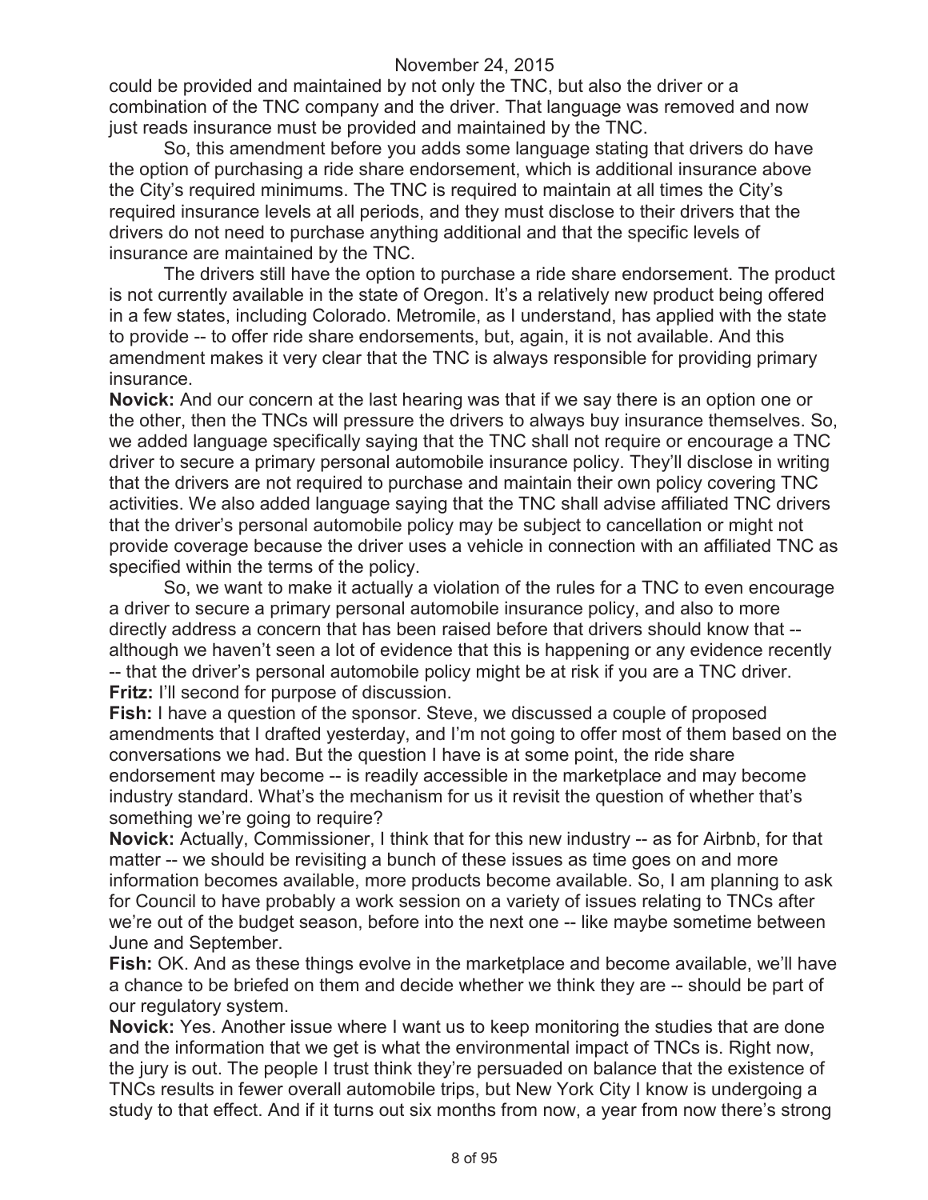could be provided and maintained by not only the TNC, but also the driver or a combination of the TNC company and the driver. That language was removed and now just reads insurance must be provided and maintained by the TNC.

So, this amendment before you adds some language stating that drivers do have the option of purchasing a ride share endorsement, which is additional insurance above the City's required minimums. The TNC is required to maintain at all times the City's required insurance levels at all periods, and they must disclose to their drivers that the drivers do not need to purchase anything additional and that the specific levels of insurance are maintained by the TNC.

The drivers still have the option to purchase a ride share endorsement. The product is not currently available in the state of Oregon. It's a relatively new product being offered in a few states, including Colorado. Metromile, as I understand, has applied with the state to provide -- to offer ride share endorsements, but, again, it is not available. And this amendment makes it very clear that the TNC is always responsible for providing primary insurance.

**Novick:** And our concern at the last hearing was that if we say there is an option one or the other, then the TNCs will pressure the drivers to always buy insurance themselves. So, we added language specifically saying that the TNC shall not require or encourage a TNC driver to secure a primary personal automobile insurance policy. They'll disclose in writing that the drivers are not required to purchase and maintain their own policy covering TNC activities. We also added language saying that the TNC shall advise affiliated TNC drivers that the driver's personal automobile policy may be subject to cancellation or might not provide coverage because the driver uses a vehicle in connection with an affiliated TNC as specified within the terms of the policy.

So, we want to make it actually a violation of the rules for a TNC to even encourage a driver to secure a primary personal automobile insurance policy, and also to more directly address a concern that has been raised before that drivers should know that -- although we haven't seen a lot of evidence that this is happening or any evidence recently -- that the driver's personal automobile policy might be at risk if you are a TNC driver.

**Fritz:** I'll second for purpose of discussion.

**Fish:** I have a question of the sponsor. Steve, we discussed a couple of proposed amendments that I drafted yesterday, and I'm not going to offer most of them based on the conversations we had. But the question I have is at some point, the ride share endorsement may become -- is readily accessible in the marketplace and may become industry standard. What's the mechanism for us it revisit the question of whether that's something we're going to require?

**Novick:** Actually, Commissioner, I think that for this new industry -- as for Airbnb, for that matter -- we should be revisiting a bunch of these issues as time goes on and more information becomes available, more products become available. So, I am planning to ask for Council to have probably a work session on a variety of issues relating to TNCs after we're out of the budget season, before into the next one -- like maybe sometime between June and September.

**Fish:** OK. And as these things evolve in the marketplace and become available, we'll have a chance to be briefed on them and decide whether we think they are -- should be part of our regulatory system.

**Novick:** Yes. Another issue where I want us to keep monitoring the studies that are done and the information that we get is what the environmental impact of TNCs is. Right now, the jury is out. The people I trust think they're persuaded on balance that the existence of TNCs results in fewer overall automobile trips, but New York City I know is undergoing a study to that effect. And if it turns out six months from now, a year from now there's strong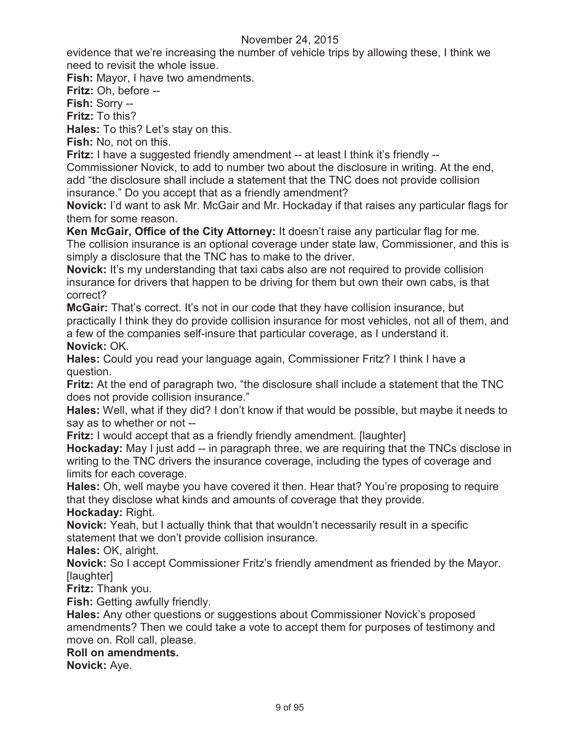evidence that we're increasing the number of vehicle trips by allowing these, I think we need to revisit the whole issue.

**Fish:** Mayor, I have two amendments.

**Fritz:** Oh, before --

**Fish:** Sorry --

**Fritz:** To this?

**Hales:** To this? Let's stay on this.

**Fish:** No, not on this.

**Fritz:** I have a suggested friendly amendment -- at least I think it's friendly -- Commissioner Novick, to add to number two about the disclosure in writing. At the end, add "the disclosure shall include a statement that the TNC does not provide collision insurance." Do you accept that as a friendly amendment?

**Novick:** I'd want to ask Mr. McGair and Mr. Hockaday if that raises any particular flags for them for some reason.

**Ken McGair, Office of the City Attorney:** It doesn't raise any particular flag for me. The collision insurance is an optional coverage under state law, Commissioner, and this is simply a disclosure that the TNC has to make to the driver.

**Novick:** It's my understanding that taxi cabs also are not required to provide collision insurance for drivers that happen to be driving for them but own their own cabs, is that correct?

**McGair:** That's correct. It's not in our code that they have collision insurance, but practically I think they do provide collision insurance for most vehicles, not all of them, and a few of the companies self-insure that particular coverage, as I understand it.

**Novick:** OK.

**Hales:** Could you read your language again, Commissioner Fritz? I think I have a question.

**Fritz:** At the end of paragraph two, "the disclosure shall include a statement that the TNC does not provide collision insurance."

**Hales:** Well, what if they did? I don't know if that would be possible, but maybe it needs to say as to whether or not --

**Fritz:** I would accept that as a friendly friendly amendment. [laughter]

**Hockaday:** May I just add -- in paragraph three, we are requiring that the TNCs disclose in writing to the TNC drivers the insurance coverage, including the types of coverage and limits for each coverage.

**Hales:** Oh, well maybe you have covered it then. Hear that? You're proposing to require that they disclose what kinds and amounts of coverage that they provide.

**Hockaday:** Right.

**Novick:** Yeah, but I actually think that that wouldn't necessarily result in a specific statement that we don't provide collision insurance.

**Hales:** OK, alright.

**Novick:** So I accept Commissioner Fritz's friendly amendment as friended by the Mayor. [laughter]

**Fritz:** Thank you.

**Fish:** Getting awfully friendly.

**Hales:** Any other questions or suggestions about Commissioner Novick's proposed amendments? Then we could take a vote to accept them for purposes of testimony and move on. Roll call, please.

**Roll on amendments.**

**Novick:** Aye.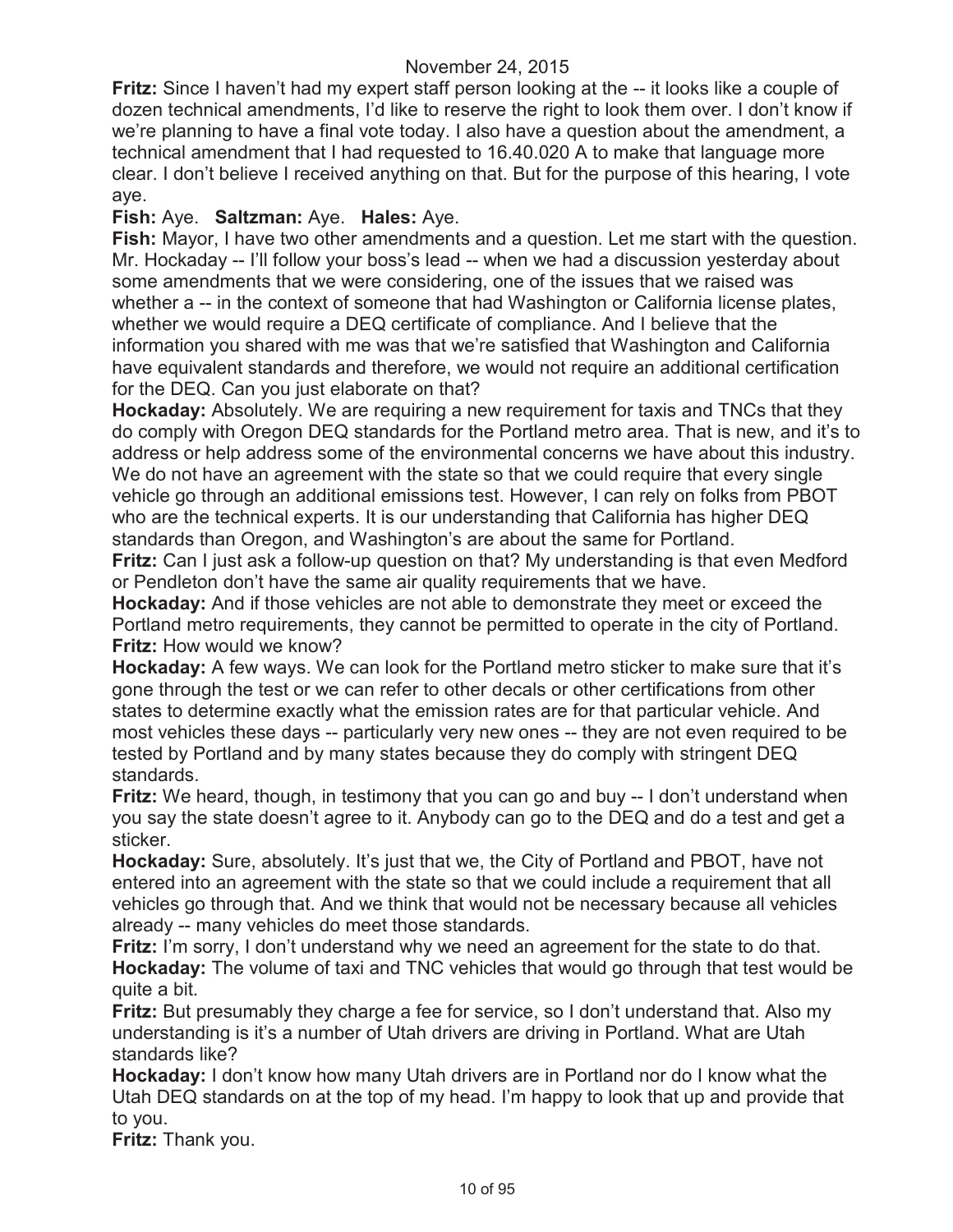**Fritz:** Since I haven't had my expert staff person looking at the -- it looks like a couple of dozen technical amendments, I'd like to reserve the right to look them over. I don't know if we're planning to have a final vote today. I also have a question about the amendment, a technical amendment that I had requested to 16.40.020 A to make that language more clear. I don't believe I received anything on that. But for the purpose of this hearing, I vote aye.

**Fish:** Aye. **Saltzman:** Aye. **Hales:** Aye.

**Fish:** Mayor, I have two other amendments and a question. Let me start with the question. Mr. Hockaday -- I'll follow your boss's lead -- when we had a discussion yesterday about some amendments that we were considering, one of the issues that we raised was whether a -- in the context of someone that had Washington or California license plates, whether we would require a DEQ certificate of compliance. And I believe that the information you shared with me was that we're satisfied that Washington and California have equivalent standards and therefore, we would not require an additional certification for the DEQ. Can you just elaborate on that?

**Hockaday:** Absolutely. We are requiring a new requirement for taxis and TNCs that they do comply with Oregon DEQ standards for the Portland metro area. That is new, and it's to address or help address some of the environmental concerns we have about this industry. We do not have an agreement with the state so that we could require that every single vehicle go through an additional emissions test. However, I can rely on folks from PBOT who are the technical experts. It is our understanding that California has higher DEQ standards than Oregon, and Washington's are about the same for Portland.

**Fritz:** Can I just ask a follow-up question on that? My understanding is that even Medford or Pendleton don't have the same air quality requirements that we have.

**Hockaday:** And if those vehicles are not able to demonstrate they meet or exceed the Portland metro requirements, they cannot be permitted to operate in the city of Portland.

**Fritz:** How would we know?

**Hockaday:** A few ways. We can look for the Portland metro sticker to make sure that it's gone through the test or we can refer to other decals or other certifications from other states to determine exactly what the emission rates are for that particular vehicle. And most vehicles these days -- particularly very new ones -- they are not even required to be tested by Portland and by many states because they do comply with stringent DEQ standards.

**Fritz:** We heard, though, in testimony that you can go and buy -- I don't understand when you say the state doesn't agree to it. Anybody can go to the DEQ and do a test and get a sticker.

**Hockaday:** Sure, absolutely. It's just that we, the City of Portland and PBOT, have not entered into an agreement with the state so that we could include a requirement that all vehicles go through that. And we think that would not be necessary because all vehicles already -- many vehicles do meet those standards.

**Fritz:** I'm sorry, I don't understand why we need an agreement for the state to do that.

**Hockaday:** The volume of taxi and TNC vehicles that would go through that test would be quite a bit.

**Fritz:** But presumably they charge a fee for service, so I don't understand that. Also my understanding is it's a number of Utah drivers are driving in Portland. What are Utah standards like?

**Hockaday:** I don't know how many Utah drivers are in Portland nor do I know what the Utah DEQ standards on at the top of my head. I'm happy to look that up and provide that to you.

**Fritz:** Thank you.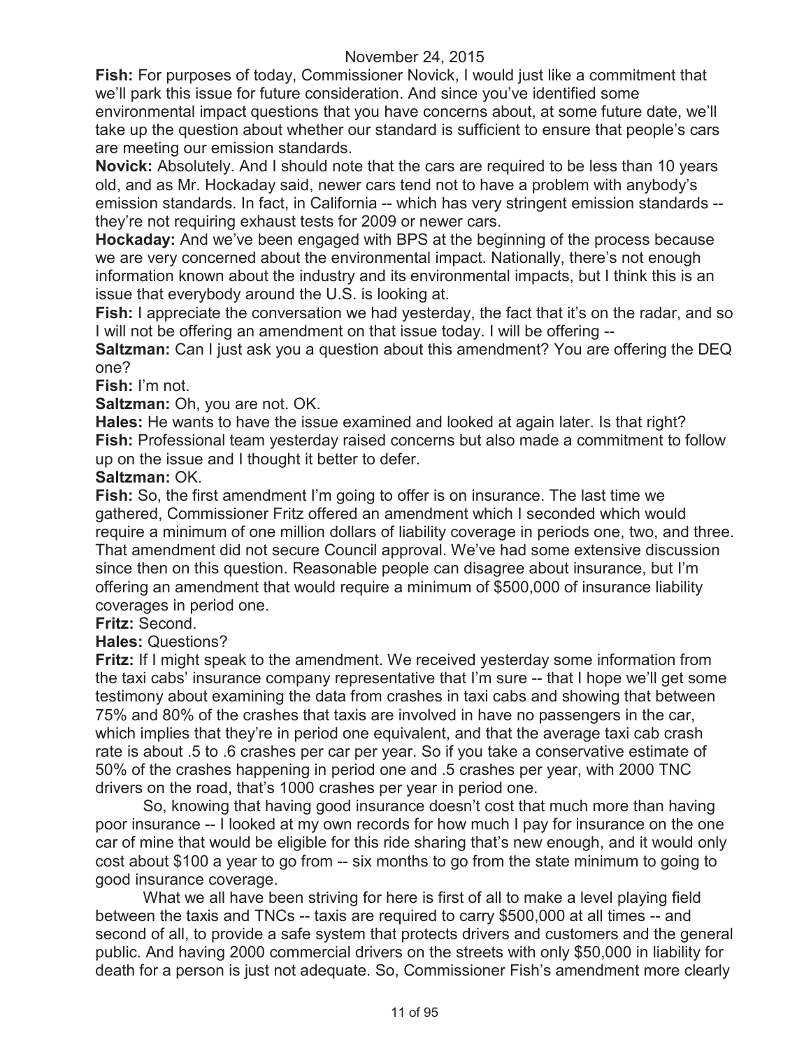November 24, 2015

**Fish:** For purposes of today, Commissioner Novick, I would just like a commitment that we'll park this issue for future consideration. And since you've identified some environmental impact questions that you have concerns about, at some future date, we'll take up the question about whether our standard is sufficient to ensure that people's cars are meeting our emission standards.

**Novick:** Absolutely. And I should note that the cars are required to be less than 10 years old, and as Mr. Hockaday said, newer cars tend not to have a problem with anybody's emission standards. In fact, in California -- which has very stringent emission standards -- they're not requiring exhaust tests for 2009 or newer cars.

**Hockaday:** And we've been engaged with BPS at the beginning of the process because we are very concerned about the environmental impact. Nationally, there's not enough information known about the industry and its environmental impacts, but I think this is an issue that everybody around the U.S. is looking at.

**Fish:** I appreciate the conversation we had yesterday, the fact that it's on the radar, and so I will not be offering an amendment on that issue today. I will be offering --

**Saltzman:** Can I just ask you a question about this amendment? You are offering the DEQ one?

**Fish:** I'm not.

**Saltzman:** Oh, you are not. OK.

**Hales:** He wants to have the issue examined and looked at again later. Is that right?

**Fish:** Professional team yesterday raised concerns but also made a commitment to follow up on the issue and I thought it better to defer.

**Saltzman:** OK.

**Fish:** So, the first amendment I'm going to offer is on insurance. The last time we gathered, Commissioner Fritz offered an amendment which I seconded which would require a minimum of one million dollars of liability coverage in periods one, two, and three. That amendment did not secure Council approval. We've had some extensive discussion since then on this question. Reasonable people can disagree about insurance, but I'm offering an amendment that would require a minimum of $500,000 of insurance liability coverages in period one.

**Fritz:** Second.

**Hales:** Questions?

**Fritz:** If I might speak to the amendment. We received yesterday some information from the taxi cabs' insurance company representative that I'm sure -- that I hope we'll get some testimony about examining the data from crashes in taxi cabs and showing that between 75% and 80% of the crashes that taxis are involved in have no passengers in the car, which implies that they're in period one equivalent, and that the average taxi cab crash rate is about .5 to .6 crashes per car per year. So if you take a conservative estimate of 50% of the crashes happening in period one and .5 crashes per year, with 2000 TNC drivers on the road, that's 1000 crashes per year in period one.

So, knowing that having good insurance doesn't cost that much more than having poor insurance -- I looked at my own records for how much I pay for insurance on the one car of mine that would be eligible for this ride sharing that's new enough, and it would only cost about $100 a year to go from -- six months to go from the state minimum to going to good insurance coverage.

What we all have been striving for here is first of all to make a level playing field between the taxis and TNCs -- taxis are required to carry $500,000 at all times -- and second of all, to provide a safe system that protects drivers and customers and the general public. And having 2000 commercial drivers on the streets with only $50,000 in liability for death for a person is just not adequate. So, Commissioner Fish's amendment more clearly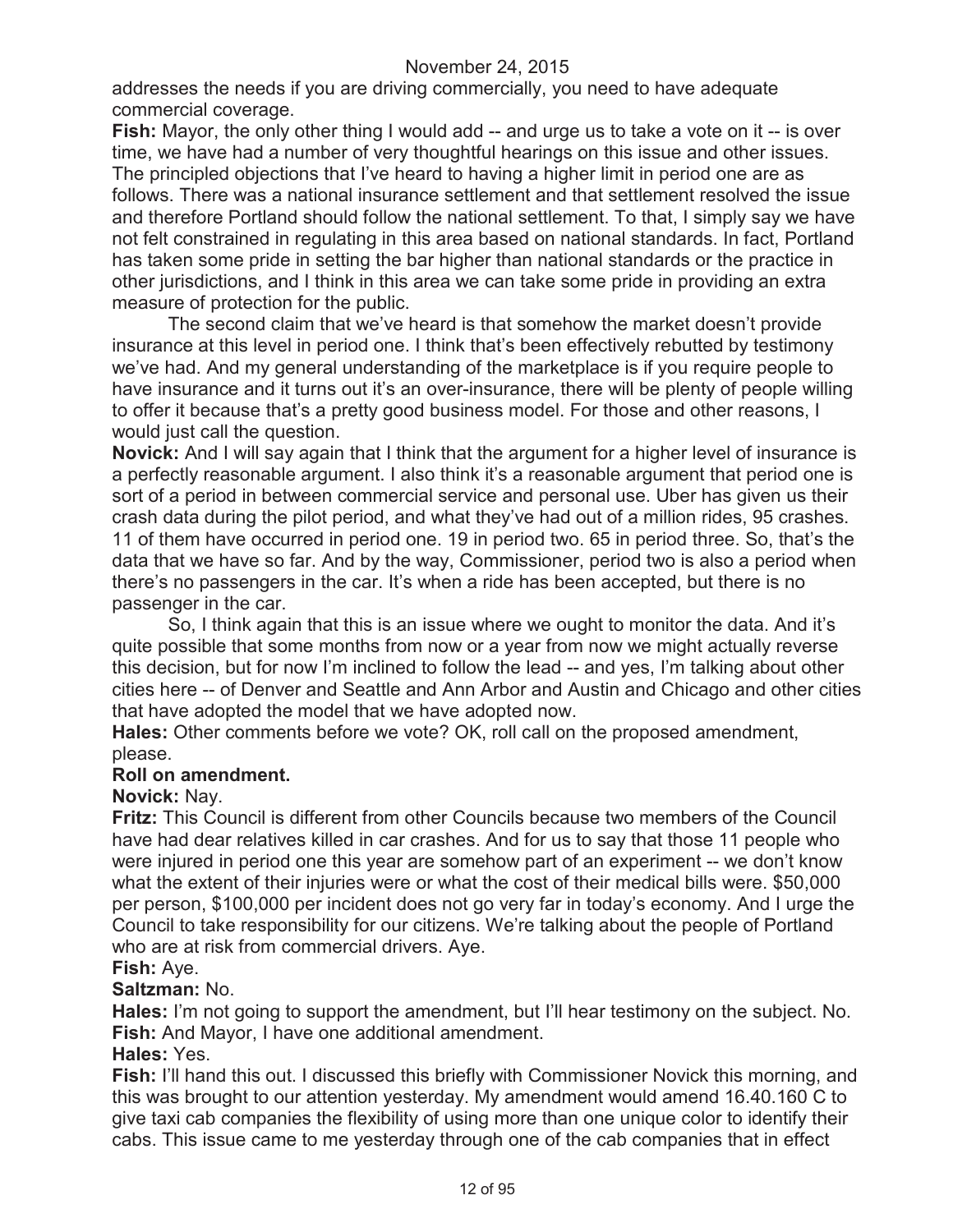addresses the needs if you are driving commercially, you need to have adequate commercial coverage.

**Fish:** Mayor, the only other thing I would add -- and urge us to take a vote on it -- is over time, we have had a number of very thoughtful hearings on this issue and other issues. The principled objections that I've heard to having a higher limit in period one are as follows. There was a national insurance settlement and that settlement resolved the issue and therefore Portland should follow the national settlement. To that, I simply say we have not felt constrained in regulating in this area based on national standards. In fact, Portland has taken some pride in setting the bar higher than national standards or the practice in other jurisdictions, and I think in this area we can take some pride in providing an extra measure of protection for the public.

The second claim that we've heard is that somehow the market doesn't provide insurance at this level in period one. I think that's been effectively rebutted by testimony we've had. And my general understanding of the marketplace is if you require people to have insurance and it turns out it's an over-insurance, there will be plenty of people willing to offer it because that's a pretty good business model. For those and other reasons, I would just call the question.

**Novick:** And I will say again that I think that the argument for a higher level of insurance is a perfectly reasonable argument. I also think it's a reasonable argument that period one is sort of a period in between commercial service and personal use. Uber has given us their crash data during the pilot period, and what they've had out of a million rides, 95 crashes. 11 of them have occurred in period one. 19 in period two. 65 in period three. So, that's the data that we have so far. And by the way, Commissioner, period two is also a period when there's no passengers in the car. It's when a ride has been accepted, but there is no passenger in the car.

So, I think again that this is an issue where we ought to monitor the data. And it's quite possible that some months from now or a year from now we might actually reverse this decision, but for now I'm inclined to follow the lead -- and yes, I'm talking about other cities here -- of Denver and Seattle and Ann Arbor and Austin and Chicago and other cities that have adopted the model that we have adopted now.

**Hales:** Other comments before we vote? OK, roll call on the proposed amendment, please.

**Roll on amendment.**

**Novick:** Nay.

**Fritz:** This Council is different from other Councils because two members of the Council have had dear relatives killed in car crashes. And for us to say that those 11 people who were injured in period one this year are somehow part of an experiment -- we don't know what the extent of their injuries were or what the cost of their medical bills were. $50,000 per person, $100,000 per incident does not go very far in today's economy. And I urge the Council to take responsibility for our citizens. We're talking about the people of Portland who are at risk from commercial drivers. Aye.

**Fish:** Aye.

**Saltzman:** No.

**Hales:** I'm not going to support the amendment, but I'll hear testimony on the subject. No.

**Fish:** And Mayor, I have one additional amendment.

**Hales:** Yes.

**Fish:** I'll hand this out. I discussed this briefly with Commissioner Novick this morning, and this was brought to our attention yesterday. My amendment would amend 16.40.160 C to give taxi cab companies the flexibility of using more than one unique color to identify their cabs. This issue came to me yesterday through one of the cab companies that in effect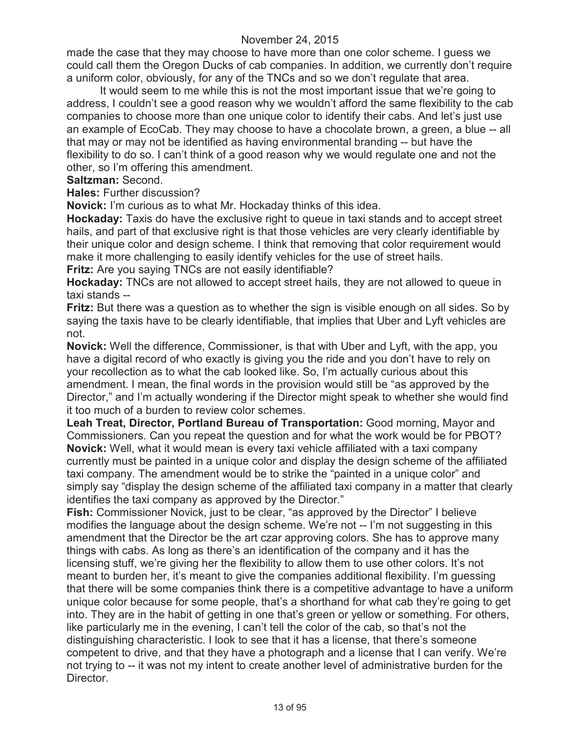made the case that they may choose to have more than one color scheme. I guess we could call them the Oregon Ducks of cab companies. In addition, we currently don't require a uniform color, obviously, for any of the TNCs and so we don't regulate that area.

It would seem to me while this is not the most important issue that we're going to address, I couldn't see a good reason why we wouldn't afford the same flexibility to the cab companies to choose more than one unique color to identify their cabs. And let's just use an example of EcoCab. They may choose to have a chocolate brown, a green, a blue -- all that may or may not be identified as having environmental branding -- but have the flexibility to do so. I can't think of a good reason why we would regulate one and not the other, so I'm offering this amendment.

**Saltzman:** Second.

**Hales:** Further discussion?

**Novick:** I'm curious as to what Mr. Hockaday thinks of this idea.

**Hockaday:** Taxis do have the exclusive right to queue in taxi stands and to accept street hails, and part of that exclusive right is that those vehicles are very clearly identifiable by their unique color and design scheme. I think that removing that color requirement would make it more challenging to easily identify vehicles for the use of street hails.

**Fritz:** Are you saying TNCs are not easily identifiable?

**Hockaday:** TNCs are not allowed to accept street hails, they are not allowed to queue in taxi stands --

**Fritz:** But there was a question as to whether the sign is visible enough on all sides. So by saying the taxis have to be clearly identifiable, that implies that Uber and Lyft vehicles are not.

**Novick:** Well the difference, Commissioner, is that with Uber and Lyft, with the app, you have a digital record of who exactly is giving you the ride and you don't have to rely on your recollection as to what the cab looked like. So, I'm actually curious about this amendment. I mean, the final words in the provision would still be "as approved by the Director," and I'm actually wondering if the Director might speak to whether she would find it too much of a burden to review color schemes.

**Leah Treat, Director, Portland Bureau of Transportation:** Good morning, Mayor and Commissioners. Can you repeat the question and for what the work would be for PBOT?

**Novick:** Well, what it would mean is every taxi vehicle affiliated with a taxi company currently must be painted in a unique color and display the design scheme of the affiliated taxi company. The amendment would be to strike the "painted in a unique color" and simply say "display the design scheme of the affiliated taxi company in a matter that clearly identifies the taxi company as approved by the Director."

**Fish:** Commissioner Novick, just to be clear, "as approved by the Director" I believe modifies the language about the design scheme. We're not -- I'm not suggesting in this amendment that the Director be the art czar approving colors. She has to approve many things with cabs. As long as there's an identification of the company and it has the licensing stuff, we're giving her the flexibility to allow them to use other colors. It's not meant to burden her, it's meant to give the companies additional flexibility. I'm guessing that there will be some companies think there is a competitive advantage to have a uniform unique color because for some people, that's a shorthand for what cab they're going to get into. They are in the habit of getting in one that's green or yellow or something. For others, like particularly me in the evening, I can't tell the color of the cab, so that's not the distinguishing characteristic. I look to see that it has a license, that there's someone competent to drive, and that they have a photograph and a license that I can verify. We're not trying to -- it was not my intent to create another level of administrative burden for the Director.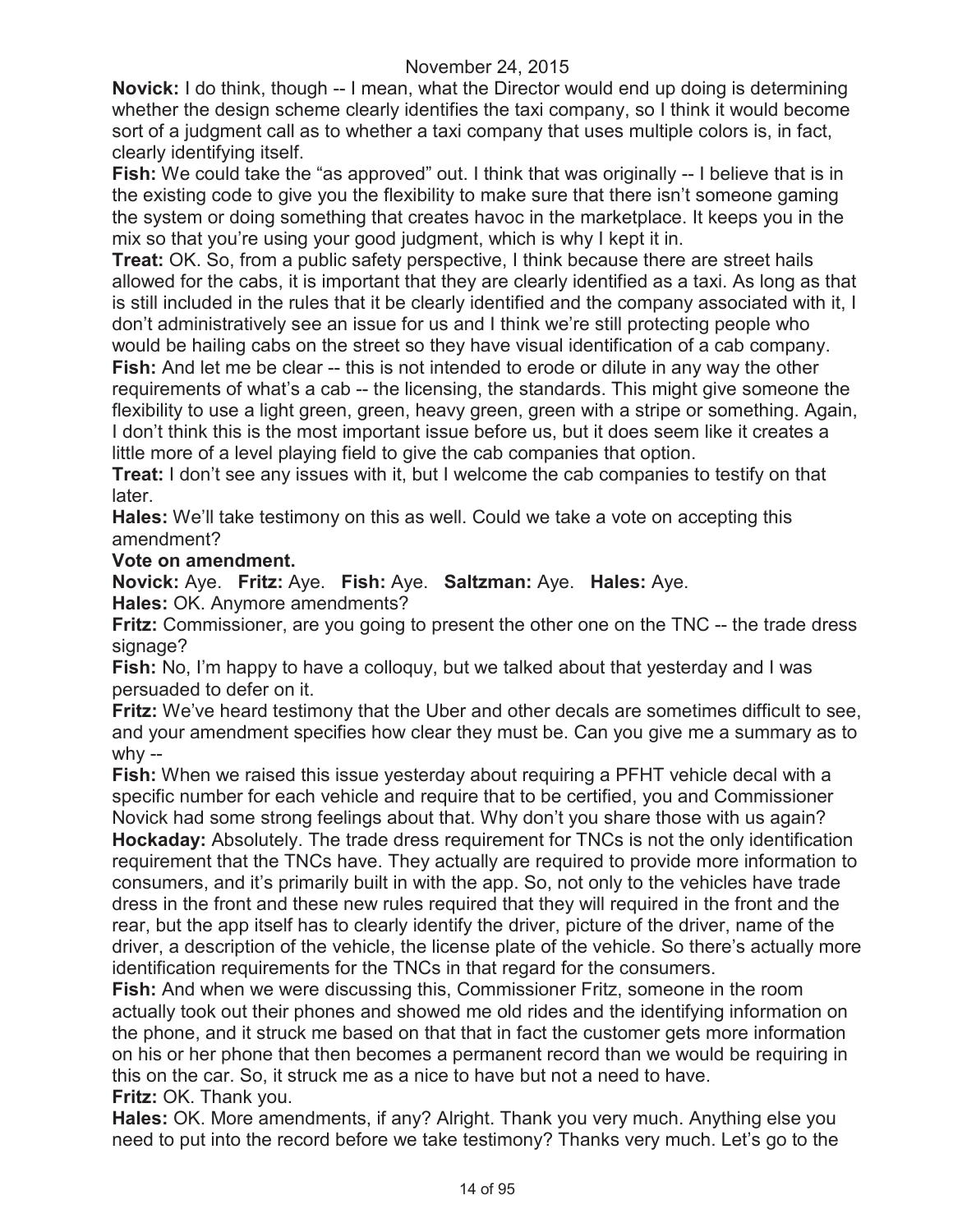**Novick:** I do think, though -- I mean, what the Director would end up doing is determining whether the design scheme clearly identifies the taxi company, so I think it would become sort of a judgment call as to whether a taxi company that uses multiple colors is, in fact, clearly identifying itself.

**Fish:** We could take the "as approved" out. I think that was originally -- I believe that is in the existing code to give you the flexibility to make sure that there isn't someone gaming the system or doing something that creates havoc in the marketplace. It keeps you in the mix so that you're using your good judgment, which is why I kept it in.

**Treat:** OK. So, from a public safety perspective, I think because there are street hails allowed for the cabs, it is important that they are clearly identified as a taxi. As long as that is still included in the rules that it be clearly identified and the company associated with it, I don't administratively see an issue for us and I think we're still protecting people who would be hailing cabs on the street so they have visual identification of a cab company.

**Fish:** And let me be clear -- this is not intended to erode or dilute in any way the other requirements of what's a cab -- the licensing, the standards. This might give someone the flexibility to use a light green, green, heavy green, green with a stripe or something. Again, I don't think this is the most important issue before us, but it does seem like it creates a little more of a level playing field to give the cab companies that option.

**Treat:** I don't see any issues with it, but I welcome the cab companies to testify on that later.

**Hales:** We'll take testimony on this as well. Could we take a vote on accepting this amendment?

**Vote on amendment.**

**Novick:** Aye. **Fritz:** Aye. **Fish:** Aye. **Saltzman:** Aye. **Hales:** Aye.

**Hales:** OK. Anymore amendments?

**Fritz:** Commissioner, are you going to present the other one on the TNC -- the trade dress signage?

**Fish:** No, I'm happy to have a colloquy, but we talked about that yesterday and I was persuaded to defer on it.

**Fritz:** We've heard testimony that the Uber and other decals are sometimes difficult to see, and your amendment specifies how clear they must be. Can you give me a summary as to why --

**Fish:** When we raised this issue yesterday about requiring a PFHT vehicle decal with a specific number for each vehicle and require that to be certified, you and Commissioner Novick had some strong feelings about that. Why don't you share those with us again?

**Hockaday:** Absolutely. The trade dress requirement for TNCs is not the only identification requirement that the TNCs have. They actually are required to provide more information to consumers, and it's primarily built in with the app. So, not only to the vehicles have trade dress in the front and these new rules required that they will required in the front and the rear, but the app itself has to clearly identify the driver, picture of the driver, name of the driver, a description of the vehicle, the license plate of the vehicle. So there's actually more identification requirements for the TNCs in that regard for the consumers.

**Fish:** And when we were discussing this, Commissioner Fritz, someone in the room actually took out their phones and showed me old rides and the identifying information on the phone, and it struck me based on that that in fact the customer gets more information on his or her phone that then becomes a permanent record than we would be requiring in this on the car. So, it struck me as a nice to have but not a need to have.

**Fritz:** OK. Thank you.

**Hales:** OK. More amendments, if any? Alright. Thank you very much. Anything else you need to put into the record before we take testimony? Thanks very much. Let's go to the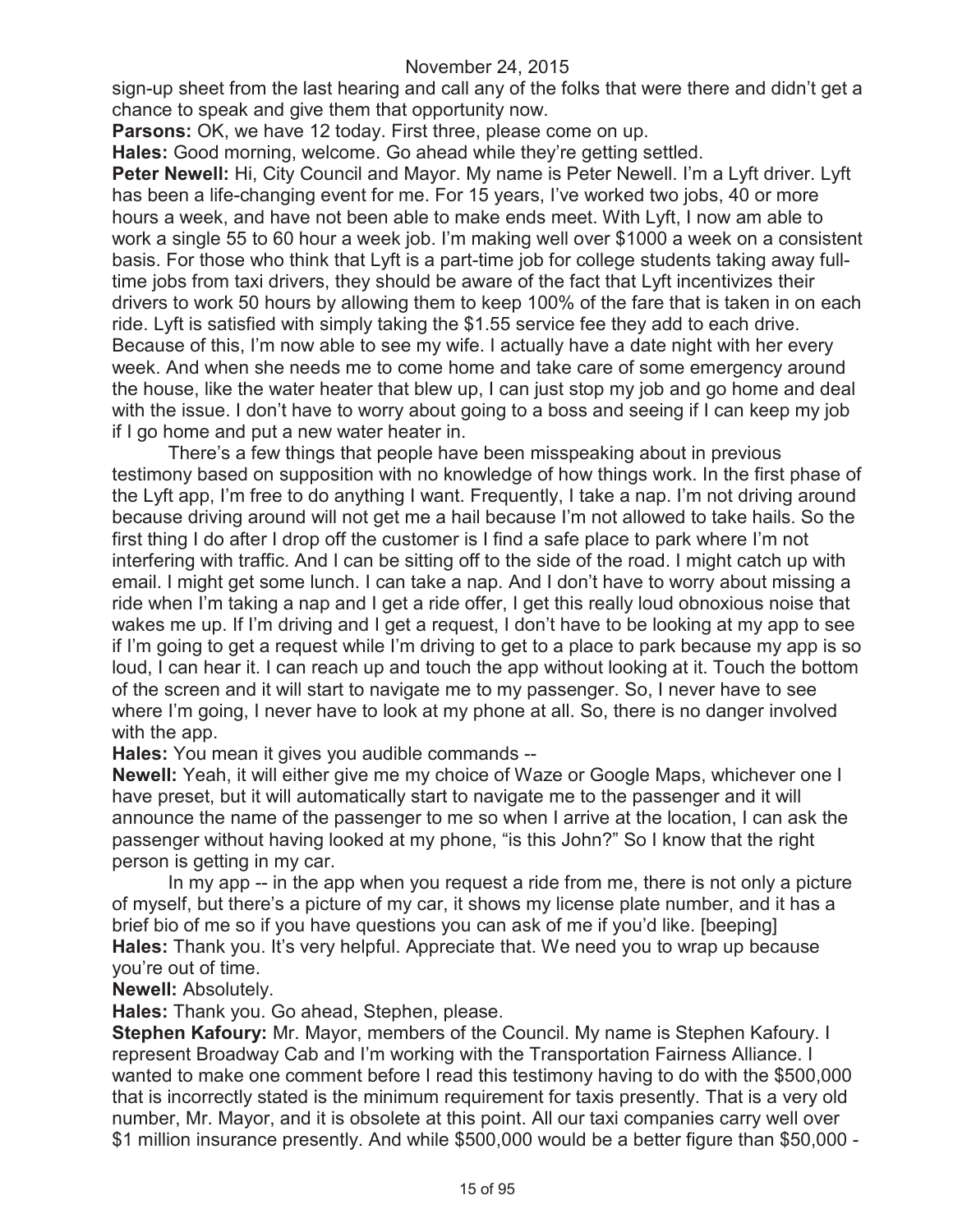sign-up sheet from the last hearing and call any of the folks that were there and didn't get a chance to speak and give them that opportunity now.

**Parsons:** OK, we have 12 today. First three, please come on up.

**Hales:** Good morning, welcome. Go ahead while they're getting settled.

**Peter Newell:** Hi, City Council and Mayor. My name is Peter Newell. I'm a Lyft driver. Lyft has been a life-changing event for me. For 15 years, I've worked two jobs, 40 or more hours a week, and have not been able to make ends meet. With Lyft, I now am able to work a single 55 to 60 hour a week job. I'm making well over $1000 a week on a consistent basis. For those who think that Lyft is a part-time job for college students taking away full-time jobs from taxi drivers, they should be aware of the fact that Lyft incentivizes their drivers to work 50 hours by allowing them to keep 100% of the fare that is taken in on each ride. Lyft is satisfied with simply taking the $1.55 service fee they add to each drive. Because of this, I'm now able to see my wife. I actually have a date night with her every week. And when she needs me to come home and take care of some emergency around the house, like the water heater that blew up, I can just stop my job and go home and deal with the issue. I don't have to worry about going to a boss and seeing if I can keep my job if I go home and put a new water heater in.

There's a few things that people have been misspeaking about in previous testimony based on supposition with no knowledge of how things work. In the first phase of the Lyft app, I'm free to do anything I want. Frequently, I take a nap. I'm not driving around because driving around will not get me a hail because I'm not allowed to take hails. So the first thing I do after I drop off the customer is I find a safe place to park where I'm not interfering with traffic. And I can be sitting off to the side of the road. I might catch up with email. I might get some lunch. I can take a nap. And I don't have to worry about missing a ride when I'm taking a nap and I get a ride offer, I get this really loud obnoxious noise that wakes me up. If I'm driving and I get a request, I don't have to be looking at my app to see if I'm going to get a request while I'm driving to get to a place to park because my app is so loud, I can hear it. I can reach up and touch the app without looking at it. Touch the bottom of the screen and it will start to navigate me to my passenger. So, I never have to see where I'm going, I never have to look at my phone at all. So, there is no danger involved with the app.

**Hales:** You mean it gives you audible commands --

**Newell:** Yeah, it will either give me my choice of Waze or Google Maps, whichever one I have preset, but it will automatically start to navigate me to the passenger and it will announce the name of the passenger to me so when I arrive at the location, I can ask the passenger without having looked at my phone, "is this John?" So I know that the right person is getting in my car.

In my app -- in the app when you request a ride from me, there is not only a picture of myself, but there's a picture of my car, it shows my license plate number, and it has a brief bio of me so if you have questions you can ask of me if you'd like. [beeping]

**Hales:** Thank you. It's very helpful. Appreciate that. We need you to wrap up because you're out of time.

**Newell:** Absolutely.

**Hales:** Thank you. Go ahead, Stephen, please.

**Stephen Kafoury:** Mr. Mayor, members of the Council. My name is Stephen Kafoury. I represent Broadway Cab and I'm working with the Transportation Fairness Alliance. I wanted to make one comment before I read this testimony having to do with the $500,000 that is incorrectly stated is the minimum requirement for taxis presently. That is a very old number, Mr. Mayor, and it is obsolete at this point. All our taxi companies carry well over $1 million insurance presently. And while $500,000 would be a better figure than $50,000 -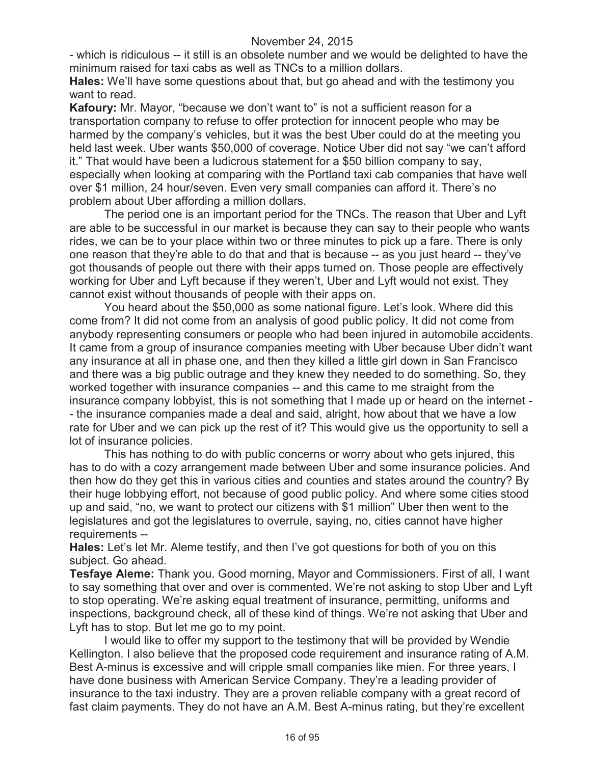- which is ridiculous -- it still is an obsolete number and we would be delighted to have the minimum raised for taxi cabs as well as TNCs to a million dollars.

**Hales:** We'll have some questions about that, but go ahead and with the testimony you want to read.

**Kafoury:** Mr. Mayor, "because we don't want to" is not a sufficient reason for a transportation company to refuse to offer protection for innocent people who may be harmed by the company's vehicles, but it was the best Uber could do at the meeting you held last week. Uber wants $50,000 of coverage. Notice Uber did not say "we can't afford it." That would have been a ludicrous statement for a $50 billion company to say, especially when looking at comparing with the Portland taxi cab companies that have well over $1 million, 24 hour/seven. Even very small companies can afford it. There's no problem about Uber affording a million dollars.

The period one is an important period for the TNCs. The reason that Uber and Lyft are able to be successful in our market is because they can say to their people who wants rides, we can be to your place within two or three minutes to pick up a fare. There is only one reason that they're able to do that and that is because -- as you just heard -- they've got thousands of people out there with their apps turned on. Those people are effectively working for Uber and Lyft because if they weren't, Uber and Lyft would not exist. They cannot exist without thousands of people with their apps on.

You heard about the $50,000 as some national figure. Let's look. Where did this come from? It did not come from an analysis of good public policy. It did not come from anybody representing consumers or people who had been injured in automobile accidents. It came from a group of insurance companies meeting with Uber because Uber didn't want any insurance at all in phase one, and then they killed a little girl down in San Francisco and there was a big public outrage and they knew they needed to do something. So, they worked together with insurance companies -- and this came to me straight from the insurance company lobbyist, this is not something that I made up or heard on the internet -- the insurance companies made a deal and said, alright, how about that we have a low rate for Uber and we can pick up the rest of it? This would give us the opportunity to sell a lot of insurance policies.

This has nothing to do with public concerns or worry about who gets injured, this has to do with a cozy arrangement made between Uber and some insurance policies. And then how do they get this in various cities and counties and states around the country? By their huge lobbying effort, not because of good public policy. And where some cities stood up and said, "no, we want to protect our citizens with $1 million" Uber then went to the legislatures and got the legislatures to overrule, saying, no, cities cannot have higher requirements --

**Hales:** Let's let Mr. Aleme testify, and then I've got questions for both of you on this subject. Go ahead.

**Tesfaye Aleme:** Thank you. Good morning, Mayor and Commissioners. First of all, I want to say something that over and over is commented. We're not asking to stop Uber and Lyft to stop operating. We're asking equal treatment of insurance, permitting, uniforms and inspections, background check, all of these kind of things. We're not asking that Uber and Lyft has to stop. But let me go to my point.

I would like to offer my support to the testimony that will be provided by Wendie Kellington. I also believe that the proposed code requirement and insurance rating of A.M. Best A-minus is excessive and will cripple small companies like mien. For three years, I have done business with American Service Company. They're a leading provider of insurance to the taxi industry. They are a proven reliable company with a great record of fast claim payments. They do not have an A.M. Best A-minus rating, but they're excellent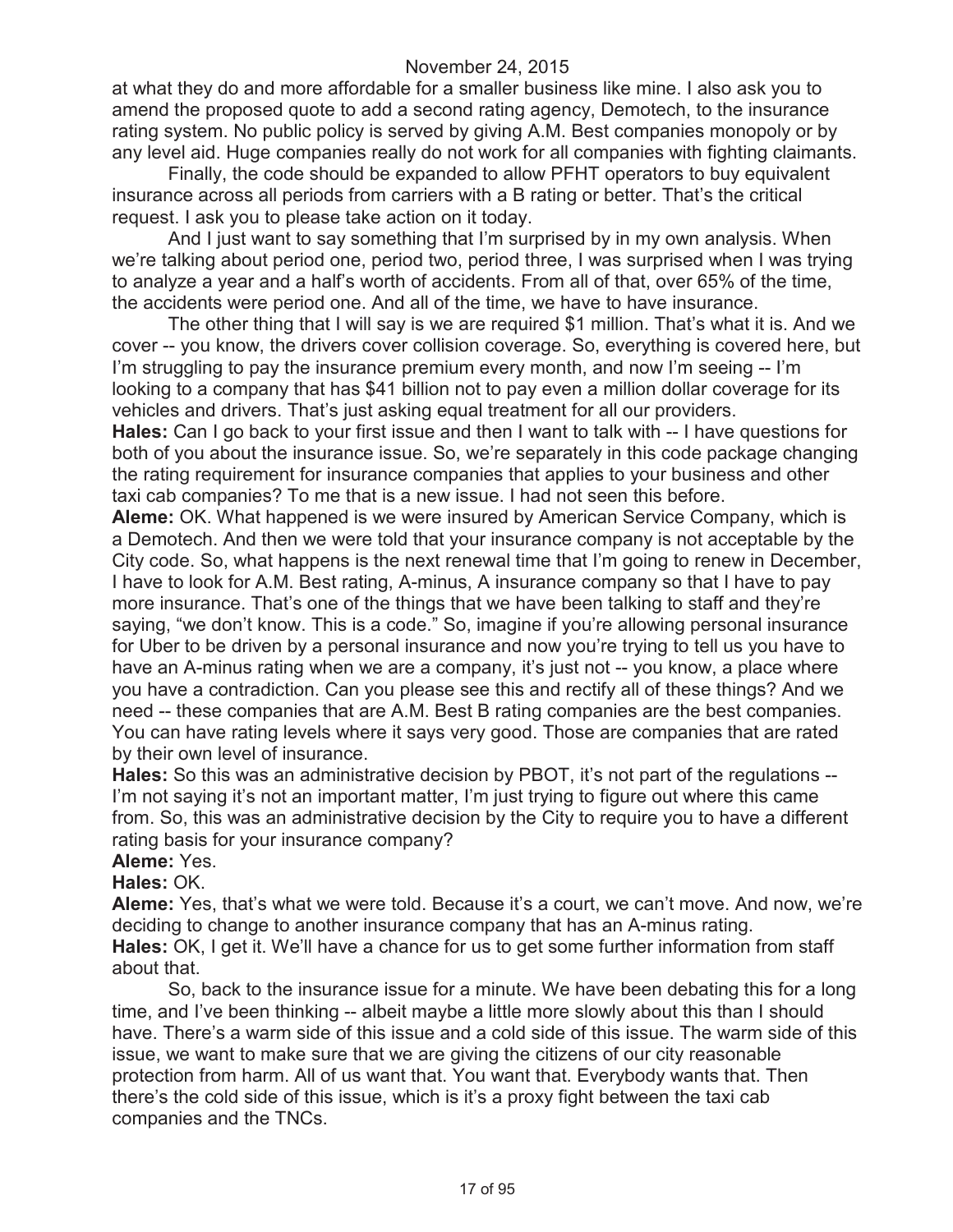at what they do and more affordable for a smaller business like mine. I also ask you to amend the proposed quote to add a second rating agency, Demotech, to the insurance rating system. No public policy is served by giving A.M. Best companies monopoly or by any level aid. Huge companies really do not work for all companies with fighting claimants.

Finally, the code should be expanded to allow PFHT operators to buy equivalent insurance across all periods from carriers with a B rating or better. That's the critical request. I ask you to please take action on it today.

And I just want to say something that I'm surprised by in my own analysis. When we're talking about period one, period two, period three, I was surprised when I was trying to analyze a year and a half's worth of accidents. From all of that, over 65% of the time, the accidents were period one. And all of the time, we have to have insurance.

The other thing that I will say is we are required $1 million. That's what it is. And we cover -- you know, the drivers cover collision coverage. So, everything is covered here, but I'm struggling to pay the insurance premium every month, and now I'm seeing -- I'm looking to a company that has $41 billion not to pay even a million dollar coverage for its vehicles and drivers. That's just asking equal treatment for all our providers.

**Hales:** Can I go back to your first issue and then I want to talk with -- I have questions for both of you about the insurance issue. So, we're separately in this code package changing the rating requirement for insurance companies that applies to your business and other taxi cab companies? To me that is a new issue. I had not seen this before.

**Aleme:** OK. What happened is we were insured by American Service Company, which is a Demotech. And then we were told that your insurance company is not acceptable by the City code. So, what happens is the next renewal time that I'm going to renew in December, I have to look for A.M. Best rating, A-minus, A insurance company so that I have to pay more insurance. That's one of the things that we have been talking to staff and they're saying, "we don't know. This is a code." So, imagine if you're allowing personal insurance for Uber to be driven by a personal insurance and now you're trying to tell us you have to have an A-minus rating when we are a company, it's just not -- you know, a place where you have a contradiction. Can you please see this and rectify all of these things? And we need -- these companies that are A.M. Best B rating companies are the best companies. You can have rating levels where it says very good. Those are companies that are rated by their own level of insurance.

**Hales:** So this was an administrative decision by PBOT, it's not part of the regulations -- I'm not saying it's not an important matter, I'm just trying to figure out where this came from. So, this was an administrative decision by the City to require you to have a different rating basis for your insurance company?

**Aleme:** Yes.

**Hales:** OK.

**Aleme:** Yes, that's what we were told. Because it's a court, we can't move. And now, we're deciding to change to another insurance company that has an A-minus rating.

**Hales:** OK, I get it. We'll have a chance for us to get some further information from staff about that.

So, back to the insurance issue for a minute. We have been debating this for a long time, and I've been thinking -- albeit maybe a little more slowly about this than I should have. There's a warm side of this issue and a cold side of this issue. The warm side of this issue, we want to make sure that we are giving the citizens of our city reasonable protection from harm. All of us want that. You want that. Everybody wants that. Then there's the cold side of this issue, which is it's a proxy fight between the taxi cab companies and the TNCs.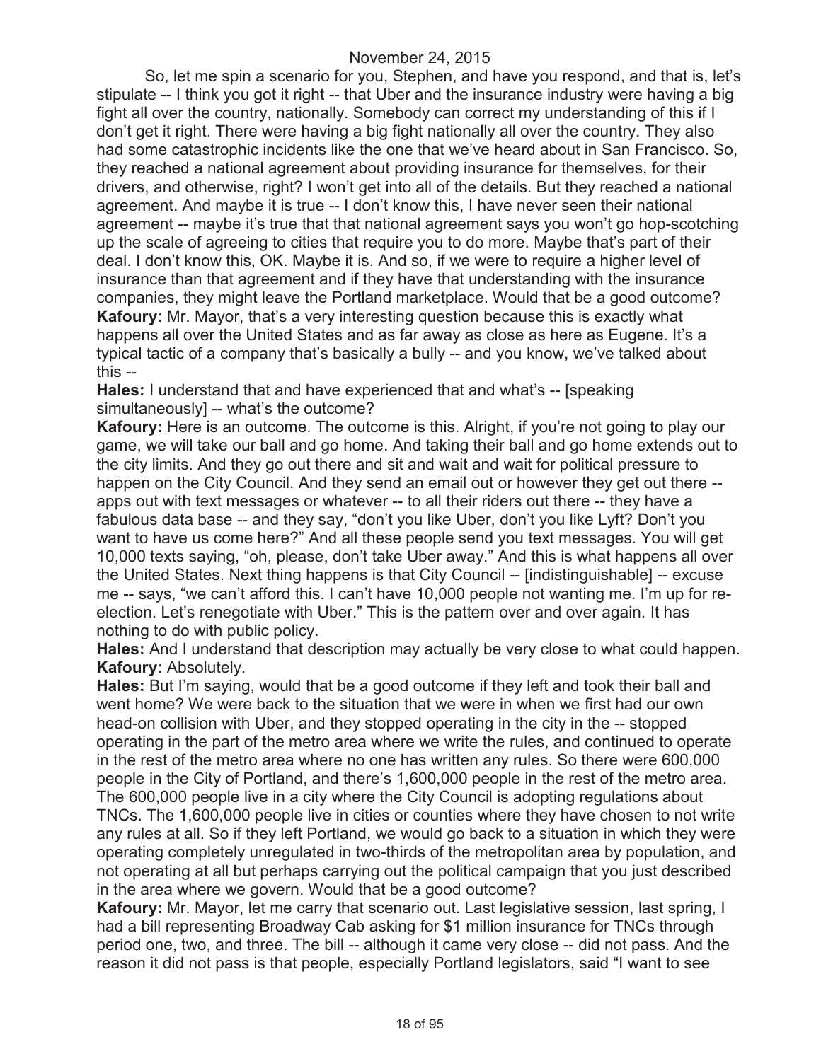So, let me spin a scenario for you, Stephen, and have you respond, and that is, let's stipulate -- I think you got it right -- that Uber and the insurance industry were having a big fight all over the country, nationally. Somebody can correct my understanding of this if I don't get it right. There were having a big fight nationally all over the country. They also had some catastrophic incidents like the one that we've heard about in San Francisco. So, they reached a national agreement about providing insurance for themselves, for their drivers, and otherwise, right? I won't get into all of the details. But they reached a national agreement. And maybe it is true -- I don't know this, I have never seen their national agreement -- maybe it's true that that national agreement says you won't go hop-scotching up the scale of agreeing to cities that require you to do more. Maybe that's part of their deal. I don't know this, OK. Maybe it is. And so, if we were to require a higher level of insurance than that agreement and if they have that understanding with the insurance companies, they might leave the Portland marketplace. Would that be a good outcome?

**Kafoury:** Mr. Mayor, that's a very interesting question because this is exactly what happens all over the United States and as far away as close as here as Eugene. It's a typical tactic of a company that's basically a bully -- and you know, we've talked about this --

**Hales:** I understand that and have experienced that and what's -- [speaking simultaneously] -- what's the outcome?

**Kafoury:** Here is an outcome. The outcome is this. Alright, if you're not going to play our game, we will take our ball and go home. And taking their ball and go home extends out to the city limits. And they go out there and sit and wait and wait for political pressure to happen on the City Council. And they send an email out or however they get out there -- apps out with text messages or whatever -- to all their riders out there -- they have a fabulous data base -- and they say, "don't you like Uber, don't you like Lyft? Don't you want to have us come here?" And all these people send you text messages. You will get 10,000 texts saying, "oh, please, don't take Uber away." And this is what happens all over the United States. Next thing happens is that City Council -- [indistinguishable] -- excuse me -- says, "we can't afford this. I can't have 10,000 people not wanting me. I'm up for re-election. Let's renegotiate with Uber." This is the pattern over and over again. It has nothing to do with public policy.

**Hales:** And I understand that description may actually be very close to what could happen.

**Kafoury:** Absolutely.

**Hales:** But I'm saying, would that be a good outcome if they left and took their ball and went home? We were back to the situation that we were in when we first had our own head-on collision with Uber, and they stopped operating in the city in the -- stopped operating in the part of the metro area where we write the rules, and continued to operate in the rest of the metro area where no one has written any rules. So there were 600,000 people in the City of Portland, and there's 1,600,000 people in the rest of the metro area. The 600,000 people live in a city where the City Council is adopting regulations about TNCs. The 1,600,000 people live in cities or counties where they have chosen to not write any rules at all. So if they left Portland, we would go back to a situation in which they were operating completely unregulated in two-thirds of the metropolitan area by population, and not operating at all but perhaps carrying out the political campaign that you just described in the area where we govern. Would that be a good outcome?

**Kafoury:** Mr. Mayor, let me carry that scenario out. Last legislative session, last spring, I had a bill representing Broadway Cab asking for $1 million insurance for TNCs through period one, two, and three. The bill -- although it came very close -- did not pass. And the reason it did not pass is that people, especially Portland legislators, said "I want to see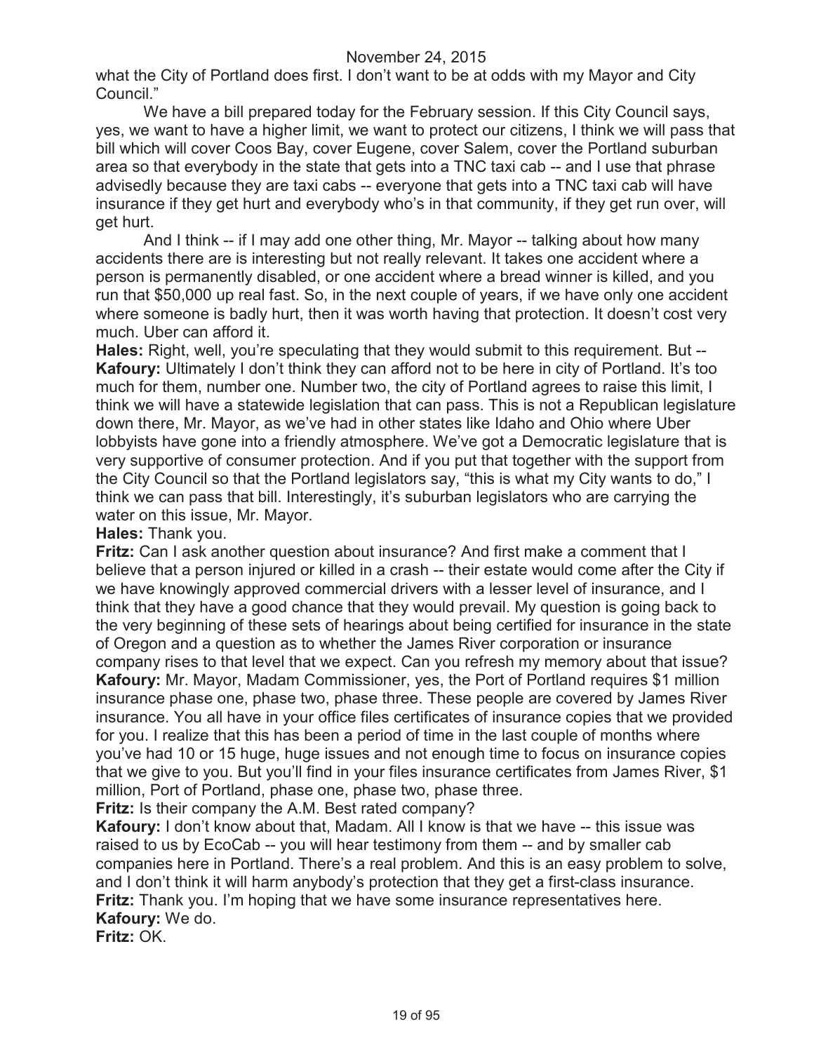what the City of Portland does first. I don't want to be at odds with my Mayor and City Council."

We have a bill prepared today for the February session. If this City Council says, yes, we want to have a higher limit, we want to protect our citizens, I think we will pass that bill which will cover Coos Bay, cover Eugene, cover Salem, cover the Portland suburban area so that everybody in the state that gets into a TNC taxi cab -- and I use that phrase advisedly because they are taxi cabs -- everyone that gets into a TNC taxi cab will have insurance if they get hurt and everybody who's in that community, if they get run over, will get hurt.

And I think -- if I may add one other thing, Mr. Mayor -- talking about how many accidents there are is interesting but not really relevant. It takes one accident where a person is permanently disabled, or one accident where a bread winner is killed, and you run that $50,000 up real fast. So, in the next couple of years, if we have only one accident where someone is badly hurt, then it was worth having that protection. It doesn't cost very much. Uber can afford it.

**Hales:** Right, well, you're speculating that they would submit to this requirement. But --

**Kafoury:** Ultimately I don't think they can afford not to be here in city of Portland. It's too much for them, number one. Number two, the city of Portland agrees to raise this limit, I think we will have a statewide legislation that can pass. This is not a Republican legislature down there, Mr. Mayor, as we've had in other states like Idaho and Ohio where Uber lobbyists have gone into a friendly atmosphere. We've got a Democratic legislature that is very supportive of consumer protection. And if you put that together with the support from the City Council so that the Portland legislators say, "this is what my City wants to do," I think we can pass that bill. Interestingly, it's suburban legislators who are carrying the water on this issue, Mr. Mayor.

**Hales:** Thank you.

**Fritz:** Can I ask another question about insurance? And first make a comment that I believe that a person injured or killed in a crash -- their estate would come after the City if we have knowingly approved commercial drivers with a lesser level of insurance, and I think that they have a good chance that they would prevail. My question is going back to the very beginning of these sets of hearings about being certified for insurance in the state of Oregon and a question as to whether the James River corporation or insurance company rises to that level that we expect. Can you refresh my memory about that issue?

**Kafoury:** Mr. Mayor, Madam Commissioner, yes, the Port of Portland requires $1 million insurance phase one, phase two, phase three. These people are covered by James River insurance. You all have in your office files certificates of insurance copies that we provided for you. I realize that this has been a period of time in the last couple of months where you've had 10 or 15 huge, huge issues and not enough time to focus on insurance copies that we give to you. But you'll find in your files insurance certificates from James River, $1 million, Port of Portland, phase one, phase two, phase three.

**Fritz:** Is their company the A.M. Best rated company?

**Kafoury:** I don't know about that, Madam. All I know is that we have -- this issue was raised to us by EcoCab -- you will hear testimony from them -- and by smaller cab companies here in Portland. There's a real problem. And this is an easy problem to solve, and I don't think it will harm anybody's protection that they get a first-class insurance.

**Fritz:** Thank you. I'm hoping that we have some insurance representatives here.

**Kafoury:** We do.

**Fritz:** OK.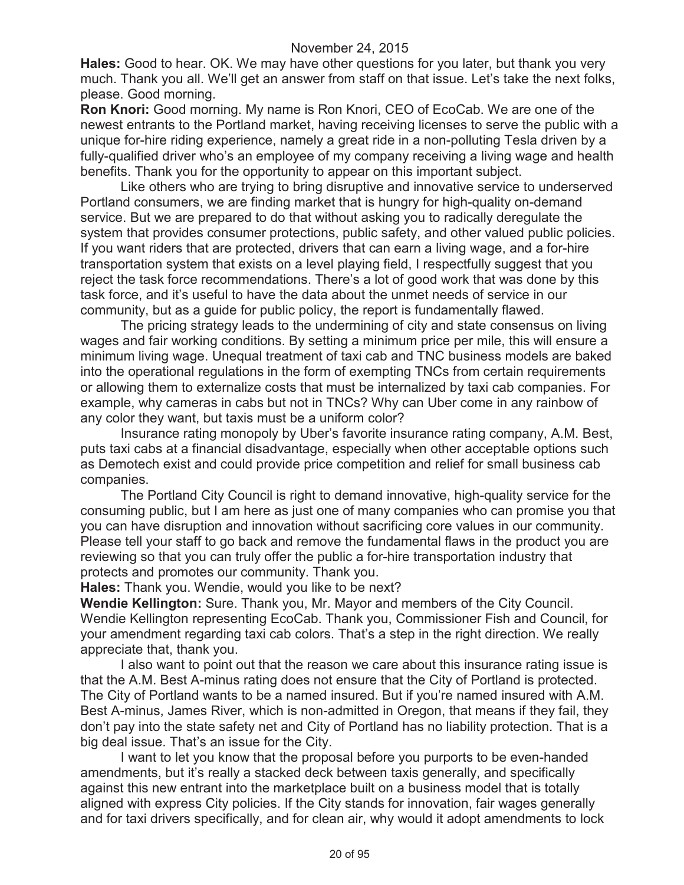**Hales:** Good to hear. OK. We may have other questions for you later, but thank you very much. Thank you all. We'll get an answer from staff on that issue. Let's take the next folks, please. Good morning.

**Ron Knori:** Good morning. My name is Ron Knori, CEO of EcoCab. We are one of the newest entrants to the Portland market, having receiving licenses to serve the public with a unique for-hire riding experience, namely a great ride in a non-polluting Tesla driven by a fully-qualified driver who's an employee of my company receiving a living wage and health benefits. Thank you for the opportunity to appear on this important subject.

Like others who are trying to bring disruptive and innovative service to underserved Portland consumers, we are finding market that is hungry for high-quality on-demand service. But we are prepared to do that without asking you to radically deregulate the system that provides consumer protections, public safety, and other valued public policies. If you want riders that are protected, drivers that can earn a living wage, and a for-hire transportation system that exists on a level playing field, I respectfully suggest that you reject the task force recommendations. There's a lot of good work that was done by this task force, and it's useful to have the data about the unmet needs of service in our community, but as a guide for public policy, the report is fundamentally flawed.

The pricing strategy leads to the undermining of city and state consensus on living wages and fair working conditions. By setting a minimum price per mile, this will ensure a minimum living wage. Unequal treatment of taxi cab and TNC business models are baked into the operational regulations in the form of exempting TNCs from certain requirements or allowing them to externalize costs that must be internalized by taxi cab companies. For example, why cameras in cabs but not in TNCs? Why can Uber come in any rainbow of any color they want, but taxis must be a uniform color?

Insurance rating monopoly by Uber's favorite insurance rating company, A.M. Best, puts taxi cabs at a financial disadvantage, especially when other acceptable options such as Demotech exist and could provide price competition and relief for small business cab companies.

The Portland City Council is right to demand innovative, high-quality service for the consuming public, but I am here as just one of many companies who can promise you that you can have disruption and innovation without sacrificing core values in our community. Please tell your staff to go back and remove the fundamental flaws in the product you are reviewing so that you can truly offer the public a for-hire transportation industry that protects and promotes our community. Thank you.

**Hales:** Thank you. Wendie, would you like to be next?

**Wendie Kellington:** Sure. Thank you, Mr. Mayor and members of the City Council. Wendie Kellington representing EcoCab. Thank you, Commissioner Fish and Council, for your amendment regarding taxi cab colors. That's a step in the right direction. We really appreciate that, thank you.

I also want to point out that the reason we care about this insurance rating issue is that the A.M. Best A-minus rating does not ensure that the City of Portland is protected. The City of Portland wants to be a named insured. But if you're named insured with A.M. Best A-minus, James River, which is non-admitted in Oregon, that means if they fail, they don't pay into the state safety net and City of Portland has no liability protection. That is a big deal issue. That's an issue for the City.

I want to let you know that the proposal before you purports to be even-handed amendments, but it's really a stacked deck between taxis generally, and specifically against this new entrant into the marketplace built on a business model that is totally aligned with express City policies. If the City stands for innovation, fair wages generally and for taxi drivers specifically, and for clean air, why would it adopt amendments to lock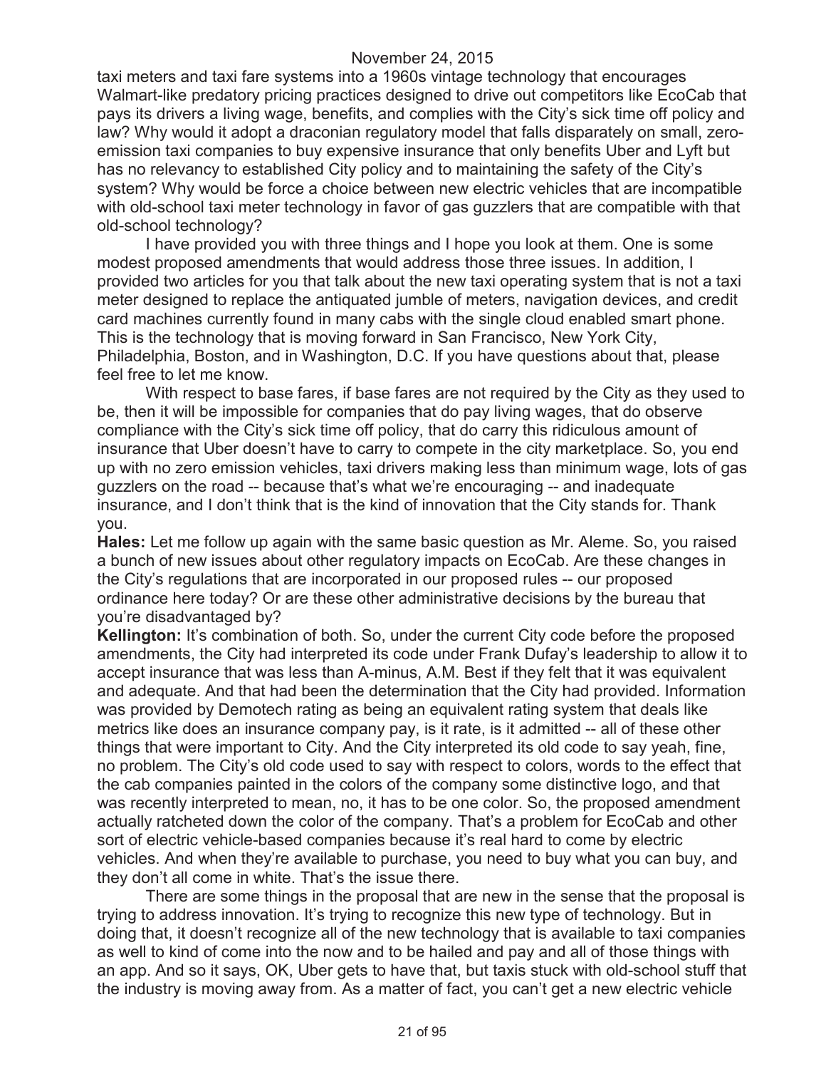taxi meters and taxi fare systems into a 1960s vintage technology that encourages Walmart-like predatory pricing practices designed to drive out competitors like EcoCab that pays its drivers a living wage, benefits, and complies with the City's sick time off policy and law? Why would it adopt a draconian regulatory model that falls disparately on small, zero-emission taxi companies to buy expensive insurance that only benefits Uber and Lyft but has no relevancy to established City policy and to maintaining the safety of the City's system? Why would be force a choice between new electric vehicles that are incompatible with old-school taxi meter technology in favor of gas guzzlers that are compatible with that old-school technology?

I have provided you with three things and I hope you look at them. One is some modest proposed amendments that would address those three issues. In addition, I provided two articles for you that talk about the new taxi operating system that is not a taxi meter designed to replace the antiquated jumble of meters, navigation devices, and credit card machines currently found in many cabs with the single cloud enabled smart phone. This is the technology that is moving forward in San Francisco, New York City, Philadelphia, Boston, and in Washington, D.C. If you have questions about that, please feel free to let me know.

With respect to base fares, if base fares are not required by the City as they used to be, then it will be impossible for companies that do pay living wages, that do observe compliance with the City's sick time off policy, that do carry this ridiculous amount of insurance that Uber doesn't have to carry to compete in the city marketplace. So, you end up with no zero emission vehicles, taxi drivers making less than minimum wage, lots of gas guzzlers on the road -- because that's what we're encouraging -- and inadequate insurance, and I don't think that is the kind of innovation that the City stands for. Thank you.

**Hales:** Let me follow up again with the same basic question as Mr. Aleme. So, you raised a bunch of new issues about other regulatory impacts on EcoCab. Are these changes in the City's regulations that are incorporated in our proposed rules -- our proposed ordinance here today? Or are these other administrative decisions by the bureau that you're disadvantaged by?

**Kellington:** It's combination of both. So, under the current City code before the proposed amendments, the City had interpreted its code under Frank Dufay's leadership to allow it to accept insurance that was less than A-minus, A.M. Best if they felt that it was equivalent and adequate. And that had been the determination that the City had provided. Information was provided by Demotech rating as being an equivalent rating system that deals like metrics like does an insurance company pay, is it rate, is it admitted -- all of these other things that were important to City. And the City interpreted its old code to say yeah, fine, no problem. The City's old code used to say with respect to colors, words to the effect that the cab companies painted in the colors of the company some distinctive logo, and that was recently interpreted to mean, no, it has to be one color. So, the proposed amendment actually ratcheted down the color of the company. That's a problem for EcoCab and other sort of electric vehicle-based companies because it's real hard to come by electric vehicles. And when they're available to purchase, you need to buy what you can buy, and they don't all come in white. That's the issue there.

There are some things in the proposal that are new in the sense that the proposal is trying to address innovation. It's trying to recognize this new type of technology. But in doing that, it doesn't recognize all of the new technology that is available to taxi companies as well to kind of come into the now and to be hailed and pay and all of those things with an app. And so it says, OK, Uber gets to have that, but taxis stuck with old-school stuff that the industry is moving away from. As a matter of fact, you can't get a new electric vehicle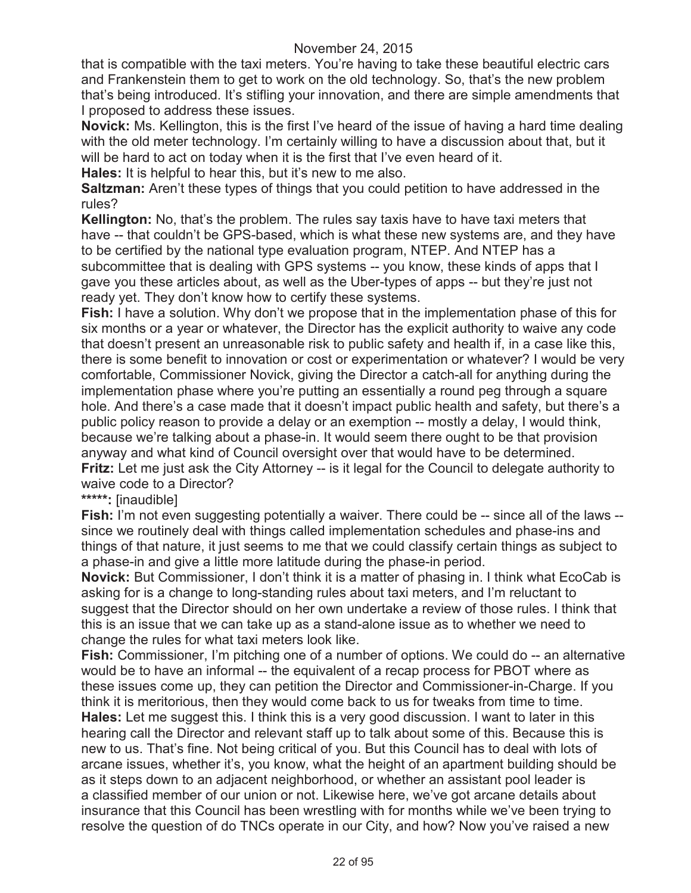that is compatible with the taxi meters. You're having to take these beautiful electric cars and Frankenstein them to get to work on the old technology. So, that's the new problem that's being introduced. It's stifling your innovation, and there are simple amendments that I proposed to address these issues.

**Novick:** Ms. Kellington, this is the first I've heard of the issue of having a hard time dealing with the old meter technology. I'm certainly willing to have a discussion about that, but it will be hard to act on today when it is the first that I've even heard of it.

**Hales:** It is helpful to hear this, but it's new to me also.

**Saltzman:** Aren't these types of things that you could petition to have addressed in the rules?

**Kellington:** No, that's the problem. The rules say taxis have to have taxi meters that have -- that couldn't be GPS-based, which is what these new systems are, and they have to be certified by the national type evaluation program, NTEP. And NTEP has a subcommittee that is dealing with GPS systems -- you know, these kinds of apps that I gave you these articles about, as well as the Uber-types of apps -- but they're just not ready yet. They don't know how to certify these systems.

**Fish:** I have a solution. Why don't we propose that in the implementation phase of this for six months or a year or whatever, the Director has the explicit authority to waive any code that doesn't present an unreasonable risk to public safety and health if, in a case like this, there is some benefit to innovation or cost or experimentation or whatever? I would be very comfortable, Commissioner Novick, giving the Director a catch-all for anything during the implementation phase where you're putting an essentially a round peg through a square hole. And there's a case made that it doesn't impact public health and safety, but there's a public policy reason to provide a delay or an exemption -- mostly a delay, I would think, because we're talking about a phase-in. It would seem there ought to be that provision anyway and what kind of Council oversight over that would have to be determined.

**Fritz:** Let me just ask the City Attorney -- is it legal for the Council to delegate authority to waive code to a Director?

**\*\*\*\*\*:** [inaudible]

**Fish:** I'm not even suggesting potentially a waiver. There could be -- since all of the laws -- since we routinely deal with things called implementation schedules and phase-ins and things of that nature, it just seems to me that we could classify certain things as subject to a phase-in and give a little more latitude during the phase-in period.

**Novick:** But Commissioner, I don't think it is a matter of phasing in. I think what EcoCab is asking for is a change to long-standing rules about taxi meters, and I'm reluctant to suggest that the Director should on her own undertake a review of those rules. I think that this is an issue that we can take up as a stand-alone issue as to whether we need to change the rules for what taxi meters look like.

**Fish:** Commissioner, I'm pitching one of a number of options. We could do -- an alternative would be to have an informal -- the equivalent of a recap process for PBOT where as these issues come up, they can petition the Director and Commissioner-in-Charge. If you think it is meritorious, then they would come back to us for tweaks from time to time.

**Hales:** Let me suggest this. I think this is a very good discussion. I want to later in this hearing call the Director and relevant staff up to talk about some of this. Because this is new to us. That's fine. Not being critical of you. But this Council has to deal with lots of arcane issues, whether it's, you know, what the height of an apartment building should be as it steps down to an adjacent neighborhood, or whether an assistant pool leader is a classified member of our union or not. Likewise here, we've got arcane details about insurance that this Council has been wrestling with for months while we've been trying to resolve the question of do TNCs operate in our City, and how? Now you've raised a new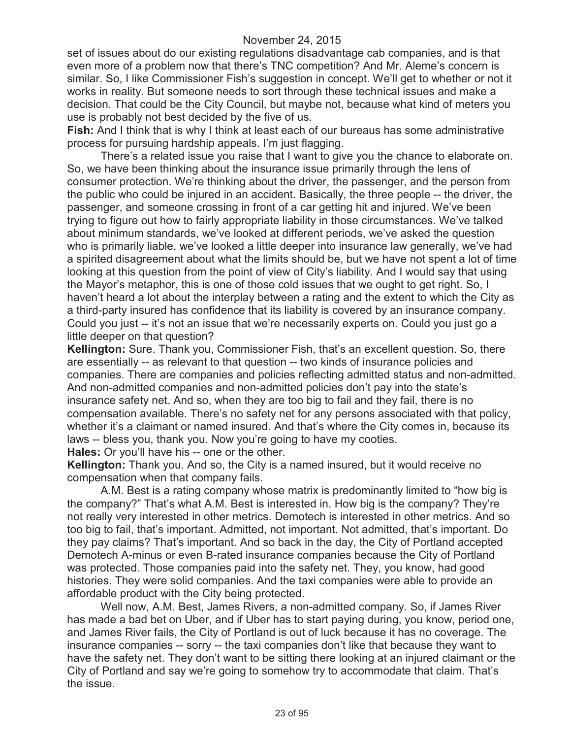set of issues about do our existing regulations disadvantage cab companies, and is that even more of a problem now that there's TNC competition? And Mr. Aleme's concern is similar. So, I like Commissioner Fish's suggestion in concept. We'll get to whether or not it works in reality. But someone needs to sort through these technical issues and make a decision. That could be the City Council, but maybe not, because what kind of meters you use is probably not best decided by the five of us.

**Fish:** And I think that is why I think at least each of our bureaus has some administrative process for pursuing hardship appeals. I'm just flagging.

There's a related issue you raise that I want to give you the chance to elaborate on. So, we have been thinking about the insurance issue primarily through the lens of consumer protection. We're thinking about the driver, the passenger, and the person from the public who could be injured in an accident. Basically, the three people -- the driver, the passenger, and someone crossing in front of a car getting hit and injured. We've been trying to figure out how to fairly appropriate liability in those circumstances. We've talked about minimum standards, we've looked at different periods, we've asked the question who is primarily liable, we've looked a little deeper into insurance law generally, we've had a spirited disagreement about what the limits should be, but we have not spent a lot of time looking at this question from the point of view of City's liability. And I would say that using the Mayor's metaphor, this is one of those cold issues that we ought to get right. So, I haven't heard a lot about the interplay between a rating and the extent to which the City as a third-party insured has confidence that its liability is covered by an insurance company. Could you just -- it's not an issue that we're necessarily experts on. Could you just go a little deeper on that question?

**Kellington:** Sure. Thank you, Commissioner Fish, that's an excellent question. So, there are essentially -- as relevant to that question -- two kinds of insurance policies and companies. There are companies and policies reflecting admitted status and non-admitted. And non-admitted companies and non-admitted policies don't pay into the state's insurance safety net. And so, when they are too big to fail and they fail, there is no compensation available. There's no safety net for any persons associated with that policy, whether it's a claimant or named insured. And that's where the City comes in, because its laws -- bless you, thank you. Now you're going to have my cooties.

**Hales:** Or you'll have his -- one or the other.

**Kellington:** Thank you. And so, the City is a named insured, but it would receive no compensation when that company fails.

A.M. Best is a rating company whose matrix is predominantly limited to "how big is the company?" That's what A.M. Best is interested in. How big is the company? They're not really very interested in other metrics. Demotech is interested in other metrics. And so too big to fail, that's important. Admitted, not important. Not admitted, that's important. Do they pay claims? That's important. And so back in the day, the City of Portland accepted Demotech A-minus or even B-rated insurance companies because the City of Portland was protected. Those companies paid into the safety net. They, you know, had good histories. They were solid companies. And the taxi companies were able to provide an affordable product with the City being protected.

Well now, A.M. Best, James Rivers, a non-admitted company. So, if James River has made a bad bet on Uber, and if Uber has to start paying during, you know, period one, and James River fails, the City of Portland is out of luck because it has no coverage. The insurance companies -- sorry -- the taxi companies don't like that because they want to have the safety net. They don't want to be sitting there looking at an injured claimant or the City of Portland and say we're going to somehow try to accommodate that claim. That's the issue.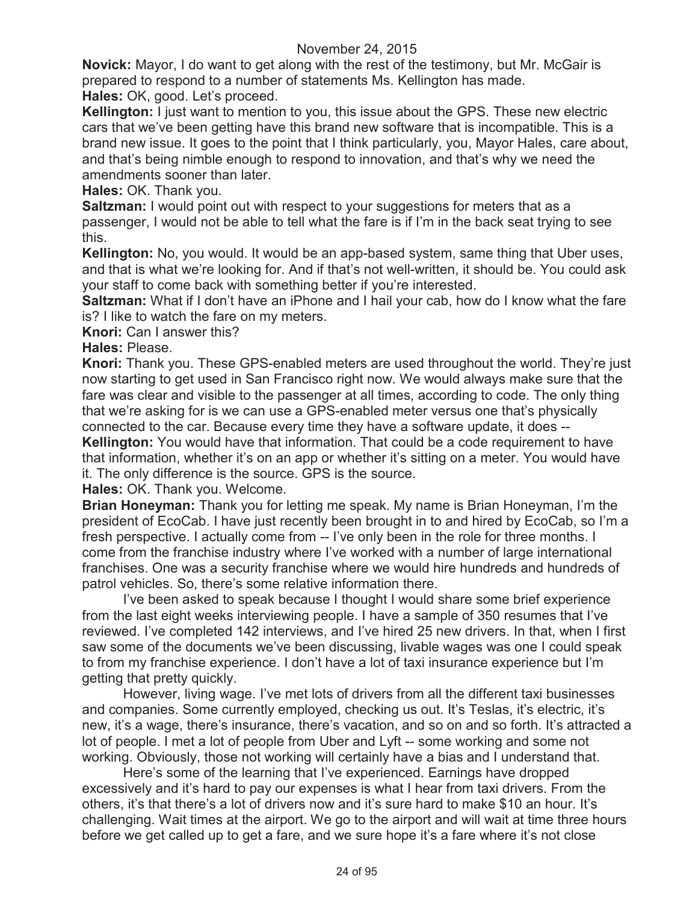**Novick:** Mayor, I do want to get along with the rest of the testimony, but Mr. McGair is prepared to respond to a number of statements Ms. Kellington has made.

**Hales:** OK, good. Let's proceed.

**Kellington:** I just want to mention to you, this issue about the GPS. These new electric cars that we've been getting have this brand new software that is incompatible. This is a brand new issue. It goes to the point that I think particularly, you, Mayor Hales, care about, and that's being nimble enough to respond to innovation, and that's why we need the amendments sooner than later.

**Hales:** OK. Thank you.

**Saltzman:** I would point out with respect to your suggestions for meters that as a passenger, I would not be able to tell what the fare is if I'm in the back seat trying to see this.

**Kellington:** No, you would. It would be an app-based system, same thing that Uber uses, and that is what we're looking for. And if that's not well-written, it should be. You could ask your staff to come back with something better if you're interested.

**Saltzman:** What if I don't have an iPhone and I hail your cab, how do I know what the fare is? I like to watch the fare on my meters.

**Knori:** Can I answer this?

**Hales:** Please.

**Knori:** Thank you. These GPS-enabled meters are used throughout the world. They're just now starting to get used in San Francisco right now. We would always make sure that the fare was clear and visible to the passenger at all times, according to code. The only thing that we're asking for is we can use a GPS-enabled meter versus one that's physically connected to the car. Because every time they have a software update, it does --

**Kellington:** You would have that information. That could be a code requirement to have that information, whether it's on an app or whether it's sitting on a meter. You would have it. The only difference is the source. GPS is the source.

**Hales:** OK. Thank you. Welcome.

**Brian Honeyman:** Thank you for letting me speak. My name is Brian Honeyman, I'm the president of EcoCab. I have just recently been brought in to and hired by EcoCab, so I'm a fresh perspective. I actually come from -- I've only been in the role for three months. I come from the franchise industry where I've worked with a number of large international franchises. One was a security franchise where we would hire hundreds and hundreds of patrol vehicles. So, there's some relative information there.

I've been asked to speak because I thought I would share some brief experience from the last eight weeks interviewing people. I have a sample of 350 resumes that I've reviewed. I've completed 142 interviews, and I've hired 25 new drivers. In that, when I first saw some of the documents we've been discussing, livable wages was one I could speak to from my franchise experience. I don't have a lot of taxi insurance experience but I'm getting that pretty quickly.

However, living wage. I've met lots of drivers from all the different taxi businesses and companies. Some currently employed, checking us out. It's Teslas, it's electric, it's new, it's a wage, there's insurance, there's vacation, and so on and so forth. It's attracted a lot of people. I met a lot of people from Uber and Lyft -- some working and some not working. Obviously, those not working will certainly have a bias and I understand that.

Here's some of the learning that I've experienced. Earnings have dropped excessively and it's hard to pay our expenses is what I hear from taxi drivers. From the others, it's that there's a lot of drivers now and it's sure hard to make $10 an hour. It's challenging. Wait times at the airport. We go to the airport and will wait at time three hours before we get called up to get a fare, and we sure hope it's a fare where it's not close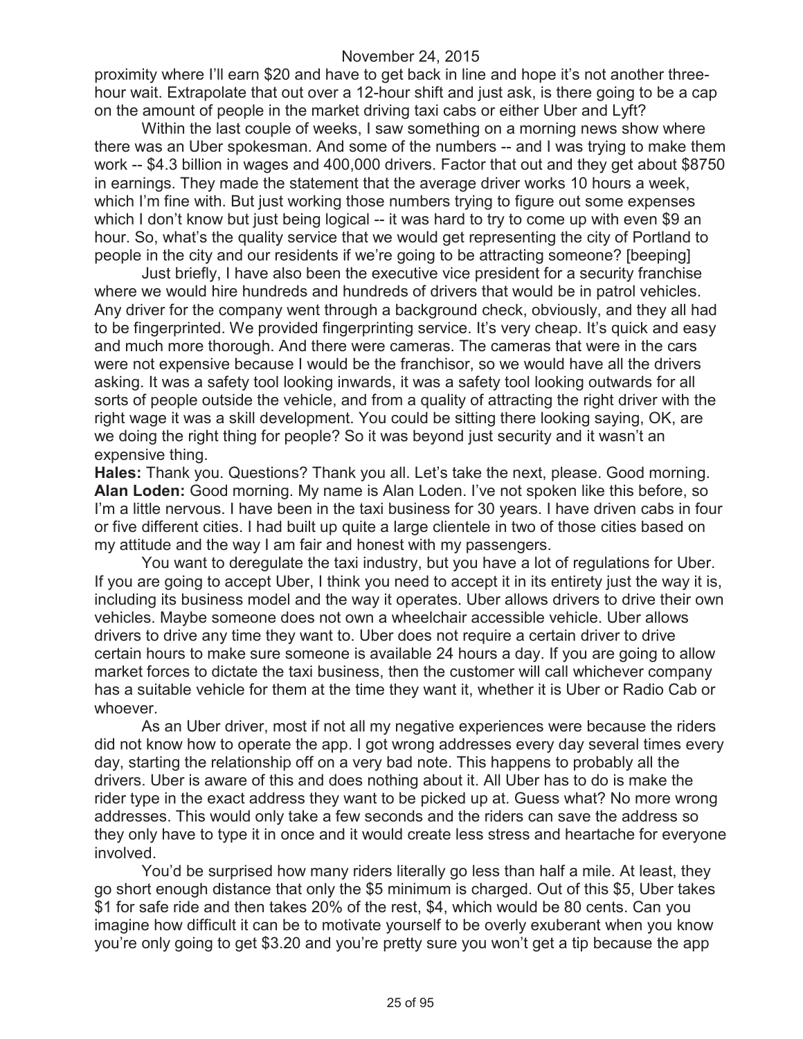proximity where I'll earn $20 and have to get back in line and hope it's not another three-hour wait. Extrapolate that out over a 12-hour shift and just ask, is there going to be a cap on the amount of people in the market driving taxi cabs or either Uber and Lyft?

Within the last couple of weeks, I saw something on a morning news show where there was an Uber spokesman. And some of the numbers -- and I was trying to make them work -- $4.3 billion in wages and 400,000 drivers. Factor that out and they get about $8750 in earnings. They made the statement that the average driver works 10 hours a week, which I'm fine with. But just working those numbers trying to figure out some expenses which I don't know but just being logical -- it was hard to try to come up with even $9 an hour. So, what's the quality service that we would get representing the city of Portland to people in the city and our residents if we're going to be attracting someone? [beeping]

Just briefly, I have also been the executive vice president for a security franchise where we would hire hundreds and hundreds of drivers that would be in patrol vehicles. Any driver for the company went through a background check, obviously, and they all had to be fingerprinted. We provided fingerprinting service. It's very cheap. It's quick and easy and much more thorough. And there were cameras. The cameras that were in the cars were not expensive because I would be the franchisor, so we would have all the drivers asking. It was a safety tool looking inwards, it was a safety tool looking outwards for all sorts of people outside the vehicle, and from a quality of attracting the right driver with the right wage it was a skill development. You could be sitting there looking saying, OK, are we doing the right thing for people? So it was beyond just security and it wasn't an expensive thing.

**Hales:** Thank you. Questions? Thank you all. Let's take the next, please. Good morning.

**Alan Loden:** Good morning. My name is Alan Loden. I've not spoken like this before, so I'm a little nervous. I have been in the taxi business for 30 years. I have driven cabs in four or five different cities. I had built up quite a large clientele in two of those cities based on my attitude and the way I am fair and honest with my passengers.

You want to deregulate the taxi industry, but you have a lot of regulations for Uber. If you are going to accept Uber, I think you need to accept it in its entirety just the way it is, including its business model and the way it operates. Uber allows drivers to drive their own vehicles. Maybe someone does not own a wheelchair accessible vehicle. Uber allows drivers to drive any time they want to. Uber does not require a certain driver to drive certain hours to make sure someone is available 24 hours a day. If you are going to allow market forces to dictate the taxi business, then the customer will call whichever company has a suitable vehicle for them at the time they want it, whether it is Uber or Radio Cab or whoever.

As an Uber driver, most if not all my negative experiences were because the riders did not know how to operate the app. I got wrong addresses every day several times every day, starting the relationship off on a very bad note. This happens to probably all the drivers. Uber is aware of this and does nothing about it. All Uber has to do is make the rider type in the exact address they want to be picked up at. Guess what? No more wrong addresses. This would only take a few seconds and the riders can save the address so they only have to type it in once and it would create less stress and heartache for everyone involved.

You'd be surprised how many riders literally go less than half a mile. At least, they go short enough distance that only the $5 minimum is charged. Out of this $5, Uber takes $1 for safe ride and then takes 20% of the rest, $4, which would be 80 cents. Can you imagine how difficult it can be to motivate yourself to be overly exuberant when you know you're only going to get $3.20 and you're pretty sure you won't get a tip because the app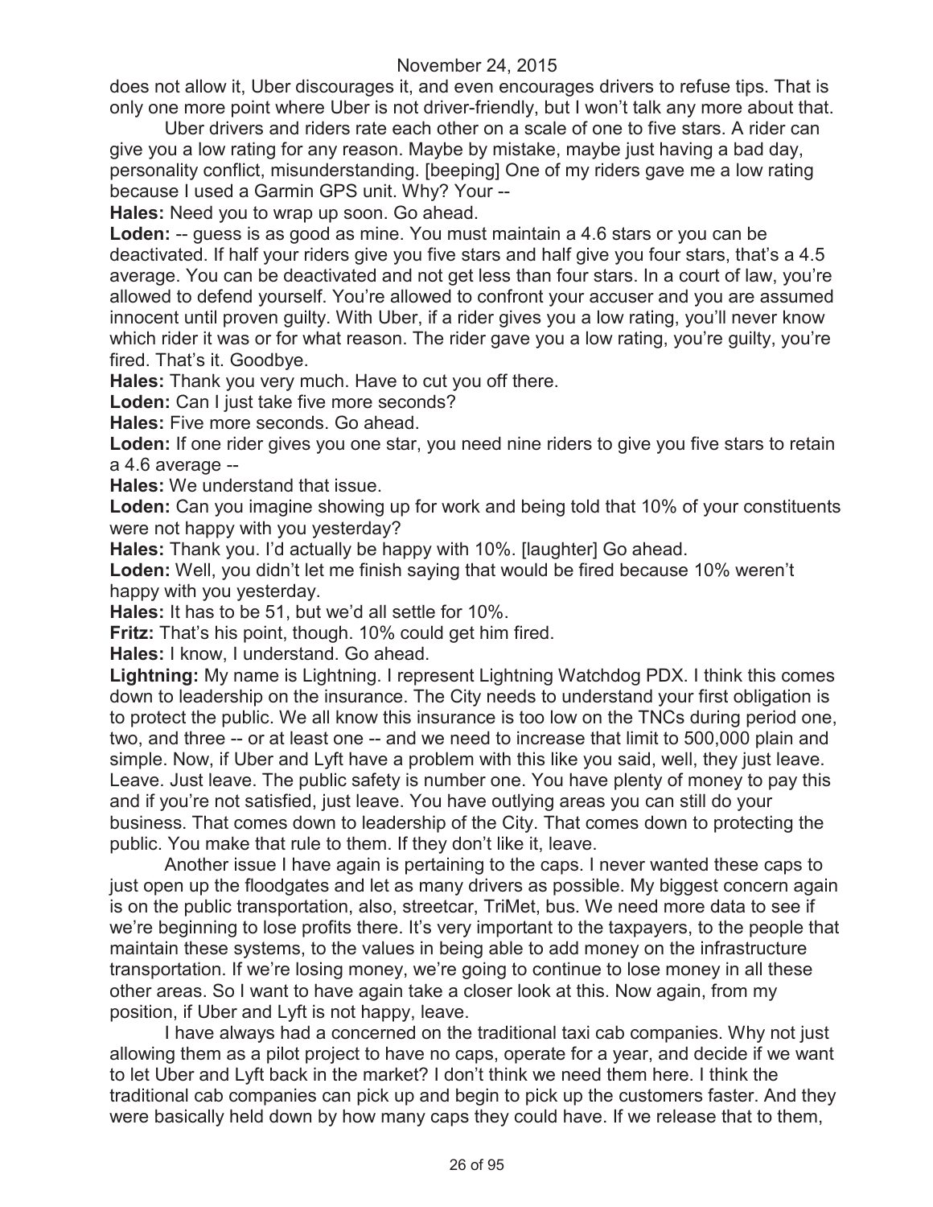does not allow it, Uber discourages it, and even encourages drivers to refuse tips. That is only one more point where Uber is not driver-friendly, but I won't talk any more about that.

Uber drivers and riders rate each other on a scale of one to five stars. A rider can give you a low rating for any reason. Maybe by mistake, maybe just having a bad day, personality conflict, misunderstanding. [beeping] One of my riders gave me a low rating because I used a Garmin GPS unit. Why? Your --

**Hales:** Need you to wrap up soon. Go ahead.

**Loden:** -- guess is as good as mine. You must maintain a 4.6 stars or you can be deactivated. If half your riders give you five stars and half give you four stars, that's a 4.5 average. You can be deactivated and not get less than four stars. In a court of law, you're allowed to defend yourself. You're allowed to confront your accuser and you are assumed innocent until proven guilty. With Uber, if a rider gives you a low rating, you'll never know which rider it was or for what reason. The rider gave you a low rating, you're guilty, you're fired. That's it. Goodbye.

**Hales:** Thank you very much. Have to cut you off there.

**Loden:** Can I just take five more seconds?

**Hales:** Five more seconds. Go ahead.

**Loden:** If one rider gives you one star, you need nine riders to give you five stars to retain a 4.6 average --

**Hales:** We understand that issue.

**Loden:** Can you imagine showing up for work and being told that 10% of your constituents were not happy with you yesterday?

**Hales:** Thank you. I'd actually be happy with 10%. [laughter] Go ahead.

**Loden:** Well, you didn't let me finish saying that would be fired because 10% weren't happy with you yesterday.

**Hales:** It has to be 51, but we'd all settle for 10%.

**Fritz:** That's his point, though. 10% could get him fired.

**Hales:** I know, I understand. Go ahead.

**Lightning:** My name is Lightning. I represent Lightning Watchdog PDX. I think this comes down to leadership on the insurance. The City needs to understand your first obligation is to protect the public. We all know this insurance is too low on the TNCs during period one, two, and three -- or at least one -- and we need to increase that limit to 500,000 plain and simple. Now, if Uber and Lyft have a problem with this like you said, well, they just leave. Leave. Just leave. The public safety is number one. You have plenty of money to pay this and if you're not satisfied, just leave. You have outlying areas you can still do your business. That comes down to leadership of the City. That comes down to protecting the public. You make that rule to them. If they don't like it, leave.

Another issue I have again is pertaining to the caps. I never wanted these caps to just open up the floodgates and let as many drivers as possible. My biggest concern again is on the public transportation, also, streetcar, TriMet, bus. We need more data to see if we're beginning to lose profits there. It's very important to the taxpayers, to the people that maintain these systems, to the values in being able to add money on the infrastructure transportation. If we're losing money, we're going to continue to lose money in all these other areas. So I want to have again take a closer look at this. Now again, from my position, if Uber and Lyft is not happy, leave.

I have always had a concerned on the traditional taxi cab companies. Why not just allowing them as a pilot project to have no caps, operate for a year, and decide if we want to let Uber and Lyft back in the market? I don't think we need them here. I think the traditional cab companies can pick up and begin to pick up the customers faster. And they were basically held down by how many caps they could have. If we release that to them,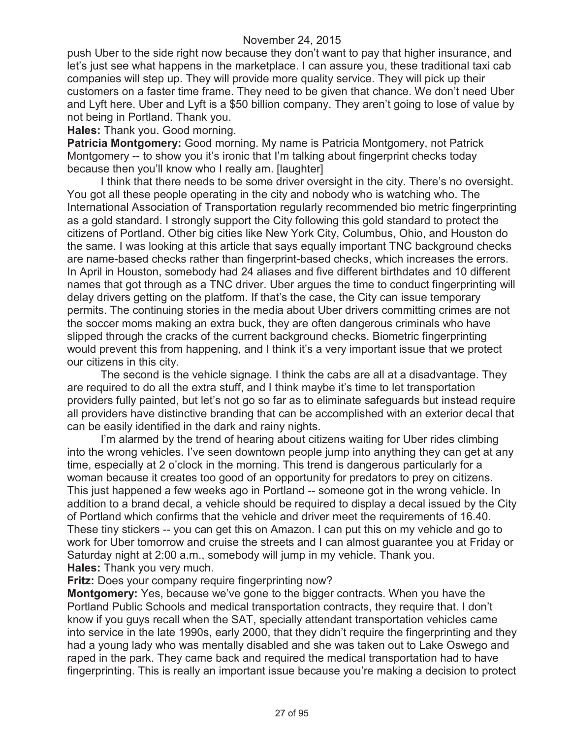push Uber to the side right now because they don't want to pay that higher insurance, and let's just see what happens in the marketplace. I can assure you, these traditional taxi cab companies will step up. They will provide more quality service. They will pick up their customers on a faster time frame. They need to be given that chance. We don't need Uber and Lyft here. Uber and Lyft is a $50 billion company. They aren't going to lose of value by not being in Portland. Thank you.

**Hales:** Thank you. Good morning.

**Patricia Montgomery:** Good morning. My name is Patricia Montgomery, not Patrick Montgomery -- to show you it's ironic that I'm talking about fingerprint checks today because then you'll know who I really am. [laughter]

I think that there needs to be some driver oversight in the city. There's no oversight. You got all these people operating in the city and nobody who is watching who. The International Association of Transportation regularly recommended bio metric fingerprinting as a gold standard. I strongly support the City following this gold standard to protect the citizens of Portland. Other big cities like New York City, Columbus, Ohio, and Houston do the same. I was looking at this article that says equally important TNC background checks are name-based checks rather than fingerprint-based checks, which increases the errors. In April in Houston, somebody had 24 aliases and five different birthdates and 10 different names that got through as a TNC driver. Uber argues the time to conduct fingerprinting will delay drivers getting on the platform. If that's the case, the City can issue temporary permits. The continuing stories in the media about Uber drivers committing crimes are not the soccer moms making an extra buck, they are often dangerous criminals who have slipped through the cracks of the current background checks. Biometric fingerprinting would prevent this from happening, and I think it's a very important issue that we protect our citizens in this city.

The second is the vehicle signage. I think the cabs are all at a disadvantage. They are required to do all the extra stuff, and I think maybe it's time to let transportation providers fully painted, but let's not go so far as to eliminate safeguards but instead require all providers have distinctive branding that can be accomplished with an exterior decal that can be easily identified in the dark and rainy nights.

I'm alarmed by the trend of hearing about citizens waiting for Uber rides climbing into the wrong vehicles. I've seen downtown people jump into anything they can get at any time, especially at 2 o'clock in the morning. This trend is dangerous particularly for a woman because it creates too good of an opportunity for predators to prey on citizens. This just happened a few weeks ago in Portland -- someone got in the wrong vehicle. In addition to a brand decal, a vehicle should be required to display a decal issued by the City of Portland which confirms that the vehicle and driver meet the requirements of 16.40. These tiny stickers -- you can get this on Amazon. I can put this on my vehicle and go to work for Uber tomorrow and cruise the streets and I can almost guarantee you at Friday or Saturday night at 2:00 a.m., somebody will jump in my vehicle. Thank you.

**Hales:** Thank you very much.

**Fritz:** Does your company require fingerprinting now?

**Montgomery:** Yes, because we've gone to the bigger contracts. When you have the Portland Public Schools and medical transportation contracts, they require that. I don't know if you guys recall when the SAT, specially attendant transportation vehicles came into service in the late 1990s, early 2000, that they didn't require the fingerprinting and they had a young lady who was mentally disabled and she was taken out to Lake Oswego and raped in the park. They came back and required the medical transportation had to have fingerprinting. This is really an important issue because you're making a decision to protect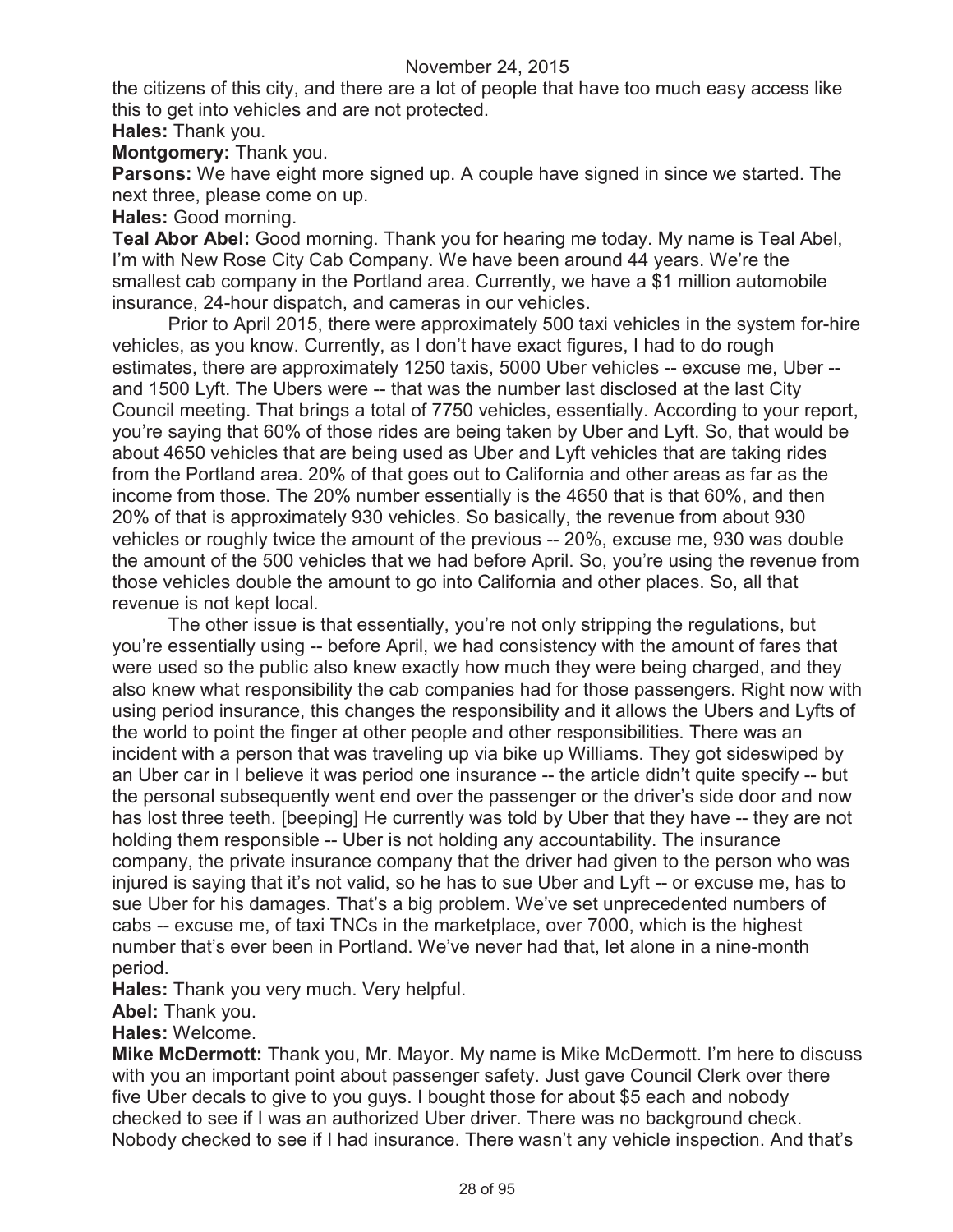the citizens of this city, and there are a lot of people that have too much easy access like this to get into vehicles and are not protected.

**Hales:** Thank you.

**Montgomery:** Thank you.

**Parsons:** We have eight more signed up. A couple have signed in since we started. The next three, please come on up.

**Hales:** Good morning.

**Teal Abor Abel:** Good morning. Thank you for hearing me today. My name is Teal Abel, I'm with New Rose City Cab Company. We have been around 44 years. We're the smallest cab company in the Portland area. Currently, we have a $1 million automobile insurance, 24-hour dispatch, and cameras in our vehicles.

Prior to April 2015, there were approximately 500 taxi vehicles in the system for-hire vehicles, as you know. Currently, as I don't have exact figures, I had to do rough estimates, there are approximately 1250 taxis, 5000 Uber vehicles -- excuse me, Uber -- and 1500 Lyft. The Ubers were -- that was the number last disclosed at the last City Council meeting. That brings a total of 7750 vehicles, essentially. According to your report, you're saying that 60% of those rides are being taken by Uber and Lyft. So, that would be about 4650 vehicles that are being used as Uber and Lyft vehicles that are taking rides from the Portland area. 20% of that goes out to California and other areas as far as the income from those. The 20% number essentially is the 4650 that is that 60%, and then 20% of that is approximately 930 vehicles. So basically, the revenue from about 930 vehicles or roughly twice the amount of the previous -- 20%, excuse me, 930 was double the amount of the 500 vehicles that we had before April. So, you're using the revenue from those vehicles double the amount to go into California and other places. So, all that revenue is not kept local.

The other issue is that essentially, you're not only stripping the regulations, but you're essentially using -- before April, we had consistency with the amount of fares that were used so the public also knew exactly how much they were being charged, and they also knew what responsibility the cab companies had for those passengers. Right now with using period insurance, this changes the responsibility and it allows the Ubers and Lyfts of the world to point the finger at other people and other responsibilities. There was an incident with a person that was traveling up via bike up Williams. They got sideswiped by an Uber car in I believe it was period one insurance -- the article didn't quite specify -- but the personal subsequently went end over the passenger or the driver's side door and now has lost three teeth. [beeping] He currently was told by Uber that they have -- they are not holding them responsible -- Uber is not holding any accountability. The insurance company, the private insurance company that the driver had given to the person who was injured is saying that it's not valid, so he has to sue Uber and Lyft -- or excuse me, has to sue Uber for his damages. That's a big problem. We've set unprecedented numbers of cabs -- excuse me, of taxi TNCs in the marketplace, over 7000, which is the highest number that's ever been in Portland. We've never had that, let alone in a nine-month period.

**Hales:** Thank you very much. Very helpful.

**Abel:** Thank you.

**Hales:** Welcome.

**Mike McDermott:** Thank you, Mr. Mayor. My name is Mike McDermott. I'm here to discuss with you an important point about passenger safety. Just gave Council Clerk over there five Uber decals to give to you guys. I bought those for about $5 each and nobody checked to see if I was an authorized Uber driver. There was no background check. Nobody checked to see if I had insurance. There wasn't any vehicle inspection. And that's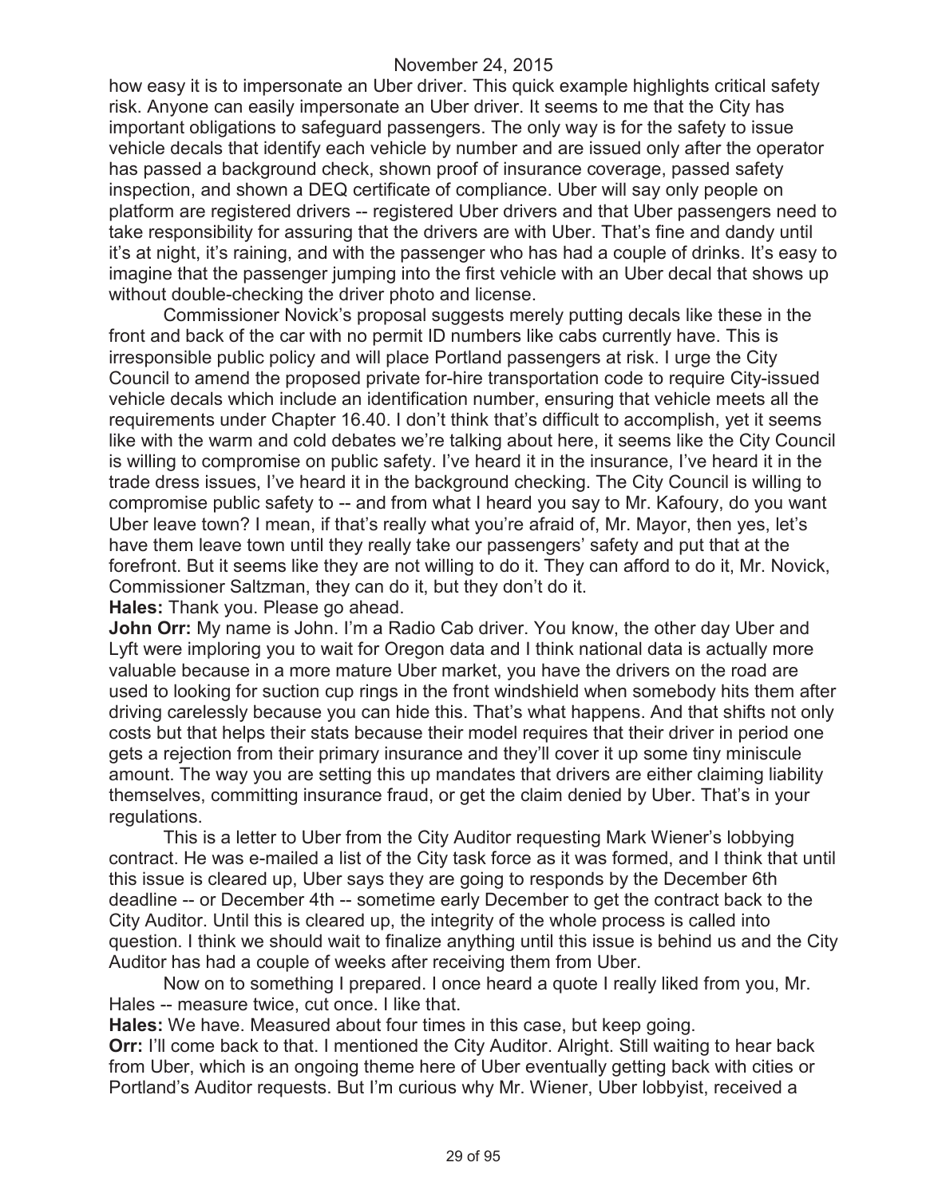how easy it is to impersonate an Uber driver. This quick example highlights critical safety risk. Anyone can easily impersonate an Uber driver. It seems to me that the City has important obligations to safeguard passengers. The only way is for the safety to issue vehicle decals that identify each vehicle by number and are issued only after the operator has passed a background check, shown proof of insurance coverage, passed safety inspection, and shown a DEQ certificate of compliance. Uber will say only people on platform are registered drivers -- registered Uber drivers and that Uber passengers need to take responsibility for assuring that the drivers are with Uber. That's fine and dandy until it's at night, it's raining, and with the passenger who has had a couple of drinks. It's easy to imagine that the passenger jumping into the first vehicle with an Uber decal that shows up without double-checking the driver photo and license.

Commissioner Novick's proposal suggests merely putting decals like these in the front and back of the car with no permit ID numbers like cabs currently have. This is irresponsible public policy and will place Portland passengers at risk. I urge the City Council to amend the proposed private for-hire transportation code to require City-issued vehicle decals which include an identification number, ensuring that vehicle meets all the requirements under Chapter 16.40. I don't think that's difficult to accomplish, yet it seems like with the warm and cold debates we're talking about here, it seems like the City Council is willing to compromise on public safety. I've heard it in the insurance, I've heard it in the trade dress issues, I've heard it in the background checking. The City Council is willing to compromise public safety to -- and from what I heard you say to Mr. Kafoury, do you want Uber leave town? I mean, if that's really what you're afraid of, Mr. Mayor, then yes, let's have them leave town until they really take our passengers' safety and put that at the forefront. But it seems like they are not willing to do it. They can afford to do it, Mr. Novick, Commissioner Saltzman, they can do it, but they don't do it.

**Hales:** Thank you. Please go ahead.

**John Orr:** My name is John. I'm a Radio Cab driver. You know, the other day Uber and Lyft were imploring you to wait for Oregon data and I think national data is actually more valuable because in a more mature Uber market, you have the drivers on the road are used to looking for suction cup rings in the front windshield when somebody hits them after driving carelessly because you can hide this. That's what happens. And that shifts not only costs but that helps their stats because their model requires that their driver in period one gets a rejection from their primary insurance and they'll cover it up some tiny miniscule amount. The way you are setting this up mandates that drivers are either claiming liability themselves, committing insurance fraud, or get the claim denied by Uber. That's in your regulations.

This is a letter to Uber from the City Auditor requesting Mark Wiener's lobbying contract. He was e-mailed a list of the City task force as it was formed, and I think that until this issue is cleared up, Uber says they are going to responds by the December 6th deadline -- or December 4th -- sometime early December to get the contract back to the City Auditor. Until this is cleared up, the integrity of the whole process is called into question. I think we should wait to finalize anything until this issue is behind us and the City Auditor has had a couple of weeks after receiving them from Uber.

Now on to something I prepared. I once heard a quote I really liked from you, Mr. Hales -- measure twice, cut once. I like that.

**Hales:** We have. Measured about four times in this case, but keep going.

**Orr:** I'll come back to that. I mentioned the City Auditor. Alright. Still waiting to hear back from Uber, which is an ongoing theme here of Uber eventually getting back with cities or Portland's Auditor requests. But I'm curious why Mr. Wiener, Uber lobbyist, received a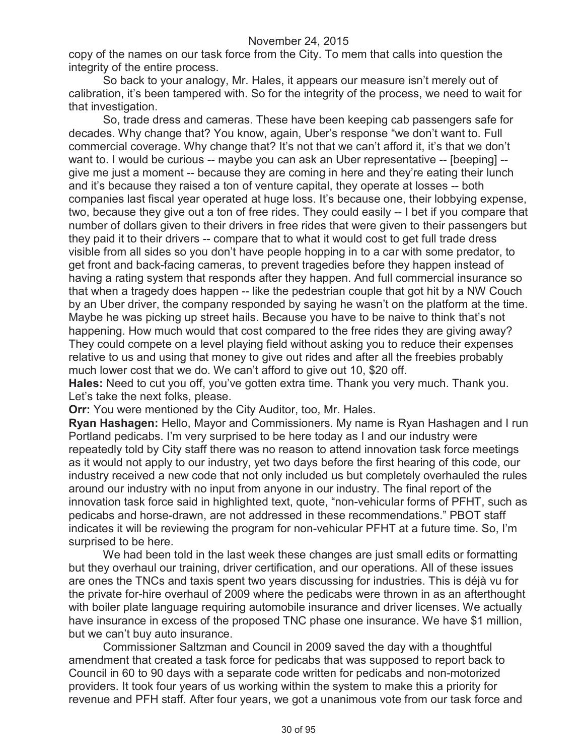copy of the names on our task force from the City. To mem that calls into question the integrity of the entire process.

So back to your analogy, Mr. Hales, it appears our measure isn't merely out of calibration, it's been tampered with. So for the integrity of the process, we need to wait for that investigation.

So, trade dress and cameras. These have been keeping cab passengers safe for decades. Why change that? You know, again, Uber's response "we don't want to. Full commercial coverage. Why change that? It's not that we can't afford it, it's that we don't want to. I would be curious -- maybe you can ask an Uber representative -- [beeping] -- give me just a moment -- because they are coming in here and they're eating their lunch and it's because they raised a ton of venture capital, they operate at losses -- both companies last fiscal year operated at huge loss. It's because one, their lobbying expense, two, because they give out a ton of free rides. They could easily -- I bet if you compare that number of dollars given to their drivers in free rides that were given to their passengers but they paid it to their drivers -- compare that to what it would cost to get full trade dress visible from all sides so you don't have people hopping in to a car with some predator, to get front and back-facing cameras, to prevent tragedies before they happen instead of having a rating system that responds after they happen. And full commercial insurance so that when a tragedy does happen -- like the pedestrian couple that got hit by a NW Couch by an Uber driver, the company responded by saying he wasn't on the platform at the time. Maybe he was picking up street hails. Because you have to be naive to think that's not happening. How much would that cost compared to the free rides they are giving away? They could compete on a level playing field without asking you to reduce their expenses relative to us and using that money to give out rides and after all the freebies probably much lower cost that we do. We can't afford to give out 10, $20 off.

**Hales:** Need to cut you off, you've gotten extra time. Thank you very much. Thank you. Let's take the next folks, please.

**Orr:** You were mentioned by the City Auditor, too, Mr. Hales.

**Ryan Hashagen:** Hello, Mayor and Commissioners. My name is Ryan Hashagen and I run Portland pedicabs. I'm very surprised to be here today as I and our industry were repeatedly told by City staff there was no reason to attend innovation task force meetings as it would not apply to our industry, yet two days before the first hearing of this code, our industry received a new code that not only included us but completely overhauled the rules around our industry with no input from anyone in our industry. The final report of the innovation task force said in highlighted text, quote, "non-vehicular forms of PFHT, such as pedicabs and horse-drawn, are not addressed in these recommendations." PBOT staff indicates it will be reviewing the program for non-vehicular PFHT at a future time. So, I'm surprised to be here.

We had been told in the last week these changes are just small edits or formatting but they overhaul our training, driver certification, and our operations. All of these issues are ones the TNCs and taxis spent two years discussing for industries. This is déjà vu for the private for-hire overhaul of 2009 where the pedicabs were thrown in as an afterthought with boiler plate language requiring automobile insurance and driver licenses. We actually have insurance in excess of the proposed TNC phase one insurance. We have $1 million, but we can't buy auto insurance.

Commissioner Saltzman and Council in 2009 saved the day with a thoughtful amendment that created a task force for pedicabs that was supposed to report back to Council in 60 to 90 days with a separate code written for pedicabs and non-motorized providers. It took four years of us working within the system to make this a priority for revenue and PFH staff. After four years, we got a unanimous vote from our task force and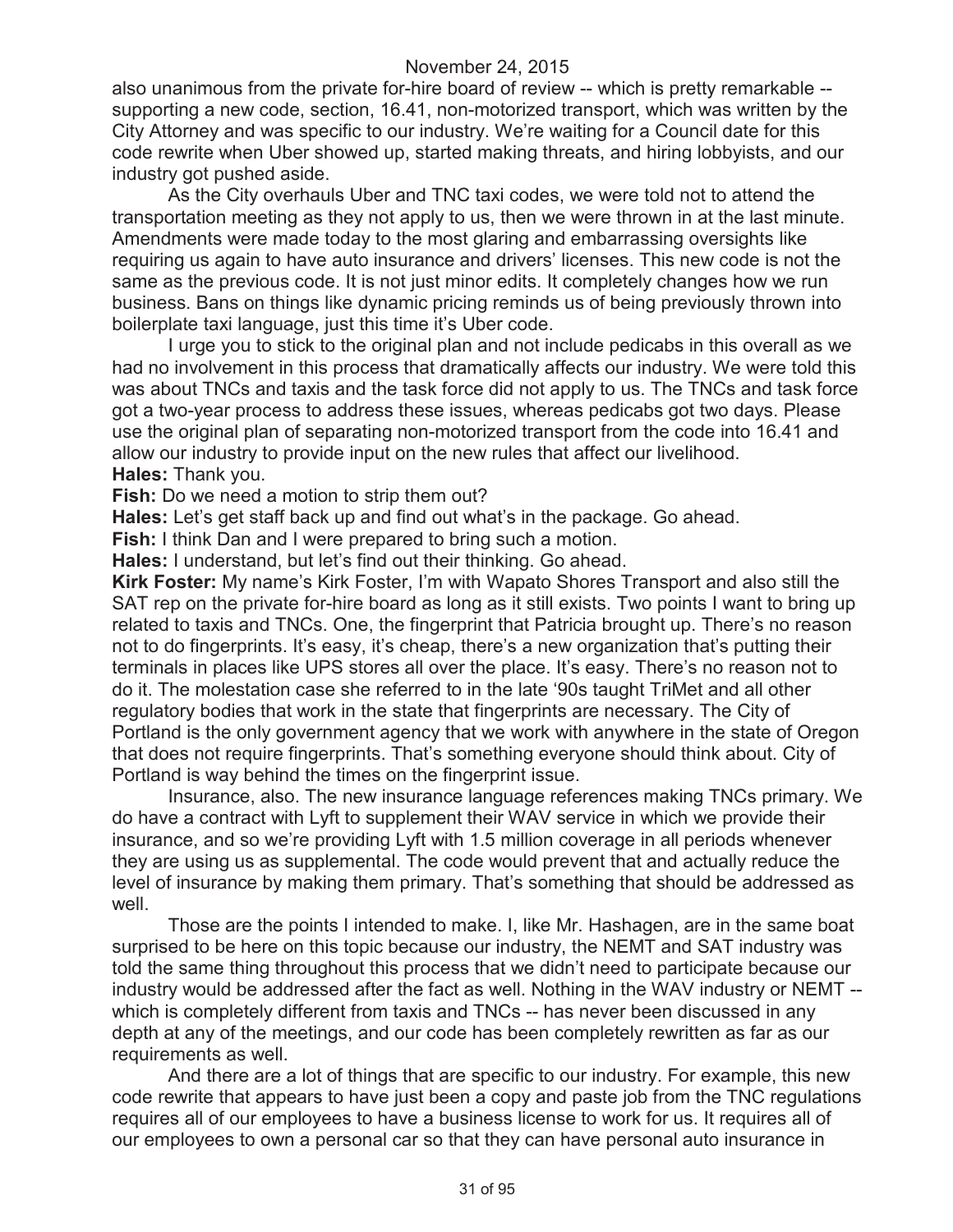also unanimous from the private for-hire board of review -- which is pretty remarkable -- supporting a new code, section, 16.41, non-motorized transport, which was written by the City Attorney and was specific to our industry. We're waiting for a Council date for this code rewrite when Uber showed up, started making threats, and hiring lobbyists, and our industry got pushed aside.

As the City overhauls Uber and TNC taxi codes, we were told not to attend the transportation meeting as they not apply to us, then we were thrown in at the last minute. Amendments were made today to the most glaring and embarrassing oversights like requiring us again to have auto insurance and drivers' licenses. This new code is not the same as the previous code. It is not just minor edits. It completely changes how we run business. Bans on things like dynamic pricing reminds us of being previously thrown into boilerplate taxi language, just this time it's Uber code.

I urge you to stick to the original plan and not include pedicabs in this overall as we had no involvement in this process that dramatically affects our industry. We were told this was about TNCs and taxis and the task force did not apply to us. The TNCs and task force got a two-year process to address these issues, whereas pedicabs got two days. Please use the original plan of separating non-motorized transport from the code into 16.41 and allow our industry to provide input on the new rules that affect our livelihood.

**Hales:** Thank you.

**Fish:** Do we need a motion to strip them out?

**Hales:** Let's get staff back up and find out what's in the package. Go ahead.

**Fish:** I think Dan and I were prepared to bring such a motion.

**Hales:** I understand, but let's find out their thinking. Go ahead.

**Kirk Foster:** My name's Kirk Foster, I'm with Wapato Shores Transport and also still the SAT rep on the private for-hire board as long as it still exists. Two points I want to bring up related to taxis and TNCs. One, the fingerprint that Patricia brought up. There's no reason not to do fingerprints. It's easy, it's cheap, there's a new organization that's putting their terminals in places like UPS stores all over the place. It's easy. There's no reason not to do it. The molestation case she referred to in the late '90s taught TriMet and all other regulatory bodies that work in the state that fingerprints are necessary. The City of Portland is the only government agency that we work with anywhere in the state of Oregon that does not require fingerprints. That's something everyone should think about. City of Portland is way behind the times on the fingerprint issue.

Insurance, also. The new insurance language references making TNCs primary. We do have a contract with Lyft to supplement their WAV service in which we provide their insurance, and so we're providing Lyft with 1.5 million coverage in all periods whenever they are using us as supplemental. The code would prevent that and actually reduce the level of insurance by making them primary. That's something that should be addressed as well.

Those are the points I intended to make. I, like Mr. Hashagen, are in the same boat surprised to be here on this topic because our industry, the NEMT and SAT industry was told the same thing throughout this process that we didn't need to participate because our industry would be addressed after the fact as well. Nothing in the WAV industry or NEMT -- which is completely different from taxis and TNCs -- has never been discussed in any depth at any of the meetings, and our code has been completely rewritten as far as our requirements as well.

And there are a lot of things that are specific to our industry. For example, this new code rewrite that appears to have just been a copy and paste job from the TNC regulations requires all of our employees to have a business license to work for us. It requires all of our employees to own a personal car so that they can have personal auto insurance in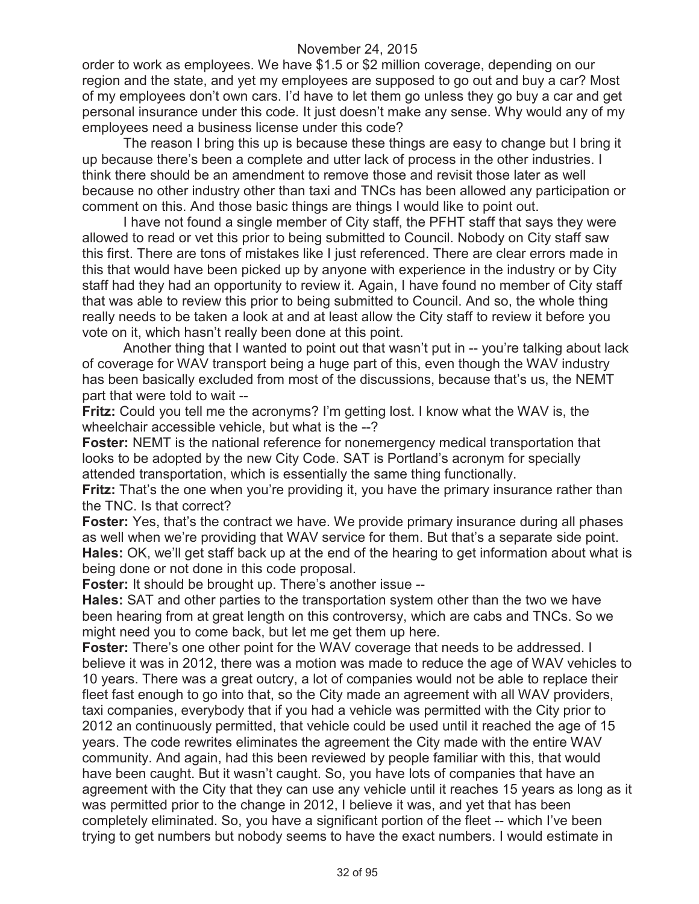order to work as employees. We have $1.5 or $2 million coverage, depending on our region and the state, and yet my employees are supposed to go out and buy a car? Most of my employees don't own cars. I'd have to let them go unless they go buy a car and get personal insurance under this code. It just doesn't make any sense. Why would any of my employees need a business license under this code?

The reason I bring this up is because these things are easy to change but I bring it up because there's been a complete and utter lack of process in the other industries. I think there should be an amendment to remove those and revisit those later as well because no other industry other than taxi and TNCs has been allowed any participation or comment on this. And those basic things are things I would like to point out.

I have not found a single member of City staff, the PFHT staff that says they were allowed to read or vet this prior to being submitted to Council. Nobody on City staff saw this first. There are tons of mistakes like I just referenced. There are clear errors made in this that would have been picked up by anyone with experience in the industry or by City staff had they had an opportunity to review it. Again, I have found no member of City staff that was able to review this prior to being submitted to Council. And so, the whole thing really needs to be taken a look at and at least allow the City staff to review it before you vote on it, which hasn't really been done at this point.

Another thing that I wanted to point out that wasn't put in -- you're talking about lack of coverage for WAV transport being a huge part of this, even though the WAV industry has been basically excluded from most of the discussions, because that's us, the NEMT part that were told to wait --

**Fritz:** Could you tell me the acronyms? I'm getting lost. I know what the WAV is, the wheelchair accessible vehicle, but what is the --?

**Foster:** NEMT is the national reference for nonemergency medical transportation that looks to be adopted by the new City Code. SAT is Portland's acronym for specially attended transportation, which is essentially the same thing functionally.

**Fritz:** That's the one when you're providing it, you have the primary insurance rather than the TNC. Is that correct?

**Foster:** Yes, that's the contract we have. We provide primary insurance during all phases as well when we're providing that WAV service for them. But that's a separate side point.

**Hales:** OK, we'll get staff back up at the end of the hearing to get information about what is being done or not done in this code proposal.

**Foster:** It should be brought up. There's another issue --

**Hales:** SAT and other parties to the transportation system other than the two we have been hearing from at great length on this controversy, which are cabs and TNCs. So we might need you to come back, but let me get them up here.

**Foster:** There's one other point for the WAV coverage that needs to be addressed. I believe it was in 2012, there was a motion was made to reduce the age of WAV vehicles to 10 years. There was a great outcry, a lot of companies would not be able to replace their fleet fast enough to go into that, so the City made an agreement with all WAV providers, taxi companies, everybody that if you had a vehicle was permitted with the City prior to 2012 an continuously permitted, that vehicle could be used until it reached the age of 15 years. The code rewrites eliminates the agreement the City made with the entire WAV community. And again, had this been reviewed by people familiar with this, that would have been caught. But it wasn't caught. So, you have lots of companies that have an agreement with the City that they can use any vehicle until it reaches 15 years as long as it was permitted prior to the change in 2012, I believe it was, and yet that has been completely eliminated. So, you have a significant portion of the fleet -- which I've been trying to get numbers but nobody seems to have the exact numbers. I would estimate in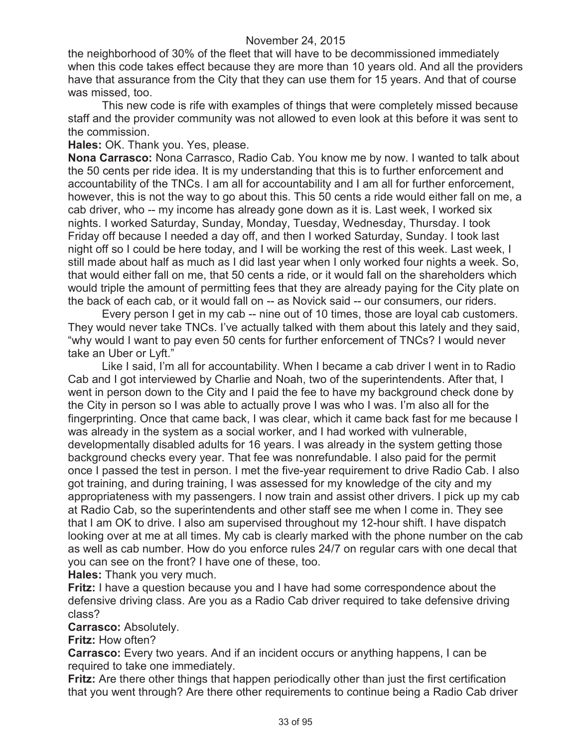the neighborhood of 30% of the fleet that will have to be decommissioned immediately when this code takes effect because they are more than 10 years old. And all the providers have that assurance from the City that they can use them for 15 years. And that of course was missed, too.

This new code is rife with examples of things that were completely missed because staff and the provider community was not allowed to even look at this before it was sent to the commission.

**Hales:** OK. Thank you. Yes, please.

**Nona Carrasco:** Nona Carrasco, Radio Cab. You know me by now. I wanted to talk about the 50 cents per ride idea. It is my understanding that this is to further enforcement and accountability of the TNCs. I am all for accountability and I am all for further enforcement, however, this is not the way to go about this. This 50 cents a ride would either fall on me, a cab driver, who -- my income has already gone down as it is. Last week, I worked six nights. I worked Saturday, Sunday, Monday, Tuesday, Wednesday, Thursday. I took Friday off because I needed a day off, and then I worked Saturday, Sunday. I took last night off so I could be here today, and I will be working the rest of this week. Last week, I still made about half as much as I did last year when I only worked four nights a week. So, that would either fall on me, that 50 cents a ride, or it would fall on the shareholders which would triple the amount of permitting fees that they are already paying for the City plate on the back of each cab, or it would fall on -- as Novick said -- our consumers, our riders.

Every person I get in my cab -- nine out of 10 times, those are loyal cab customers. They would never take TNCs. I've actually talked with them about this lately and they said, "why would I want to pay even 50 cents for further enforcement of TNCs? I would never take an Uber or Lyft."

Like I said, I'm all for accountability. When I became a cab driver I went in to Radio Cab and I got interviewed by Charlie and Noah, two of the superintendents. After that, I went in person down to the City and I paid the fee to have my background check done by the City in person so I was able to actually prove I was who I was. I'm also all for the fingerprinting. Once that came back, I was clear, which it came back fast for me because I was already in the system as a social worker, and I had worked with vulnerable, developmentally disabled adults for 16 years. I was already in the system getting those background checks every year. That fee was nonrefundable. I also paid for the permit once I passed the test in person. I met the five-year requirement to drive Radio Cab. I also got training, and during training, I was assessed for my knowledge of the city and my appropriateness with my passengers. I now train and assist other drivers. I pick up my cab at Radio Cab, so the superintendents and other staff see me when I come in. They see that I am OK to drive. I also am supervised throughout my 12-hour shift. I have dispatch looking over at me at all times. My cab is clearly marked with the phone number on the cab as well as cab number. How do you enforce rules 24/7 on regular cars with one decal that you can see on the front? I have one of these, too.

**Hales:** Thank you very much.

**Fritz:** I have a question because you and I have had some correspondence about the defensive driving class. Are you as a Radio Cab driver required to take defensive driving class?

**Carrasco:** Absolutely.

**Fritz:** How often?

**Carrasco:** Every two years. And if an incident occurs or anything happens, I can be required to take one immediately.

**Fritz:** Are there other things that happen periodically other than just the first certification that you went through? Are there other requirements to continue being a Radio Cab driver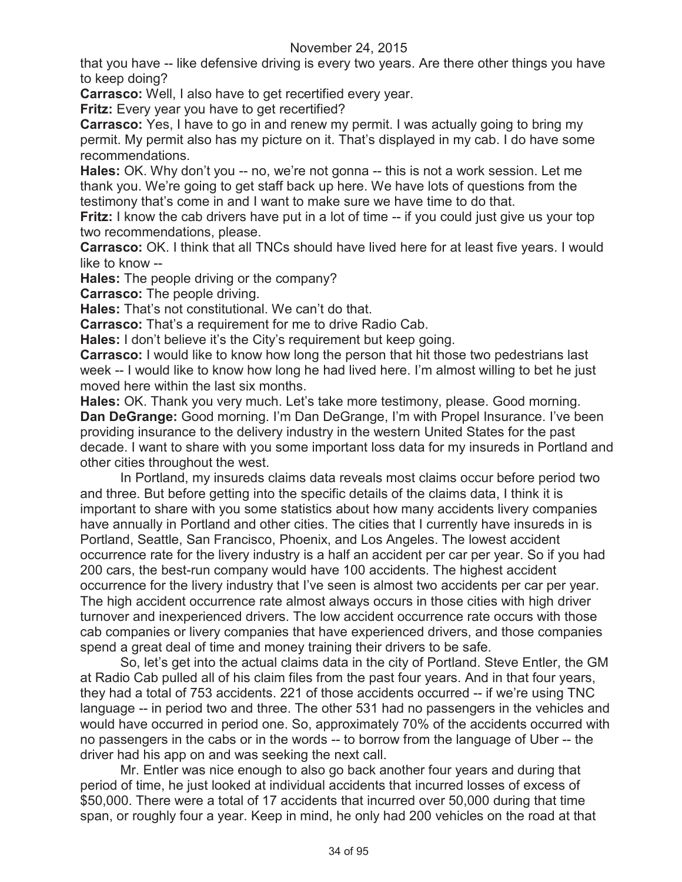that you have -- like defensive driving is every two years. Are there other things you have to keep doing?

**Carrasco:** Well, I also have to get recertified every year.

**Fritz:** Every year you have to get recertified?

**Carrasco:** Yes, I have to go in and renew my permit. I was actually going to bring my permit. My permit also has my picture on it. That's displayed in my cab. I do have some recommendations.

**Hales:** OK. Why don't you -- no, we're not gonna -- this is not a work session. Let me thank you. We're going to get staff back up here. We have lots of questions from the testimony that's come in and I want to make sure we have time to do that.

**Fritz:** I know the cab drivers have put in a lot of time -- if you could just give us your top two recommendations, please.

**Carrasco:** OK. I think that all TNCs should have lived here for at least five years. I would like to know --

**Hales:** The people driving or the company?

**Carrasco:** The people driving.

**Hales:** That's not constitutional. We can't do that.

**Carrasco:** That's a requirement for me to drive Radio Cab.

**Hales:** I don't believe it's the City's requirement but keep going.

**Carrasco:** I would like to know how long the person that hit those two pedestrians last week -- I would like to know how long he had lived here. I'm almost willing to bet he just moved here within the last six months.

**Hales:** OK. Thank you very much. Let's take more testimony, please. Good morning.

**Dan DeGrange:** Good morning. I'm Dan DeGrange, I'm with Propel Insurance. I've been providing insurance to the delivery industry in the western United States for the past decade. I want to share with you some important loss data for my insureds in Portland and other cities throughout the west.

In Portland, my insureds claims data reveals most claims occur before period two and three. But before getting into the specific details of the claims data, I think it is important to share with you some statistics about how many accidents livery companies have annually in Portland and other cities. The cities that I currently have insureds in is Portland, Seattle, San Francisco, Phoenix, and Los Angeles. The lowest accident occurrence rate for the livery industry is a half an accident per car per year. So if you had 200 cars, the best-run company would have 100 accidents. The highest accident occurrence for the livery industry that I've seen is almost two accidents per car per year. The high accident occurrence rate almost always occurs in those cities with high driver turnover and inexperienced drivers. The low accident occurrence rate occurs with those cab companies or livery companies that have experienced drivers, and those companies spend a great deal of time and money training their drivers to be safe.

So, let's get into the actual claims data in the city of Portland. Steve Entler, the GM at Radio Cab pulled all of his claim files from the past four years. And in that four years, they had a total of 753 accidents. 221 of those accidents occurred -- if we're using TNC language -- in period two and three. The other 531 had no passengers in the vehicles and would have occurred in period one. So, approximately 70% of the accidents occurred with no passengers in the cabs or in the words -- to borrow from the language of Uber -- the driver had his app on and was seeking the next call.

Mr. Entler was nice enough to also go back another four years and during that period of time, he just looked at individual accidents that incurred losses of excess of $50,000. There were a total of 17 accidents that incurred over 50,000 during that time span, or roughly four a year. Keep in mind, he only had 200 vehicles on the road at that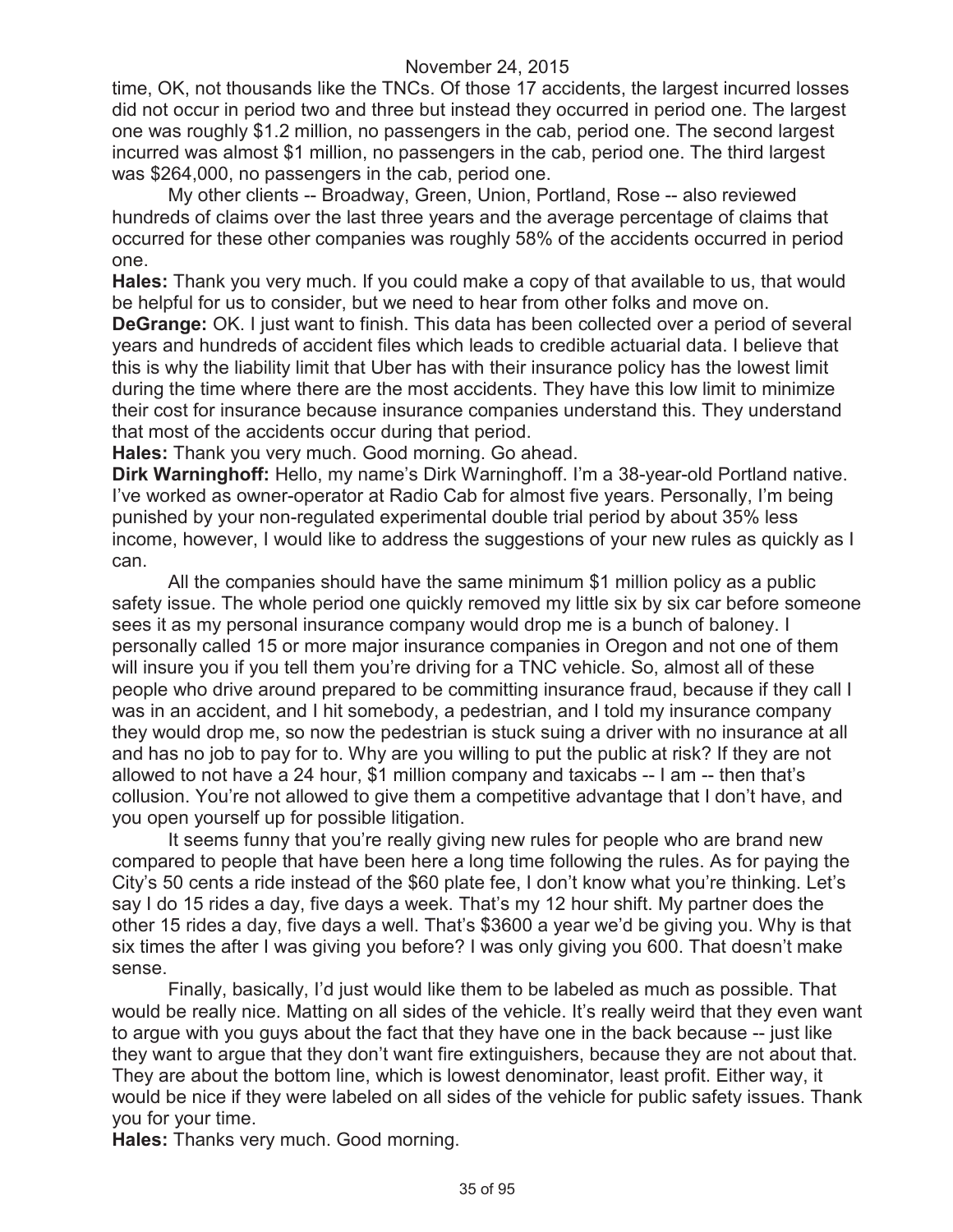time, OK, not thousands like the TNCs. Of those 17 accidents, the largest incurred losses did not occur in period two and three but instead they occurred in period one. The largest one was roughly $1.2 million, no passengers in the cab, period one. The second largest incurred was almost $1 million, no passengers in the cab, period one. The third largest was $264,000, no passengers in the cab, period one.

My other clients -- Broadway, Green, Union, Portland, Rose -- also reviewed hundreds of claims over the last three years and the average percentage of claims that occurred for these other companies was roughly 58% of the accidents occurred in period one.

**Hales:** Thank you very much. If you could make a copy of that available to us, that would be helpful for us to consider, but we need to hear from other folks and move on.

**DeGrange:** OK. I just want to finish. This data has been collected over a period of several years and hundreds of accident files which leads to credible actuarial data. I believe that this is why the liability limit that Uber has with their insurance policy has the lowest limit during the time where there are the most accidents. They have this low limit to minimize their cost for insurance because insurance companies understand this. They understand that most of the accidents occur during that period.

**Hales:** Thank you very much. Good morning. Go ahead.

**Dirk Warninghoff:** Hello, my name's Dirk Warninghoff. I'm a 38-year-old Portland native. I've worked as owner-operator at Radio Cab for almost five years. Personally, I'm being punished by your non-regulated experimental double trial period by about 35% less income, however, I would like to address the suggestions of your new rules as quickly as I can.

All the companies should have the same minimum $1 million policy as a public safety issue. The whole period one quickly removed my little six by six car before someone sees it as my personal insurance company would drop me is a bunch of baloney. I personally called 15 or more major insurance companies in Oregon and not one of them will insure you if you tell them you're driving for a TNC vehicle. So, almost all of these people who drive around prepared to be committing insurance fraud, because if they call I was in an accident, and I hit somebody, a pedestrian, and I told my insurance company they would drop me, so now the pedestrian is stuck suing a driver with no insurance at all and has no job to pay for to. Why are you willing to put the public at risk? If they are not allowed to not have a 24 hour, $1 million company and taxicabs -- I am -- then that's collusion. You're not allowed to give them a competitive advantage that I don't have, and you open yourself up for possible litigation.

It seems funny that you're really giving new rules for people who are brand new compared to people that have been here a long time following the rules. As for paying the City's 50 cents a ride instead of the $60 plate fee, I don't know what you're thinking. Let's say I do 15 rides a day, five days a week. That's my 12 hour shift. My partner does the other 15 rides a day, five days a well. That's $3600 a year we'd be giving you. Why is that six times the after I was giving you before? I was only giving you 600. That doesn't make sense.

Finally, basically, I'd just would like them to be labeled as much as possible. That would be really nice. Matting on all sides of the vehicle. It's really weird that they even want to argue with you guys about the fact that they have one in the back because -- just like they want to argue that they don't want fire extinguishers, because they are not about that. They are about the bottom line, which is lowest denominator, least profit. Either way, it would be nice if they were labeled on all sides of the vehicle for public safety issues. Thank you for your time.

**Hales:** Thanks very much. Good morning.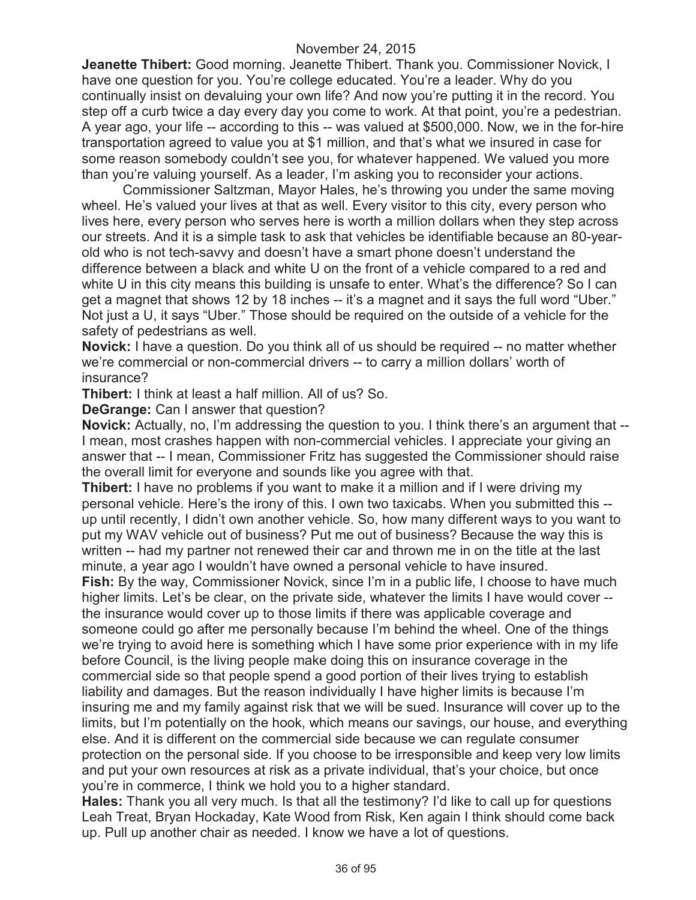November 24, 2015

**Jeanette Thibert:** Good morning. Jeanette Thibert. Thank you. Commissioner Novick, I have one question for you. You're college educated. You're a leader. Why do you continually insist on devaluing your own life? And now you're putting it in the record. You step off a curb twice a day every day you come to work. At that point, you're a pedestrian. A year ago, your life -- according to this -- was valued at $500,000. Now, we in the for-hire transportation agreed to value you at $1 million, and that's what we insured in case for some reason somebody couldn't see you, for whatever happened. We valued you more than you're valuing yourself. As a leader, I'm asking you to reconsider your actions.

Commissioner Saltzman, Mayor Hales, he's throwing you under the same moving wheel. He's valued your lives at that as well. Every visitor to this city, every person who lives here, every person who serves here is worth a million dollars when they step across our streets. And it is a simple task to ask that vehicles be identifiable because an 80-year-old who is not tech-savvy and doesn't have a smart phone doesn't understand the difference between a black and white U on the front of a vehicle compared to a red and white U in this city means this building is unsafe to enter. What's the difference? So I can get a magnet that shows 12 by 18 inches -- it's a magnet and it says the full word "Uber." Not just a U, it says "Uber." Those should be required on the outside of a vehicle for the safety of pedestrians as well.

**Novick:** I have a question. Do you think all of us should be required -- no matter whether we're commercial or non-commercial drivers -- to carry a million dollars' worth of insurance?

**Thibert:** I think at least a half million. All of us? So.

**DeGrange:** Can I answer that question?

**Novick:** Actually, no, I'm addressing the question to you. I think there's an argument that -- I mean, most crashes happen with non-commercial vehicles. I appreciate your giving an answer that -- I mean, Commissioner Fritz has suggested the Commissioner should raise the overall limit for everyone and sounds like you agree with that.

**Thibert:** I have no problems if you want to make it a million and if I were driving my personal vehicle. Here's the irony of this. I own two taxicabs. When you submitted this -- up until recently, I didn't own another vehicle. So, how many different ways to you want to put my WAV vehicle out of business? Put me out of business? Because the way this is written -- had my partner not renewed their car and thrown me in on the title at the last minute, a year ago I wouldn't have owned a personal vehicle to have insured.

**Fish:** By the way, Commissioner Novick, since I'm in a public life, I choose to have much higher limits. Let's be clear, on the private side, whatever the limits I have would cover -- the insurance would cover up to those limits if there was applicable coverage and someone could go after me personally because I'm behind the wheel. One of the things we're trying to avoid here is something which I have some prior experience with in my life before Council, is the living people make doing this on insurance coverage in the commercial side so that people spend a good portion of their lives trying to establish liability and damages. But the reason individually I have higher limits is because I'm insuring me and my family against risk that we will be sued. Insurance will cover up to the limits, but I'm potentially on the hook, which means our savings, our house, and everything else. And it is different on the commercial side because we can regulate consumer protection on the personal side. If you choose to be irresponsible and keep very low limits and put your own resources at risk as a private individual, that's your choice, but once you're in commerce, I think we hold you to a higher standard.

**Hales:** Thank you all very much. Is that all the testimony? I'd like to call up for questions Leah Treat, Bryan Hockaday, Kate Wood from Risk, Ken again I think should come back up. Pull up another chair as needed. I know we have a lot of questions.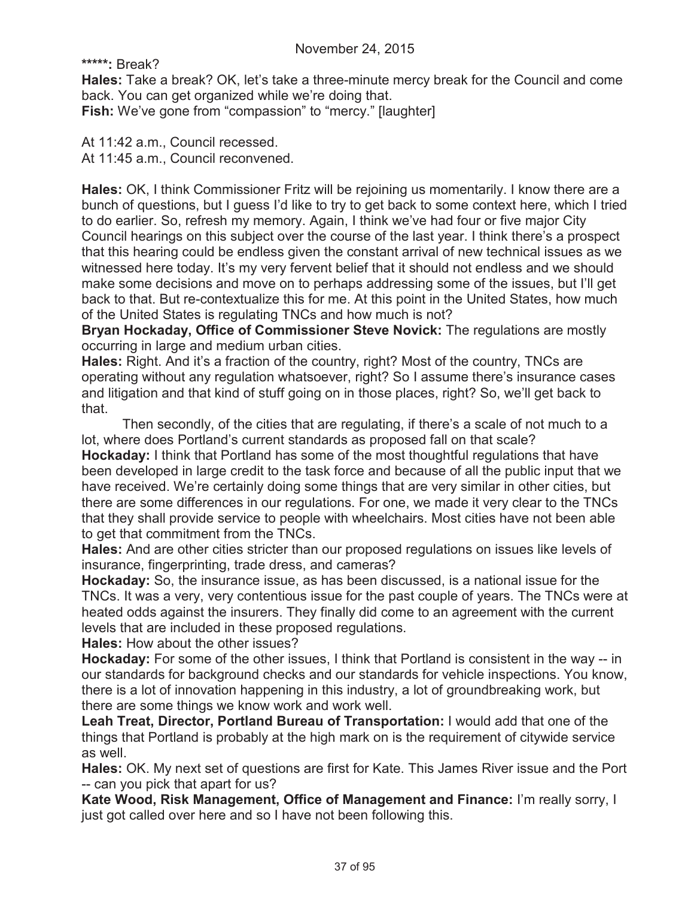**\*\*\*\*\*:** Break?

**Hales:** Take a break? OK, let's take a three-minute mercy break for the Council and come back. You can get organized while we're doing that.

**Fish:** We've gone from "compassion" to "mercy." [laughter]

At 11:42 a.m., Council recessed.
At 11:45 a.m., Council reconvened.

**Hales:** OK, I think Commissioner Fritz will be rejoining us momentarily. I know there are a bunch of questions, but I guess I'd like to try to get back to some context here, which I tried to do earlier. So, refresh my memory. Again, I think we've had four or five major City Council hearings on this subject over the course of the last year. I think there's a prospect that this hearing could be endless given the constant arrival of new technical issues as we witnessed here today. It's my very fervent belief that it should not endless and we should make some decisions and move on to perhaps addressing some of the issues, but I'll get back to that. But re-contextualize this for me. At this point in the United States, how much of the United States is regulating TNCs and how much is not?

**Bryan Hockaday, Office of Commissioner Steve Novick:** The regulations are mostly occurring in large and medium urban cities.

**Hales:** Right. And it's a fraction of the country, right? Most of the country, TNCs are operating without any regulation whatsoever, right? So I assume there's insurance cases and litigation and that kind of stuff going on in those places, right? So, we'll get back to that.

Then secondly, of the cities that are regulating, if there's a scale of not much to a lot, where does Portland's current standards as proposed fall on that scale?

**Hockaday:** I think that Portland has some of the most thoughtful regulations that have been developed in large credit to the task force and because of all the public input that we have received. We're certainly doing some things that are very similar in other cities, but there are some differences in our regulations. For one, we made it very clear to the TNCs that they shall provide service to people with wheelchairs. Most cities have not been able to get that commitment from the TNCs.

**Hales:** And are other cities stricter than our proposed regulations on issues like levels of insurance, fingerprinting, trade dress, and cameras?

**Hockaday:** So, the insurance issue, as has been discussed, is a national issue for the TNCs. It was a very, very contentious issue for the past couple of years. The TNCs were at heated odds against the insurers. They finally did come to an agreement with the current levels that are included in these proposed regulations.

**Hales:** How about the other issues?

**Hockaday:** For some of the other issues, I think that Portland is consistent in the way -- in our standards for background checks and our standards for vehicle inspections. You know, there is a lot of innovation happening in this industry, a lot of groundbreaking work, but there are some things we know work and work well.

**Leah Treat, Director, Portland Bureau of Transportation:** I would add that one of the things that Portland is probably at the high mark on is the requirement of citywide service as well.

**Hales:** OK. My next set of questions are first for Kate. This James River issue and the Port -- can you pick that apart for us?

**Kate Wood, Risk Management, Office of Management and Finance:** I'm really sorry, I just got called over here and so I have not been following this.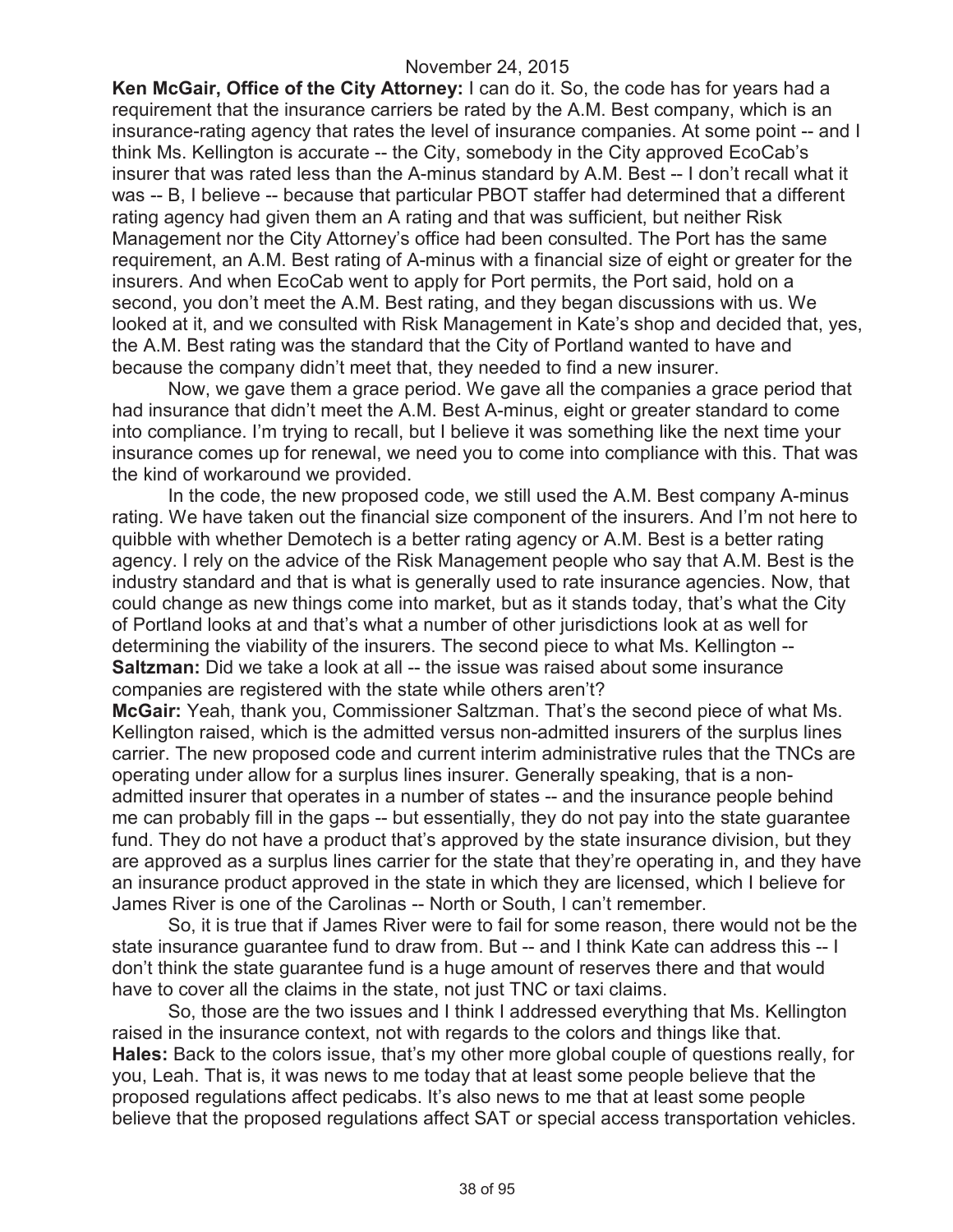**Ken McGair, Office of the City Attorney:** I can do it. So, the code has for years had a requirement that the insurance carriers be rated by the A.M. Best company, which is an insurance-rating agency that rates the level of insurance companies. At some point -- and I think Ms. Kellington is accurate -- the City, somebody in the City approved EcoCab's insurer that was rated less than the A-minus standard by A.M. Best -- I don't recall what it was -- B, I believe -- because that particular PBOT staffer had determined that a different rating agency had given them an A rating and that was sufficient, but neither Risk Management nor the City Attorney's office had been consulted. The Port has the same requirement, an A.M. Best rating of A-minus with a financial size of eight or greater for the insurers. And when EcoCab went to apply for Port permits, the Port said, hold on a second, you don't meet the A.M. Best rating, and they began discussions with us. We looked at it, and we consulted with Risk Management in Kate's shop and decided that, yes, the A.M. Best rating was the standard that the City of Portland wanted to have and because the company didn't meet that, they needed to find a new insurer.

Now, we gave them a grace period. We gave all the companies a grace period that had insurance that didn't meet the A.M. Best A-minus, eight or greater standard to come into compliance. I'm trying to recall, but I believe it was something like the next time your insurance comes up for renewal, we need you to come into compliance with this. That was the kind of workaround we provided.

In the code, the new proposed code, we still used the A.M. Best company A-minus rating. We have taken out the financial size component of the insurers. And I'm not here to quibble with whether Demotech is a better rating agency or A.M. Best is a better rating agency. I rely on the advice of the Risk Management people who say that A.M. Best is the industry standard and that is what is generally used to rate insurance agencies. Now, that could change as new things come into market, but as it stands today, that's what the City of Portland looks at and that's what a number of other jurisdictions look at as well for determining the viability of the insurers. The second piece to what Ms. Kellington --

**Saltzman:** Did we take a look at all -- the issue was raised about some insurance companies are registered with the state while others aren't?

**McGair:** Yeah, thank you, Commissioner Saltzman. That's the second piece of what Ms. Kellington raised, which is the admitted versus non-admitted insurers of the surplus lines carrier. The new proposed code and current interim administrative rules that the TNCs are operating under allow for a surplus lines insurer. Generally speaking, that is a non-admitted insurer that operates in a number of states -- and the insurance people behind me can probably fill in the gaps -- but essentially, they do not pay into the state guarantee fund. They do not have a product that's approved by the state insurance division, but they are approved as a surplus lines carrier for the state that they're operating in, and they have an insurance product approved in the state in which they are licensed, which I believe for James River is one of the Carolinas -- North or South, I can't remember.

So, it is true that if James River were to fail for some reason, there would not be the state insurance guarantee fund to draw from. But -- and I think Kate can address this -- I don't think the state guarantee fund is a huge amount of reserves there and that would have to cover all the claims in the state, not just TNC or taxi claims.

So, those are the two issues and I think I addressed everything that Ms. Kellington raised in the insurance context, not with regards to the colors and things like that.

**Hales:** Back to the colors issue, that's my other more global couple of questions really, for you, Leah. That is, it was news to me today that at least some people believe that the proposed regulations affect pedicabs. It's also news to me that at least some people believe that the proposed regulations affect SAT or special access transportation vehicles.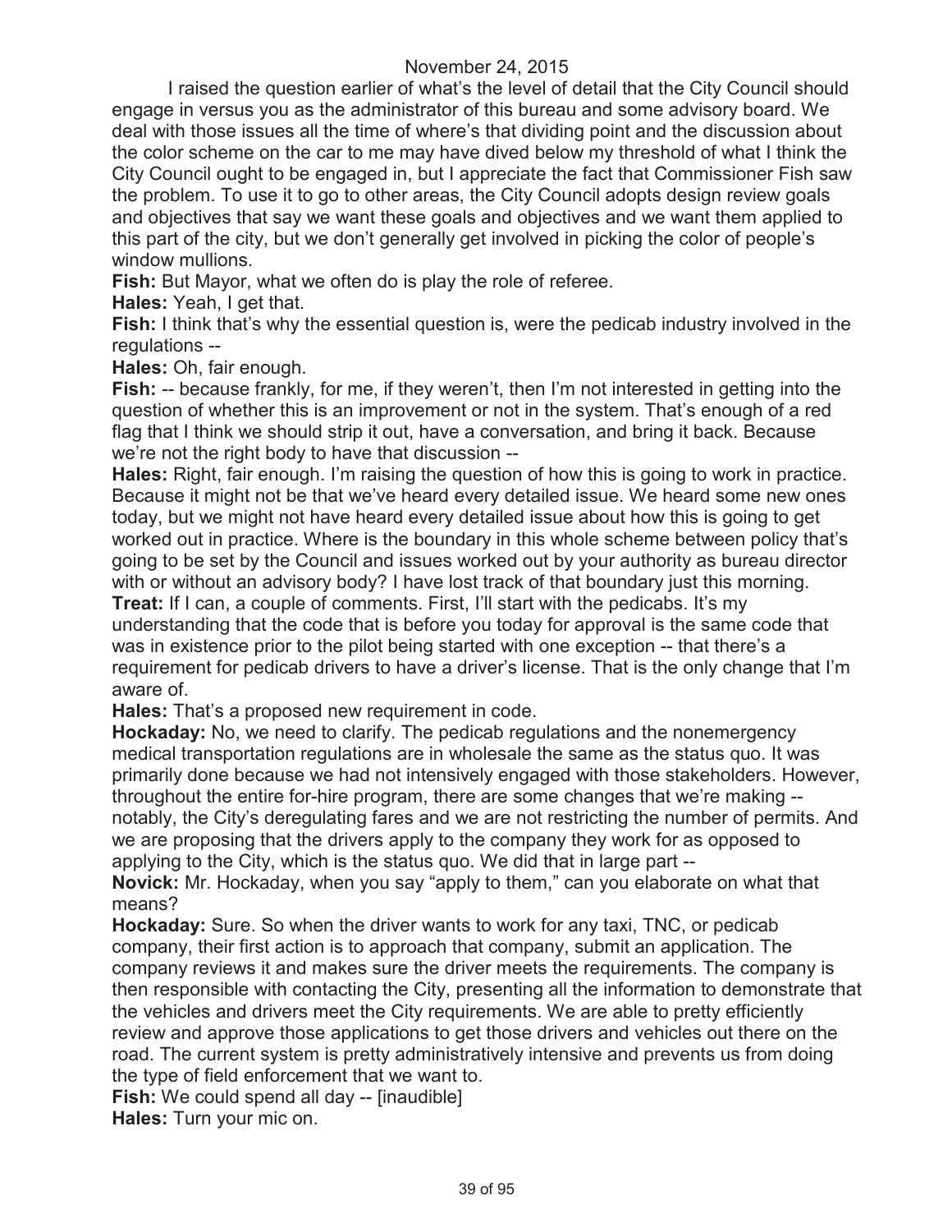I raised the question earlier of what's the level of detail that the City Council should engage in versus you as the administrator of this bureau and some advisory board. We deal with those issues all the time of where's that dividing point and the discussion about the color scheme on the car to me may have dived below my threshold of what I think the City Council ought to be engaged in, but I appreciate the fact that Commissioner Fish saw the problem. To use it to go to other areas, the City Council adopts design review goals and objectives that say we want these goals and objectives and we want them applied to this part of the city, but we don't generally get involved in picking the color of people's window mullions.

**Fish:** But Mayor, what we often do is play the role of referee.

**Hales:** Yeah, I get that.

**Fish:** I think that's why the essential question is, were the pedicab industry involved in the regulations --

**Hales:** Oh, fair enough.

**Fish:** -- because frankly, for me, if they weren't, then I'm not interested in getting into the question of whether this is an improvement or not in the system. That's enough of a red flag that I think we should strip it out, have a conversation, and bring it back. Because we're not the right body to have that discussion --

**Hales:** Right, fair enough. I'm raising the question of how this is going to work in practice. Because it might not be that we've heard every detailed issue. We heard some new ones today, but we might not have heard every detailed issue about how this is going to get worked out in practice. Where is the boundary in this whole scheme between policy that's going to be set by the Council and issues worked out by your authority as bureau director with or without an advisory body? I have lost track of that boundary just this morning.

**Treat:** If I can, a couple of comments. First, I'll start with the pedicabs. It's my understanding that the code that is before you today for approval is the same code that was in existence prior to the pilot being started with one exception -- that there's a requirement for pedicab drivers to have a driver's license. That is the only change that I'm aware of.

**Hales:** That's a proposed new requirement in code.

**Hockaday:** No, we need to clarify. The pedicab regulations and the nonemergency medical transportation regulations are in wholesale the same as the status quo. It was primarily done because we had not intensively engaged with those stakeholders. However, throughout the entire for-hire program, there are some changes that we're making -- notably, the City's deregulating fares and we are not restricting the number of permits. And we are proposing that the drivers apply to the company they work for as opposed to applying to the City, which is the status quo. We did that in large part --

**Novick:** Mr. Hockaday, when you say "apply to them," can you elaborate on what that means?

**Hockaday:** Sure. So when the driver wants to work for any taxi, TNC, or pedicab company, their first action is to approach that company, submit an application. The company reviews it and makes sure the driver meets the requirements. The company is then responsible with contacting the City, presenting all the information to demonstrate that the vehicles and drivers meet the City requirements. We are able to pretty efficiently review and approve those applications to get those drivers and vehicles out there on the road. The current system is pretty administratively intensive and prevents us from doing the type of field enforcement that we want to.

**Fish:** We could spend all day -- [inaudible]

**Hales:** Turn your mic on.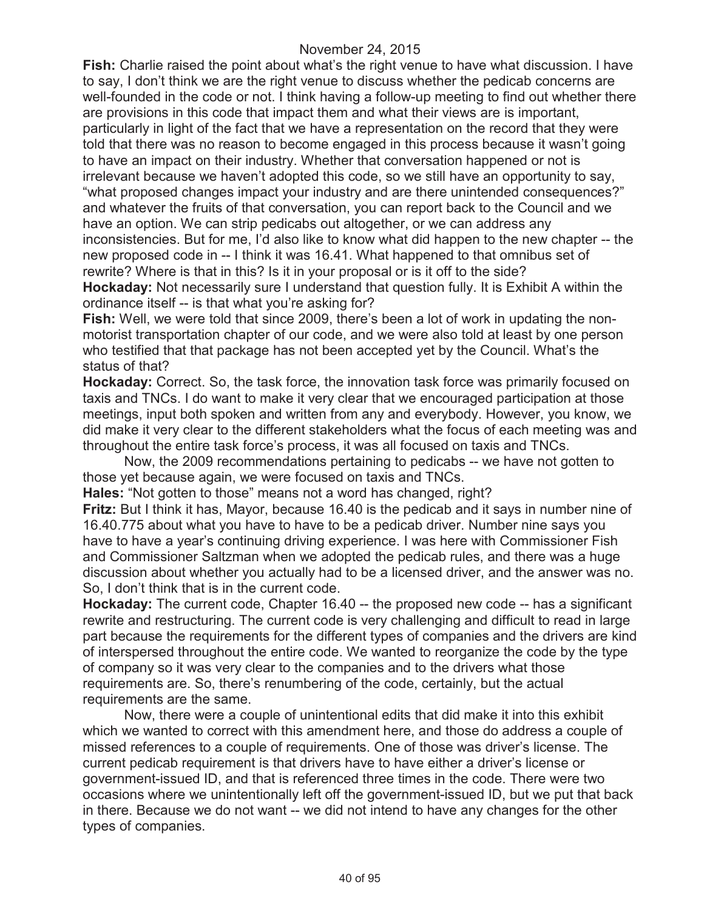**Fish:** Charlie raised the point about what's the right venue to have what discussion. I have to say, I don't think we are the right venue to discuss whether the pedicab concerns are well-founded in the code or not. I think having a follow-up meeting to find out whether there are provisions in this code that impact them and what their views are is important, particularly in light of the fact that we have a representation on the record that they were told that there was no reason to become engaged in this process because it wasn't going to have an impact on their industry. Whether that conversation happened or not is irrelevant because we haven't adopted this code, so we still have an opportunity to say, "what proposed changes impact your industry and are there unintended consequences?" and whatever the fruits of that conversation, you can report back to the Council and we have an option. We can strip pedicabs out altogether, or we can address any inconsistencies. But for me, I'd also like to know what did happen to the new chapter -- the new proposed code in -- I think it was 16.41. What happened to that omnibus set of rewrite? Where is that in this? Is it in your proposal or is it off to the side?

**Hockaday:** Not necessarily sure I understand that question fully. It is Exhibit A within the ordinance itself -- is that what you're asking for?

**Fish:** Well, we were told that since 2009, there's been a lot of work in updating the non-motorist transportation chapter of our code, and we were also told at least by one person who testified that that package has not been accepted yet by the Council. What's the status of that?

**Hockaday:** Correct. So, the task force, the innovation task force was primarily focused on taxis and TNCs. I do want to make it very clear that we encouraged participation at those meetings, input both spoken and written from any and everybody. However, you know, we did make it very clear to the different stakeholders what the focus of each meeting was and throughout the entire task force's process, it was all focused on taxis and TNCs.

Now, the 2009 recommendations pertaining to pedicabs -- we have not gotten to those yet because again, we were focused on taxis and TNCs.

**Hales:** "Not gotten to those" means not a word has changed, right?

**Fritz:** But I think it has, Mayor, because 16.40 is the pedicab and it says in number nine of 16.40.775 about what you have to have to be a pedicab driver. Number nine says you have to have a year's continuing driving experience. I was here with Commissioner Fish and Commissioner Saltzman when we adopted the pedicab rules, and there was a huge discussion about whether you actually had to be a licensed driver, and the answer was no. So, I don't think that is in the current code.

**Hockaday:** The current code, Chapter 16.40 -- the proposed new code -- has a significant rewrite and restructuring. The current code is very challenging and difficult to read in large part because the requirements for the different types of companies and the drivers are kind of interspersed throughout the entire code. We wanted to reorganize the code by the type of company so it was very clear to the companies and to the drivers what those requirements are. So, there's renumbering of the code, certainly, but the actual requirements are the same.

Now, there were a couple of unintentional edits that did make it into this exhibit which we wanted to correct with this amendment here, and those do address a couple of missed references to a couple of requirements. One of those was driver's license. The current pedicab requirement is that drivers have to have either a driver's license or government-issued ID, and that is referenced three times in the code. There were two occasions where we unintentionally left off the government-issued ID, but we put that back in there. Because we do not want -- we did not intend to have any changes for the other types of companies.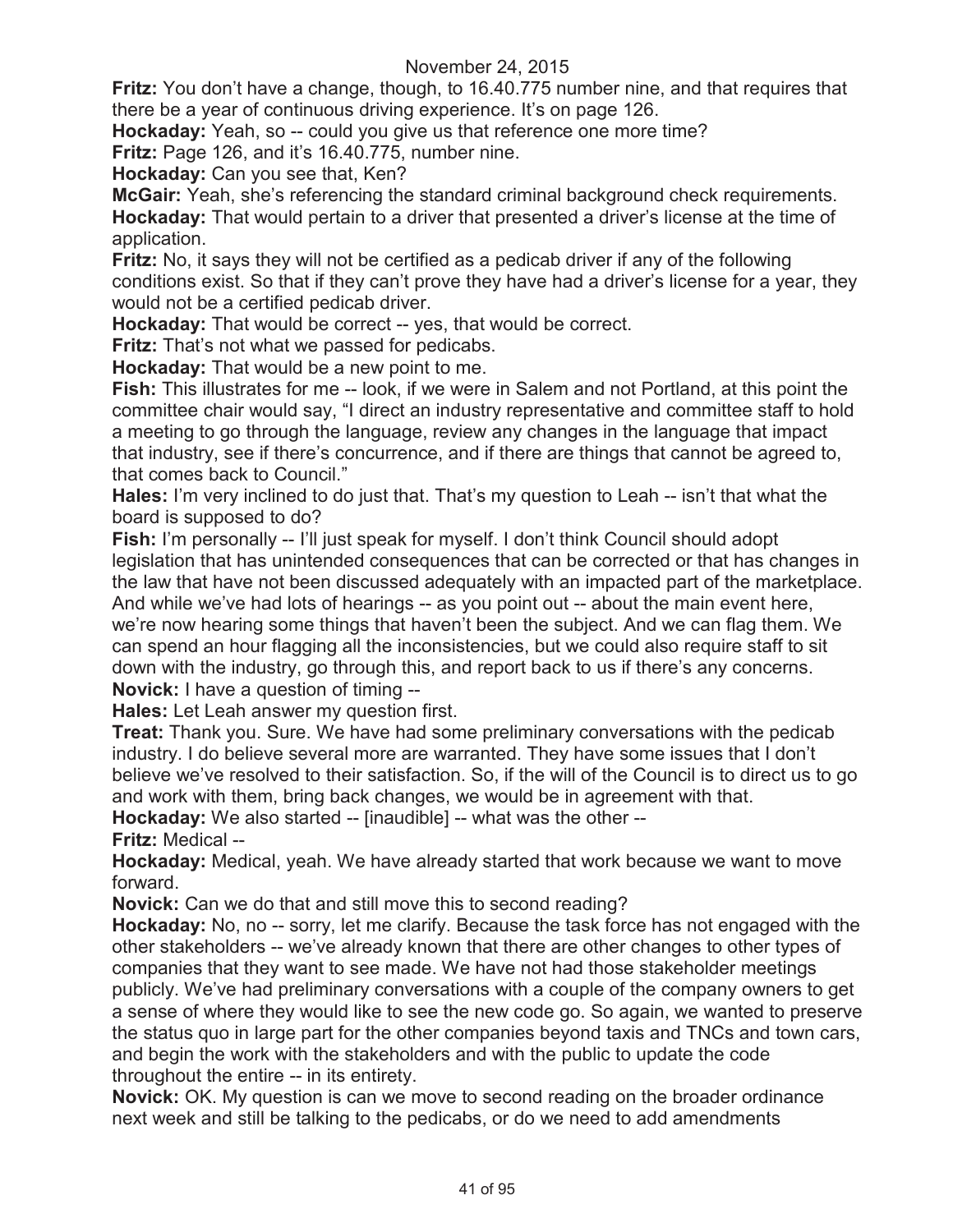**Fritz:** You don't have a change, though, to 16.40.775 number nine, and that requires that there be a year of continuous driving experience. It's on page 126.

**Hockaday:** Yeah, so -- could you give us that reference one more time?

**Fritz:** Page 126, and it's 16.40.775, number nine.

**Hockaday:** Can you see that, Ken?

**McGair:** Yeah, she's referencing the standard criminal background check requirements.

**Hockaday:** That would pertain to a driver that presented a driver's license at the time of application.

**Fritz:** No, it says they will not be certified as a pedicab driver if any of the following conditions exist. So that if they can't prove they have had a driver's license for a year, they would not be a certified pedicab driver.

**Hockaday:** That would be correct -- yes, that would be correct.

**Fritz:** That's not what we passed for pedicabs.

**Hockaday:** That would be a new point to me.

**Fish:** This illustrates for me -- look, if we were in Salem and not Portland, at this point the committee chair would say, "I direct an industry representative and committee staff to hold a meeting to go through the language, review any changes in the language that impact that industry, see if there's concurrence, and if there are things that cannot be agreed to, that comes back to Council."

**Hales:** I'm very inclined to do just that. That's my question to Leah -- isn't that what the board is supposed to do?

**Fish:** I'm personally -- I'll just speak for myself. I don't think Council should adopt legislation that has unintended consequences that can be corrected or that has changes in the law that have not been discussed adequately with an impacted part of the marketplace. And while we've had lots of hearings -- as you point out -- about the main event here, we're now hearing some things that haven't been the subject. And we can flag them. We can spend an hour flagging all the inconsistencies, but we could also require staff to sit down with the industry, go through this, and report back to us if there's any concerns.

**Novick:** I have a question of timing --

**Hales:** Let Leah answer my question first.

**Treat:** Thank you. Sure. We have had some preliminary conversations with the pedicab industry. I do believe several more are warranted. They have some issues that I don't believe we've resolved to their satisfaction. So, if the will of the Council is to direct us to go and work with them, bring back changes, we would be in agreement with that.

**Hockaday:** We also started -- [inaudible] -- what was the other --

**Fritz:** Medical --

**Hockaday:** Medical, yeah. We have already started that work because we want to move forward.

**Novick:** Can we do that and still move this to second reading?

**Hockaday:** No, no -- sorry, let me clarify. Because the task force has not engaged with the other stakeholders -- we've already known that there are other changes to other types of companies that they want to see made. We have not had those stakeholder meetings publicly. We've had preliminary conversations with a couple of the company owners to get a sense of where they would like to see the new code go. So again, we wanted to preserve the status quo in large part for the other companies beyond taxis and TNCs and town cars, and begin the work with the stakeholders and with the public to update the code throughout the entire -- in its entirety.

**Novick:** OK. My question is can we move to second reading on the broader ordinance next week and still be talking to the pedicabs, or do we need to add amendments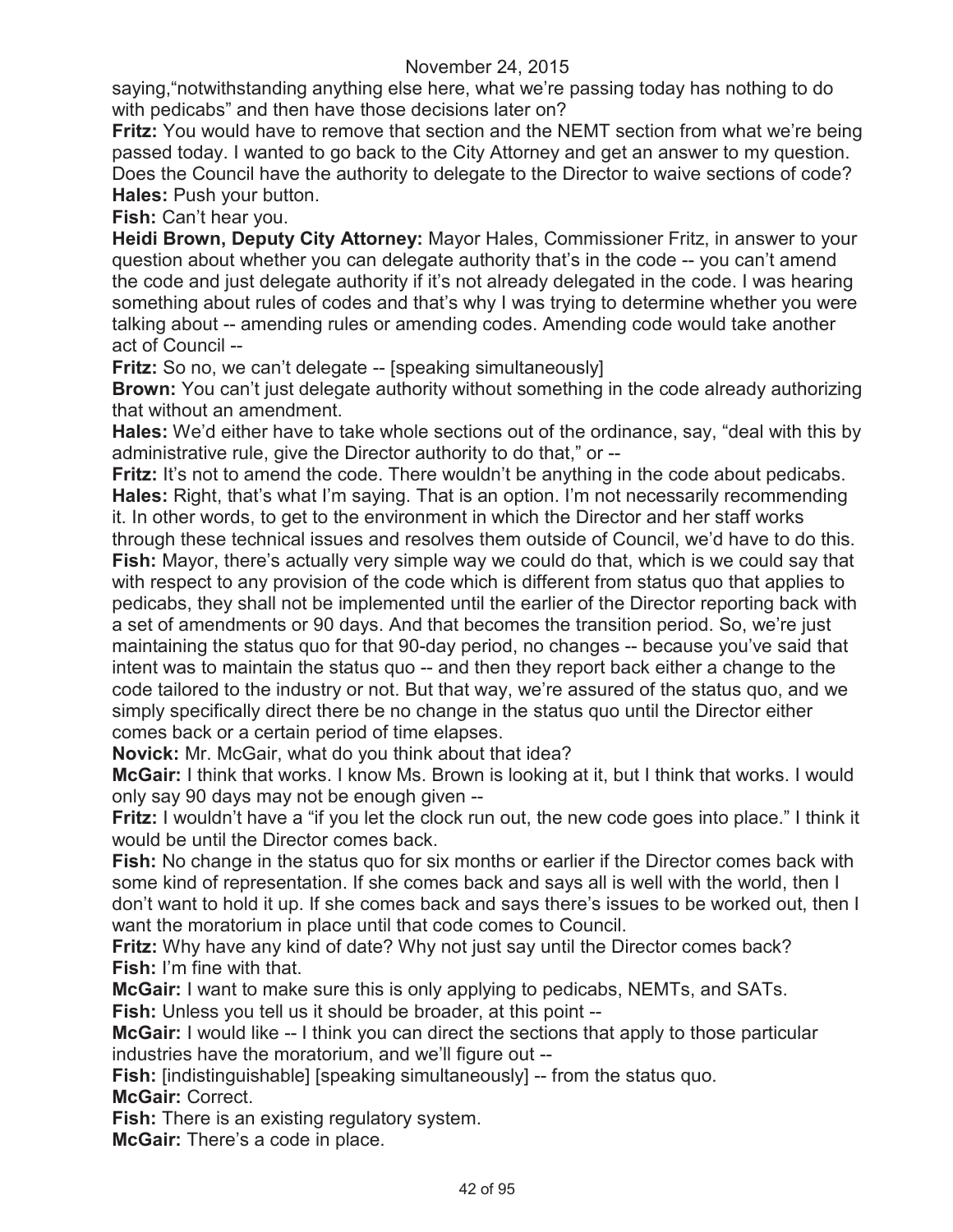saying,"notwithstanding anything else here, what we're passing today has nothing to do with pedicabs" and then have those decisions later on?

**Fritz:** You would have to remove that section and the NEMT section from what we're being passed today. I wanted to go back to the City Attorney and get an answer to my question. Does the Council have the authority to delegate to the Director to waive sections of code?

**Hales:** Push your button.

**Fish:** Can't hear you.

**Heidi Brown, Deputy City Attorney:** Mayor Hales, Commissioner Fritz, in answer to your question about whether you can delegate authority that's in the code -- you can't amend the code and just delegate authority if it's not already delegated in the code. I was hearing something about rules of codes and that's why I was trying to determine whether you were talking about -- amending rules or amending codes. Amending code would take another act of Council --

**Fritz:** So no, we can't delegate -- [speaking simultaneously]

**Brown:** You can't just delegate authority without something in the code already authorizing that without an amendment.

**Hales:** We'd either have to take whole sections out of the ordinance, say, "deal with this by administrative rule, give the Director authority to do that," or --

**Fritz:** It's not to amend the code. There wouldn't be anything in the code about pedicabs.

**Hales:** Right, that's what I'm saying. That is an option. I'm not necessarily recommending it. In other words, to get to the environment in which the Director and her staff works through these technical issues and resolves them outside of Council, we'd have to do this.

**Fish:** Mayor, there's actually very simple way we could do that, which is we could say that with respect to any provision of the code which is different from status quo that applies to pedicabs, they shall not be implemented until the earlier of the Director reporting back with a set of amendments or 90 days. And that becomes the transition period. So, we're just maintaining the status quo for that 90-day period, no changes -- because you've said that intent was to maintain the status quo -- and then they report back either a change to the code tailored to the industry or not. But that way, we're assured of the status quo, and we simply specifically direct there be no change in the status quo until the Director either comes back or a certain period of time elapses.

**Novick:** Mr. McGair, what do you think about that idea?

**McGair:** I think that works. I know Ms. Brown is looking at it, but I think that works. I would only say 90 days may not be enough given --

**Fritz:** I wouldn't have a "if you let the clock run out, the new code goes into place." I think it would be until the Director comes back.

**Fish:** No change in the status quo for six months or earlier if the Director comes back with some kind of representation. If she comes back and says all is well with the world, then I don't want to hold it up. If she comes back and says there's issues to be worked out, then I want the moratorium in place until that code comes to Council.

**Fritz:** Why have any kind of date? Why not just say until the Director comes back?

**Fish:** I'm fine with that.

**McGair:** I want to make sure this is only applying to pedicabs, NEMTs, and SATs.

**Fish:** Unless you tell us it should be broader, at this point --

**McGair:** I would like -- I think you can direct the sections that apply to those particular industries have the moratorium, and we'll figure out --

**Fish:** [indistinguishable] [speaking simultaneously] -- from the status quo.

**McGair:** Correct.

**Fish:** There is an existing regulatory system.

**McGair:** There's a code in place.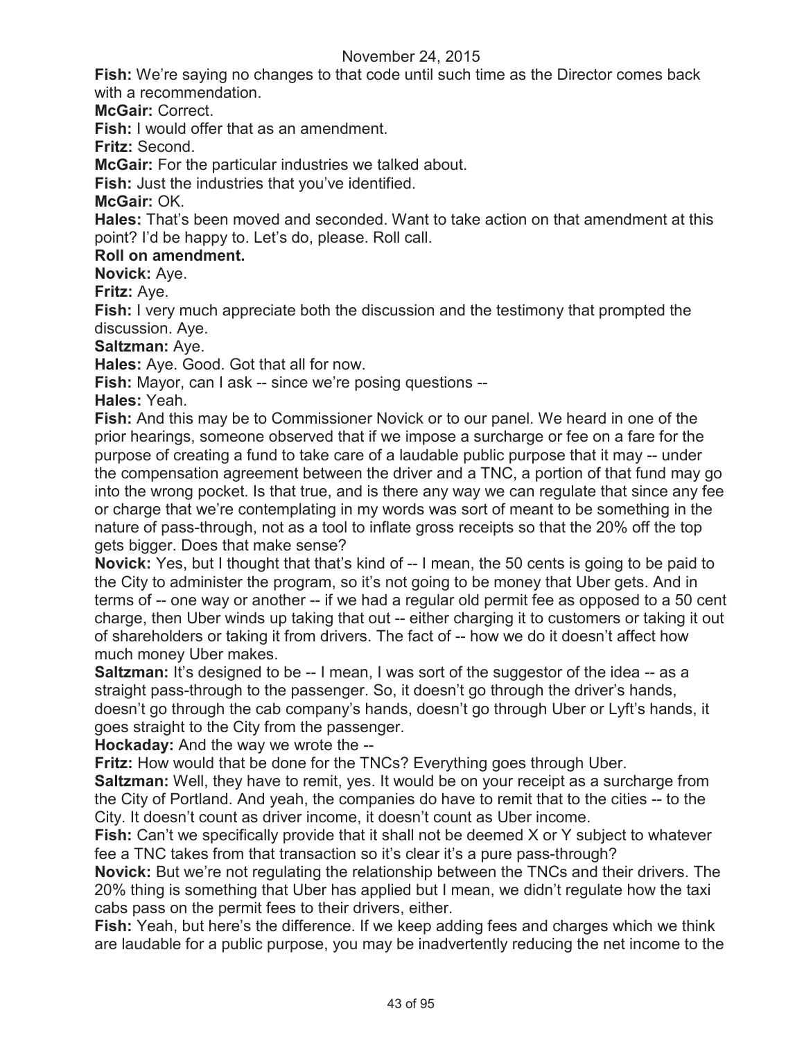**Fish:** We're saying no changes to that code until such time as the Director comes back with a recommendation.

**McGair:** Correct.

**Fish:** I would offer that as an amendment.

**Fritz:** Second.

**McGair:** For the particular industries we talked about.

**Fish:** Just the industries that you've identified.

**McGair:** OK.

**Hales:** That's been moved and seconded. Want to take action on that amendment at this point? I'd be happy to. Let's do, please. Roll call.

**Roll on amendment.**

**Novick:** Aye.

**Fritz:** Aye.

**Fish:** I very much appreciate both the discussion and the testimony that prompted the discussion. Aye.

**Saltzman:** Aye.

**Hales:** Aye. Good. Got that all for now.

**Fish:** Mayor, can I ask -- since we're posing questions --

**Hales:** Yeah.

**Fish:** And this may be to Commissioner Novick or to our panel. We heard in one of the prior hearings, someone observed that if we impose a surcharge or fee on a fare for the purpose of creating a fund to take care of a laudable public purpose that it may -- under the compensation agreement between the driver and a TNC, a portion of that fund may go into the wrong pocket. Is that true, and is there any way we can regulate that since any fee or charge that we're contemplating in my words was sort of meant to be something in the nature of pass-through, not as a tool to inflate gross receipts so that the 20% off the top gets bigger. Does that make sense?

**Novick:** Yes, but I thought that that's kind of -- I mean, the 50 cents is going to be paid to the City to administer the program, so it's not going to be money that Uber gets. And in terms of -- one way or another -- if we had a regular old permit fee as opposed to a 50 cent charge, then Uber winds up taking that out -- either charging it to customers or taking it out of shareholders or taking it from drivers. The fact of -- how we do it doesn't affect how much money Uber makes.

**Saltzman:** It's designed to be -- I mean, I was sort of the suggestor of the idea -- as a straight pass-through to the passenger. So, it doesn't go through the driver's hands, doesn't go through the cab company's hands, doesn't go through Uber or Lyft's hands, it goes straight to the City from the passenger.

**Hockaday:** And the way we wrote the --

**Fritz:** How would that be done for the TNCs? Everything goes through Uber.

**Saltzman:** Well, they have to remit, yes. It would be on your receipt as a surcharge from the City of Portland. And yeah, the companies do have to remit that to the cities -- to the City. It doesn't count as driver income, it doesn't count as Uber income.

**Fish:** Can't we specifically provide that it shall not be deemed X or Y subject to whatever fee a TNC takes from that transaction so it's clear it's a pure pass-through?

**Novick:** But we're not regulating the relationship between the TNCs and their drivers. The 20% thing is something that Uber has applied but I mean, we didn't regulate how the taxi cabs pass on the permit fees to their drivers, either.

**Fish:** Yeah, but here's the difference. If we keep adding fees and charges which we think are laudable for a public purpose, you may be inadvertently reducing the net income to the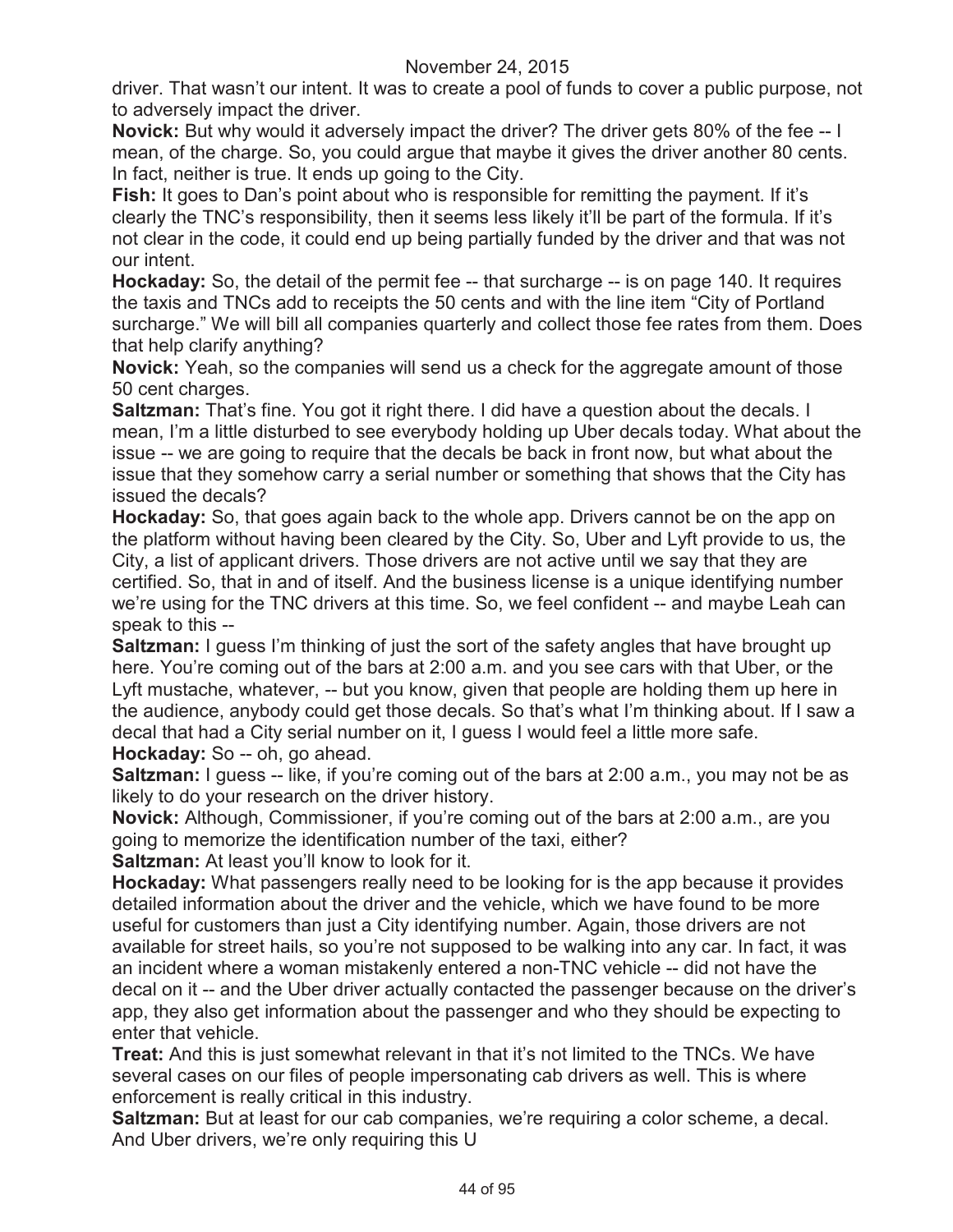driver. That wasn't our intent. It was to create a pool of funds to cover a public purpose, not to adversely impact the driver.

**Novick:** But why would it adversely impact the driver? The driver gets 80% of the fee -- I mean, of the charge. So, you could argue that maybe it gives the driver another 80 cents. In fact, neither is true. It ends up going to the City.

**Fish:** It goes to Dan's point about who is responsible for remitting the payment. If it's clearly the TNC's responsibility, then it seems less likely it'll be part of the formula. If it's not clear in the code, it could end up being partially funded by the driver and that was not our intent.

**Hockaday:** So, the detail of the permit fee -- that surcharge -- is on page 140. It requires the taxis and TNCs add to receipts the 50 cents and with the line item "City of Portland surcharge." We will bill all companies quarterly and collect those fee rates from them. Does that help clarify anything?

**Novick:** Yeah, so the companies will send us a check for the aggregate amount of those 50 cent charges.

**Saltzman:** That's fine. You got it right there. I did have a question about the decals. I mean, I'm a little disturbed to see everybody holding up Uber decals today. What about the issue -- we are going to require that the decals be back in front now, but what about the issue that they somehow carry a serial number or something that shows that the City has issued the decals?

**Hockaday:** So, that goes again back to the whole app. Drivers cannot be on the app on the platform without having been cleared by the City. So, Uber and Lyft provide to us, the City, a list of applicant drivers. Those drivers are not active until we say that they are certified. So, that in and of itself. And the business license is a unique identifying number we're using for the TNC drivers at this time. So, we feel confident -- and maybe Leah can speak to this --

**Saltzman:** I guess I'm thinking of just the sort of the safety angles that have brought up here. You're coming out of the bars at 2:00 a.m. and you see cars with that Uber, or the Lyft mustache, whatever, -- but you know, given that people are holding them up here in the audience, anybody could get those decals. So that's what I'm thinking about. If I saw a decal that had a City serial number on it, I guess I would feel a little more safe.

**Hockaday:** So -- oh, go ahead.

**Saltzman:** I guess -- like, if you're coming out of the bars at 2:00 a.m., you may not be as likely to do your research on the driver history.

**Novick:** Although, Commissioner, if you're coming out of the bars at 2:00 a.m., are you going to memorize the identification number of the taxi, either?

**Saltzman:** At least you'll know to look for it.

**Hockaday:** What passengers really need to be looking for is the app because it provides detailed information about the driver and the vehicle, which we have found to be more useful for customers than just a City identifying number. Again, those drivers are not available for street hails, so you're not supposed to be walking into any car. In fact, it was an incident where a woman mistakenly entered a non-TNC vehicle -- did not have the decal on it -- and the Uber driver actually contacted the passenger because on the driver's app, they also get information about the passenger and who they should be expecting to enter that vehicle.

**Treat:** And this is just somewhat relevant in that it's not limited to the TNCs. We have several cases on our files of people impersonating cab drivers as well. This is where enforcement is really critical in this industry.

**Saltzman:** But at least for our cab companies, we're requiring a color scheme, a decal. And Uber drivers, we're only requiring this U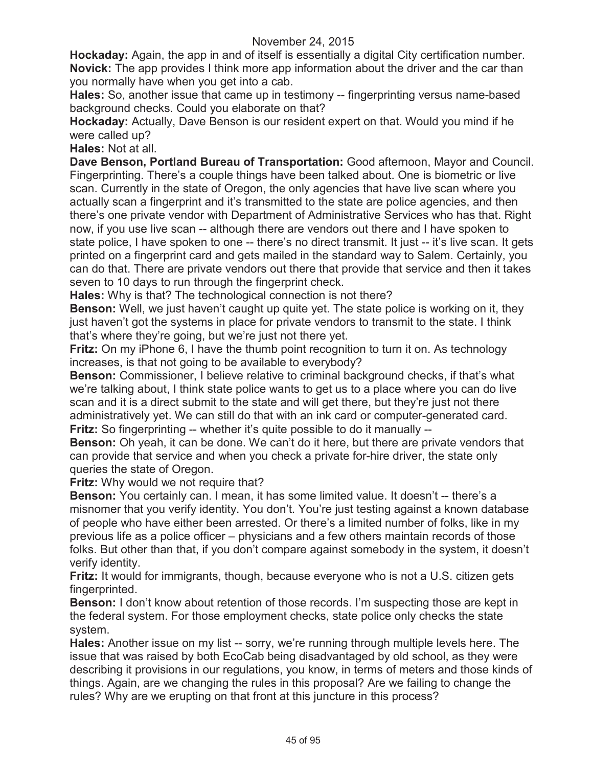**Hockaday:** Again, the app in and of itself is essentially a digital City certification number.

**Novick:** The app provides I think more app information about the driver and the car than you normally have when you get into a cab.

**Hales:** So, another issue that came up in testimony -- fingerprinting versus name-based background checks. Could you elaborate on that?

**Hockaday:** Actually, Dave Benson is our resident expert on that. Would you mind if he were called up?

**Hales:** Not at all.

**Dave Benson, Portland Bureau of Transportation:** Good afternoon, Mayor and Council. Fingerprinting. There's a couple things have been talked about. One is biometric or live scan. Currently in the state of Oregon, the only agencies that have live scan where you actually scan a fingerprint and it's transmitted to the state are police agencies, and then there's one private vendor with Department of Administrative Services who has that. Right now, if you use live scan -- although there are vendors out there and I have spoken to state police, I have spoken to one -- there's no direct transmit. It just -- it's live scan. It gets printed on a fingerprint card and gets mailed in the standard way to Salem. Certainly, you can do that. There are private vendors out there that provide that service and then it takes seven to 10 days to run through the fingerprint check.

**Hales:** Why is that? The technological connection is not there?

**Benson:** Well, we just haven't caught up quite yet. The state police is working on it, they just haven't got the systems in place for private vendors to transmit to the state. I think that's where they're going, but we're just not there yet.

**Fritz:** On my iPhone 6, I have the thumb point recognition to turn it on. As technology increases, is that not going to be available to everybody?

**Benson:** Commissioner, I believe relative to criminal background checks, if that's what we're talking about, I think state police wants to get us to a place where you can do live scan and it is a direct submit to the state and will get there, but they're just not there administratively yet. We can still do that with an ink card or computer-generated card.

**Fritz:** So fingerprinting -- whether it's quite possible to do it manually --

**Benson:** Oh yeah, it can be done. We can't do it here, but there are private vendors that can provide that service and when you check a private for-hire driver, the state only queries the state of Oregon.

**Fritz:** Why would we not require that?

**Benson:** You certainly can. I mean, it has some limited value. It doesn't -- there's a misnomer that you verify identity. You don't. You're just testing against a known database of people who have either been arrested. Or there's a limited number of folks, like in my previous life as a police officer – physicians and a few others maintain records of those folks. But other than that, if you don't compare against somebody in the system, it doesn't verify identity.

**Fritz:** It would for immigrants, though, because everyone who is not a U.S. citizen gets fingerprinted.

**Benson:** I don't know about retention of those records. I'm suspecting those are kept in the federal system. For those employment checks, state police only checks the state system.

**Hales:** Another issue on my list -- sorry, we're running through multiple levels here. The issue that was raised by both EcoCab being disadvantaged by old school, as they were describing it provisions in our regulations, you know, in terms of meters and those kinds of things. Again, are we changing the rules in this proposal? Are we failing to change the rules? Why are we erupting on that front at this juncture in this process?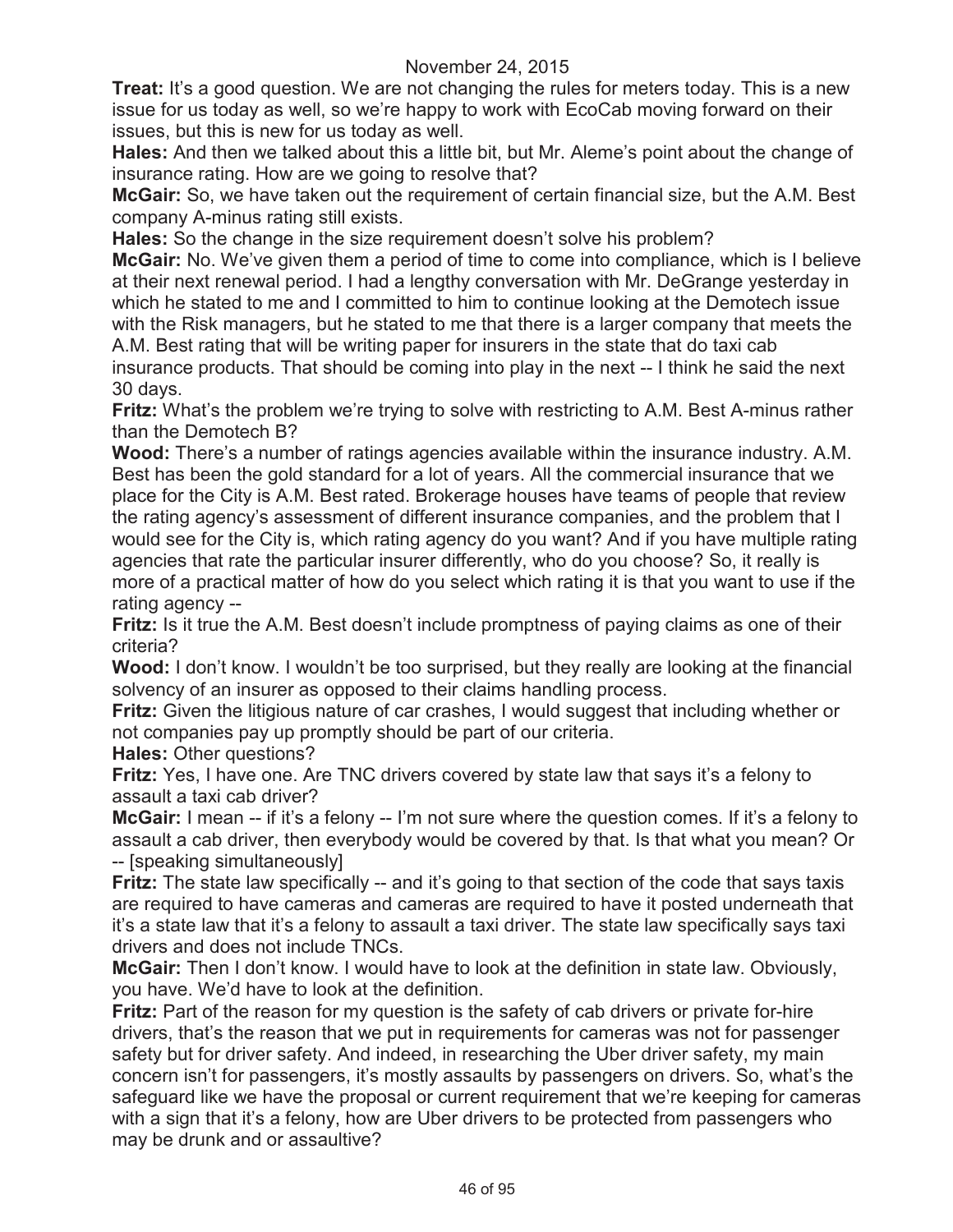**Treat:** It's a good question. We are not changing the rules for meters today. This is a new issue for us today as well, so we're happy to work with EcoCab moving forward on their issues, but this is new for us today as well.

**Hales:** And then we talked about this a little bit, but Mr. Aleme's point about the change of insurance rating. How are we going to resolve that?

**McGair:** So, we have taken out the requirement of certain financial size, but the A.M. Best company A-minus rating still exists.

**Hales:** So the change in the size requirement doesn't solve his problem?

**McGair:** No. We've given them a period of time to come into compliance, which is I believe at their next renewal period. I had a lengthy conversation with Mr. DeGrange yesterday in which he stated to me and I committed to him to continue looking at the Demotech issue with the Risk managers, but he stated to me that there is a larger company that meets the A.M. Best rating that will be writing paper for insurers in the state that do taxi cab insurance products. That should be coming into play in the next -- I think he said the next 30 days.

**Fritz:** What's the problem we're trying to solve with restricting to A.M. Best A-minus rather than the Demotech B?

**Wood:** There's a number of ratings agencies available within the insurance industry. A.M. Best has been the gold standard for a lot of years. All the commercial insurance that we place for the City is A.M. Best rated. Brokerage houses have teams of people that review the rating agency's assessment of different insurance companies, and the problem that I would see for the City is, which rating agency do you want? And if you have multiple rating agencies that rate the particular insurer differently, who do you choose? So, it really is more of a practical matter of how do you select which rating it is that you want to use if the rating agency --

**Fritz:** Is it true the A.M. Best doesn't include promptness of paying claims as one of their criteria?

**Wood:** I don't know. I wouldn't be too surprised, but they really are looking at the financial solvency of an insurer as opposed to their claims handling process.

**Fritz:** Given the litigious nature of car crashes, I would suggest that including whether or not companies pay up promptly should be part of our criteria.

**Hales:** Other questions?

**Fritz:** Yes, I have one. Are TNC drivers covered by state law that says it's a felony to assault a taxi cab driver?

**McGair:** I mean -- if it's a felony -- I'm not sure where the question comes. If it's a felony to assault a cab driver, then everybody would be covered by that. Is that what you mean? Or -- [speaking simultaneously]

**Fritz:** The state law specifically -- and it's going to that section of the code that says taxis are required to have cameras and cameras are required to have it posted underneath that it's a state law that it's a felony to assault a taxi driver. The state law specifically says taxi drivers and does not include TNCs.

**McGair:** Then I don't know. I would have to look at the definition in state law. Obviously, you have. We'd have to look at the definition.

**Fritz:** Part of the reason for my question is the safety of cab drivers or private for-hire drivers, that's the reason that we put in requirements for cameras was not for passenger safety but for driver safety. And indeed, in researching the Uber driver safety, my main concern isn't for passengers, it's mostly assaults by passengers on drivers. So, what's the safeguard like we have the proposal or current requirement that we're keeping for cameras with a sign that it's a felony, how are Uber drivers to be protected from passengers who may be drunk and or assaultive?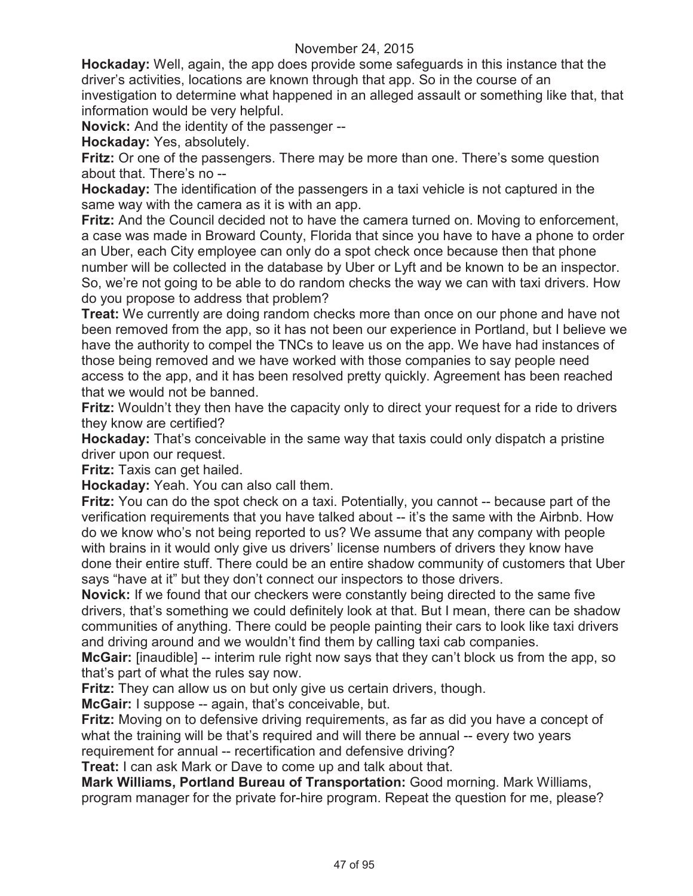**Hockaday:** Well, again, the app does provide some safeguards in this instance that the driver's activities, locations are known through that app. So in the course of an investigation to determine what happened in an alleged assault or something like that, that information would be very helpful.

**Novick:** And the identity of the passenger --

**Hockaday:** Yes, absolutely.

**Fritz:** Or one of the passengers. There may be more than one. There's some question about that. There's no --

**Hockaday:** The identification of the passengers in a taxi vehicle is not captured in the same way with the camera as it is with an app.

**Fritz:** And the Council decided not to have the camera turned on. Moving to enforcement, a case was made in Broward County, Florida that since you have to have a phone to order an Uber, each City employee can only do a spot check once because then that phone number will be collected in the database by Uber or Lyft and be known to be an inspector. So, we're not going to be able to do random checks the way we can with taxi drivers. How do you propose to address that problem?

**Treat:** We currently are doing random checks more than once on our phone and have not been removed from the app, so it has not been our experience in Portland, but I believe we have the authority to compel the TNCs to leave us on the app. We have had instances of those being removed and we have worked with those companies to say people need access to the app, and it has been resolved pretty quickly. Agreement has been reached that we would not be banned.

**Fritz:** Wouldn't they then have the capacity only to direct your request for a ride to drivers they know are certified?

**Hockaday:** That's conceivable in the same way that taxis could only dispatch a pristine driver upon our request.

**Fritz:** Taxis can get hailed.

**Hockaday:** Yeah. You can also call them.

**Fritz:** You can do the spot check on a taxi. Potentially, you cannot -- because part of the verification requirements that you have talked about -- it's the same with the Airbnb. How do we know who's not being reported to us? We assume that any company with people with brains in it would only give us drivers' license numbers of drivers they know have done their entire stuff. There could be an entire shadow community of customers that Uber says "have at it" but they don't connect our inspectors to those drivers.

**Novick:** If we found that our checkers were constantly being directed to the same five drivers, that's something we could definitely look at that. But I mean, there can be shadow communities of anything. There could be people painting their cars to look like taxi drivers and driving around and we wouldn't find them by calling taxi cab companies.

**McGair:** [inaudible] -- interim rule right now says that they can't block us from the app, so that's part of what the rules say now.

**Fritz:** They can allow us on but only give us certain drivers, though.

**McGair:** I suppose -- again, that's conceivable, but.

**Fritz:** Moving on to defensive driving requirements, as far as did you have a concept of what the training will be that's required and will there be annual -- every two years requirement for annual -- recertification and defensive driving?

**Treat:** I can ask Mark or Dave to come up and talk about that.

**Mark Williams, Portland Bureau of Transportation:** Good morning. Mark Williams, program manager for the private for-hire program. Repeat the question for me, please?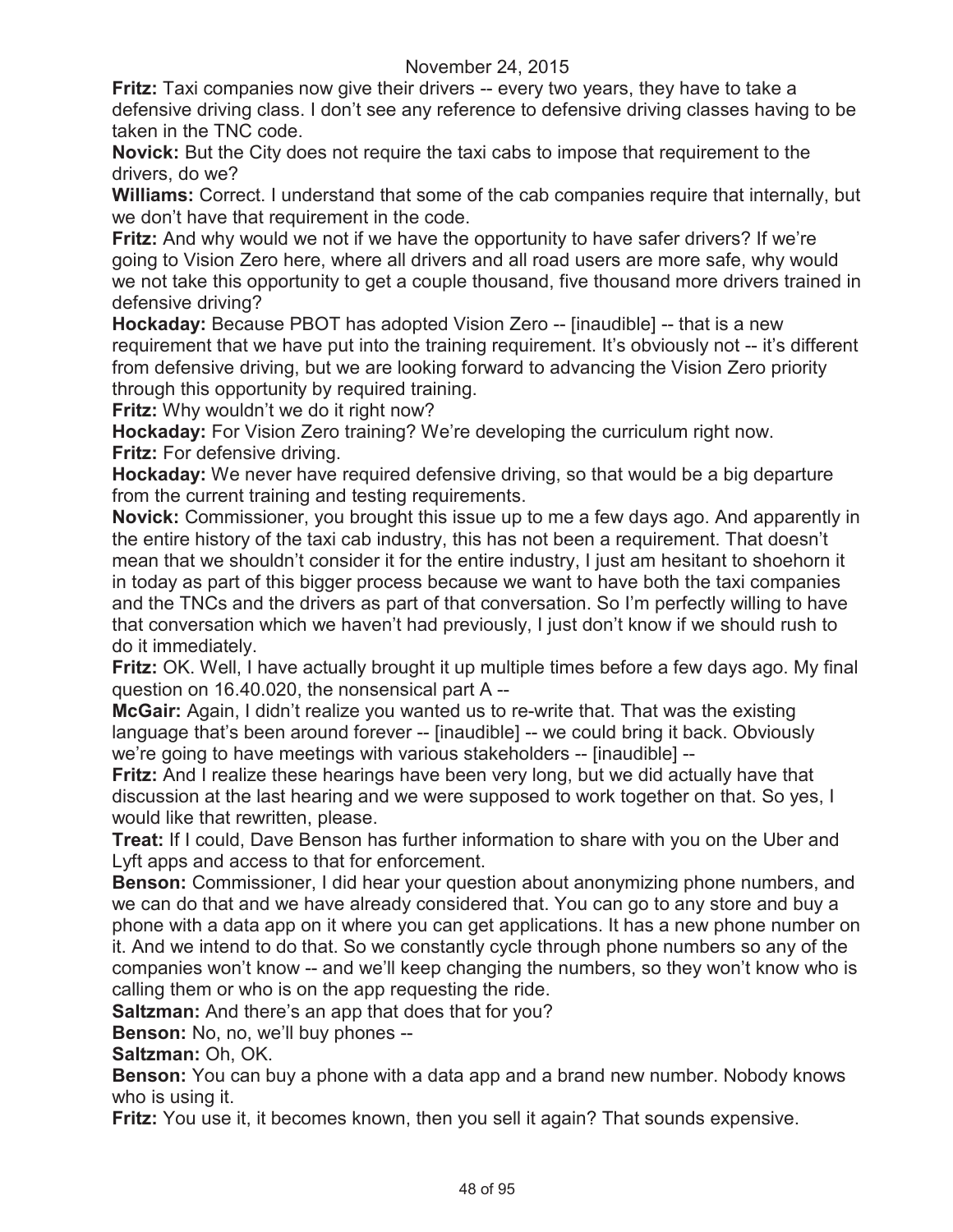**Fritz:** Taxi companies now give their drivers -- every two years, they have to take a defensive driving class. I don't see any reference to defensive driving classes having to be taken in the TNC code.

**Novick:** But the City does not require the taxi cabs to impose that requirement to the drivers, do we?

**Williams:** Correct. I understand that some of the cab companies require that internally, but we don't have that requirement in the code.

**Fritz:** And why would we not if we have the opportunity to have safer drivers? If we're going to Vision Zero here, where all drivers and all road users are more safe, why would we not take this opportunity to get a couple thousand, five thousand more drivers trained in defensive driving?

**Hockaday:** Because PBOT has adopted Vision Zero -- [inaudible] -- that is a new requirement that we have put into the training requirement. It's obviously not -- it's different from defensive driving, but we are looking forward to advancing the Vision Zero priority through this opportunity by required training.

**Fritz:** Why wouldn't we do it right now?

**Hockaday:** For Vision Zero training? We're developing the curriculum right now.

**Fritz:** For defensive driving.

**Hockaday:** We never have required defensive driving, so that would be a big departure from the current training and testing requirements.

**Novick:** Commissioner, you brought this issue up to me a few days ago. And apparently in the entire history of the taxi cab industry, this has not been a requirement. That doesn't mean that we shouldn't consider it for the entire industry, I just am hesitant to shoehorn it in today as part of this bigger process because we want to have both the taxi companies and the TNCs and the drivers as part of that conversation. So I'm perfectly willing to have that conversation which we haven't had previously, I just don't know if we should rush to do it immediately.

**Fritz:** OK. Well, I have actually brought it up multiple times before a few days ago. My final question on 16.40.020, the nonsensical part A --

**McGair:** Again, I didn't realize you wanted us to re-write that. That was the existing language that's been around forever -- [inaudible] -- we could bring it back. Obviously we're going to have meetings with various stakeholders -- [inaudible] --

**Fritz:** And I realize these hearings have been very long, but we did actually have that discussion at the last hearing and we were supposed to work together on that. So yes, I would like that rewritten, please.

**Treat:** If I could, Dave Benson has further information to share with you on the Uber and Lyft apps and access to that for enforcement.

**Benson:** Commissioner, I did hear your question about anonymizing phone numbers, and we can do that and we have already considered that. You can go to any store and buy a phone with a data app on it where you can get applications. It has a new phone number on it. And we intend to do that. So we constantly cycle through phone numbers so any of the companies won't know -- and we'll keep changing the numbers, so they won't know who is calling them or who is on the app requesting the ride.

**Saltzman:** And there's an app that does that for you?

**Benson:** No, no, we'll buy phones --

**Saltzman:** Oh, OK.

**Benson:** You can buy a phone with a data app and a brand new number. Nobody knows who is using it.

**Fritz:** You use it, it becomes known, then you sell it again? That sounds expensive.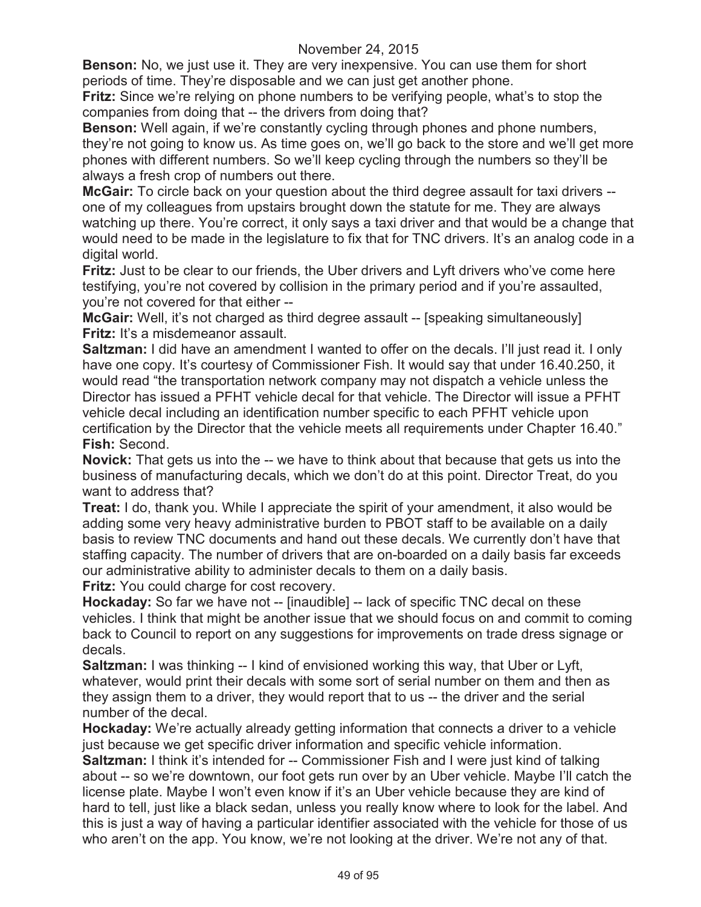**Benson:** No, we just use it. They are very inexpensive. You can use them for short periods of time. They're disposable and we can just get another phone.

**Fritz:** Since we're relying on phone numbers to be verifying people, what's to stop the companies from doing that -- the drivers from doing that?

**Benson:** Well again, if we're constantly cycling through phones and phone numbers, they're not going to know us. As time goes on, we'll go back to the store and we'll get more phones with different numbers. So we'll keep cycling through the numbers so they'll be always a fresh crop of numbers out there.

**McGair:** To circle back on your question about the third degree assault for taxi drivers -- one of my colleagues from upstairs brought down the statute for me. They are always watching up there. You're correct, it only says a taxi driver and that would be a change that would need to be made in the legislature to fix that for TNC drivers. It's an analog code in a digital world.

**Fritz:** Just to be clear to our friends, the Uber drivers and Lyft drivers who've come here testifying, you're not covered by collision in the primary period and if you're assaulted, you're not covered for that either --

**McGair:** Well, it's not charged as third degree assault -- [speaking simultaneously]

**Fritz:** It's a misdemeanor assault.

**Saltzman:** I did have an amendment I wanted to offer on the decals. I'll just read it. I only have one copy. It's courtesy of Commissioner Fish. It would say that under 16.40.250, it would read "the transportation network company may not dispatch a vehicle unless the Director has issued a PFHT vehicle decal for that vehicle. The Director will issue a PFHT vehicle decal including an identification number specific to each PFHT vehicle upon certification by the Director that the vehicle meets all requirements under Chapter 16.40."

**Fish:** Second.

**Novick:** That gets us into the -- we have to think about that because that gets us into the business of manufacturing decals, which we don't do at this point. Director Treat, do you want to address that?

**Treat:** I do, thank you. While I appreciate the spirit of your amendment, it also would be adding some very heavy administrative burden to PBOT staff to be available on a daily basis to review TNC documents and hand out these decals. We currently don't have that staffing capacity. The number of drivers that are on-boarded on a daily basis far exceeds our administrative ability to administer decals to them on a daily basis.

**Fritz:** You could charge for cost recovery.

**Hockaday:** So far we have not -- [inaudible] -- lack of specific TNC decal on these vehicles. I think that might be another issue that we should focus on and commit to coming back to Council to report on any suggestions for improvements on trade dress signage or decals.

**Saltzman:** I was thinking -- I kind of envisioned working this way, that Uber or Lyft, whatever, would print their decals with some sort of serial number on them and then as they assign them to a driver, they would report that to us -- the driver and the serial number of the decal.

**Hockaday:** We're actually already getting information that connects a driver to a vehicle just because we get specific driver information and specific vehicle information.

**Saltzman:** I think it's intended for -- Commissioner Fish and I were just kind of talking about -- so we're downtown, our foot gets run over by an Uber vehicle. Maybe I'll catch the license plate. Maybe I won't even know if it's an Uber vehicle because they are kind of hard to tell, just like a black sedan, unless you really know where to look for the label. And this is just a way of having a particular identifier associated with the vehicle for those of us who aren't on the app. You know, we're not looking at the driver. We're not any of that.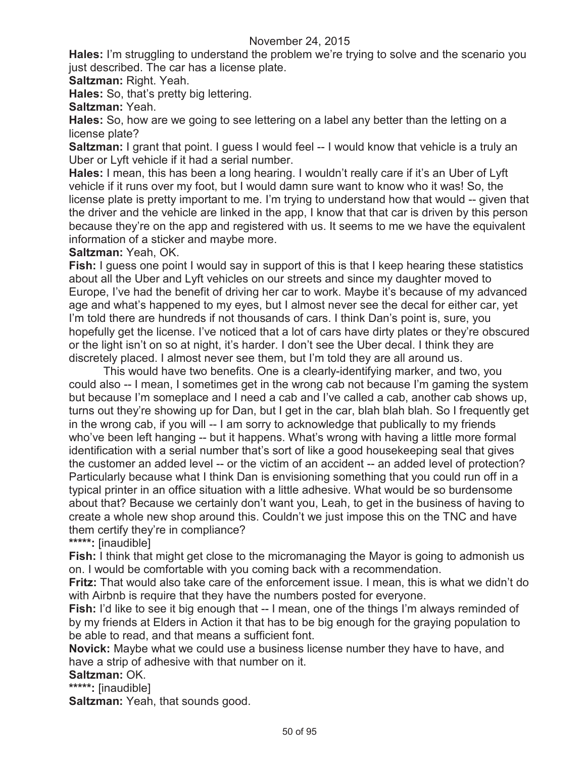**Hales:** I'm struggling to understand the problem we're trying to solve and the scenario you just described. The car has a license plate.

**Saltzman:** Right. Yeah.

**Hales:** So, that's pretty big lettering.

**Saltzman:** Yeah.

**Hales:** So, how are we going to see lettering on a label any better than the letting on a license plate?

**Saltzman:** I grant that point. I guess I would feel -- I would know that vehicle is a truly an Uber or Lyft vehicle if it had a serial number.

**Hales:** I mean, this has been a long hearing. I wouldn't really care if it's an Uber of Lyft vehicle if it runs over my foot, but I would damn sure want to know who it was! So, the license plate is pretty important to me. I'm trying to understand how that would -- given that the driver and the vehicle are linked in the app, I know that that car is driven by this person because they're on the app and registered with us. It seems to me we have the equivalent information of a sticker and maybe more.

**Saltzman:** Yeah, OK.

**Fish:** I guess one point I would say in support of this is that I keep hearing these statistics about all the Uber and Lyft vehicles on our streets and since my daughter moved to Europe, I've had the benefit of driving her car to work. Maybe it's because of my advanced age and what's happened to my eyes, but I almost never see the decal for either car, yet I'm told there are hundreds if not thousands of cars. I think Dan's point is, sure, you hopefully get the license. I've noticed that a lot of cars have dirty plates or they're obscured or the light isn't on so at night, it's harder. I don't see the Uber decal. I think they are discretely placed. I almost never see them, but I'm told they are all around us.

This would have two benefits. One is a clearly-identifying marker, and two, you could also -- I mean, I sometimes get in the wrong cab not because I'm gaming the system but because I'm someplace and I need a cab and I've called a cab, another cab shows up, turns out they're showing up for Dan, but I get in the car, blah blah blah. So I frequently get in the wrong cab, if you will -- I am sorry to acknowledge that publically to my friends who've been left hanging -- but it happens. What's wrong with having a little more formal identification with a serial number that's sort of like a good housekeeping seal that gives the customer an added level -- or the victim of an accident -- an added level of protection? Particularly because what I think Dan is envisioning something that you could run off in a typical printer in an office situation with a little adhesive. What would be so burdensome about that? Because we certainly don't want you, Leah, to get in the business of having to create a whole new shop around this. Couldn't we just impose this on the TNC and have them certify they're in compliance?

**\*\*\*\*\*:** [inaudible]

**Fish:** I think that might get close to the micromanaging the Mayor is going to admonish us on. I would be comfortable with you coming back with a recommendation.

**Fritz:** That would also take care of the enforcement issue. I mean, this is what we didn't do with Airbnb is require that they have the numbers posted for everyone.

**Fish:** I'd like to see it big enough that -- I mean, one of the things I'm always reminded of by my friends at Elders in Action it that has to be big enough for the graying population to be able to read, and that means a sufficient font.

**Novick:** Maybe what we could use a business license number they have to have, and have a strip of adhesive with that number on it.

**Saltzman:** OK.

**\*\*\*\*\*:** [inaudible]

**Saltzman:** Yeah, that sounds good.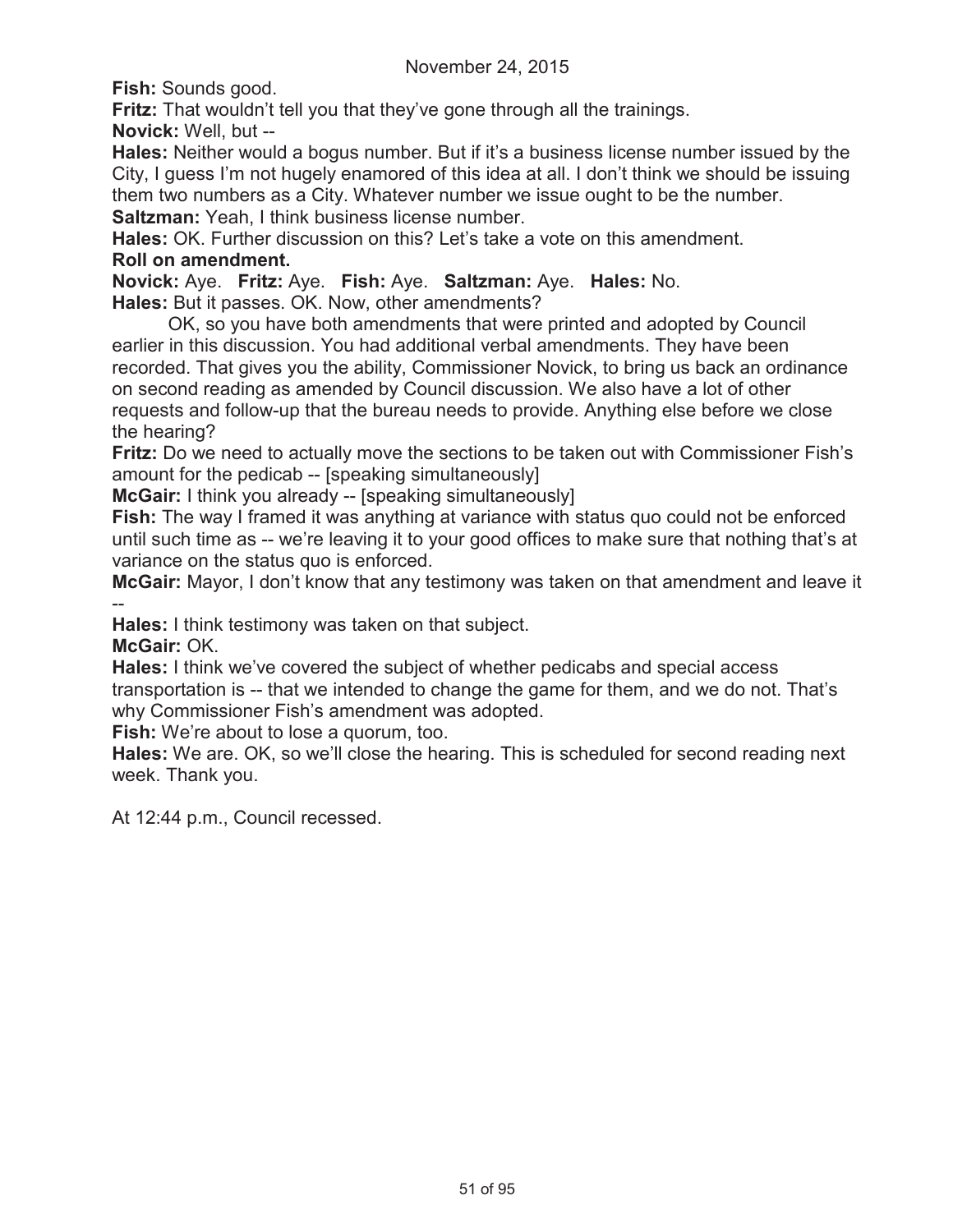**Fish:** Sounds good.

**Fritz:** That wouldn't tell you that they've gone through all the trainings.

**Novick:** Well, but --

**Hales:** Neither would a bogus number. But if it's a business license number issued by the City, I guess I'm not hugely enamored of this idea at all. I don't think we should be issuing them two numbers as a City. Whatever number we issue ought to be the number.

**Saltzman:** Yeah, I think business license number.

**Hales:** OK. Further discussion on this? Let's take a vote on this amendment.

**Roll on amendment.**

**Novick:** Aye. **Fritz:** Aye. **Fish:** Aye. **Saltzman:** Aye. **Hales:** No.

**Hales:** But it passes. OK. Now, other amendments?

OK, so you have both amendments that were printed and adopted by Council earlier in this discussion. You had additional verbal amendments. They have been recorded. That gives you the ability, Commissioner Novick, to bring us back an ordinance on second reading as amended by Council discussion. We also have a lot of other requests and follow-up that the bureau needs to provide. Anything else before we close the hearing?

**Fritz:** Do we need to actually move the sections to be taken out with Commissioner Fish's amount for the pedicab -- [speaking simultaneously]

**McGair:** I think you already -- [speaking simultaneously]

**Fish:** The way I framed it was anything at variance with status quo could not be enforced until such time as -- we're leaving it to your good offices to make sure that nothing that's at variance on the status quo is enforced.

**McGair:** Mayor, I don't know that any testimony was taken on that amendment and leave it --

**Hales:** I think testimony was taken on that subject.

**McGair:** OK.

**Hales:** I think we've covered the subject of whether pedicabs and special access transportation is -- that we intended to change the game for them, and we do not. That's why Commissioner Fish's amendment was adopted.

**Fish:** We're about to lose a quorum, too.

**Hales:** We are. OK, so we'll close the hearing. This is scheduled for second reading next week. Thank you.

At 12:44 p.m., Council recessed.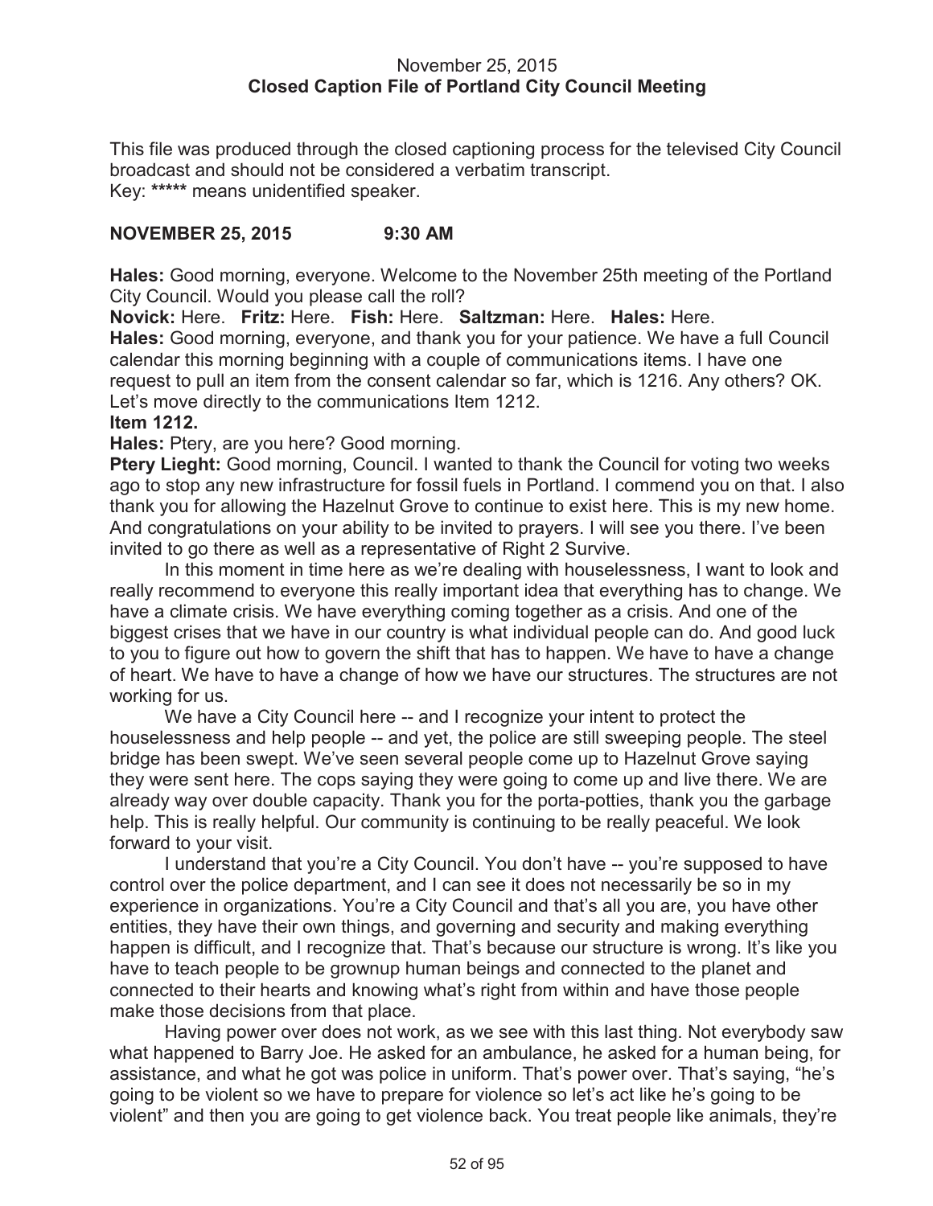November 25, 2015
**Closed Caption File of Portland City Council Meeting**

This file was produced through the closed captioning process for the televised City Council broadcast and should not be considered a verbatim transcript.
Key: ***** means unidentified speaker.

**NOVEMBER 25, 2015 9:30 AM**

**Hales:** Good morning, everyone. Welcome to the November 25th meeting of the Portland City Council. Would you please call the roll?

**Novick:** Here. **Fritz:** Here. **Fish:** Here. **Saltzman:** Here. **Hales:** Here.

**Hales:** Good morning, everyone, and thank you for your patience. We have a full Council calendar this morning beginning with a couple of communications items. I have one request to pull an item from the consent calendar so far, which is 1216. Any others? OK. Let's move directly to the communications Item 1212.

**Item 1212.**

**Hales:** Ptery, are you here? Good morning.

**Ptery Lieght:** Good morning, Council. I wanted to thank the Council for voting two weeks ago to stop any new infrastructure for fossil fuels in Portland. I commend you on that. I also thank you for allowing the Hazelnut Grove to continue to exist here. This is my new home. And congratulations on your ability to be invited to prayers. I will see you there. I've been invited to go there as well as a representative of Right 2 Survive.

In this moment in time here as we're dealing with houselessness, I want to look and really recommend to everyone this really important idea that everything has to change. We have a climate crisis. We have everything coming together as a crisis. And one of the biggest crises that we have in our country is what individual people can do. And good luck to you to figure out how to govern the shift that has to happen. We have to have a change of heart. We have to have a change of how we have our structures. The structures are not working for us.

We have a City Council here -- and I recognize your intent to protect the houselessness and help people -- and yet, the police are still sweeping people. The steel bridge has been swept. We've seen several people come up to Hazelnut Grove saying they were sent here. The cops saying they were going to come up and live there. We are already way over double capacity. Thank you for the porta-potties, thank you the garbage help. This is really helpful. Our community is continuing to be really peaceful. We look forward to your visit.

I understand that you're a City Council. You don't have -- you're supposed to have control over the police department, and I can see it does not necessarily be so in my experience in organizations. You're a City Council and that's all you are, you have other entities, they have their own things, and governing and security and making everything happen is difficult, and I recognize that. That's because our structure is wrong. It's like you have to teach people to be grownup human beings and connected to the planet and connected to their hearts and knowing what's right from within and have those people make those decisions from that place.

Having power over does not work, as we see with this last thing. Not everybody saw what happened to Barry Joe. He asked for an ambulance, he asked for a human being, for assistance, and what he got was police in uniform. That's power over. That's saying, "he's going to be violent so we have to prepare for violence so let's act like he's going to be violent" and then you are going to get violence back. You treat people like animals, they're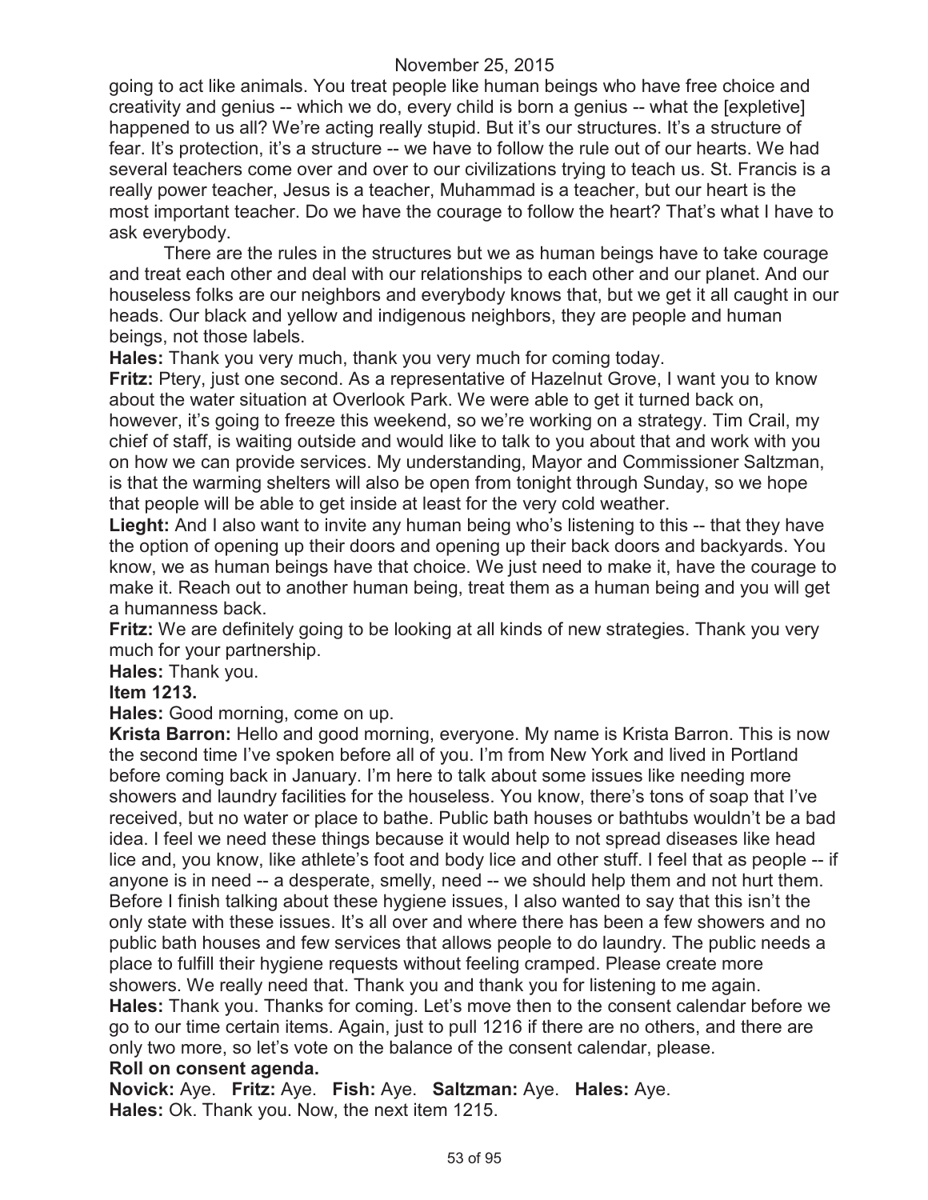going to act like animals. You treat people like human beings who have free choice and creativity and genius -- which we do, every child is born a genius -- what the [expletive] happened to us all? We're acting really stupid. But it's our structures. It's a structure of fear. It's protection, it's a structure -- we have to follow the rule out of our hearts. We had several teachers come over and over to our civilizations trying to teach us. St. Francis is a really power teacher, Jesus is a teacher, Muhammad is a teacher, but our heart is the most important teacher. Do we have the courage to follow the heart? That's what I have to ask everybody.

There are the rules in the structures but we as human beings have to take courage and treat each other and deal with our relationships to each other and our planet. And our houseless folks are our neighbors and everybody knows that, but we get it all caught in our heads. Our black and yellow and indigenous neighbors, they are people and human beings, not those labels.

**Hales:** Thank you very much, thank you very much for coming today.

**Fritz:** Ptery, just one second. As a representative of Hazelnut Grove, I want you to know about the water situation at Overlook Park. We were able to get it turned back on, however, it's going to freeze this weekend, so we're working on a strategy. Tim Crail, my chief of staff, is waiting outside and would like to talk to you about that and work with you on how we can provide services. My understanding, Mayor and Commissioner Saltzman, is that the warming shelters will also be open from tonight through Sunday, so we hope that people will be able to get inside at least for the very cold weather.

**Lieght:** And I also want to invite any human being who's listening to this -- that they have the option of opening up their doors and opening up their back doors and backyards. You know, we as human beings have that choice. We just need to make it, have the courage to make it. Reach out to another human being, treat them as a human being and you will get a humanness back.

**Fritz:** We are definitely going to be looking at all kinds of new strategies. Thank you very much for your partnership.

**Hales:** Thank you.

**Item 1213.**

**Hales:** Good morning, come on up.

**Krista Barron:** Hello and good morning, everyone. My name is Krista Barron. This is now the second time I've spoken before all of you. I'm from New York and lived in Portland before coming back in January. I'm here to talk about some issues like needing more showers and laundry facilities for the houseless. You know, there's tons of soap that I've received, but no water or place to bathe. Public bath houses or bathtubs wouldn't be a bad idea. I feel we need these things because it would help to not spread diseases like head lice and, you know, like athlete's foot and body lice and other stuff. I feel that as people -- if anyone is in need -- a desperate, smelly, need -- we should help them and not hurt them. Before I finish talking about these hygiene issues, I also wanted to say that this isn't the only state with these issues. It's all over and where there has been a few showers and no public bath houses and few services that allows people to do laundry. The public needs a place to fulfill their hygiene requests without feeling cramped. Please create more showers. We really need that. Thank you and thank you for listening to me again.

**Hales:** Thank you. Thanks for coming. Let's move then to the consent calendar before we go to our time certain items. Again, just to pull 1216 if there are no others, and there are only two more, so let's vote on the balance of the consent calendar, please.

**Roll on consent agenda.**

**Novick:** Aye. **Fritz:** Aye. **Fish:** Aye. **Saltzman:** Aye. **Hales:** Aye.

**Hales:** Ok. Thank you. Now, the next item 1215.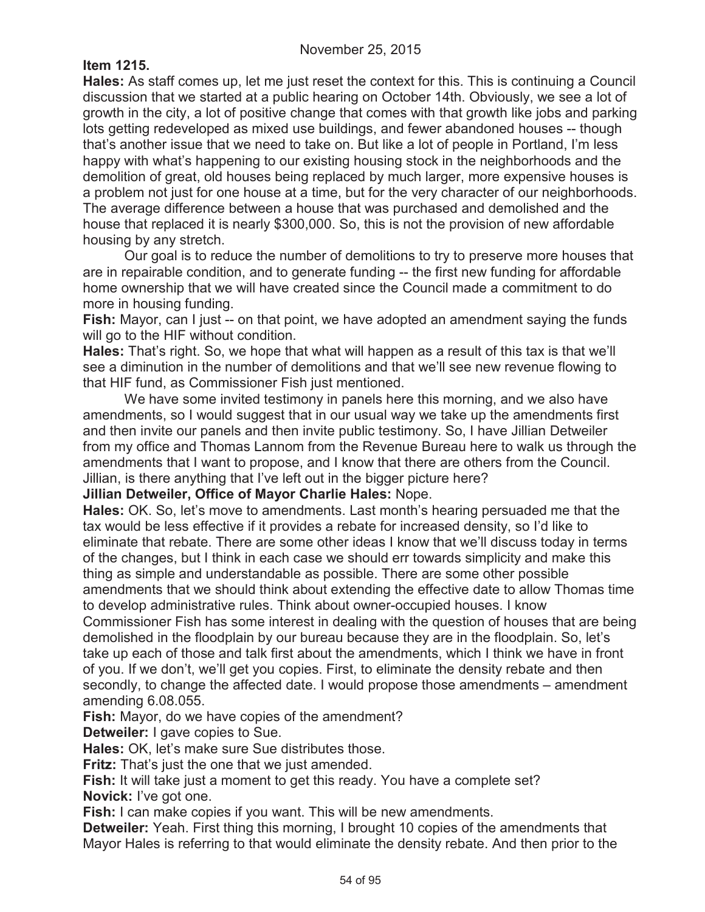**Item 1215.**

**Hales:** As staff comes up, let me just reset the context for this. This is continuing a Council discussion that we started at a public hearing on October 14th. Obviously, we see a lot of growth in the city, a lot of positive change that comes with that growth like jobs and parking lots getting redeveloped as mixed use buildings, and fewer abandoned houses -- though that's another issue that we need to take on. But like a lot of people in Portland, I'm less happy with what's happening to our existing housing stock in the neighborhoods and the demolition of great, old houses being replaced by much larger, more expensive houses is a problem not just for one house at a time, but for the very character of our neighborhoods. The average difference between a house that was purchased and demolished and the house that replaced it is nearly $300,000. So, this is not the provision of new affordable housing by any stretch.

Our goal is to reduce the number of demolitions to try to preserve more houses that are in repairable condition, and to generate funding -- the first new funding for affordable home ownership that we will have created since the Council made a commitment to do more in housing funding.

**Fish:** Mayor, can I just -- on that point, we have adopted an amendment saying the funds will go to the HIF without condition.

**Hales:** That's right. So, we hope that what will happen as a result of this tax is that we'll see a diminution in the number of demolitions and that we'll see new revenue flowing to that HIF fund, as Commissioner Fish just mentioned.

We have some invited testimony in panels here this morning, and we also have amendments, so I would suggest that in our usual way we take up the amendments first and then invite our panels and then invite public testimony. So, I have Jillian Detweiler from my office and Thomas Lannom from the Revenue Bureau here to walk us through the amendments that I want to propose, and I know that there are others from the Council. Jillian, is there anything that I've left out in the bigger picture here?

**Jillian Detweiler, Office of Mayor Charlie Hales:** Nope.

**Hales:** OK. So, let's move to amendments. Last month's hearing persuaded me that the tax would be less effective if it provides a rebate for increased density, so I'd like to eliminate that rebate. There are some other ideas I know that we'll discuss today in terms of the changes, but I think in each case we should err towards simplicity and make this thing as simple and understandable as possible. There are some other possible amendments that we should think about extending the effective date to allow Thomas time to develop administrative rules. Think about owner-occupied houses. I know Commissioner Fish has some interest in dealing with the question of houses that are being demolished in the floodplain by our bureau because they are in the floodplain. So, let's take up each of those and talk first about the amendments, which I think we have in front of you. If we don't, we'll get you copies. First, to eliminate the density rebate and then secondly, to change the affected date. I would propose those amendments – amendment amending 6.08.055.

**Fish:** Mayor, do we have copies of the amendment?

**Detweiler:** I gave copies to Sue.

**Hales:** OK, let's make sure Sue distributes those.

**Fritz:** That's just the one that we just amended.

**Fish:** It will take just a moment to get this ready. You have a complete set?

**Novick:** I've got one.

**Fish:** I can make copies if you want. This will be new amendments.

**Detweiler:** Yeah. First thing this morning, I brought 10 copies of the amendments that Mayor Hales is referring to that would eliminate the density rebate. And then prior to the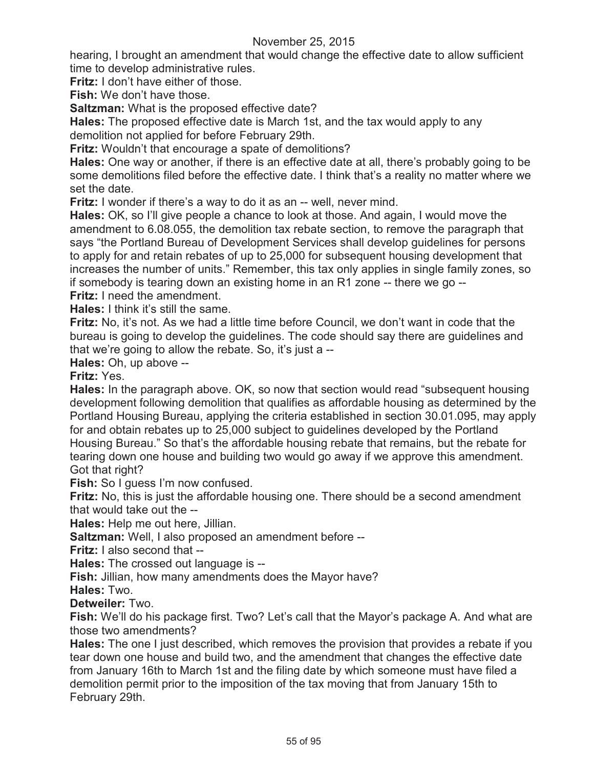hearing, I brought an amendment that would change the effective date to allow sufficient time to develop administrative rules.

**Fritz:** I don't have either of those.

**Fish:** We don't have those.

**Saltzman:** What is the proposed effective date?

**Hales:** The proposed effective date is March 1st, and the tax would apply to any demolition not applied for before February 29th.

**Fritz:** Wouldn't that encourage a spate of demolitions?

**Hales:** One way or another, if there is an effective date at all, there's probably going to be some demolitions filed before the effective date. I think that's a reality no matter where we set the date.

**Fritz:** I wonder if there's a way to do it as an -- well, never mind.

**Hales:** OK, so I'll give people a chance to look at those. And again, I would move the amendment to 6.08.055, the demolition tax rebate section, to remove the paragraph that says "the Portland Bureau of Development Services shall develop guidelines for persons to apply for and retain rebates of up to 25,000 for subsequent housing development that increases the number of units." Remember, this tax only applies in single family zones, so if somebody is tearing down an existing home in an R1 zone -- there we go --

**Fritz:** I need the amendment.

**Hales:** I think it's still the same.

**Fritz:** No, it's not. As we had a little time before Council, we don't want in code that the bureau is going to develop the guidelines. The code should say there are guidelines and that we're going to allow the rebate. So, it's just a --

**Hales:** Oh, up above --

**Fritz:** Yes.

**Hales:** In the paragraph above. OK, so now that section would read "subsequent housing development following demolition that qualifies as affordable housing as determined by the Portland Housing Bureau, applying the criteria established in section 30.01.095, may apply for and obtain rebates up to 25,000 subject to guidelines developed by the Portland Housing Bureau." So that's the affordable housing rebate that remains, but the rebate for tearing down one house and building two would go away if we approve this amendment. Got that right?

**Fish:** So I guess I'm now confused.

**Fritz:** No, this is just the affordable housing one. There should be a second amendment that would take out the --

**Hales:** Help me out here, Jillian.

**Saltzman:** Well, I also proposed an amendment before --

**Fritz:** I also second that --

**Hales:** The crossed out language is --

**Fish:** Jillian, how many amendments does the Mayor have?

**Hales:** Two.

**Detweiler:** Two.

**Fish:** We'll do his package first. Two? Let's call that the Mayor's package A. And what are those two amendments?

**Hales:** The one I just described, which removes the provision that provides a rebate if you tear down one house and build two, and the amendment that changes the effective date from January 16th to March 1st and the filing date by which someone must have filed a demolition permit prior to the imposition of the tax moving that from January 15th to February 29th.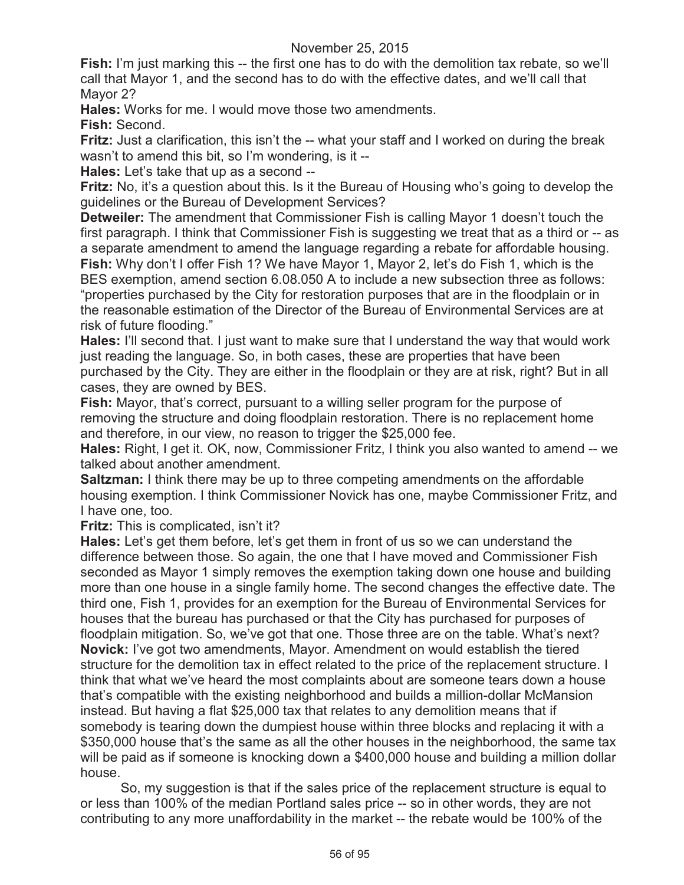**Fish:** I'm just marking this -- the first one has to do with the demolition tax rebate, so we'll call that Mayor 1, and the second has to do with the effective dates, and we'll call that Mayor 2?

**Hales:** Works for me. I would move those two amendments.

**Fish:** Second.

**Fritz:** Just a clarification, this isn't the -- what your staff and I worked on during the break wasn't to amend this bit, so I'm wondering, is it --

**Hales:** Let's take that up as a second --

**Fritz:** No, it's a question about this. Is it the Bureau of Housing who's going to develop the guidelines or the Bureau of Development Services?

**Detweiler:** The amendment that Commissioner Fish is calling Mayor 1 doesn't touch the first paragraph. I think that Commissioner Fish is suggesting we treat that as a third or -- as a separate amendment to amend the language regarding a rebate for affordable housing.

**Fish:** Why don't I offer Fish 1? We have Mayor 1, Mayor 2, let's do Fish 1, which is the BES exemption, amend section 6.08.050 A to include a new subsection three as follows: "properties purchased by the City for restoration purposes that are in the floodplain or in the reasonable estimation of the Director of the Bureau of Environmental Services are at risk of future flooding."

**Hales:** I'll second that. I just want to make sure that I understand the way that would work just reading the language. So, in both cases, these are properties that have been purchased by the City. They are either in the floodplain or they are at risk, right? But in all cases, they are owned by BES.

**Fish:** Mayor, that's correct, pursuant to a willing seller program for the purpose of removing the structure and doing floodplain restoration. There is no replacement home and therefore, in our view, no reason to trigger the $25,000 fee.

**Hales:** Right, I get it. OK, now, Commissioner Fritz, I think you also wanted to amend -- we talked about another amendment.

**Saltzman:** I think there may be up to three competing amendments on the affordable housing exemption. I think Commissioner Novick has one, maybe Commissioner Fritz, and I have one, too.

**Fritz:** This is complicated, isn't it?

**Hales:** Let's get them before, let's get them in front of us so we can understand the difference between those. So again, the one that I have moved and Commissioner Fish seconded as Mayor 1 simply removes the exemption taking down one house and building more than one house in a single family home. The second changes the effective date. The third one, Fish 1, provides for an exemption for the Bureau of Environmental Services for houses that the bureau has purchased or that the City has purchased for purposes of floodplain mitigation. So, we've got that one. Those three are on the table. What's next?

**Novick:** I've got two amendments, Mayor. Amendment on would establish the tiered structure for the demolition tax in effect related to the price of the replacement structure. I think that what we've heard the most complaints about are someone tears down a house that's compatible with the existing neighborhood and builds a million-dollar McMansion instead. But having a flat $25,000 tax that relates to any demolition means that if somebody is tearing down the dumpiest house within three blocks and replacing it with a $350,000 house that's the same as all the other houses in the neighborhood, the same tax will be paid as if someone is knocking down a $400,000 house and building a million dollar house.

So, my suggestion is that if the sales price of the replacement structure is equal to or less than 100% of the median Portland sales price -- so in other words, they are not contributing to any more unaffordability in the market -- the rebate would be 100% of the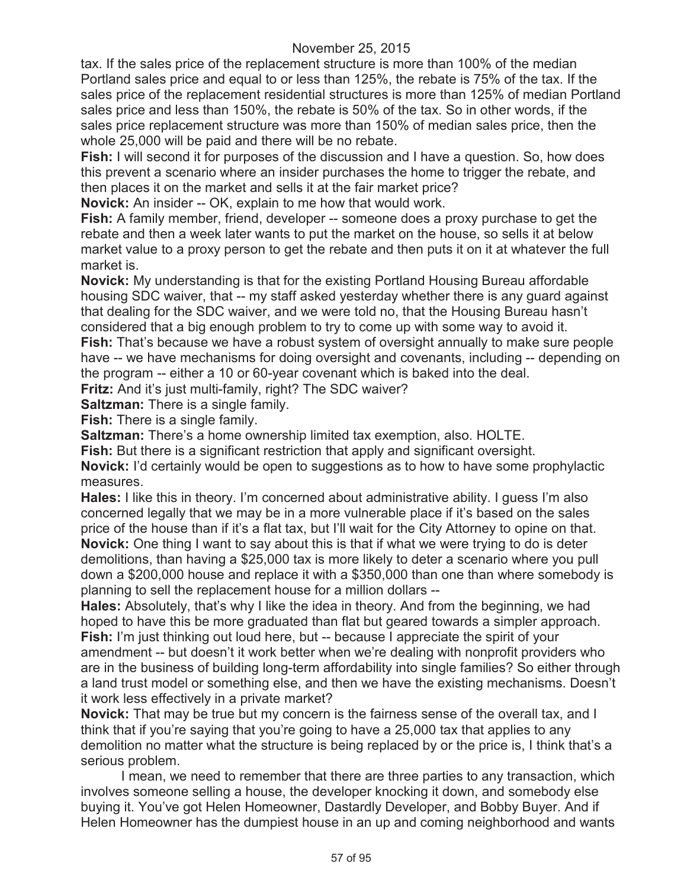tax. If the sales price of the replacement structure is more than 100% of the median Portland sales price and equal to or less than 125%, the rebate is 75% of the tax. If the sales price of the replacement residential structures is more than 125% of median Portland sales price and less than 150%, the rebate is 50% of the tax. So in other words, if the sales price replacement structure was more than 150% of median sales price, then the whole 25,000 will be paid and there will be no rebate.

**Fish:** I will second it for purposes of the discussion and I have a question. So, how does this prevent a scenario where an insider purchases the home to trigger the rebate, and then places it on the market and sells it at the fair market price?

**Novick:** An insider -- OK, explain to me how that would work.

**Fish:** A family member, friend, developer -- someone does a proxy purchase to get the rebate and then a week later wants to put the market on the house, so sells it at below market value to a proxy person to get the rebate and then puts it on it at whatever the full market is.

**Novick:** My understanding is that for the existing Portland Housing Bureau affordable housing SDC waiver, that -- my staff asked yesterday whether there is any guard against that dealing for the SDC waiver, and we were told no, that the Housing Bureau hasn't considered that a big enough problem to try to come up with some way to avoid it.

**Fish:** That's because we have a robust system of oversight annually to make sure people have -- we have mechanisms for doing oversight and covenants, including -- depending on the program -- either a 10 or 60-year covenant which is baked into the deal.

**Fritz:** And it's just multi-family, right? The SDC waiver?

**Saltzman:** There is a single family.

**Fish:** There is a single family.

**Saltzman:** There's a home ownership limited tax exemption, also. HOLTE.

**Fish:** But there is a significant restriction that apply and significant oversight.

**Novick:** I'd certainly would be open to suggestions as to how to have some prophylactic measures.

**Hales:** I like this in theory. I'm concerned about administrative ability. I guess I'm also concerned legally that we may be in a more vulnerable place if it's based on the sales price of the house than if it's a flat tax, but I'll wait for the City Attorney to opine on that.

**Novick:** One thing I want to say about this is that if what we were trying to do is deter demolitions, than having a $25,000 tax is more likely to deter a scenario where you pull down a $200,000 house and replace it with a $350,000 than one than where somebody is planning to sell the replacement house for a million dollars --

**Hales:** Absolutely, that's why I like the idea in theory. And from the beginning, we had hoped to have this be more graduated than flat but geared towards a simpler approach.

**Fish:** I'm just thinking out loud here, but -- because I appreciate the spirit of your amendment -- but doesn't it work better when we're dealing with nonprofit providers who are in the business of building long-term affordability into single families? So either through a land trust model or something else, and then we have the existing mechanisms. Doesn't it work less effectively in a private market?

**Novick:** That may be true but my concern is the fairness sense of the overall tax, and I think that if you're saying that you're going to have a 25,000 tax that applies to any demolition no matter what the structure is being replaced by or the price is, I think that's a serious problem.

I mean, we need to remember that there are three parties to any transaction, which involves someone selling a house, the developer knocking it down, and somebody else buying it. You've got Helen Homeowner, Dastardly Developer, and Bobby Buyer. And if Helen Homeowner has the dumpiest house in an up and coming neighborhood and wants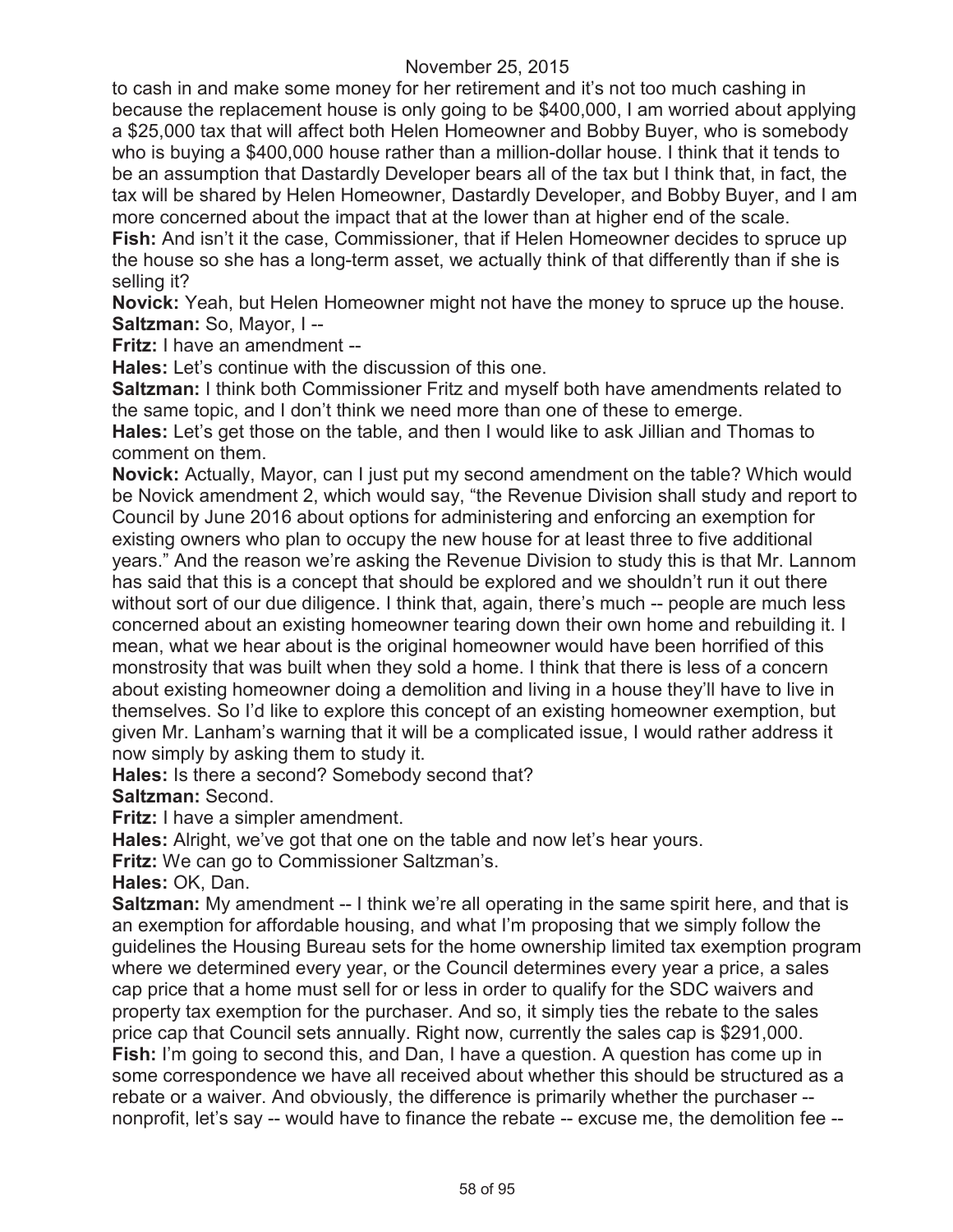to cash in and make some money for her retirement and it's not too much cashing in because the replacement house is only going to be $400,000, I am worried about applying a $25,000 tax that will affect both Helen Homeowner and Bobby Buyer, who is somebody who is buying a $400,000 house rather than a million-dollar house. I think that it tends to be an assumption that Dastardly Developer bears all of the tax but I think that, in fact, the tax will be shared by Helen Homeowner, Dastardly Developer, and Bobby Buyer, and I am more concerned about the impact that at the lower than at higher end of the scale.

**Fish:** And isn't it the case, Commissioner, that if Helen Homeowner decides to spruce up the house so she has a long-term asset, we actually think of that differently than if she is selling it?

**Novick:** Yeah, but Helen Homeowner might not have the money to spruce up the house.

**Saltzman:** So, Mayor, I --

**Fritz:** I have an amendment --

**Hales:** Let's continue with the discussion of this one.

**Saltzman:** I think both Commissioner Fritz and myself both have amendments related to the same topic, and I don't think we need more than one of these to emerge.

**Hales:** Let's get those on the table, and then I would like to ask Jillian and Thomas to comment on them.

**Novick:** Actually, Mayor, can I just put my second amendment on the table? Which would be Novick amendment 2, which would say, "the Revenue Division shall study and report to Council by June 2016 about options for administering and enforcing an exemption for existing owners who plan to occupy the new house for at least three to five additional years." And the reason we're asking the Revenue Division to study this is that Mr. Lannom has said that this is a concept that should be explored and we shouldn't run it out there without sort of our due diligence. I think that, again, there's much -- people are much less concerned about an existing homeowner tearing down their own home and rebuilding it. I mean, what we hear about is the original homeowner would have been horrified of this monstrosity that was built when they sold a home. I think that there is less of a concern about existing homeowner doing a demolition and living in a house they'll have to live in themselves. So I'd like to explore this concept of an existing homeowner exemption, but given Mr. Lanham's warning that it will be a complicated issue, I would rather address it now simply by asking them to study it.

**Hales:** Is there a second? Somebody second that?

**Saltzman:** Second.

**Fritz:** I have a simpler amendment.

**Hales:** Alright, we've got that one on the table and now let's hear yours.

**Fritz:** We can go to Commissioner Saltzman's.

**Hales:** OK, Dan.

**Saltzman:** My amendment -- I think we're all operating in the same spirit here, and that is an exemption for affordable housing, and what I'm proposing that we simply follow the guidelines the Housing Bureau sets for the home ownership limited tax exemption program where we determined every year, or the Council determines every year a price, a sales cap price that a home must sell for or less in order to qualify for the SDC waivers and property tax exemption for the purchaser. And so, it simply ties the rebate to the sales price cap that Council sets annually. Right now, currently the sales cap is $291,000.

**Fish:** I'm going to second this, and Dan, I have a question. A question has come up in some correspondence we have all received about whether this should be structured as a rebate or a waiver. And obviously, the difference is primarily whether the purchaser -- nonprofit, let's say -- would have to finance the rebate -- excuse me, the demolition fee --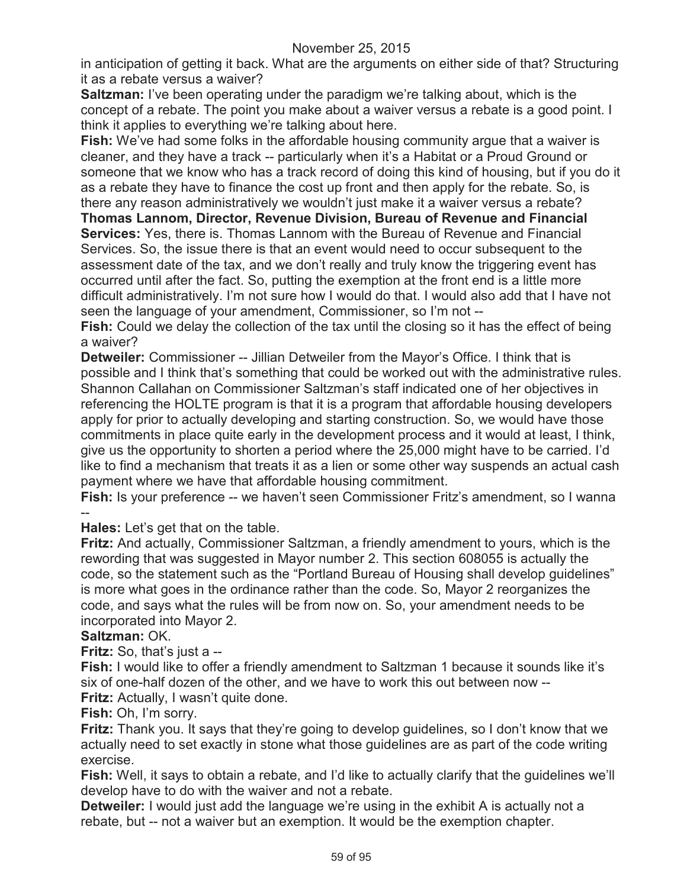in anticipation of getting it back. What are the arguments on either side of that? Structuring it as a rebate versus a waiver?

**Saltzman:** I've been operating under the paradigm we're talking about, which is the concept of a rebate. The point you make about a waiver versus a rebate is a good point. I think it applies to everything we're talking about here.

**Fish:** We've had some folks in the affordable housing community argue that a waiver is cleaner, and they have a track -- particularly when it's a Habitat or a Proud Ground or someone that we know who has a track record of doing this kind of housing, but if you do it as a rebate they have to finance the cost up front and then apply for the rebate. So, is there any reason administratively we wouldn't just make it a waiver versus a rebate?

**Thomas Lannom, Director, Revenue Division, Bureau of Revenue and Financial Services:** Yes, there is. Thomas Lannom with the Bureau of Revenue and Financial Services. So, the issue there is that an event would need to occur subsequent to the assessment date of the tax, and we don't really and truly know the triggering event has occurred until after the fact. So, putting the exemption at the front end is a little more difficult administratively. I'm not sure how I would do that. I would also add that I have not seen the language of your amendment, Commissioner, so I'm not --

**Fish:** Could we delay the collection of the tax until the closing so it has the effect of being a waiver?

**Detweiler:** Commissioner -- Jillian Detweiler from the Mayor's Office. I think that is possible and I think that's something that could be worked out with the administrative rules. Shannon Callahan on Commissioner Saltzman's staff indicated one of her objectives in referencing the HOLTE program is that it is a program that affordable housing developers apply for prior to actually developing and starting construction. So, we would have those commitments in place quite early in the development process and it would at least, I think, give us the opportunity to shorten a period where the 25,000 might have to be carried. I'd like to find a mechanism that treats it as a lien or some other way suspends an actual cash payment where we have that affordable housing commitment.

**Fish:** Is your preference -- we haven't seen Commissioner Fritz's amendment, so I wanna --

**Hales:** Let's get that on the table.

**Fritz:** And actually, Commissioner Saltzman, a friendly amendment to yours, which is the rewording that was suggested in Mayor number 2. This section 608055 is actually the code, so the statement such as the "Portland Bureau of Housing shall develop guidelines" is more what goes in the ordinance rather than the code. So, Mayor 2 reorganizes the code, and says what the rules will be from now on. So, your amendment needs to be incorporated into Mayor 2.

**Saltzman:** OK.

**Fritz:** So, that's just a --

**Fish:** I would like to offer a friendly amendment to Saltzman 1 because it sounds like it's six of one-half dozen of the other, and we have to work this out between now --

**Fritz:** Actually, I wasn't quite done.

**Fish:** Oh, I'm sorry.

**Fritz:** Thank you. It says that they're going to develop guidelines, so I don't know that we actually need to set exactly in stone what those guidelines are as part of the code writing exercise.

**Fish:** Well, it says to obtain a rebate, and I'd like to actually clarify that the guidelines we'll develop have to do with the waiver and not a rebate.

**Detweiler:** I would just add the language we're using in the exhibit A is actually not a rebate, but -- not a waiver but an exemption. It would be the exemption chapter.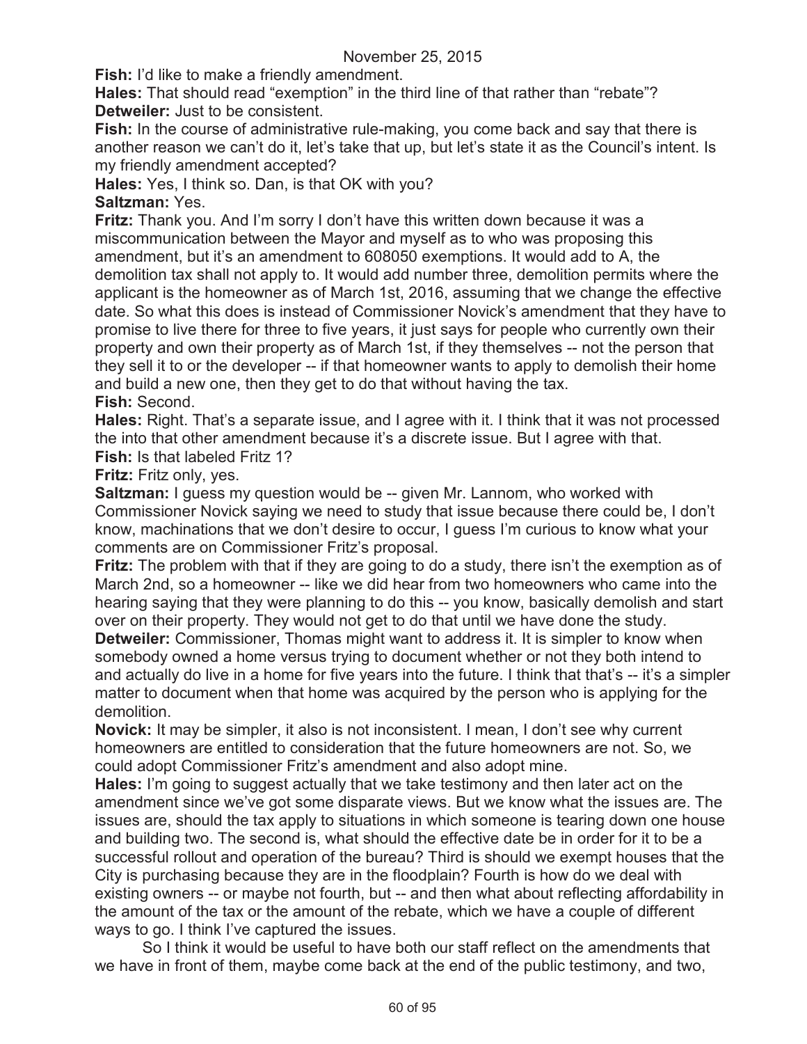**Fish:** I'd like to make a friendly amendment.

**Hales:** That should read "exemption" in the third line of that rather than "rebate"?

**Detweiler:** Just to be consistent.

**Fish:** In the course of administrative rule-making, you come back and say that there is another reason we can't do it, let's take that up, but let's state it as the Council's intent. Is my friendly amendment accepted?

**Hales:** Yes, I think so. Dan, is that OK with you?

**Saltzman:** Yes.

**Fritz:** Thank you. And I'm sorry I don't have this written down because it was a miscommunication between the Mayor and myself as to who was proposing this amendment, but it's an amendment to 608050 exemptions. It would add to A, the demolition tax shall not apply to. It would add number three, demolition permits where the applicant is the homeowner as of March 1st, 2016, assuming that we change the effective date. So what this does is instead of Commissioner Novick's amendment that they have to promise to live there for three to five years, it just says for people who currently own their property and own their property as of March 1st, if they themselves -- not the person that they sell it to or the developer -- if that homeowner wants to apply to demolish their home and build a new one, then they get to do that without having the tax.

**Fish:** Second.

**Hales:** Right. That's a separate issue, and I agree with it. I think that it was not processed the into that other amendment because it's a discrete issue. But I agree with that.

**Fish:** Is that labeled Fritz 1?

**Fritz:** Fritz only, yes.

**Saltzman:** I guess my question would be -- given Mr. Lannom, who worked with Commissioner Novick saying we need to study that issue because there could be, I don't know, machinations that we don't desire to occur, I guess I'm curious to know what your comments are on Commissioner Fritz's proposal.

**Fritz:** The problem with that if they are going to do a study, there isn't the exemption as of March 2nd, so a homeowner -- like we did hear from two homeowners who came into the hearing saying that they were planning to do this -- you know, basically demolish and start over on their property. They would not get to do that until we have done the study.

**Detweiler:** Commissioner, Thomas might want to address it. It is simpler to know when somebody owned a home versus trying to document whether or not they both intend to and actually do live in a home for five years into the future. I think that that's -- it's a simpler matter to document when that home was acquired by the person who is applying for the demolition.

**Novick:** It may be simpler, it also is not inconsistent. I mean, I don't see why current homeowners are entitled to consideration that the future homeowners are not. So, we could adopt Commissioner Fritz's amendment and also adopt mine.

**Hales:** I'm going to suggest actually that we take testimony and then later act on the amendment since we've got some disparate views. But we know what the issues are. The issues are, should the tax apply to situations in which someone is tearing down one house and building two. The second is, what should the effective date be in order for it to be a successful rollout and operation of the bureau? Third is should we exempt houses that the City is purchasing because they are in the floodplain? Fourth is how do we deal with existing owners -- or maybe not fourth, but -- and then what about reflecting affordability in the amount of the tax or the amount of the rebate, which we have a couple of different ways to go. I think I've captured the issues.

So I think it would be useful to have both our staff reflect on the amendments that we have in front of them, maybe come back at the end of the public testimony, and two,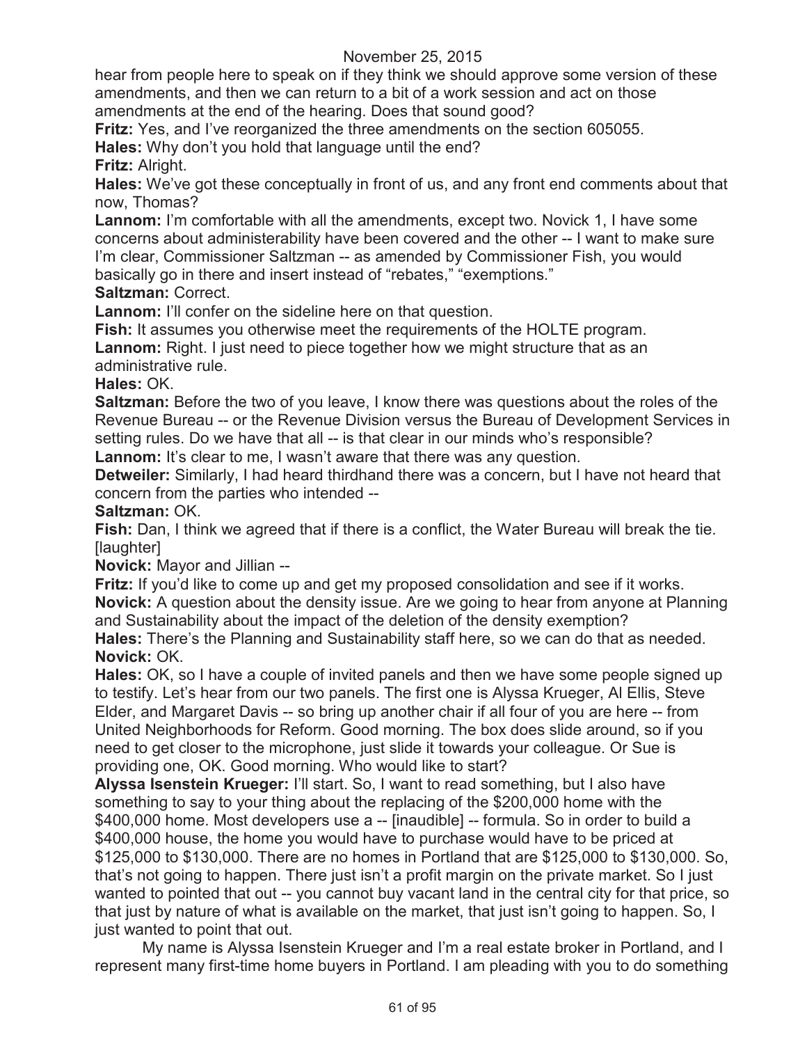hear from people here to speak on if they think we should approve some version of these amendments, and then we can return to a bit of a work session and act on those amendments at the end of the hearing. Does that sound good?

**Fritz:** Yes, and I've reorganized the three amendments on the section 605055.

**Hales:** Why don't you hold that language until the end?

**Fritz:** Alright.

**Hales:** We've got these conceptually in front of us, and any front end comments about that now, Thomas?

**Lannom:** I'm comfortable with all the amendments, except two. Novick 1, I have some concerns about administerability have been covered and the other -- I want to make sure I'm clear, Commissioner Saltzman -- as amended by Commissioner Fish, you would basically go in there and insert instead of "rebates," "exemptions."

**Saltzman:** Correct.

**Lannom:** I'll confer on the sideline here on that question.

**Fish:** It assumes you otherwise meet the requirements of the HOLTE program.

**Lannom:** Right. I just need to piece together how we might structure that as an administrative rule.

**Hales:** OK.

**Saltzman:** Before the two of you leave, I know there was questions about the roles of the Revenue Bureau -- or the Revenue Division versus the Bureau of Development Services in setting rules. Do we have that all -- is that clear in our minds who's responsible?

**Lannom:** It's clear to me, I wasn't aware that there was any question.

**Detweiler:** Similarly, I had heard thirdhand there was a concern, but I have not heard that concern from the parties who intended --

**Saltzman:** OK.

**Fish:** Dan, I think we agreed that if there is a conflict, the Water Bureau will break the tie. [laughter]

**Novick:** Mayor and Jillian --

**Fritz:** If you'd like to come up and get my proposed consolidation and see if it works.

**Novick:** A question about the density issue. Are we going to hear from anyone at Planning and Sustainability about the impact of the deletion of the density exemption?

**Hales:** There's the Planning and Sustainability staff here, so we can do that as needed.

**Novick:** OK.

**Hales:** OK, so I have a couple of invited panels and then we have some people signed up to testify. Let's hear from our two panels. The first one is Alyssa Krueger, Al Ellis, Steve Elder, and Margaret Davis -- so bring up another chair if all four of you are here -- from United Neighborhoods for Reform. Good morning. The box does slide around, so if you need to get closer to the microphone, just slide it towards your colleague. Or Sue is providing one, OK. Good morning. Who would like to start?

**Alyssa Isenstein Krueger:** I'll start. So, I want to read something, but I also have something to say to your thing about the replacing of the $200,000 home with the $400,000 home. Most developers use a -- [inaudible] -- formula. So in order to build a $400,000 house, the home you would have to purchase would have to be priced at $125,000 to $130,000. There are no homes in Portland that are $125,000 to $130,000. So, that's not going to happen. There just isn't a profit margin on the private market. So I just wanted to pointed that out -- you cannot buy vacant land in the central city for that price, so that just by nature of what is available on the market, that just isn't going to happen. So, I just wanted to point that out.

My name is Alyssa Isenstein Krueger and I'm a real estate broker in Portland, and I represent many first-time home buyers in Portland. I am pleading with you to do something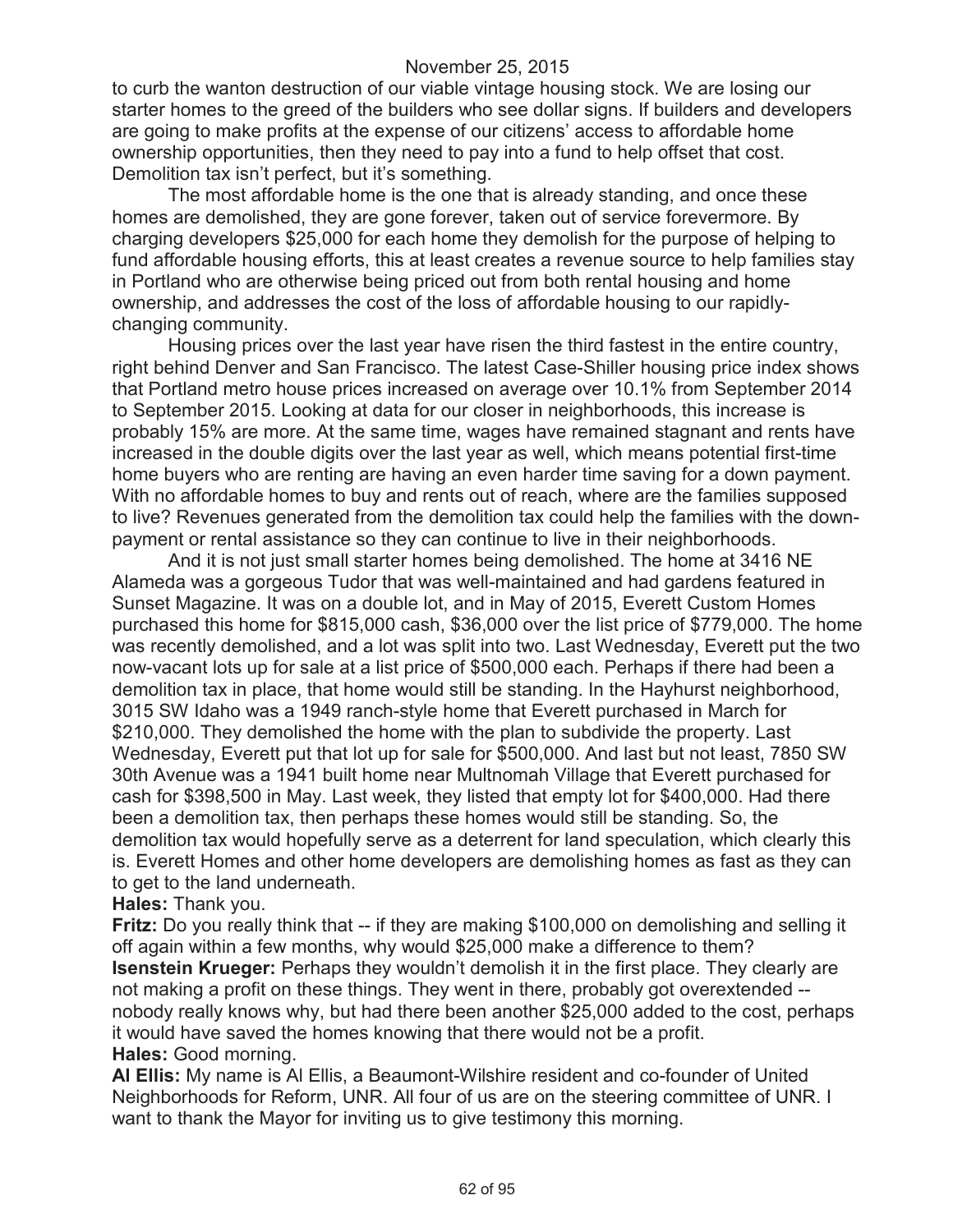to curb the wanton destruction of our viable vintage housing stock. We are losing our starter homes to the greed of the builders who see dollar signs. If builders and developers are going to make profits at the expense of our citizens' access to affordable home ownership opportunities, then they need to pay into a fund to help offset that cost. Demolition tax isn't perfect, but it's something.

The most affordable home is the one that is already standing, and once these homes are demolished, they are gone forever, taken out of service forevermore. By charging developers $25,000 for each home they demolish for the purpose of helping to fund affordable housing efforts, this at least creates a revenue source to help families stay in Portland who are otherwise being priced out from both rental housing and home ownership, and addresses the cost of the loss of affordable housing to our rapidly-changing community.

Housing prices over the last year have risen the third fastest in the entire country, right behind Denver and San Francisco. The latest Case-Shiller housing price index shows that Portland metro house prices increased on average over 10.1% from September 2014 to September 2015. Looking at data for our closer in neighborhoods, this increase is probably 15% are more. At the same time, wages have remained stagnant and rents have increased in the double digits over the last year as well, which means potential first-time home buyers who are renting are having an even harder time saving for a down payment. With no affordable homes to buy and rents out of reach, where are the families supposed to live? Revenues generated from the demolition tax could help the families with the down-payment or rental assistance so they can continue to live in their neighborhoods.

And it is not just small starter homes being demolished. The home at 3416 NE Alameda was a gorgeous Tudor that was well-maintained and had gardens featured in Sunset Magazine. It was on a double lot, and in May of 2015, Everett Custom Homes purchased this home for $815,000 cash, $36,000 over the list price of $779,000. The home was recently demolished, and a lot was split into two. Last Wednesday, Everett put the two now-vacant lots up for sale at a list price of $500,000 each. Perhaps if there had been a demolition tax in place, that home would still be standing. In the Hayhurst neighborhood, 3015 SW Idaho was a 1949 ranch-style home that Everett purchased in March for $210,000. They demolished the home with the plan to subdivide the property. Last Wednesday, Everett put that lot up for sale for $500,000. And last but not least, 7850 SW 30th Avenue was a 1941 built home near Multnomah Village that Everett purchased for cash for $398,500 in May. Last week, they listed that empty lot for $400,000. Had there been a demolition tax, then perhaps these homes would still be standing. So, the demolition tax would hopefully serve as a deterrent for land speculation, which clearly this is. Everett Homes and other home developers are demolishing homes as fast as they can to get to the land underneath.

**Hales:** Thank you.

**Fritz:** Do you really think that -- if they are making $100,000 on demolishing and selling it off again within a few months, why would $25,000 make a difference to them?

**Isenstein Krueger:** Perhaps they wouldn't demolish it in the first place. They clearly are not making a profit on these things. They went in there, probably got overextended -- nobody really knows why, but had there been another $25,000 added to the cost, perhaps it would have saved the homes knowing that there would not be a profit.

**Hales:** Good morning.

**Al Ellis:** My name is Al Ellis, a Beaumont-Wilshire resident and co-founder of United Neighborhoods for Reform, UNR. All four of us are on the steering committee of UNR. I want to thank the Mayor for inviting us to give testimony this morning.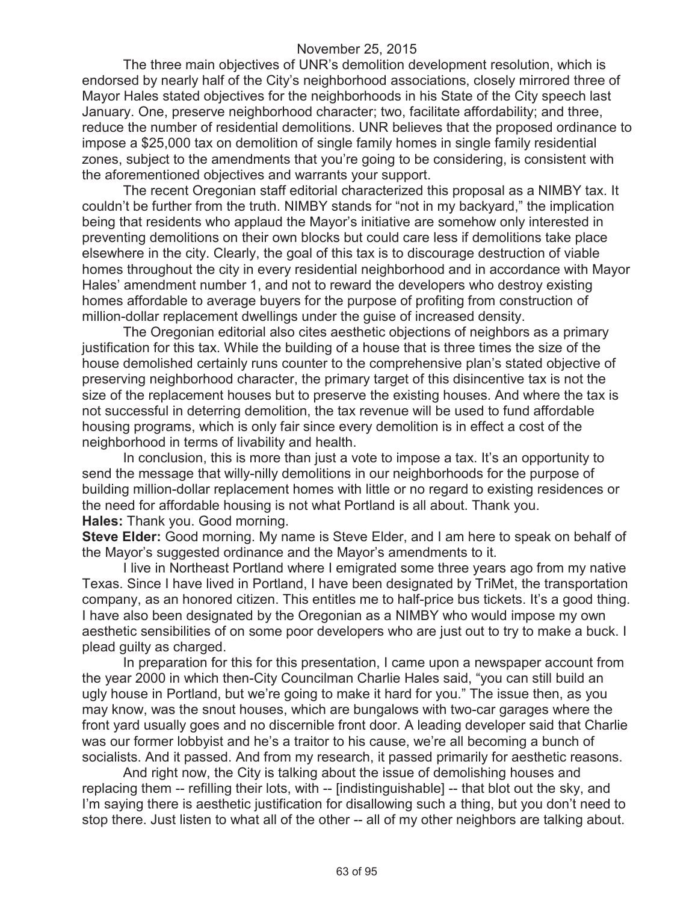November 25, 2015

The three main objectives of UNR's demolition development resolution, which is endorsed by nearly half of the City's neighborhood associations, closely mirrored three of Mayor Hales stated objectives for the neighborhoods in his State of the City speech last January. One, preserve neighborhood character; two, facilitate affordability; and three, reduce the number of residential demolitions. UNR believes that the proposed ordinance to impose a $25,000 tax on demolition of single family homes in single family residential zones, subject to the amendments that you're going to be considering, is consistent with the aforementioned objectives and warrants your support.

The recent Oregonian staff editorial characterized this proposal as a NIMBY tax. It couldn't be further from the truth. NIMBY stands for "not in my backyard," the implication being that residents who applaud the Mayor's initiative are somehow only interested in preventing demolitions on their own blocks but could care less if demolitions take place elsewhere in the city. Clearly, the goal of this tax is to discourage destruction of viable homes throughout the city in every residential neighborhood and in accordance with Mayor Hales' amendment number 1, and not to reward the developers who destroy existing homes affordable to average buyers for the purpose of profiting from construction of million-dollar replacement dwellings under the guise of increased density.

The Oregonian editorial also cites aesthetic objections of neighbors as a primary justification for this tax. While the building of a house that is three times the size of the house demolished certainly runs counter to the comprehensive plan's stated objective of preserving neighborhood character, the primary target of this disincentive tax is not the size of the replacement houses but to preserve the existing houses. And where the tax is not successful in deterring demolition, the tax revenue will be used to fund affordable housing programs, which is only fair since every demolition is in effect a cost of the neighborhood in terms of livability and health.

In conclusion, this is more than just a vote to impose a tax. It's an opportunity to send the message that willy-nilly demolitions in our neighborhoods for the purpose of building million-dollar replacement homes with little or no regard to existing residences or the need for affordable housing is not what Portland is all about. Thank you.

**Hales:** Thank you. Good morning.

**Steve Elder:** Good morning. My name is Steve Elder, and I am here to speak on behalf of the Mayor's suggested ordinance and the Mayor's amendments to it.

I live in Northeast Portland where I emigrated some three years ago from my native Texas. Since I have lived in Portland, I have been designated by TriMet, the transportation company, as an honored citizen. This entitles me to half-price bus tickets. It's a good thing. I have also been designated by the Oregonian as a NIMBY who would impose my own aesthetic sensibilities of on some poor developers who are just out to try to make a buck. I plead guilty as charged.

In preparation for this for this presentation, I came upon a newspaper account from the year 2000 in which then-City Councilman Charlie Hales said, "you can still build an ugly house in Portland, but we're going to make it hard for you." The issue then, as you may know, was the snout houses, which are bungalows with two-car garages where the front yard usually goes and no discernible front door. A leading developer said that Charlie was our former lobbyist and he's a traitor to his cause, we're all becoming a bunch of socialists. And it passed. And from my research, it passed primarily for aesthetic reasons.

And right now, the City is talking about the issue of demolishing houses and replacing them -- refilling their lots, with -- [indistinguishable] -- that blot out the sky, and I'm saying there is aesthetic justification for disallowing such a thing, but you don't need to stop there. Just listen to what all of the other -- all of my other neighbors are talking about.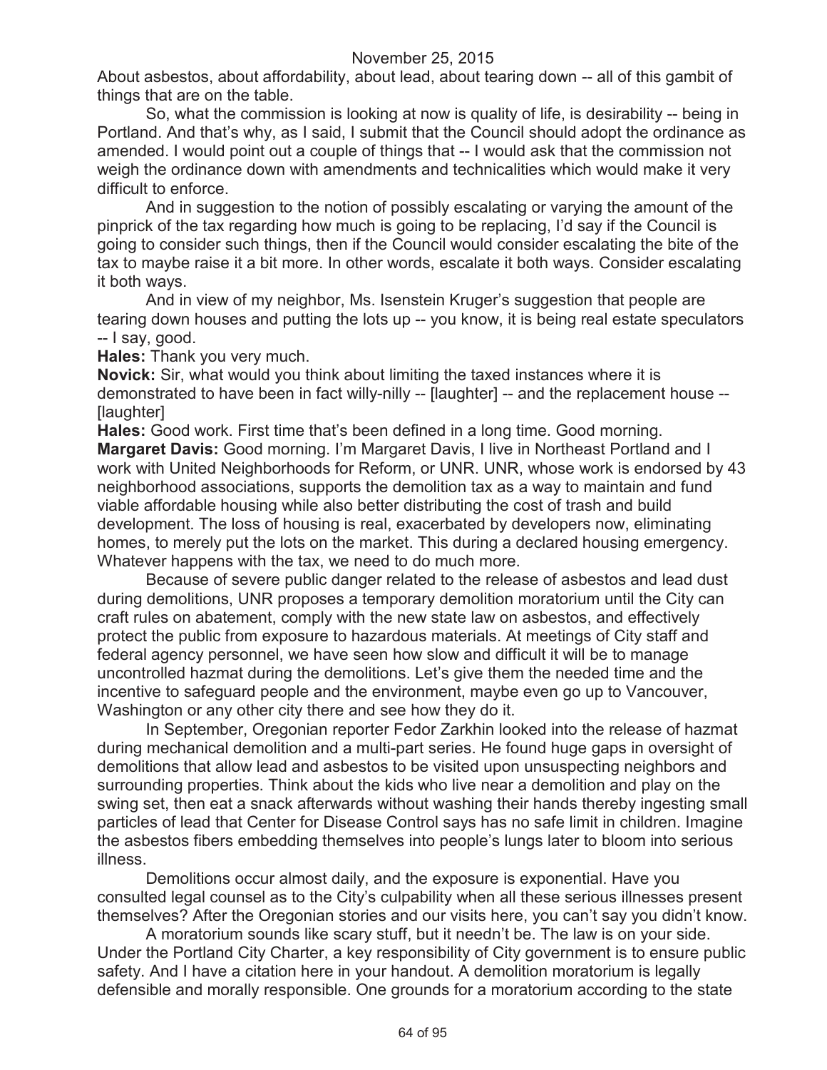About asbestos, about affordability, about lead, about tearing down -- all of this gambit of things that are on the table.

So, what the commission is looking at now is quality of life, is desirability -- being in Portland. And that's why, as I said, I submit that the Council should adopt the ordinance as amended. I would point out a couple of things that -- I would ask that the commission not weigh the ordinance down with amendments and technicalities which would make it very difficult to enforce.

And in suggestion to the notion of possibly escalating or varying the amount of the pinprick of the tax regarding how much is going to be replacing, I'd say if the Council is going to consider such things, then if the Council would consider escalating the bite of the tax to maybe raise it a bit more. In other words, escalate it both ways. Consider escalating it both ways.

And in view of my neighbor, Ms. Isenstein Kruger's suggestion that people are tearing down houses and putting the lots up -- you know, it is being real estate speculators -- I say, good.

**Hales:** Thank you very much.

**Novick:** Sir, what would you think about limiting the taxed instances where it is demonstrated to have been in fact willy-nilly -- [laughter] -- and the replacement house -- [laughter]

**Hales:** Good work. First time that's been defined in a long time. Good morning.

**Margaret Davis:** Good morning. I'm Margaret Davis, I live in Northeast Portland and I work with United Neighborhoods for Reform, or UNR. UNR, whose work is endorsed by 43 neighborhood associations, supports the demolition tax as a way to maintain and fund viable affordable housing while also better distributing the cost of trash and build development. The loss of housing is real, exacerbated by developers now, eliminating homes, to merely put the lots on the market. This during a declared housing emergency. Whatever happens with the tax, we need to do much more.

Because of severe public danger related to the release of asbestos and lead dust during demolitions, UNR proposes a temporary demolition moratorium until the City can craft rules on abatement, comply with the new state law on asbestos, and effectively protect the public from exposure to hazardous materials. At meetings of City staff and federal agency personnel, we have seen how slow and difficult it will be to manage uncontrolled hazmat during the demolitions. Let's give them the needed time and the incentive to safeguard people and the environment, maybe even go up to Vancouver, Washington or any other city there and see how they do it.

In September, Oregonian reporter Fedor Zarkhin looked into the release of hazmat during mechanical demolition and a multi-part series. He found huge gaps in oversight of demolitions that allow lead and asbestos to be visited upon unsuspecting neighbors and surrounding properties. Think about the kids who live near a demolition and play on the swing set, then eat a snack afterwards without washing their hands thereby ingesting small particles of lead that Center for Disease Control says has no safe limit in children. Imagine the asbestos fibers embedding themselves into people's lungs later to bloom into serious illness.

Demolitions occur almost daily, and the exposure is exponential. Have you consulted legal counsel as to the City's culpability when all these serious illnesses present themselves? After the Oregonian stories and our visits here, you can't say you didn't know.

A moratorium sounds like scary stuff, but it needn't be. The law is on your side. Under the Portland City Charter, a key responsibility of City government is to ensure public safety. And I have a citation here in your handout. A demolition moratorium is legally defensible and morally responsible. One grounds for a moratorium according to the state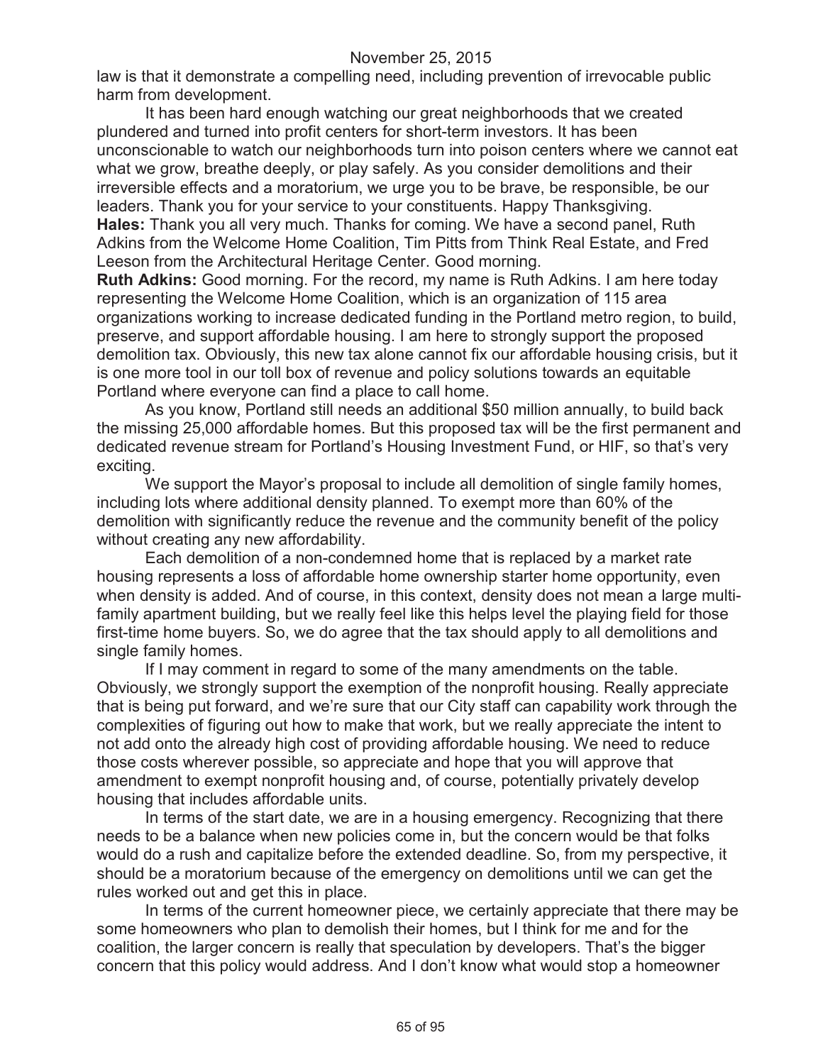law is that it demonstrate a compelling need, including prevention of irrevocable public harm from development.

It has been hard enough watching our great neighborhoods that we created plundered and turned into profit centers for short-term investors. It has been unconscionable to watch our neighborhoods turn into poison centers where we cannot eat what we grow, breathe deeply, or play safely. As you consider demolitions and their irreversible effects and a moratorium, we urge you to be brave, be responsible, be our leaders. Thank you for your service to your constituents. Happy Thanksgiving.

**Hales:** Thank you all very much. Thanks for coming. We have a second panel, Ruth Adkins from the Welcome Home Coalition, Tim Pitts from Think Real Estate, and Fred Leeson from the Architectural Heritage Center. Good morning.

**Ruth Adkins:** Good morning. For the record, my name is Ruth Adkins. I am here today representing the Welcome Home Coalition, which is an organization of 115 area organizations working to increase dedicated funding in the Portland metro region, to build, preserve, and support affordable housing. I am here to strongly support the proposed demolition tax. Obviously, this new tax alone cannot fix our affordable housing crisis, but it is one more tool in our toll box of revenue and policy solutions towards an equitable Portland where everyone can find a place to call home.

As you know, Portland still needs an additional $50 million annually, to build back the missing 25,000 affordable homes. But this proposed tax will be the first permanent and dedicated revenue stream for Portland's Housing Investment Fund, or HIF, so that's very exciting.

We support the Mayor's proposal to include all demolition of single family homes, including lots where additional density planned. To exempt more than 60% of the demolition with significantly reduce the revenue and the community benefit of the policy without creating any new affordability.

Each demolition of a non-condemned home that is replaced by a market rate housing represents a loss of affordable home ownership starter home opportunity, even when density is added. And of course, in this context, density does not mean a large multi-family apartment building, but we really feel like this helps level the playing field for those first-time home buyers. So, we do agree that the tax should apply to all demolitions and single family homes.

If I may comment in regard to some of the many amendments on the table. Obviously, we strongly support the exemption of the nonprofit housing. Really appreciate that is being put forward, and we're sure that our City staff can capability work through the complexities of figuring out how to make that work, but we really appreciate the intent to not add onto the already high cost of providing affordable housing. We need to reduce those costs wherever possible, so appreciate and hope that you will approve that amendment to exempt nonprofit housing and, of course, potentially privately develop housing that includes affordable units.

In terms of the start date, we are in a housing emergency. Recognizing that there needs to be a balance when new policies come in, but the concern would be that folks would do a rush and capitalize before the extended deadline. So, from my perspective, it should be a moratorium because of the emergency on demolitions until we can get the rules worked out and get this in place.

In terms of the current homeowner piece, we certainly appreciate that there may be some homeowners who plan to demolish their homes, but I think for me and for the coalition, the larger concern is really that speculation by developers. That's the bigger concern that this policy would address. And I don't know what would stop a homeowner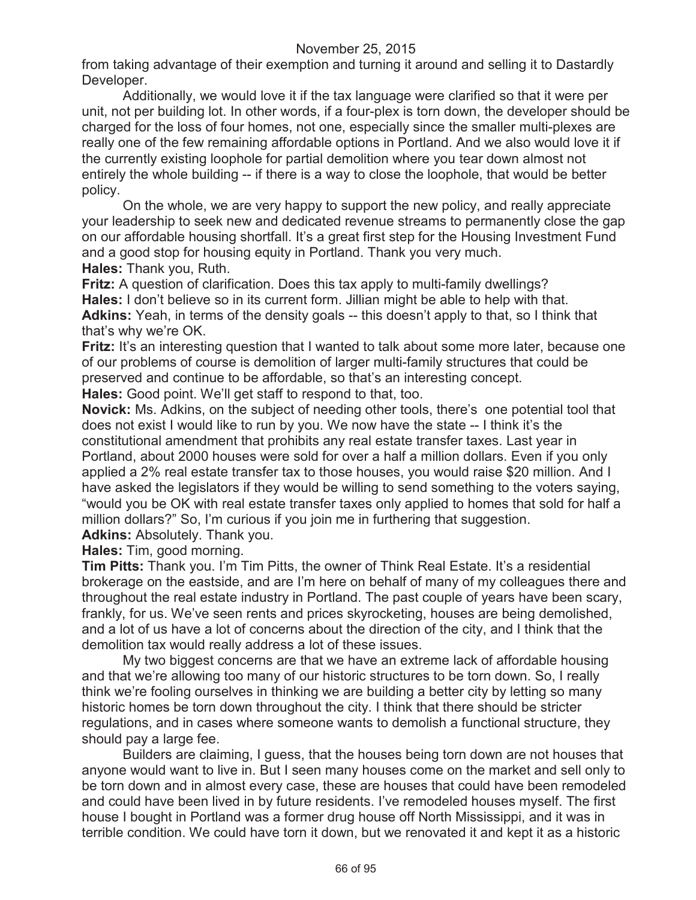from taking advantage of their exemption and turning it around and selling it to Dastardly Developer.

Additionally, we would love it if the tax language were clarified so that it were per unit, not per building lot. In other words, if a four-plex is torn down, the developer should be charged for the loss of four homes, not one, especially since the smaller multi-plexes are really one of the few remaining affordable options in Portland. And we also would love it if the currently existing loophole for partial demolition where you tear down almost not entirely the whole building -- if there is a way to close the loophole, that would be better policy.

On the whole, we are very happy to support the new policy, and really appreciate your leadership to seek new and dedicated revenue streams to permanently close the gap on our affordable housing shortfall. It's a great first step for the Housing Investment Fund and a good stop for housing equity in Portland. Thank you very much.

**Hales:** Thank you, Ruth.

**Fritz:** A question of clarification. Does this tax apply to multi-family dwellings?

**Hales:** I don't believe so in its current form. Jillian might be able to help with that.

**Adkins:** Yeah, in terms of the density goals -- this doesn't apply to that, so I think that that's why we're OK.

**Fritz:** It's an interesting question that I wanted to talk about some more later, because one of our problems of course is demolition of larger multi-family structures that could be preserved and continue to be affordable, so that's an interesting concept.

**Hales:** Good point. We'll get staff to respond to that, too.

**Novick:** Ms. Adkins, on the subject of needing other tools, there's one potential tool that does not exist I would like to run by you. We now have the state -- I think it's the constitutional amendment that prohibits any real estate transfer taxes. Last year in Portland, about 2000 houses were sold for over a half a million dollars. Even if you only applied a 2% real estate transfer tax to those houses, you would raise $20 million. And I have asked the legislators if they would be willing to send something to the voters saying, "would you be OK with real estate transfer taxes only applied to homes that sold for half a million dollars?" So, I'm curious if you join me in furthering that suggestion.

**Adkins:** Absolutely. Thank you.

**Hales:** Tim, good morning.

**Tim Pitts:** Thank you. I'm Tim Pitts, the owner of Think Real Estate. It's a residential brokerage on the eastside, and are I'm here on behalf of many of my colleagues there and throughout the real estate industry in Portland. The past couple of years have been scary, frankly, for us. We've seen rents and prices skyrocketing, houses are being demolished, and a lot of us have a lot of concerns about the direction of the city, and I think that the demolition tax would really address a lot of these issues.

My two biggest concerns are that we have an extreme lack of affordable housing and that we're allowing too many of our historic structures to be torn down. So, I really think we're fooling ourselves in thinking we are building a better city by letting so many historic homes be torn down throughout the city. I think that there should be stricter regulations, and in cases where someone wants to demolish a functional structure, they should pay a large fee.

Builders are claiming, I guess, that the houses being torn down are not houses that anyone would want to live in. But I seen many houses come on the market and sell only to be torn down and in almost every case, these are houses that could have been remodeled and could have been lived in by future residents. I've remodeled houses myself. The first house I bought in Portland was a former drug house off North Mississippi, and it was in terrible condition. We could have torn it down, but we renovated it and kept it as a historic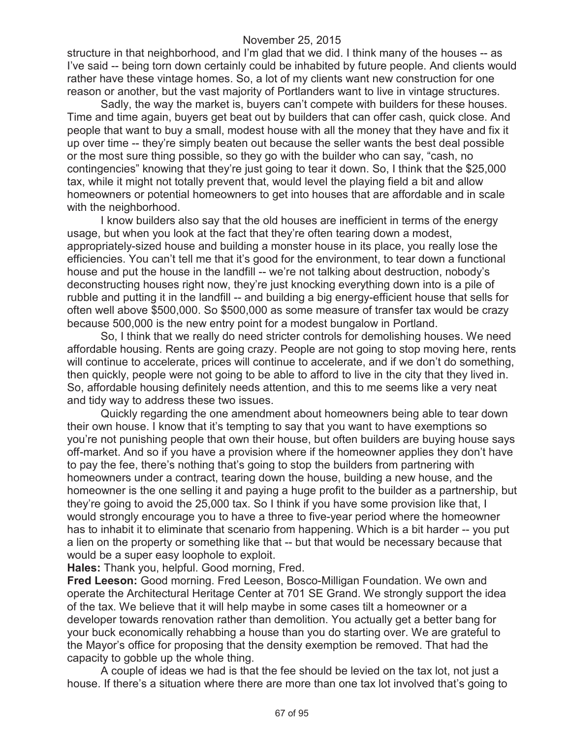structure in that neighborhood, and I'm glad that we did. I think many of the houses -- as I've said -- being torn down certainly could be inhabited by future people. And clients would rather have these vintage homes. So, a lot of my clients want new construction for one reason or another, but the vast majority of Portlanders want to live in vintage structures.

Sadly, the way the market is, buyers can't compete with builders for these houses. Time and time again, buyers get beat out by builders that can offer cash, quick close. And people that want to buy a small, modest house with all the money that they have and fix it up over time -- they're simply beaten out because the seller wants the best deal possible or the most sure thing possible, so they go with the builder who can say, "cash, no contingencies" knowing that they're just going to tear it down. So, I think that the $25,000 tax, while it might not totally prevent that, would level the playing field a bit and allow homeowners or potential homeowners to get into houses that are affordable and in scale with the neighborhood.

I know builders also say that the old houses are inefficient in terms of the energy usage, but when you look at the fact that they're often tearing down a modest, appropriately-sized house and building a monster house in its place, you really lose the efficiencies. You can't tell me that it's good for the environment, to tear down a functional house and put the house in the landfill -- we're not talking about destruction, nobody's deconstructing houses right now, they're just knocking everything down into is a pile of rubble and putting it in the landfill -- and building a big energy-efficient house that sells for often well above $500,000. So $500,000 as some measure of transfer tax would be crazy because 500,000 is the new entry point for a modest bungalow in Portland.

So, I think that we really do need stricter controls for demolishing houses. We need affordable housing. Rents are going crazy. People are not going to stop moving here, rents will continue to accelerate, prices will continue to accelerate, and if we don't do something, then quickly, people were not going to be able to afford to live in the city that they lived in. So, affordable housing definitely needs attention, and this to me seems like a very neat and tidy way to address these two issues.

Quickly regarding the one amendment about homeowners being able to tear down their own house. I know that it's tempting to say that you want to have exemptions so you're not punishing people that own their house, but often builders are buying house says off-market. And so if you have a provision where if the homeowner applies they don't have to pay the fee, there's nothing that's going to stop the builders from partnering with homeowners under a contract, tearing down the house, building a new house, and the homeowner is the one selling it and paying a huge profit to the builder as a partnership, but they're going to avoid the 25,000 tax. So I think if you have some provision like that, I would strongly encourage you to have a three to five-year period where the homeowner has to inhabit it to eliminate that scenario from happening. Which is a bit harder -- you put a lien on the property or something like that -- but that would be necessary because that would be a super easy loophole to exploit.

**Hales:** Thank you, helpful. Good morning, Fred.

**Fred Leeson:** Good morning. Fred Leeson, Bosco-Milligan Foundation. We own and operate the Architectural Heritage Center at 701 SE Grand. We strongly support the idea of the tax. We believe that it will help maybe in some cases tilt a homeowner or a developer towards renovation rather than demolition. You actually get a better bang for your buck economically rehabbing a house than you do starting over. We are grateful to the Mayor's office for proposing that the density exemption be removed. That had the capacity to gobble up the whole thing.

A couple of ideas we had is that the fee should be levied on the tax lot, not just a house. If there's a situation where there are more than one tax lot involved that's going to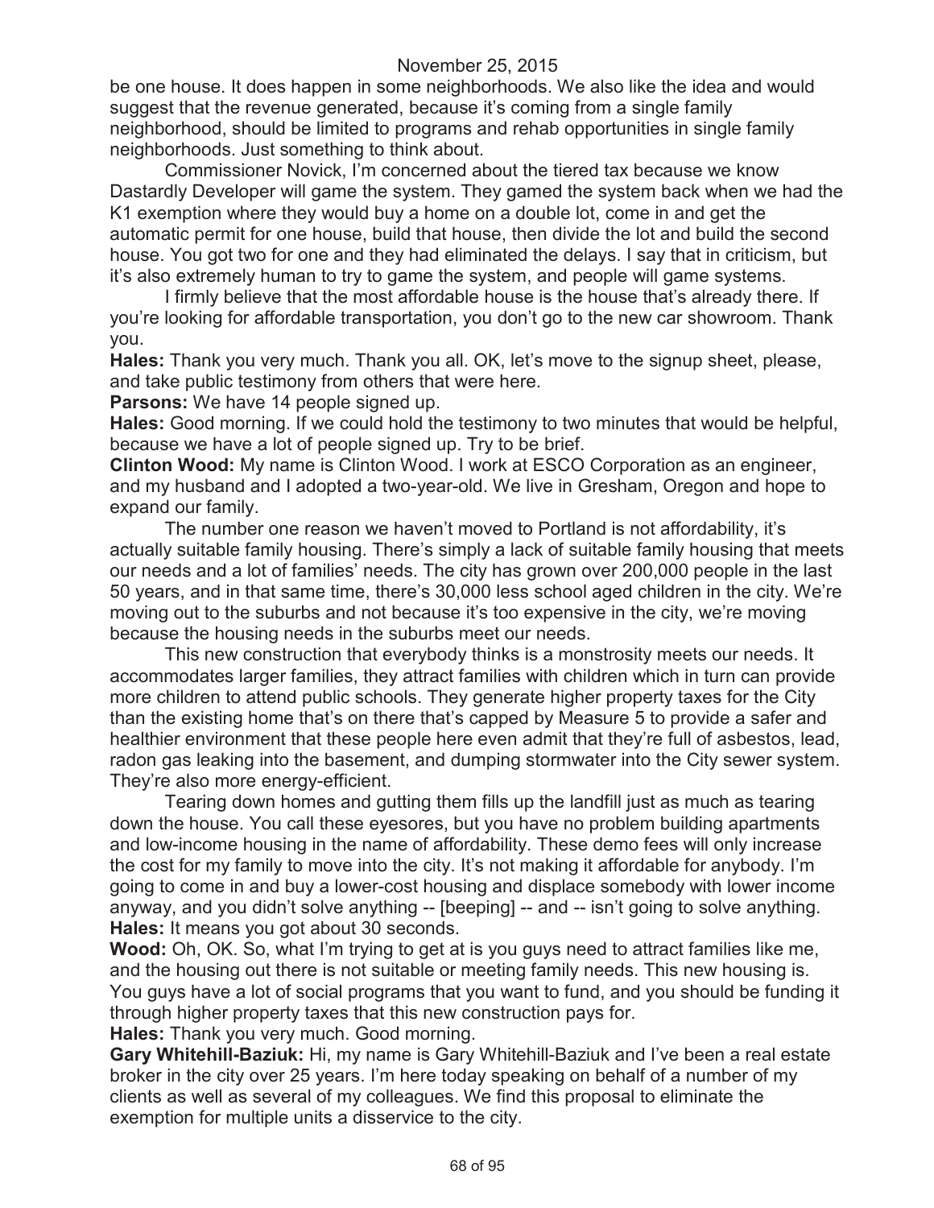be one house. It does happen in some neighborhoods. We also like the idea and would suggest that the revenue generated, because it's coming from a single family neighborhood, should be limited to programs and rehab opportunities in single family neighborhoods. Just something to think about.

Commissioner Novick, I'm concerned about the tiered tax because we know Dastardly Developer will game the system. They gamed the system back when we had the K1 exemption where they would buy a home on a double lot, come in and get the automatic permit for one house, build that house, then divide the lot and build the second house. You got two for one and they had eliminated the delays. I say that in criticism, but it's also extremely human to try to game the system, and people will game systems.

I firmly believe that the most affordable house is the house that's already there. If you're looking for affordable transportation, you don't go to the new car showroom. Thank you.

**Hales:** Thank you very much. Thank you all. OK, let's move to the signup sheet, please, and take public testimony from others that were here.

**Parsons:** We have 14 people signed up.

**Hales:** Good morning. If we could hold the testimony to two minutes that would be helpful, because we have a lot of people signed up. Try to be brief.

**Clinton Wood:** My name is Clinton Wood. I work at ESCO Corporation as an engineer, and my husband and I adopted a two-year-old. We live in Gresham, Oregon and hope to expand our family.

The number one reason we haven't moved to Portland is not affordability, it's actually suitable family housing. There's simply a lack of suitable family housing that meets our needs and a lot of families' needs. The city has grown over 200,000 people in the last 50 years, and in that same time, there's 30,000 less school aged children in the city. We're moving out to the suburbs and not because it's too expensive in the city, we're moving because the housing needs in the suburbs meet our needs.

This new construction that everybody thinks is a monstrosity meets our needs. It accommodates larger families, they attract families with children which in turn can provide more children to attend public schools. They generate higher property taxes for the City than the existing home that's on there that's capped by Measure 5 to provide a safer and healthier environment that these people here even admit that they're full of asbestos, lead, radon gas leaking into the basement, and dumping stormwater into the City sewer system. They're also more energy-efficient.

Tearing down homes and gutting them fills up the landfill just as much as tearing down the house. You call these eyesores, but you have no problem building apartments and low-income housing in the name of affordability. These demo fees will only increase the cost for my family to move into the city. It's not making it affordable for anybody. I'm going to come in and buy a lower-cost housing and displace somebody with lower income anyway, and you didn't solve anything -- [beeping] -- and -- isn't going to solve anything.

**Hales:** It means you got about 30 seconds.

**Wood:** Oh, OK. So, what I'm trying to get at is you guys need to attract families like me, and the housing out there is not suitable or meeting family needs. This new housing is. You guys have a lot of social programs that you want to fund, and you should be funding it through higher property taxes that this new construction pays for.

**Hales:** Thank you very much. Good morning.

**Gary Whitehill-Baziuk:** Hi, my name is Gary Whitehill-Baziuk and I've been a real estate broker in the city over 25 years. I'm here today speaking on behalf of a number of my clients as well as several of my colleagues. We find this proposal to eliminate the exemption for multiple units a disservice to the city.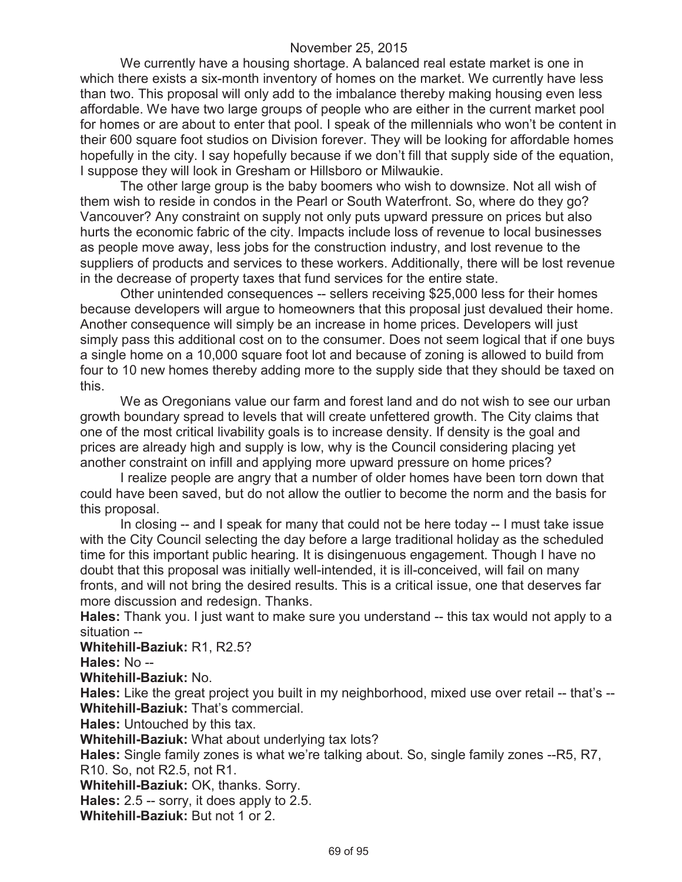November 25, 2015

We currently have a housing shortage. A balanced real estate market is one in which there exists a six-month inventory of homes on the market. We currently have less than two. This proposal will only add to the imbalance thereby making housing even less affordable. We have two large groups of people who are either in the current market pool for homes or are about to enter that pool. I speak of the millennials who won't be content in their 600 square foot studios on Division forever. They will be looking for affordable homes hopefully in the city. I say hopefully because if we don't fill that supply side of the equation, I suppose they will look in Gresham or Hillsboro or Milwaukie.

The other large group is the baby boomers who wish to downsize. Not all wish of them wish to reside in condos in the Pearl or South Waterfront. So, where do they go? Vancouver? Any constraint on supply not only puts upward pressure on prices but also hurts the economic fabric of the city. Impacts include loss of revenue to local businesses as people move away, less jobs for the construction industry, and lost revenue to the suppliers of products and services to these workers. Additionally, there will be lost revenue in the decrease of property taxes that fund services for the entire state.

Other unintended consequences -- sellers receiving $25,000 less for their homes because developers will argue to homeowners that this proposal just devalued their home. Another consequence will simply be an increase in home prices. Developers will just simply pass this additional cost on to the consumer. Does not seem logical that if one buys a single home on a 10,000 square foot lot and because of zoning is allowed to build from four to 10 new homes thereby adding more to the supply side that they should be taxed on this.

We as Oregonians value our farm and forest land and do not wish to see our urban growth boundary spread to levels that will create unfettered growth. The City claims that one of the most critical livability goals is to increase density. If density is the goal and prices are already high and supply is low, why is the Council considering placing yet another constraint on infill and applying more upward pressure on home prices?

I realize people are angry that a number of older homes have been torn down that could have been saved, but do not allow the outlier to become the norm and the basis for this proposal.

In closing -- and I speak for many that could not be here today -- I must take issue with the City Council selecting the day before a large traditional holiday as the scheduled time for this important public hearing. It is disingenuous engagement. Though I have no doubt that this proposal was initially well-intended, it is ill-conceived, will fail on many fronts, and will not bring the desired results. This is a critical issue, one that deserves far more discussion and redesign. Thanks.

**Hales:** Thank you. I just want to make sure you understand -- this tax would not apply to a situation --

**Whitehill-Baziuk:** R1, R2.5?

**Hales:** No --

**Whitehill-Baziuk:** No.

**Hales:** Like the great project you built in my neighborhood, mixed use over retail -- that's --

**Whitehill-Baziuk:** That's commercial.

**Hales:** Untouched by this tax.

**Whitehill-Baziuk:** What about underlying tax lots?

**Hales:** Single family zones is what we're talking about. So, single family zones --R5, R7, R10. So, not R2.5, not R1.

**Whitehill-Baziuk:** OK, thanks. Sorry.

**Hales:** 2.5 -- sorry, it does apply to 2.5.

**Whitehill-Baziuk:** But not 1 or 2.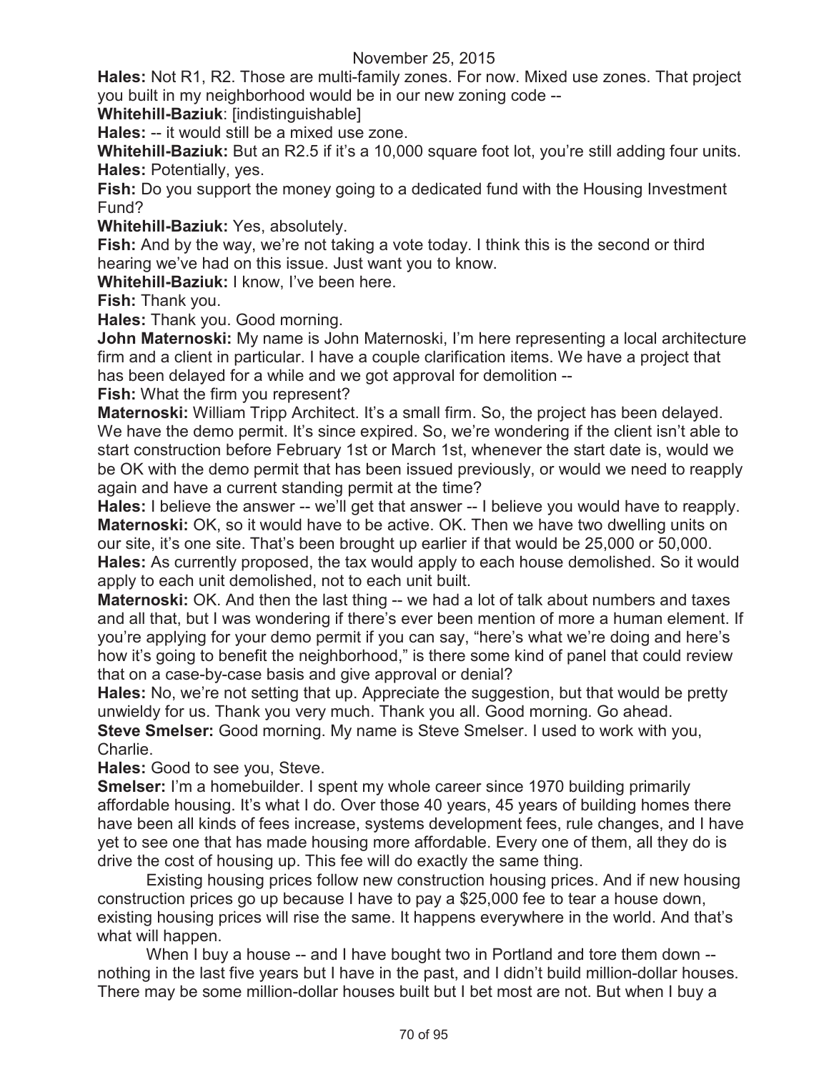**Hales:** Not R1, R2. Those are multi-family zones. For now. Mixed use zones. That project you built in my neighborhood would be in our new zoning code --

**Whitehill-Baziuk**: [indistinguishable]

**Hales:** -- it would still be a mixed use zone.

**Whitehill-Baziuk:** But an R2.5 if it's a 10,000 square foot lot, you're still adding four units.

**Hales:** Potentially, yes.

**Fish:** Do you support the money going to a dedicated fund with the Housing Investment Fund?

**Whitehill-Baziuk:** Yes, absolutely.

**Fish:** And by the way, we're not taking a vote today. I think this is the second or third hearing we've had on this issue. Just want you to know.

**Whitehill-Baziuk:** I know, I've been here.

**Fish:** Thank you.

**Hales:** Thank you. Good morning.

**John Maternoski:** My name is John Maternoski, I'm here representing a local architecture firm and a client in particular. I have a couple clarification items. We have a project that has been delayed for a while and we got approval for demolition --

**Fish:** What the firm you represent?

**Maternoski:** William Tripp Architect. It's a small firm. So, the project has been delayed. We have the demo permit. It's since expired. So, we're wondering if the client isn't able to start construction before February 1st or March 1st, whenever the start date is, would we be OK with the demo permit that has been issued previously, or would we need to reapply again and have a current standing permit at the time?

**Hales:** I believe the answer -- we'll get that answer -- I believe you would have to reapply.

**Maternoski:** OK, so it would have to be active. OK. Then we have two dwelling units on our site, it's one site. That's been brought up earlier if that would be 25,000 or 50,000.

**Hales:** As currently proposed, the tax would apply to each house demolished. So it would apply to each unit demolished, not to each unit built.

**Maternoski:** OK. And then the last thing -- we had a lot of talk about numbers and taxes and all that, but I was wondering if there's ever been mention of more a human element. If you're applying for your demo permit if you can say, "here's what we're doing and here's how it's going to benefit the neighborhood," is there some kind of panel that could review that on a case-by-case basis and give approval or denial?

**Hales:** No, we're not setting that up. Appreciate the suggestion, but that would be pretty unwieldy for us. Thank you very much. Thank you all. Good morning. Go ahead.

**Steve Smelser:** Good morning. My name is Steve Smelser. I used to work with you, Charlie.

**Hales:** Good to see you, Steve.

**Smelser:** I'm a homebuilder. I spent my whole career since 1970 building primarily affordable housing. It's what I do. Over those 40 years, 45 years of building homes there have been all kinds of fees increase, systems development fees, rule changes, and I have yet to see one that has made housing more affordable. Every one of them, all they do is drive the cost of housing up. This fee will do exactly the same thing.

Existing housing prices follow new construction housing prices. And if new housing construction prices go up because I have to pay a $25,000 fee to tear a house down, existing housing prices will rise the same. It happens everywhere in the world. And that's what will happen.

When I buy a house -- and I have bought two in Portland and tore them down -- nothing in the last five years but I have in the past, and I didn't build million-dollar houses. There may be some million-dollar houses built but I bet most are not. But when I buy a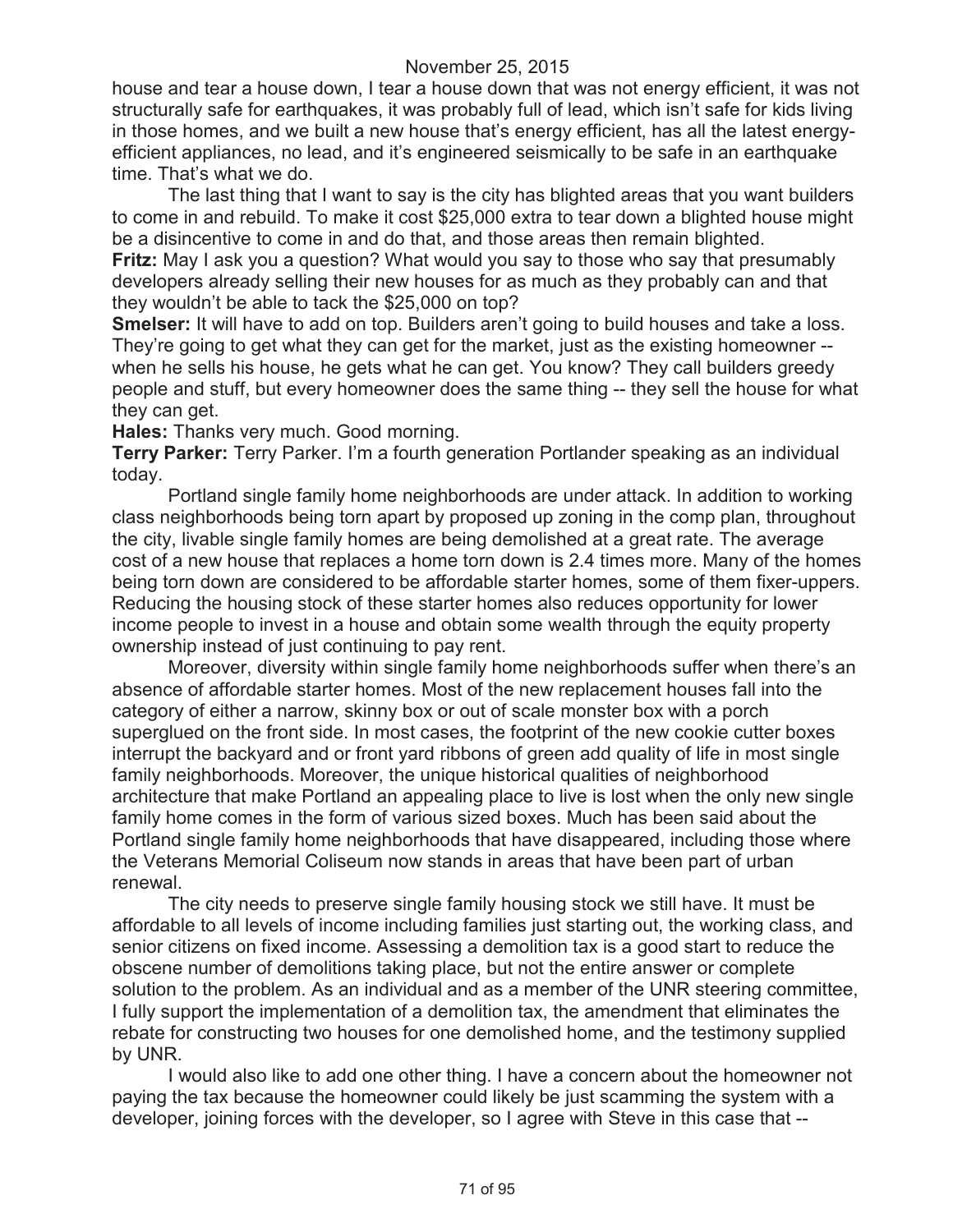house and tear a house down, I tear a house down that was not energy efficient, it was not structurally safe for earthquakes, it was probably full of lead, which isn't safe for kids living in those homes, and we built a new house that's energy efficient, has all the latest energy-efficient appliances, no lead, and it's engineered seismically to be safe in an earthquake time. That's what we do.

The last thing that I want to say is the city has blighted areas that you want builders to come in and rebuild. To make it cost $25,000 extra to tear down a blighted house might be a disincentive to come in and do that, and those areas then remain blighted.

**Fritz:** May I ask you a question? What would you say to those who say that presumably developers already selling their new houses for as much as they probably can and that they wouldn't be able to tack the $25,000 on top?

**Smelser:** It will have to add on top. Builders aren't going to build houses and take a loss. They're going to get what they can get for the market, just as the existing homeowner -- when he sells his house, he gets what he can get. You know? They call builders greedy people and stuff, but every homeowner does the same thing -- they sell the house for what they can get.

**Hales:** Thanks very much. Good morning.

**Terry Parker:** Terry Parker. I'm a fourth generation Portlander speaking as an individual today.

Portland single family home neighborhoods are under attack. In addition to working class neighborhoods being torn apart by proposed up zoning in the comp plan, throughout the city, livable single family homes are being demolished at a great rate. The average cost of a new house that replaces a home torn down is 2.4 times more. Many of the homes being torn down are considered to be affordable starter homes, some of them fixer-uppers. Reducing the housing stock of these starter homes also reduces opportunity for lower income people to invest in a house and obtain some wealth through the equity property ownership instead of just continuing to pay rent.

Moreover, diversity within single family home neighborhoods suffer when there's an absence of affordable starter homes. Most of the new replacement houses fall into the category of either a narrow, skinny box or out of scale monster box with a porch superglued on the front side. In most cases, the footprint of the new cookie cutter boxes interrupt the backyard and or front yard ribbons of green add quality of life in most single family neighborhoods. Moreover, the unique historical qualities of neighborhood architecture that make Portland an appealing place to live is lost when the only new single family home comes in the form of various sized boxes. Much has been said about the Portland single family home neighborhoods that have disappeared, including those where the Veterans Memorial Coliseum now stands in areas that have been part of urban renewal.

The city needs to preserve single family housing stock we still have. It must be affordable to all levels of income including families just starting out, the working class, and senior citizens on fixed income. Assessing a demolition tax is a good start to reduce the obscene number of demolitions taking place, but not the entire answer or complete solution to the problem. As an individual and as a member of the UNR steering committee, I fully support the implementation of a demolition tax, the amendment that eliminates the rebate for constructing two houses for one demolished home, and the testimony supplied by UNR.

I would also like to add one other thing. I have a concern about the homeowner not paying the tax because the homeowner could likely be just scamming the system with a developer, joining forces with the developer, so I agree with Steve in this case that --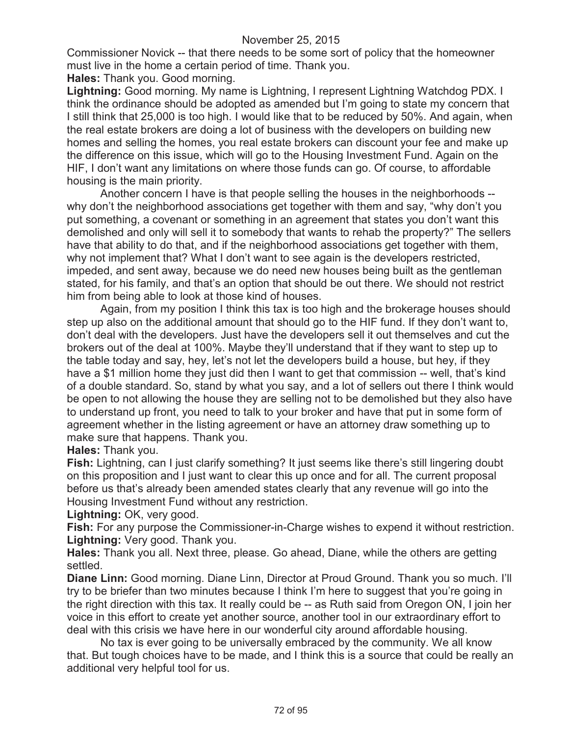Commissioner Novick -- that there needs to be some sort of policy that the homeowner must live in the home a certain period of time. Thank you.

**Hales:** Thank you. Good morning.

**Lightning:** Good morning. My name is Lightning, I represent Lightning Watchdog PDX. I think the ordinance should be adopted as amended but I'm going to state my concern that I still think that 25,000 is too high. I would like that to be reduced by 50%. And again, when the real estate brokers are doing a lot of business with the developers on building new homes and selling the homes, you real estate brokers can discount your fee and make up the difference on this issue, which will go to the Housing Investment Fund. Again on the HIF, I don't want any limitations on where those funds can go. Of course, to affordable housing is the main priority.

Another concern I have is that people selling the houses in the neighborhoods -- why don't the neighborhood associations get together with them and say, "why don't you put something, a covenant or something in an agreement that states you don't want this demolished and only will sell it to somebody that wants to rehab the property?" The sellers have that ability to do that, and if the neighborhood associations get together with them, why not implement that? What I don't want to see again is the developers restricted, impeded, and sent away, because we do need new houses being built as the gentleman stated, for his family, and that's an option that should be out there. We should not restrict him from being able to look at those kind of houses.

Again, from my position I think this tax is too high and the brokerage houses should step up also on the additional amount that should go to the HIF fund. If they don't want to, don't deal with the developers. Just have the developers sell it out themselves and cut the brokers out of the deal at 100%. Maybe they'll understand that if they want to step up to the table today and say, hey, let's not let the developers build a house, but hey, if they have a $1 million home they just did then I want to get that commission -- well, that's kind of a double standard. So, stand by what you say, and a lot of sellers out there I think would be open to not allowing the house they are selling not to be demolished but they also have to understand up front, you need to talk to your broker and have that put in some form of agreement whether in the listing agreement or have an attorney draw something up to make sure that happens. Thank you.

**Hales:** Thank you.

**Fish:** Lightning, can I just clarify something? It just seems like there's still lingering doubt on this proposition and I just want to clear this up once and for all. The current proposal before us that's already been amended states clearly that any revenue will go into the Housing Investment Fund without any restriction.

**Lightning:** OK, very good.

**Fish:** For any purpose the Commissioner-in-Charge wishes to expend it without restriction.

**Lightning:** Very good. Thank you.

**Hales:** Thank you all. Next three, please. Go ahead, Diane, while the others are getting settled.

**Diane Linn:** Good morning. Diane Linn, Director at Proud Ground. Thank you so much. I'll try to be briefer than two minutes because I think I'm here to suggest that you're going in the right direction with this tax. It really could be -- as Ruth said from Oregon ON, I join her voice in this effort to create yet another source, another tool in our extraordinary effort to deal with this crisis we have here in our wonderful city around affordable housing.

No tax is ever going to be universally embraced by the community. We all know that. But tough choices have to be made, and I think this is a source that could be really an additional very helpful tool for us.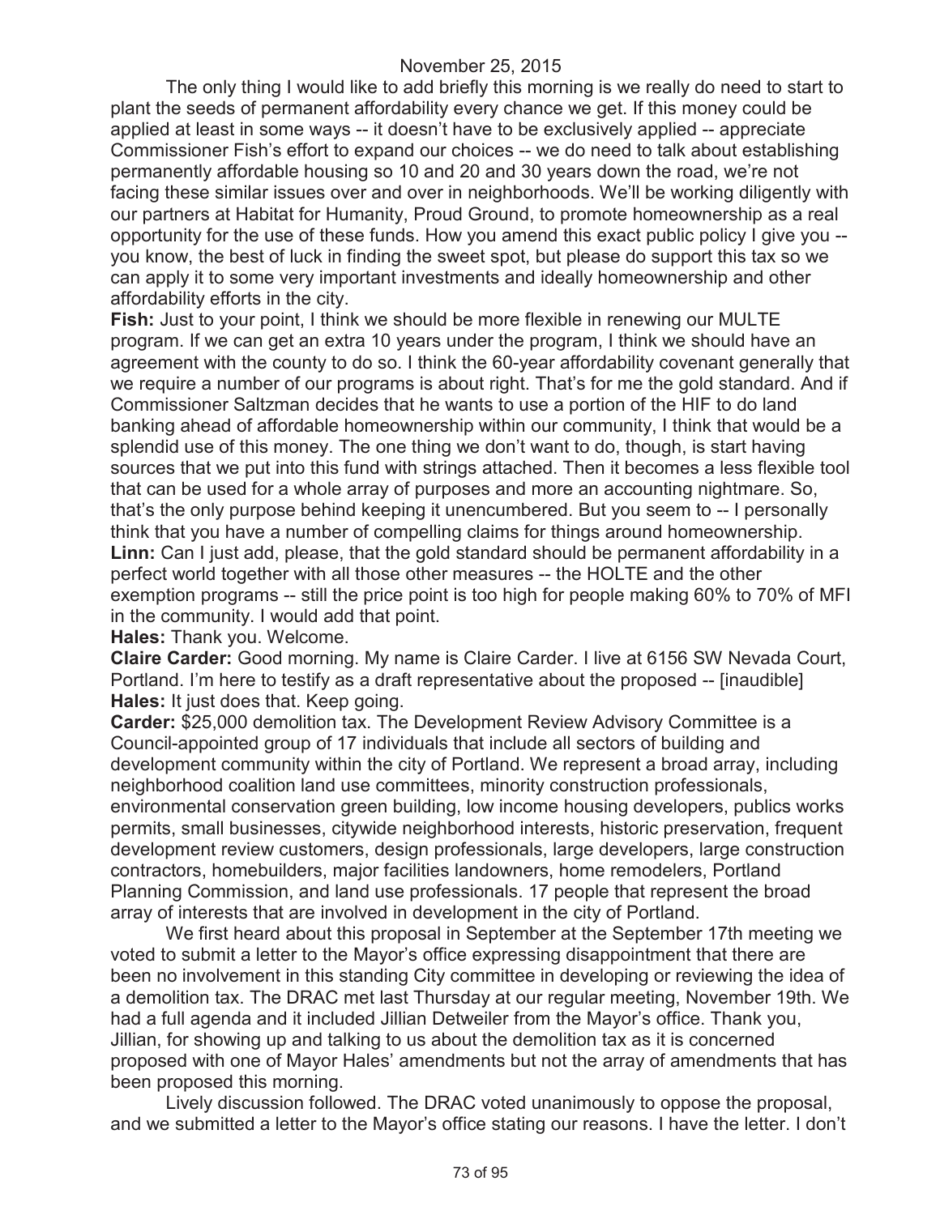The only thing I would like to add briefly this morning is we really do need to start to plant the seeds of permanent affordability every chance we get. If this money could be applied at least in some ways -- it doesn't have to be exclusively applied -- appreciate Commissioner Fish's effort to expand our choices -- we do need to talk about establishing permanently affordable housing so 10 and 20 and 30 years down the road, we're not facing these similar issues over and over in neighborhoods. We'll be working diligently with our partners at Habitat for Humanity, Proud Ground, to promote homeownership as a real opportunity for the use of these funds. How you amend this exact public policy I give you -- you know, the best of luck in finding the sweet spot, but please do support this tax so we can apply it to some very important investments and ideally homeownership and other affordability efforts in the city.

**Fish:** Just to your point, I think we should be more flexible in renewing our MULTE program. If we can get an extra 10 years under the program, I think we should have an agreement with the county to do so. I think the 60-year affordability covenant generally that we require a number of our programs is about right. That's for me the gold standard. And if Commissioner Saltzman decides that he wants to use a portion of the HIF to do land banking ahead of affordable homeownership within our community, I think that would be a splendid use of this money. The one thing we don't want to do, though, is start having sources that we put into this fund with strings attached. Then it becomes a less flexible tool that can be used for a whole array of purposes and more an accounting nightmare. So, that's the only purpose behind keeping it unencumbered. But you seem to -- I personally think that you have a number of compelling claims for things around homeownership.

**Linn:** Can I just add, please, that the gold standard should be permanent affordability in a perfect world together with all those other measures -- the HOLTE and the other exemption programs -- still the price point is too high for people making 60% to 70% of MFI in the community. I would add that point.

**Hales:** Thank you. Welcome.

**Claire Carder:** Good morning. My name is Claire Carder. I live at 6156 SW Nevada Court, Portland. I'm here to testify as a draft representative about the proposed -- [inaudible]

**Hales:** It just does that. Keep going.

**Carder:** $25,000 demolition tax. The Development Review Advisory Committee is a Council-appointed group of 17 individuals that include all sectors of building and development community within the city of Portland. We represent a broad array, including neighborhood coalition land use committees, minority construction professionals, environmental conservation green building, low income housing developers, publics works permits, small businesses, citywide neighborhood interests, historic preservation, frequent development review customers, design professionals, large developers, large construction contractors, homebuilders, major facilities landowners, home remodelers, Portland Planning Commission, and land use professionals. 17 people that represent the broad array of interests that are involved in development in the city of Portland.

We first heard about this proposal in September at the September 17th meeting we voted to submit a letter to the Mayor's office expressing disappointment that there are been no involvement in this standing City committee in developing or reviewing the idea of a demolition tax. The DRAC met last Thursday at our regular meeting, November 19th. We had a full agenda and it included Jillian Detweiler from the Mayor's office. Thank you, Jillian, for showing up and talking to us about the demolition tax as it is concerned proposed with one of Mayor Hales' amendments but not the array of amendments that has been proposed this morning.

Lively discussion followed. The DRAC voted unanimously to oppose the proposal, and we submitted a letter to the Mayor's office stating our reasons. I have the letter. I don't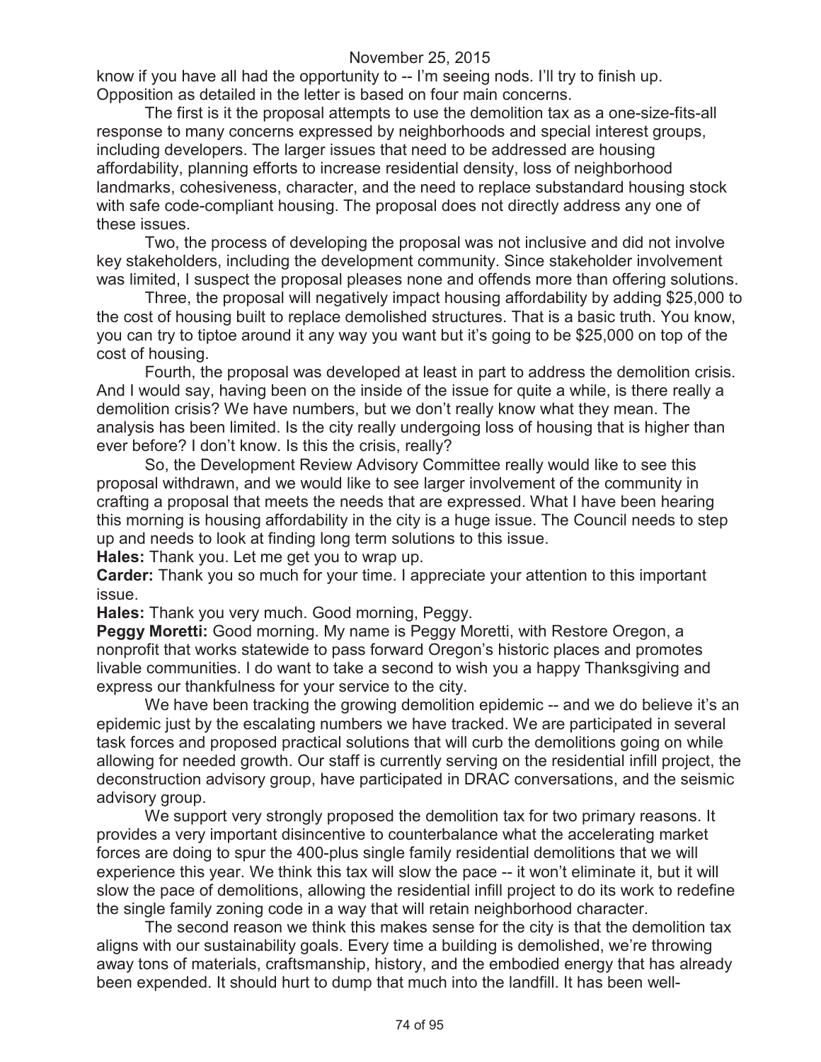know if you have all had the opportunity to -- I'm seeing nods. I'll try to finish up. Opposition as detailed in the letter is based on four main concerns.

The first is it the proposal attempts to use the demolition tax as a one-size-fits-all response to many concerns expressed by neighborhoods and special interest groups, including developers. The larger issues that need to be addressed are housing affordability, planning efforts to increase residential density, loss of neighborhood landmarks, cohesiveness, character, and the need to replace substandard housing stock with safe code-compliant housing. The proposal does not directly address any one of these issues.

Two, the process of developing the proposal was not inclusive and did not involve key stakeholders, including the development community. Since stakeholder involvement was limited, I suspect the proposal pleases none and offends more than offering solutions.

Three, the proposal will negatively impact housing affordability by adding $25,000 to the cost of housing built to replace demolished structures. That is a basic truth. You know, you can try to tiptoe around it any way you want but it's going to be $25,000 on top of the cost of housing.

Fourth, the proposal was developed at least in part to address the demolition crisis. And I would say, having been on the inside of the issue for quite a while, is there really a demolition crisis? We have numbers, but we don't really know what they mean. The analysis has been limited. Is the city really undergoing loss of housing that is higher than ever before? I don't know. Is this the crisis, really?

So, the Development Review Advisory Committee really would like to see this proposal withdrawn, and we would like to see larger involvement of the community in crafting a proposal that meets the needs that are expressed. What I have been hearing this morning is housing affordability in the city is a huge issue. The Council needs to step up and needs to look at finding long term solutions to this issue.

**Hales:** Thank you. Let me get you to wrap up.

**Carder:** Thank you so much for your time. I appreciate your attention to this important issue.

**Hales:** Thank you very much. Good morning, Peggy.

**Peggy Moretti:** Good morning. My name is Peggy Moretti, with Restore Oregon, a nonprofit that works statewide to pass forward Oregon's historic places and promotes livable communities. I do want to take a second to wish you a happy Thanksgiving and express our thankfulness for your service to the city.

We have been tracking the growing demolition epidemic -- and we do believe it's an epidemic just by the escalating numbers we have tracked. We are participated in several task forces and proposed practical solutions that will curb the demolitions going on while allowing for needed growth. Our staff is currently serving on the residential infill project, the deconstruction advisory group, have participated in DRAC conversations, and the seismic advisory group.

We support very strongly proposed the demolition tax for two primary reasons. It provides a very important disincentive to counterbalance what the accelerating market forces are doing to spur the 400-plus single family residential demolitions that we will experience this year. We think this tax will slow the pace -- it won't eliminate it, but it will slow the pace of demolitions, allowing the residential infill project to do its work to redefine the single family zoning code in a way that will retain neighborhood character.

The second reason we think this makes sense for the city is that the demolition tax aligns with our sustainability goals. Every time a building is demolished, we're throwing away tons of materials, craftsmanship, history, and the embodied energy that has already been expended. It should hurt to dump that much into the landfill. It has been well-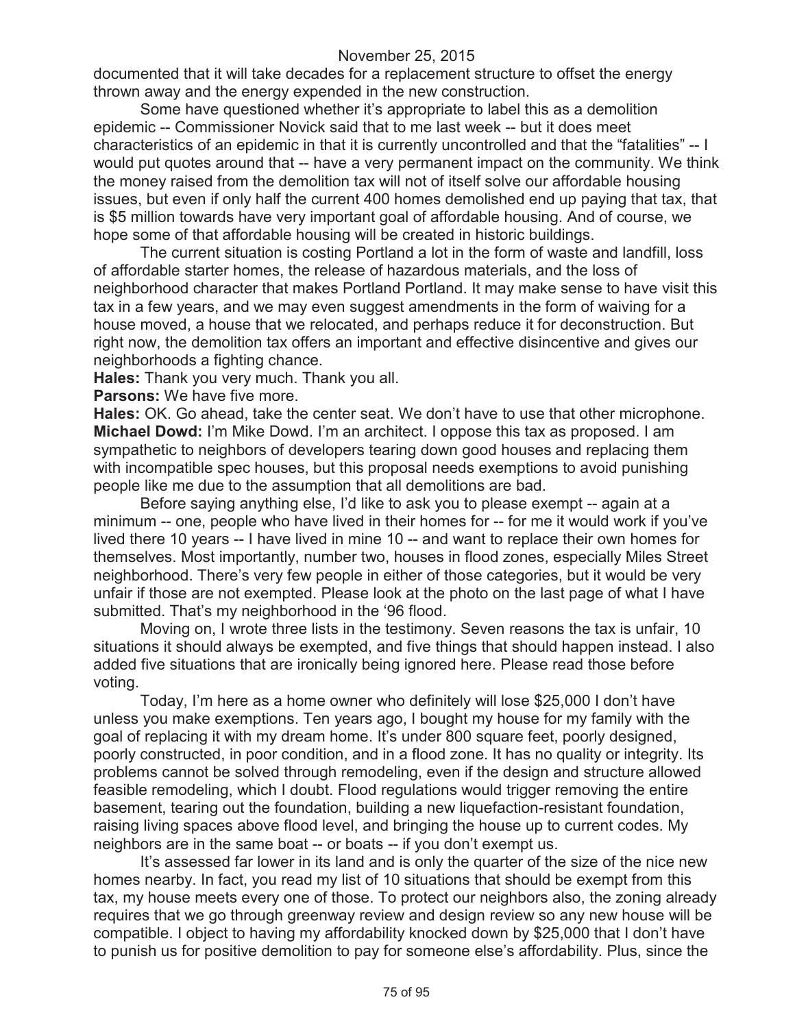documented that it will take decades for a replacement structure to offset the energy thrown away and the energy expended in the new construction.

Some have questioned whether it's appropriate to label this as a demolition epidemic -- Commissioner Novick said that to me last week -- but it does meet characteristics of an epidemic in that it is currently uncontrolled and that the "fatalities" -- I would put quotes around that -- have a very permanent impact on the community. We think the money raised from the demolition tax will not of itself solve our affordable housing issues, but even if only half the current 400 homes demolished end up paying that tax, that is $5 million towards have very important goal of affordable housing. And of course, we hope some of that affordable housing will be created in historic buildings.

The current situation is costing Portland a lot in the form of waste and landfill, loss of affordable starter homes, the release of hazardous materials, and the loss of neighborhood character that makes Portland Portland. It may make sense to have visit this tax in a few years, and we may even suggest amendments in the form of waiving for a house moved, a house that we relocated, and perhaps reduce it for deconstruction. But right now, the demolition tax offers an important and effective disincentive and gives our neighborhoods a fighting chance.

**Hales:** Thank you very much. Thank you all.

**Parsons:** We have five more.

**Hales:** OK. Go ahead, take the center seat. We don't have to use that other microphone.

**Michael Dowd:** I'm Mike Dowd. I'm an architect. I oppose this tax as proposed. I am sympathetic to neighbors of developers tearing down good houses and replacing them with incompatible spec houses, but this proposal needs exemptions to avoid punishing people like me due to the assumption that all demolitions are bad.

Before saying anything else, I'd like to ask you to please exempt -- again at a minimum -- one, people who have lived in their homes for -- for me it would work if you've lived there 10 years -- I have lived in mine 10 -- and want to replace their own homes for themselves. Most importantly, number two, houses in flood zones, especially Miles Street neighborhood. There's very few people in either of those categories, but it would be very unfair if those are not exempted. Please look at the photo on the last page of what I have submitted. That's my neighborhood in the '96 flood.

Moving on, I wrote three lists in the testimony. Seven reasons the tax is unfair, 10 situations it should always be exempted, and five things that should happen instead. I also added five situations that are ironically being ignored here. Please read those before voting.

Today, I'm here as a home owner who definitely will lose $25,000 I don't have unless you make exemptions. Ten years ago, I bought my house for my family with the goal of replacing it with my dream home. It's under 800 square feet, poorly designed, poorly constructed, in poor condition, and in a flood zone. It has no quality or integrity. Its problems cannot be solved through remodeling, even if the design and structure allowed feasible remodeling, which I doubt. Flood regulations would trigger removing the entire basement, tearing out the foundation, building a new liquefaction-resistant foundation, raising living spaces above flood level, and bringing the house up to current codes. My neighbors are in the same boat -- or boats -- if you don't exempt us.

It's assessed far lower in its land and is only the quarter of the size of the nice new homes nearby. In fact, you read my list of 10 situations that should be exempt from this tax, my house meets every one of those. To protect our neighbors also, the zoning already requires that we go through greenway review and design review so any new house will be compatible. I object to having my affordability knocked down by $25,000 that I don't have to punish us for positive demolition to pay for someone else's affordability. Plus, since the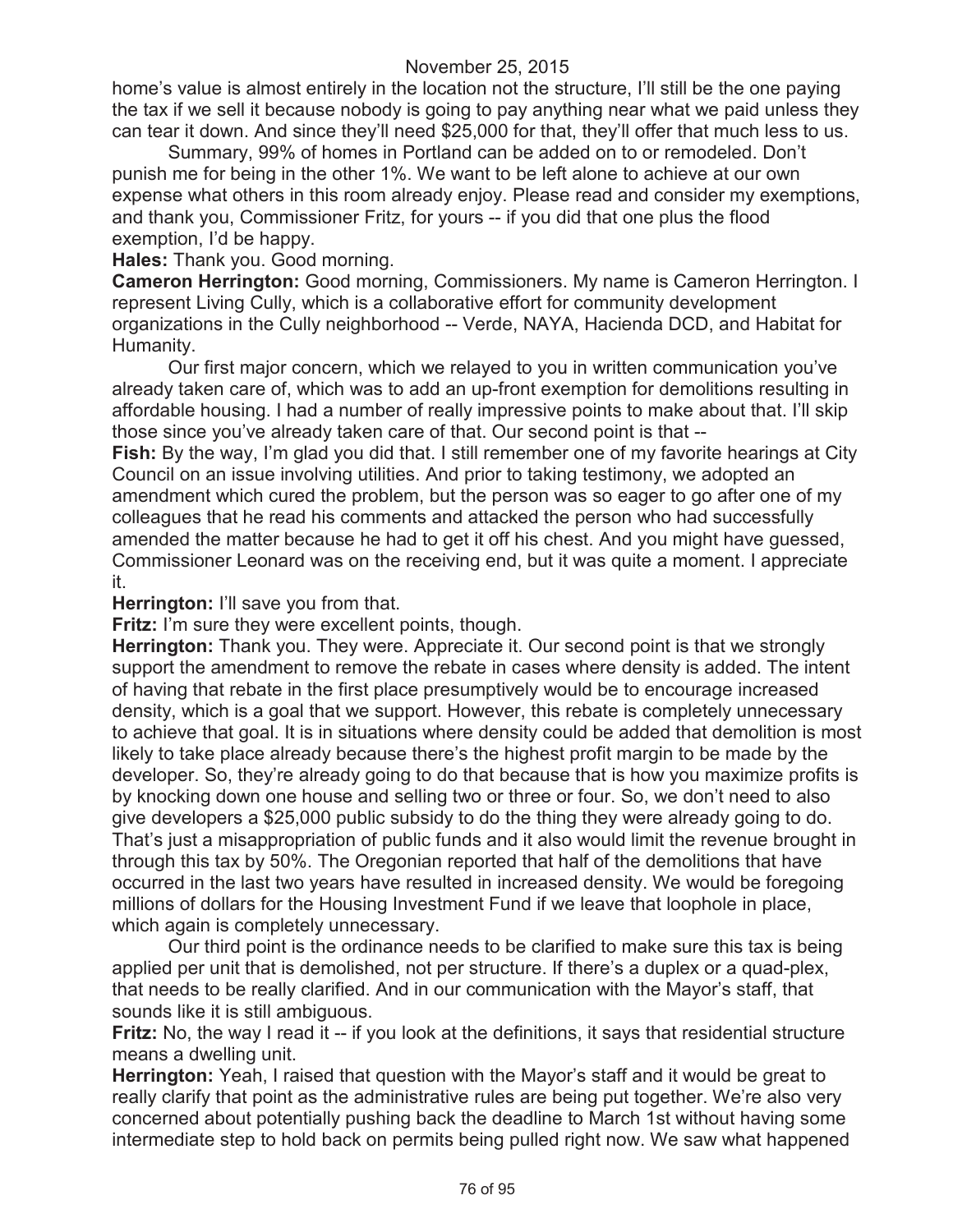home's value is almost entirely in the location not the structure, I'll still be the one paying the tax if we sell it because nobody is going to pay anything near what we paid unless they can tear it down. And since they'll need $25,000 for that, they'll offer that much less to us.

Summary, 99% of homes in Portland can be added on to or remodeled. Don't punish me for being in the other 1%. We want to be left alone to achieve at our own expense what others in this room already enjoy. Please read and consider my exemptions, and thank you, Commissioner Fritz, for yours -- if you did that one plus the flood exemption, I'd be happy.

**Hales:** Thank you. Good morning.

**Cameron Herrington:** Good morning, Commissioners. My name is Cameron Herrington. I represent Living Cully, which is a collaborative effort for community development organizations in the Cully neighborhood -- Verde, NAYA, Hacienda DCD, and Habitat for Humanity.

Our first major concern, which we relayed to you in written communication you've already taken care of, which was to add an up-front exemption for demolitions resulting in affordable housing. I had a number of really impressive points to make about that. I'll skip those since you've already taken care of that. Our second point is that --

**Fish:** By the way, I'm glad you did that. I still remember one of my favorite hearings at City Council on an issue involving utilities. And prior to taking testimony, we adopted an amendment which cured the problem, but the person was so eager to go after one of my colleagues that he read his comments and attacked the person who had successfully amended the matter because he had to get it off his chest. And you might have guessed, Commissioner Leonard was on the receiving end, but it was quite a moment. I appreciate it.

**Herrington:** I'll save you from that.

**Fritz:** I'm sure they were excellent points, though.

**Herrington:** Thank you. They were. Appreciate it. Our second point is that we strongly support the amendment to remove the rebate in cases where density is added. The intent of having that rebate in the first place presumptively would be to encourage increased density, which is a goal that we support. However, this rebate is completely unnecessary to achieve that goal. It is in situations where density could be added that demolition is most likely to take place already because there's the highest profit margin to be made by the developer. So, they're already going to do that because that is how you maximize profits is by knocking down one house and selling two or three or four. So, we don't need to also give developers a $25,000 public subsidy to do the thing they were already going to do. That's just a misappropriation of public funds and it also would limit the revenue brought in through this tax by 50%. The Oregonian reported that half of the demolitions that have occurred in the last two years have resulted in increased density. We would be foregoing millions of dollars for the Housing Investment Fund if we leave that loophole in place, which again is completely unnecessary.

Our third point is the ordinance needs to be clarified to make sure this tax is being applied per unit that is demolished, not per structure. If there's a duplex or a quad-plex, that needs to be really clarified. And in our communication with the Mayor's staff, that sounds like it is still ambiguous.

**Fritz:** No, the way I read it -- if you look at the definitions, it says that residential structure means a dwelling unit.

**Herrington:** Yeah, I raised that question with the Mayor's staff and it would be great to really clarify that point as the administrative rules are being put together. We're also very concerned about potentially pushing back the deadline to March 1st without having some intermediate step to hold back on permits being pulled right now. We saw what happened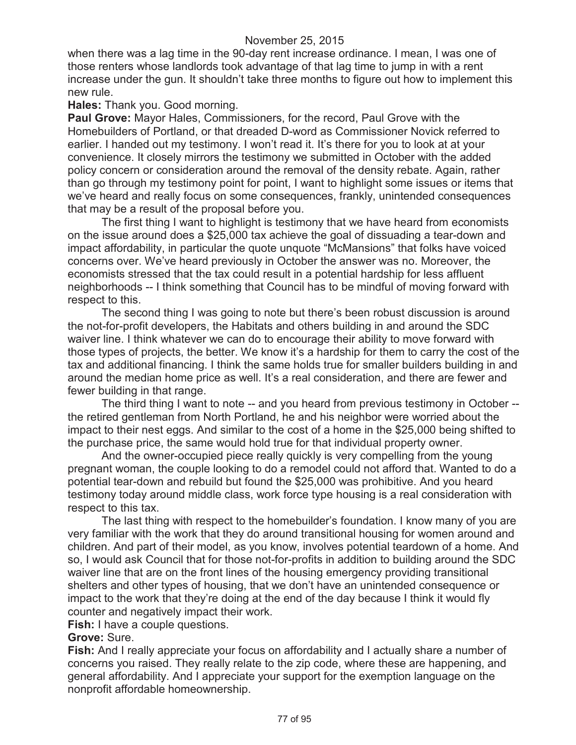when there was a lag time in the 90-day rent increase ordinance. I mean, I was one of those renters whose landlords took advantage of that lag time to jump in with a rent increase under the gun. It shouldn't take three months to figure out how to implement this new rule.

**Hales:** Thank you. Good morning.

**Paul Grove:** Mayor Hales, Commissioners, for the record, Paul Grove with the Homebuilders of Portland, or that dreaded D-word as Commissioner Novick referred to earlier. I handed out my testimony. I won't read it. It's there for you to look at at your convenience. It closely mirrors the testimony we submitted in October with the added policy concern or consideration around the removal of the density rebate. Again, rather than go through my testimony point for point, I want to highlight some issues or items that we've heard and really focus on some consequences, frankly, unintended consequences that may be a result of the proposal before you.

The first thing I want to highlight is testimony that we have heard from economists on the issue around does a $25,000 tax achieve the goal of dissuading a tear-down and impact affordability, in particular the quote unquote "McMansions" that folks have voiced concerns over. We've heard previously in October the answer was no. Moreover, the economists stressed that the tax could result in a potential hardship for less affluent neighborhoods -- I think something that Council has to be mindful of moving forward with respect to this.

The second thing I was going to note but there's been robust discussion is around the not-for-profit developers, the Habitats and others building in and around the SDC waiver line. I think whatever we can do to encourage their ability to move forward with those types of projects, the better. We know it's a hardship for them to carry the cost of the tax and additional financing. I think the same holds true for smaller builders building in and around the median home price as well. It's a real consideration, and there are fewer and fewer building in that range.

The third thing I want to note -- and you heard from previous testimony in October -- the retired gentleman from North Portland, he and his neighbor were worried about the impact to their nest eggs. And similar to the cost of a home in the $25,000 being shifted to the purchase price, the same would hold true for that individual property owner.

And the owner-occupied piece really quickly is very compelling from the young pregnant woman, the couple looking to do a remodel could not afford that. Wanted to do a potential tear-down and rebuild but found the $25,000 was prohibitive. And you heard testimony today around middle class, work force type housing is a real consideration with respect to this tax.

The last thing with respect to the homebuilder's foundation. I know many of you are very familiar with the work that they do around transitional housing for women around and children. And part of their model, as you know, involves potential teardown of a home. And so, I would ask Council that for those not-for-profits in addition to building around the SDC waiver line that are on the front lines of the housing emergency providing transitional shelters and other types of housing, that we don't have an unintended consequence or impact to the work that they're doing at the end of the day because I think it would fly counter and negatively impact their work.

**Fish:** I have a couple questions.

**Grove:** Sure.

**Fish:** And I really appreciate your focus on affordability and I actually share a number of concerns you raised. They really relate to the zip code, where these are happening, and general affordability. And I appreciate your support for the exemption language on the nonprofit affordable homeownership.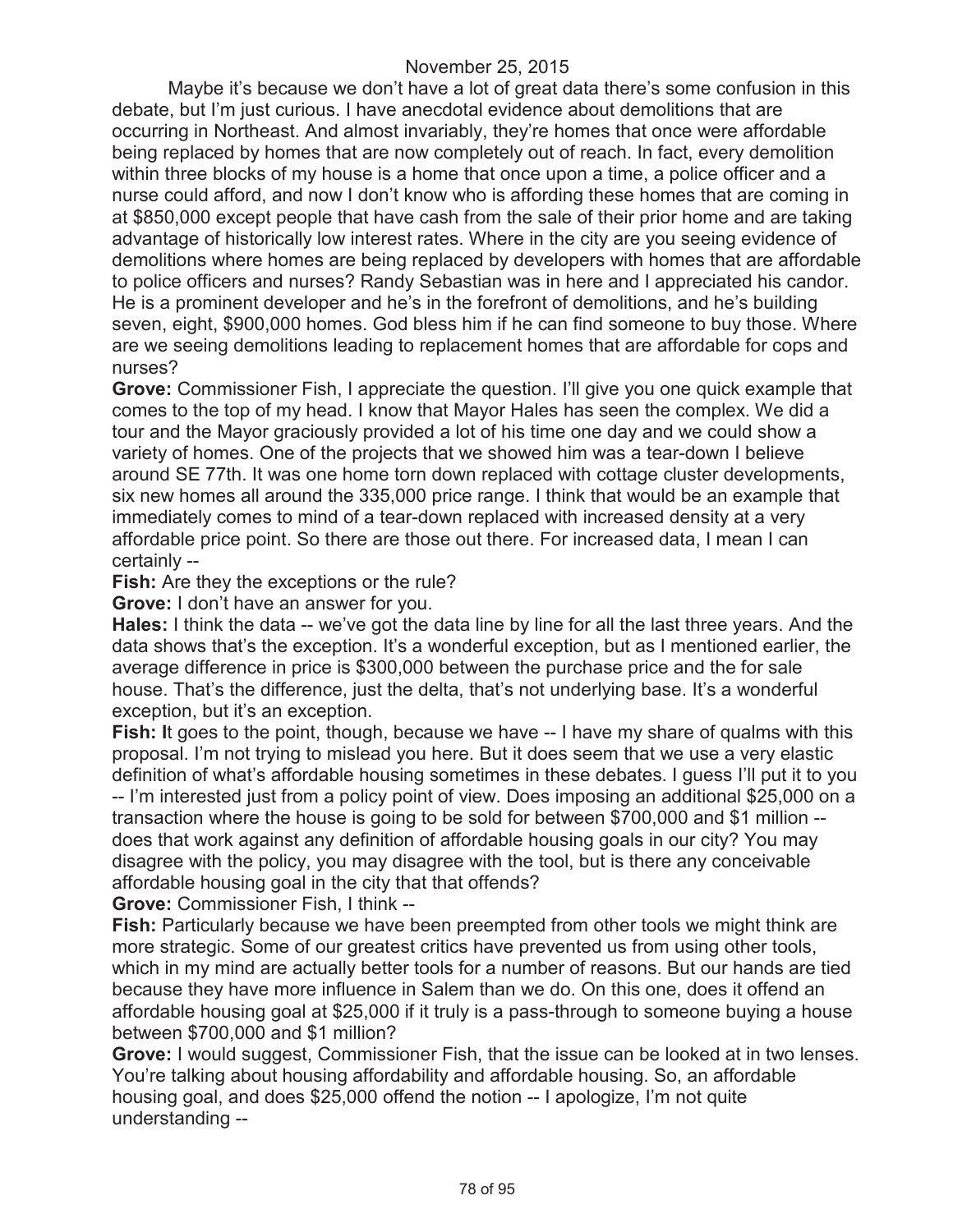Maybe it's because we don't have a lot of great data there's some confusion in this debate, but I'm just curious. I have anecdotal evidence about demolitions that are occurring in Northeast. And almost invariably, they're homes that once were affordable being replaced by homes that are now completely out of reach. In fact, every demolition within three blocks of my house is a home that once upon a time, a police officer and a nurse could afford, and now I don't know who is affording these homes that are coming in at $850,000 except people that have cash from the sale of their prior home and are taking advantage of historically low interest rates. Where in the city are you seeing evidence of demolitions where homes are being replaced by developers with homes that are affordable to police officers and nurses? Randy Sebastian was in here and I appreciated his candor. He is a prominent developer and he's in the forefront of demolitions, and he's building seven, eight, $900,000 homes. God bless him if he can find someone to buy those. Where are we seeing demolitions leading to replacement homes that are affordable for cops and nurses?

**Grove:** Commissioner Fish, I appreciate the question. I'll give you one quick example that comes to the top of my head. I know that Mayor Hales has seen the complex. We did a tour and the Mayor graciously provided a lot of his time one day and we could show a variety of homes. One of the projects that we showed him was a tear-down I believe around SE 77th. It was one home torn down replaced with cottage cluster developments, six new homes all around the 335,000 price range. I think that would be an example that immediately comes to mind of a tear-down replaced with increased density at a very affordable price point. So there are those out there. For increased data, I mean I can certainly --

**Fish:** Are they the exceptions or the rule?

**Grove:** I don't have an answer for you.

**Hales:** I think the data -- we've got the data line by line for all the last three years. And the data shows that's the exception. It's a wonderful exception, but as I mentioned earlier, the average difference in price is $300,000 between the purchase price and the for sale house. That's the difference, just the delta, that's not underlying base. It's a wonderful exception, but it's an exception.

**Fish: I**t goes to the point, though, because we have -- I have my share of qualms with this proposal. I'm not trying to mislead you here. But it does seem that we use a very elastic definition of what's affordable housing sometimes in these debates. I guess I'll put it to you -- I'm interested just from a policy point of view. Does imposing an additional $25,000 on a transaction where the house is going to be sold for between $700,000 and $1 million -- does that work against any definition of affordable housing goals in our city? You may disagree with the policy, you may disagree with the tool, but is there any conceivable affordable housing goal in the city that that offends?

**Grove:** Commissioner Fish, I think --

**Fish:** Particularly because we have been preempted from other tools we might think are more strategic. Some of our greatest critics have prevented us from using other tools, which in my mind are actually better tools for a number of reasons. But our hands are tied because they have more influence in Salem than we do. On this one, does it offend an affordable housing goal at $25,000 if it truly is a pass-through to someone buying a house between $700,000 and $1 million?

**Grove:** I would suggest, Commissioner Fish, that the issue can be looked at in two lenses. You're talking about housing affordability and affordable housing. So, an affordable housing goal, and does $25,000 offend the notion -- I apologize, I'm not quite understanding --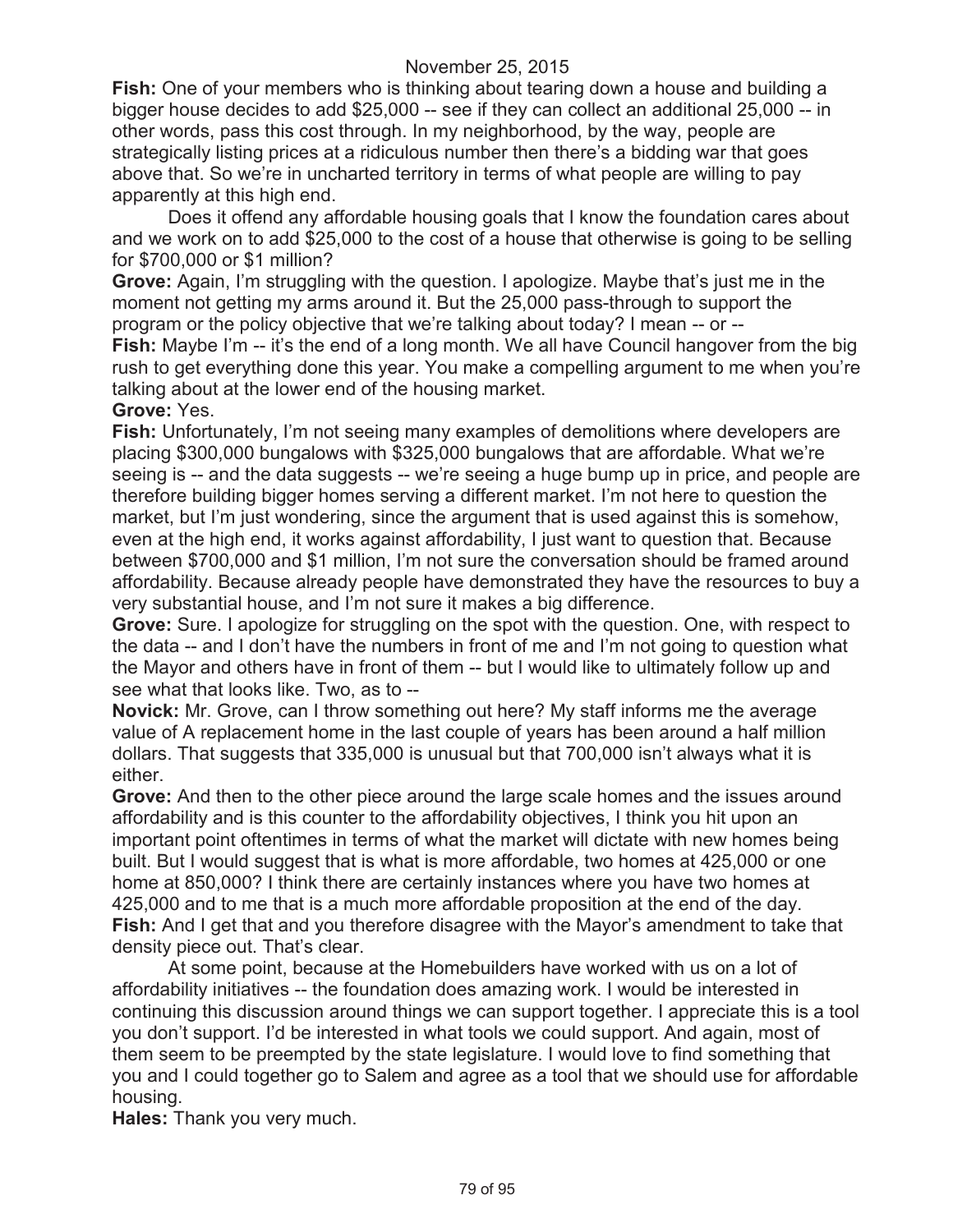**Fish:** One of your members who is thinking about tearing down a house and building a bigger house decides to add $25,000 -- see if they can collect an additional 25,000 -- in other words, pass this cost through. In my neighborhood, by the way, people are strategically listing prices at a ridiculous number then there's a bidding war that goes above that. So we're in uncharted territory in terms of what people are willing to pay apparently at this high end.

Does it offend any affordable housing goals that I know the foundation cares about and we work on to add $25,000 to the cost of a house that otherwise is going to be selling for $700,000 or $1 million?

**Grove:** Again, I'm struggling with the question. I apologize. Maybe that's just me in the moment not getting my arms around it. But the 25,000 pass-through to support the program or the policy objective that we're talking about today? I mean -- or --

**Fish:** Maybe I'm -- it's the end of a long month. We all have Council hangover from the big rush to get everything done this year. You make a compelling argument to me when you're talking about at the lower end of the housing market.

**Grove:** Yes.

**Fish:** Unfortunately, I'm not seeing many examples of demolitions where developers are placing $300,000 bungalows with $325,000 bungalows that are affordable. What we're seeing is -- and the data suggests -- we're seeing a huge bump up in price, and people are therefore building bigger homes serving a different market. I'm not here to question the market, but I'm just wondering, since the argument that is used against this is somehow, even at the high end, it works against affordability, I just want to question that. Because between $700,000 and $1 million, I'm not sure the conversation should be framed around affordability. Because already people have demonstrated they have the resources to buy a very substantial house, and I'm not sure it makes a big difference.

**Grove:** Sure. I apologize for struggling on the spot with the question. One, with respect to the data -- and I don't have the numbers in front of me and I'm not going to question what the Mayor and others have in front of them -- but I would like to ultimately follow up and see what that looks like. Two, as to --

**Novick:** Mr. Grove, can I throw something out here? My staff informs me the average value of A replacement home in the last couple of years has been around a half million dollars. That suggests that 335,000 is unusual but that 700,000 isn't always what it is either.

**Grove:** And then to the other piece around the large scale homes and the issues around affordability and is this counter to the affordability objectives, I think you hit upon an important point oftentimes in terms of what the market will dictate with new homes being built. But I would suggest that is what is more affordable, two homes at 425,000 or one home at 850,000? I think there are certainly instances where you have two homes at 425,000 and to me that is a much more affordable proposition at the end of the day.

**Fish:** And I get that and you therefore disagree with the Mayor's amendment to take that density piece out. That's clear.

At some point, because at the Homebuilders have worked with us on a lot of affordability initiatives -- the foundation does amazing work. I would be interested in continuing this discussion around things we can support together. I appreciate this is a tool you don't support. I'd be interested in what tools we could support. And again, most of them seem to be preempted by the state legislature. I would love to find something that you and I could together go to Salem and agree as a tool that we should use for affordable housing.

**Hales:** Thank you very much.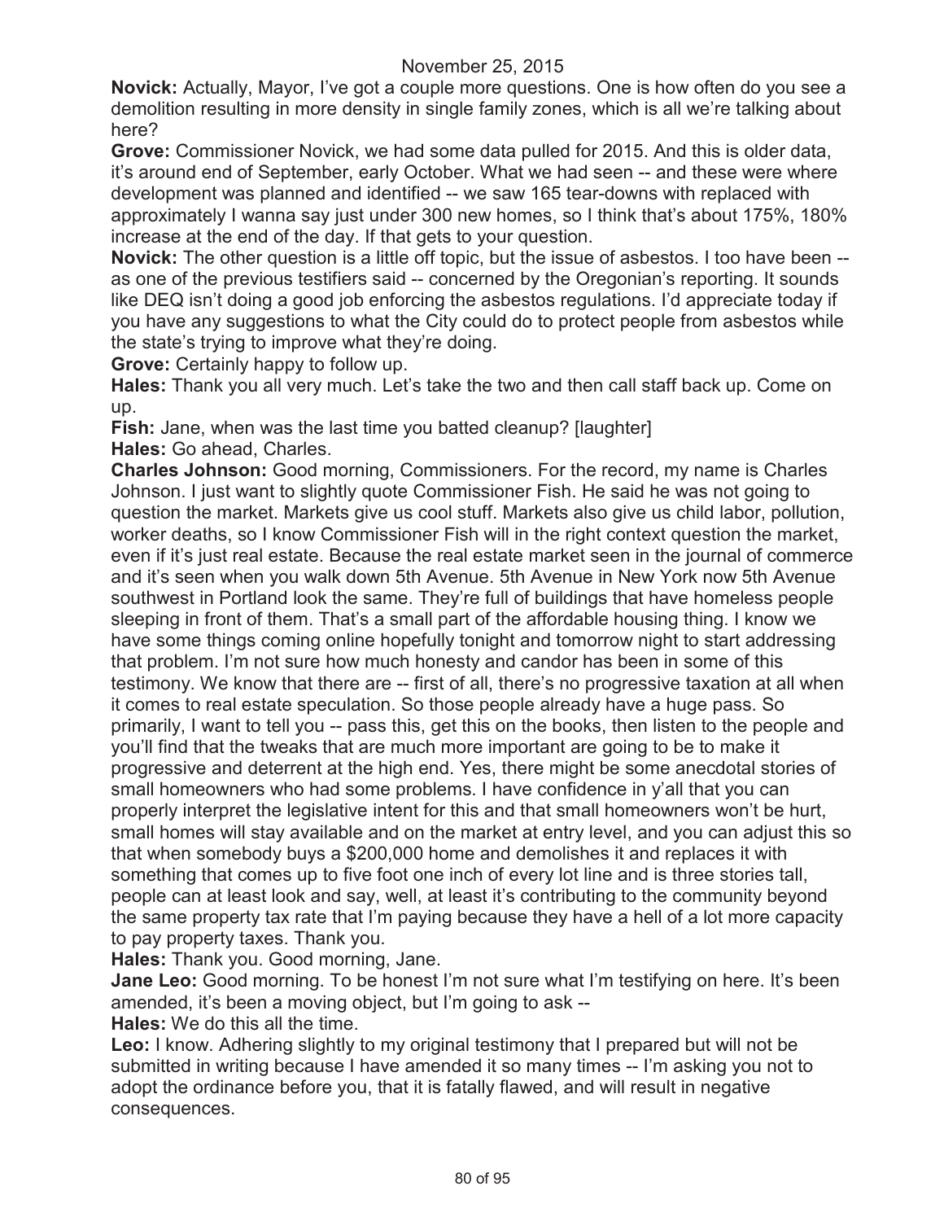**Novick:** Actually, Mayor, I've got a couple more questions. One is how often do you see a demolition resulting in more density in single family zones, which is all we're talking about here?

**Grove:** Commissioner Novick, we had some data pulled for 2015. And this is older data, it's around end of September, early October. What we had seen -- and these were where development was planned and identified -- we saw 165 tear-downs with replaced with approximately I wanna say just under 300 new homes, so I think that's about 175%, 180% increase at the end of the day. If that gets to your question.

**Novick:** The other question is a little off topic, but the issue of asbestos. I too have been -- as one of the previous testifiers said -- concerned by the Oregonian's reporting. It sounds like DEQ isn't doing a good job enforcing the asbestos regulations. I'd appreciate today if you have any suggestions to what the City could do to protect people from asbestos while the state's trying to improve what they're doing.

**Grove:** Certainly happy to follow up.

**Hales:** Thank you all very much. Let's take the two and then call staff back up. Come on up.

**Fish:** Jane, when was the last time you batted cleanup? [laughter]

**Hales:** Go ahead, Charles.

**Charles Johnson:** Good morning, Commissioners. For the record, my name is Charles Johnson. I just want to slightly quote Commissioner Fish. He said he was not going to question the market. Markets give us cool stuff. Markets also give us child labor, pollution, worker deaths, so I know Commissioner Fish will in the right context question the market, even if it's just real estate. Because the real estate market seen in the journal of commerce and it's seen when you walk down 5th Avenue. 5th Avenue in New York now 5th Avenue southwest in Portland look the same. They're full of buildings that have homeless people sleeping in front of them. That's a small part of the affordable housing thing. I know we have some things coming online hopefully tonight and tomorrow night to start addressing that problem. I'm not sure how much honesty and candor has been in some of this testimony. We know that there are -- first of all, there's no progressive taxation at all when it comes to real estate speculation. So those people already have a huge pass. So primarily, I want to tell you -- pass this, get this on the books, then listen to the people and you'll find that the tweaks that are much more important are going to be to make it progressive and deterrent at the high end. Yes, there might be some anecdotal stories of small homeowners who had some problems. I have confidence in y'all that you can properly interpret the legislative intent for this and that small homeowners won't be hurt, small homes will stay available and on the market at entry level, and you can adjust this so that when somebody buys a $200,000 home and demolishes it and replaces it with something that comes up to five foot one inch of every lot line and is three stories tall, people can at least look and say, well, at least it's contributing to the community beyond the same property tax rate that I'm paying because they have a hell of a lot more capacity to pay property taxes. Thank you.

**Hales:** Thank you. Good morning, Jane.

**Jane Leo:** Good morning. To be honest I'm not sure what I'm testifying on here. It's been amended, it's been a moving object, but I'm going to ask --

**Hales:** We do this all the time.

**Leo:** I know. Adhering slightly to my original testimony that I prepared but will not be submitted in writing because I have amended it so many times -- I'm asking you not to adopt the ordinance before you, that it is fatally flawed, and will result in negative consequences.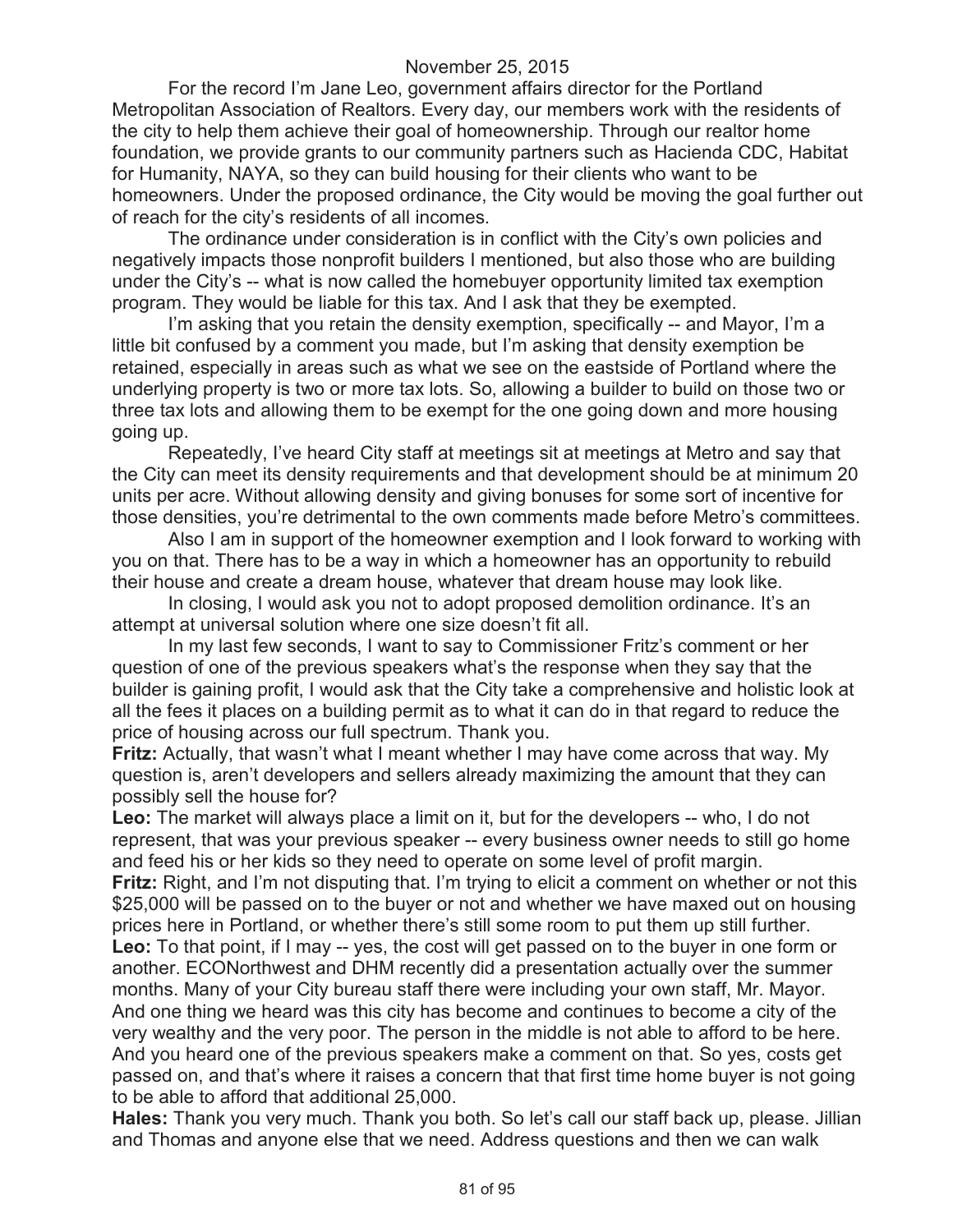For the record I'm Jane Leo, government affairs director for the Portland Metropolitan Association of Realtors. Every day, our members work with the residents of the city to help them achieve their goal of homeownership. Through our realtor home foundation, we provide grants to our community partners such as Hacienda CDC, Habitat for Humanity, NAYA, so they can build housing for their clients who want to be homeowners. Under the proposed ordinance, the City would be moving the goal further out of reach for the city's residents of all incomes.

The ordinance under consideration is in conflict with the City's own policies and negatively impacts those nonprofit builders I mentioned, but also those who are building under the City's -- what is now called the homebuyer opportunity limited tax exemption program. They would be liable for this tax. And I ask that they be exempted.

I'm asking that you retain the density exemption, specifically -- and Mayor, I'm a little bit confused by a comment you made, but I'm asking that density exemption be retained, especially in areas such as what we see on the eastside of Portland where the underlying property is two or more tax lots. So, allowing a builder to build on those two or three tax lots and allowing them to be exempt for the one going down and more housing going up.

Repeatedly, I've heard City staff at meetings sit at meetings at Metro and say that the City can meet its density requirements and that development should be at minimum 20 units per acre. Without allowing density and giving bonuses for some sort of incentive for those densities, you're detrimental to the own comments made before Metro's committees.

Also I am in support of the homeowner exemption and I look forward to working with you on that. There has to be a way in which a homeowner has an opportunity to rebuild their house and create a dream house, whatever that dream house may look like.

In closing, I would ask you not to adopt proposed demolition ordinance. It's an attempt at universal solution where one size doesn't fit all.

In my last few seconds, I want to say to Commissioner Fritz's comment or her question of one of the previous speakers what's the response when they say that the builder is gaining profit, I would ask that the City take a comprehensive and holistic look at all the fees it places on a building permit as to what it can do in that regard to reduce the price of housing across our full spectrum. Thank you.

**Fritz:** Actually, that wasn't what I meant whether I may have come across that way. My question is, aren't developers and sellers already maximizing the amount that they can possibly sell the house for?

**Leo:** The market will always place a limit on it, but for the developers -- who, I do not represent, that was your previous speaker -- every business owner needs to still go home and feed his or her kids so they need to operate on some level of profit margin.

**Fritz:** Right, and I'm not disputing that. I'm trying to elicit a comment on whether or not this $25,000 will be passed on to the buyer or not and whether we have maxed out on housing prices here in Portland, or whether there's still some room to put them up still further.

**Leo:** To that point, if I may -- yes, the cost will get passed on to the buyer in one form or another. ECONorthwest and DHM recently did a presentation actually over the summer months. Many of your City bureau staff there were including your own staff, Mr. Mayor. And one thing we heard was this city has become and continues to become a city of the very wealthy and the very poor. The person in the middle is not able to afford to be here. And you heard one of the previous speakers make a comment on that. So yes, costs get passed on, and that's where it raises a concern that that first time home buyer is not going to be able to afford that additional 25,000.

**Hales:** Thank you very much. Thank you both. So let's call our staff back up, please. Jillian and Thomas and anyone else that we need. Address questions and then we can walk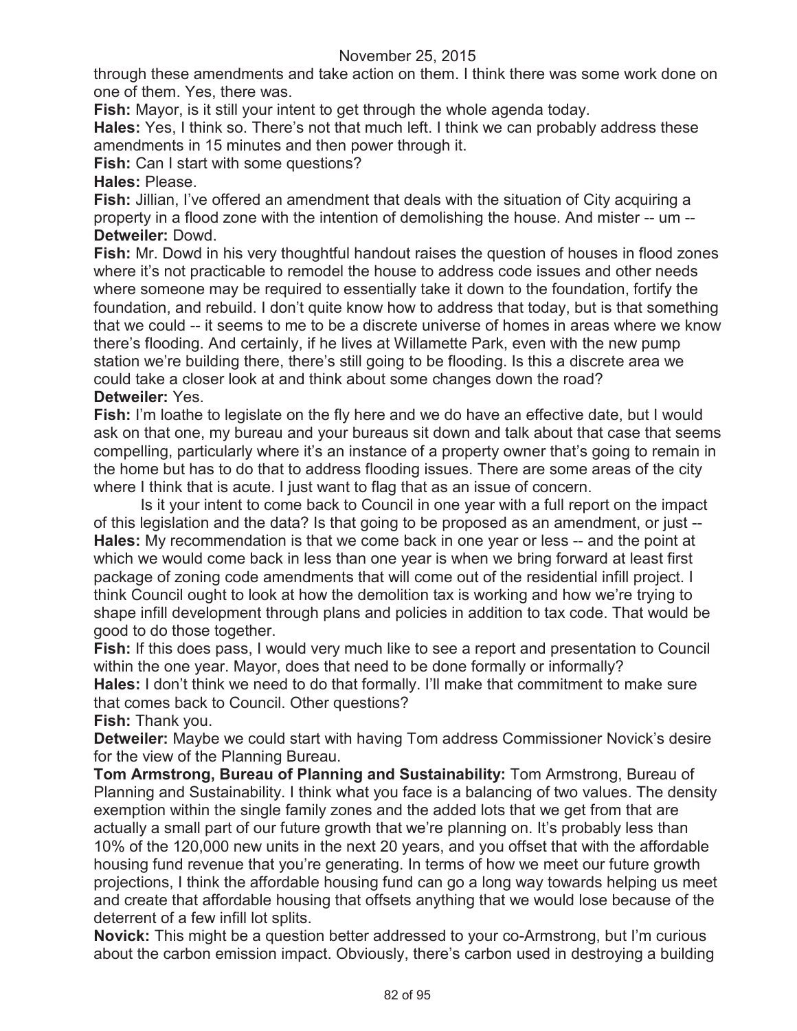through these amendments and take action on them. I think there was some work done on one of them. Yes, there was.

**Fish:** Mayor, is it still your intent to get through the whole agenda today.

**Hales:** Yes, I think so. There's not that much left. I think we can probably address these amendments in 15 minutes and then power through it.

**Fish:** Can I start with some questions?

**Hales:** Please.

**Fish:** Jillian, I've offered an amendment that deals with the situation of City acquiring a property in a flood zone with the intention of demolishing the house. And mister -- um --

**Detweiler:** Dowd.

**Fish:** Mr. Dowd in his very thoughtful handout raises the question of houses in flood zones where it's not practicable to remodel the house to address code issues and other needs where someone may be required to essentially take it down to the foundation, fortify the foundation, and rebuild. I don't quite know how to address that today, but is that something that we could -- it seems to me to be a discrete universe of homes in areas where we know there's flooding. And certainly, if he lives at Willamette Park, even with the new pump station we're building there, there's still going to be flooding. Is this a discrete area we could take a closer look at and think about some changes down the road?

**Detweiler:** Yes.

**Fish:** I'm loathe to legislate on the fly here and we do have an effective date, but I would ask on that one, my bureau and your bureaus sit down and talk about that case that seems compelling, particularly where it's an instance of a property owner that's going to remain in the home but has to do that to address flooding issues. There are some areas of the city where I think that is acute. I just want to flag that as an issue of concern.

Is it your intent to come back to Council in one year with a full report on the impact of this legislation and the data? Is that going to be proposed as an amendment, or just --

**Hales:** My recommendation is that we come back in one year or less -- and the point at which we would come back in less than one year is when we bring forward at least first package of zoning code amendments that will come out of the residential infill project. I think Council ought to look at how the demolition tax is working and how we're trying to shape infill development through plans and policies in addition to tax code. That would be good to do those together.

**Fish:** If this does pass, I would very much like to see a report and presentation to Council within the one year. Mayor, does that need to be done formally or informally?

**Hales:** I don't think we need to do that formally. I'll make that commitment to make sure that comes back to Council. Other questions?

**Fish:** Thank you.

**Detweiler:** Maybe we could start with having Tom address Commissioner Novick's desire for the view of the Planning Bureau.

**Tom Armstrong, Bureau of Planning and Sustainability:** Tom Armstrong, Bureau of Planning and Sustainability. I think what you face is a balancing of two values. The density exemption within the single family zones and the added lots that we get from that are actually a small part of our future growth that we're planning on. It's probably less than 10% of the 120,000 new units in the next 20 years, and you offset that with the affordable housing fund revenue that you're generating. In terms of how we meet our future growth projections, I think the affordable housing fund can go a long way towards helping us meet and create that affordable housing that offsets anything that we would lose because of the deterrent of a few infill lot splits.

**Novick:** This might be a question better addressed to your co-Armstrong, but I'm curious about the carbon emission impact. Obviously, there's carbon used in destroying a building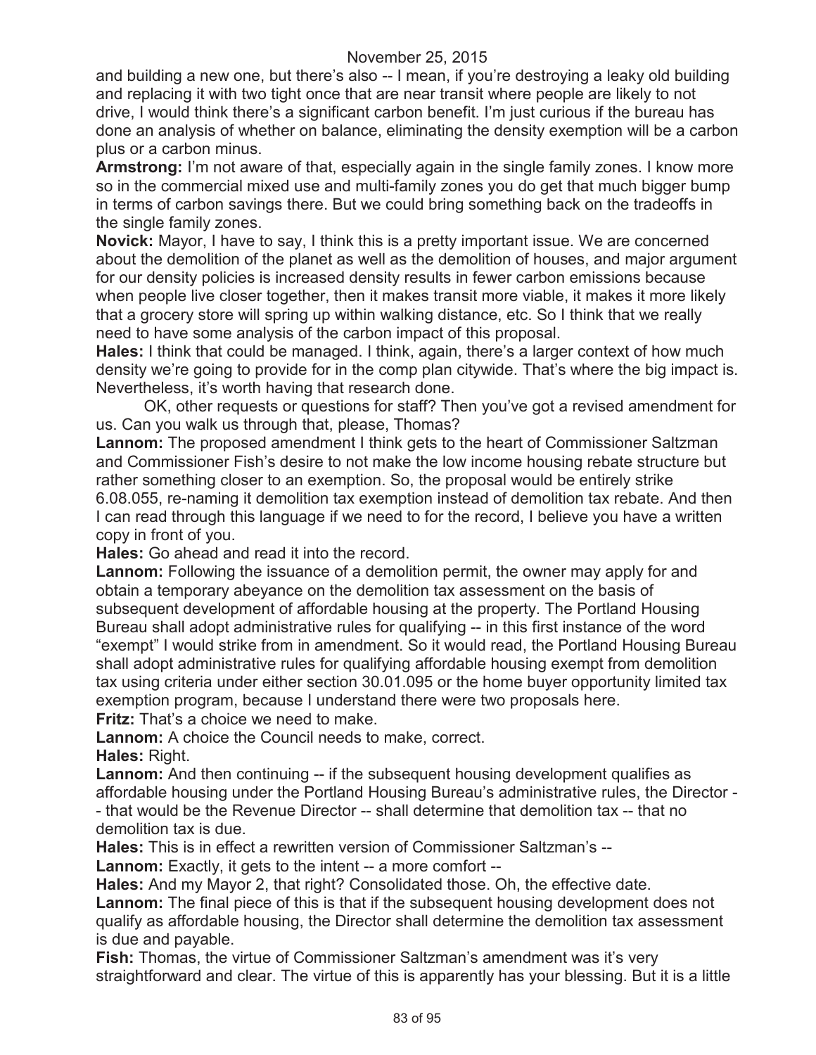and building a new one, but there's also -- I mean, if you're destroying a leaky old building and replacing it with two tight once that are near transit where people are likely to not drive, I would think there's a significant carbon benefit. I'm just curious if the bureau has done an analysis of whether on balance, eliminating the density exemption will be a carbon plus or a carbon minus.

**Armstrong:** I'm not aware of that, especially again in the single family zones. I know more so in the commercial mixed use and multi-family zones you do get that much bigger bump in terms of carbon savings there. But we could bring something back on the tradeoffs in the single family zones.

**Novick:** Mayor, I have to say, I think this is a pretty important issue. We are concerned about the demolition of the planet as well as the demolition of houses, and major argument for our density policies is increased density results in fewer carbon emissions because when people live closer together, then it makes transit more viable, it makes it more likely that a grocery store will spring up within walking distance, etc. So I think that we really need to have some analysis of the carbon impact of this proposal.

**Hales:** I think that could be managed. I think, again, there's a larger context of how much density we're going to provide for in the comp plan citywide. That's where the big impact is. Nevertheless, it's worth having that research done.

OK, other requests or questions for staff? Then you've got a revised amendment for us. Can you walk us through that, please, Thomas?

**Lannom:** The proposed amendment I think gets to the heart of Commissioner Saltzman and Commissioner Fish's desire to not make the low income housing rebate structure but rather something closer to an exemption. So, the proposal would be entirely strike 6.08.055, re-naming it demolition tax exemption instead of demolition tax rebate. And then I can read through this language if we need to for the record, I believe you have a written copy in front of you.

**Hales:** Go ahead and read it into the record.

**Lannom:** Following the issuance of a demolition permit, the owner may apply for and obtain a temporary abeyance on the demolition tax assessment on the basis of subsequent development of affordable housing at the property. The Portland Housing Bureau shall adopt administrative rules for qualifying -- in this first instance of the word "exempt" I would strike from in amendment. So it would read, the Portland Housing Bureau shall adopt administrative rules for qualifying affordable housing exempt from demolition tax using criteria under either section 30.01.095 or the home buyer opportunity limited tax exemption program, because I understand there were two proposals here.

**Fritz:** That's a choice we need to make.

**Lannom:** A choice the Council needs to make, correct.

**Hales:** Right.

**Lannom:** And then continuing -- if the subsequent housing development qualifies as affordable housing under the Portland Housing Bureau's administrative rules, the Director - - that would be the Revenue Director -- shall determine that demolition tax -- that no demolition tax is due.

**Hales:** This is in effect a rewritten version of Commissioner Saltzman's --

**Lannom:** Exactly, it gets to the intent -- a more comfort --

**Hales:** And my Mayor 2, that right? Consolidated those. Oh, the effective date.

**Lannom:** The final piece of this is that if the subsequent housing development does not qualify as affordable housing, the Director shall determine the demolition tax assessment is due and payable.

**Fish:** Thomas, the virtue of Commissioner Saltzman's amendment was it's very straightforward and clear. The virtue of this is apparently has your blessing. But it is a little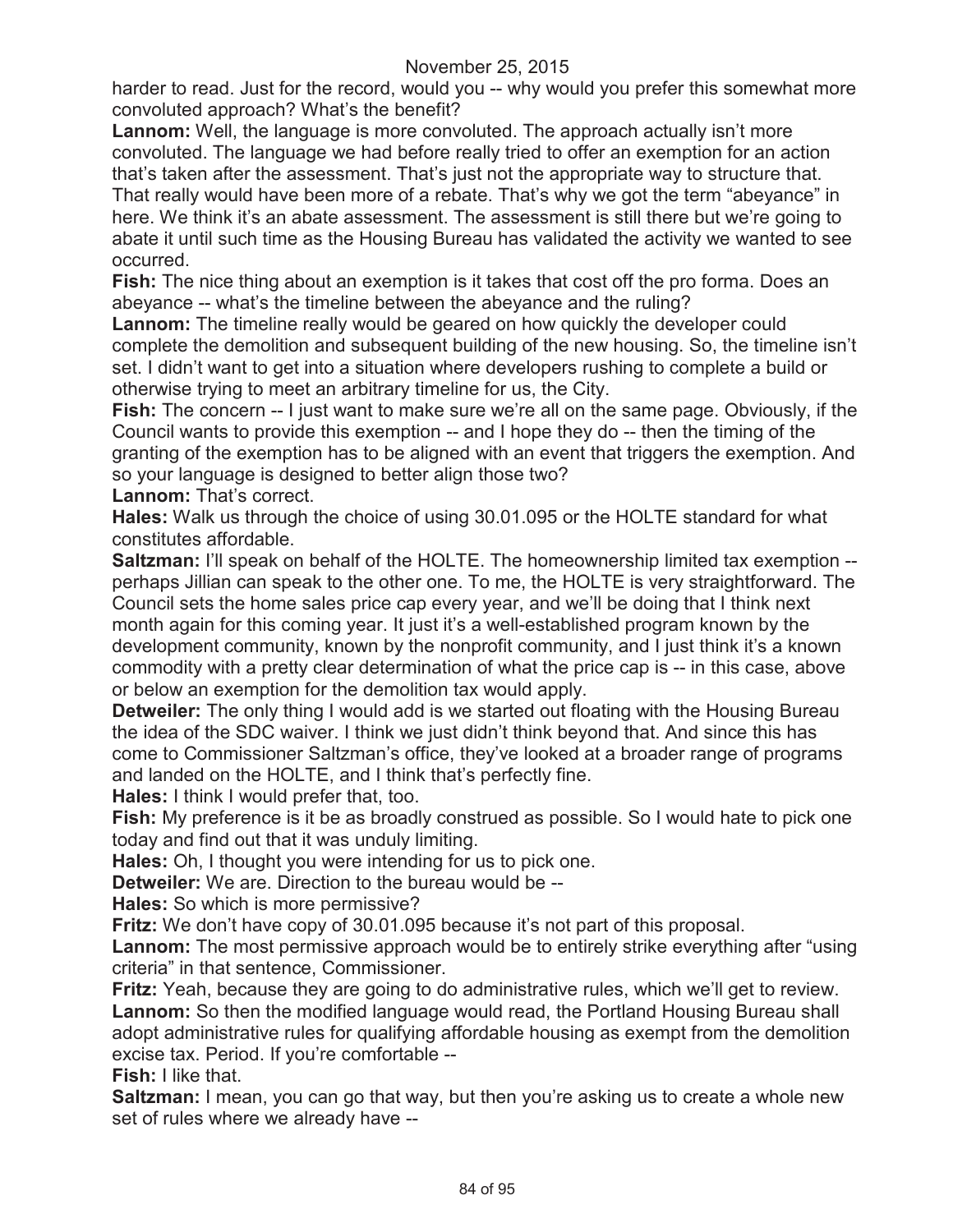harder to read. Just for the record, would you -- why would you prefer this somewhat more convoluted approach? What's the benefit?

**Lannom:** Well, the language is more convoluted. The approach actually isn't more convoluted. The language we had before really tried to offer an exemption for an action that's taken after the assessment. That's just not the appropriate way to structure that. That really would have been more of a rebate. That's why we got the term "abeyance" in here. We think it's an abate assessment. The assessment is still there but we're going to abate it until such time as the Housing Bureau has validated the activity we wanted to see occurred.

**Fish:** The nice thing about an exemption is it takes that cost off the pro forma. Does an abeyance -- what's the timeline between the abeyance and the ruling?

**Lannom:** The timeline really would be geared on how quickly the developer could complete the demolition and subsequent building of the new housing. So, the timeline isn't set. I didn't want to get into a situation where developers rushing to complete a build or otherwise trying to meet an arbitrary timeline for us, the City.

**Fish:** The concern -- I just want to make sure we're all on the same page. Obviously, if the Council wants to provide this exemption -- and I hope they do -- then the timing of the granting of the exemption has to be aligned with an event that triggers the exemption. And so your language is designed to better align those two?

**Lannom:** That's correct.

**Hales:** Walk us through the choice of using 30.01.095 or the HOLTE standard for what constitutes affordable.

**Saltzman:** I'll speak on behalf of the HOLTE. The homeownership limited tax exemption -- perhaps Jillian can speak to the other one. To me, the HOLTE is very straightforward. The Council sets the home sales price cap every year, and we'll be doing that I think next month again for this coming year. It just it's a well-established program known by the development community, known by the nonprofit community, and I just think it's a known commodity with a pretty clear determination of what the price cap is -- in this case, above or below an exemption for the demolition tax would apply.

**Detweiler:** The only thing I would add is we started out floating with the Housing Bureau the idea of the SDC waiver. I think we just didn't think beyond that. And since this has come to Commissioner Saltzman's office, they've looked at a broader range of programs and landed on the HOLTE, and I think that's perfectly fine.

**Hales:** I think I would prefer that, too.

**Fish:** My preference is it be as broadly construed as possible. So I would hate to pick one today and find out that it was unduly limiting.

**Hales:** Oh, I thought you were intending for us to pick one.

**Detweiler:** We are. Direction to the bureau would be --

**Hales:** So which is more permissive?

**Fritz:** We don't have copy of 30.01.095 because it's not part of this proposal.

**Lannom:** The most permissive approach would be to entirely strike everything after "using criteria" in that sentence, Commissioner.

**Fritz:** Yeah, because they are going to do administrative rules, which we'll get to review.

**Lannom:** So then the modified language would read, the Portland Housing Bureau shall adopt administrative rules for qualifying affordable housing as exempt from the demolition excise tax. Period. If you're comfortable --

**Fish:** I like that.

**Saltzman:** I mean, you can go that way, but then you're asking us to create a whole new set of rules where we already have --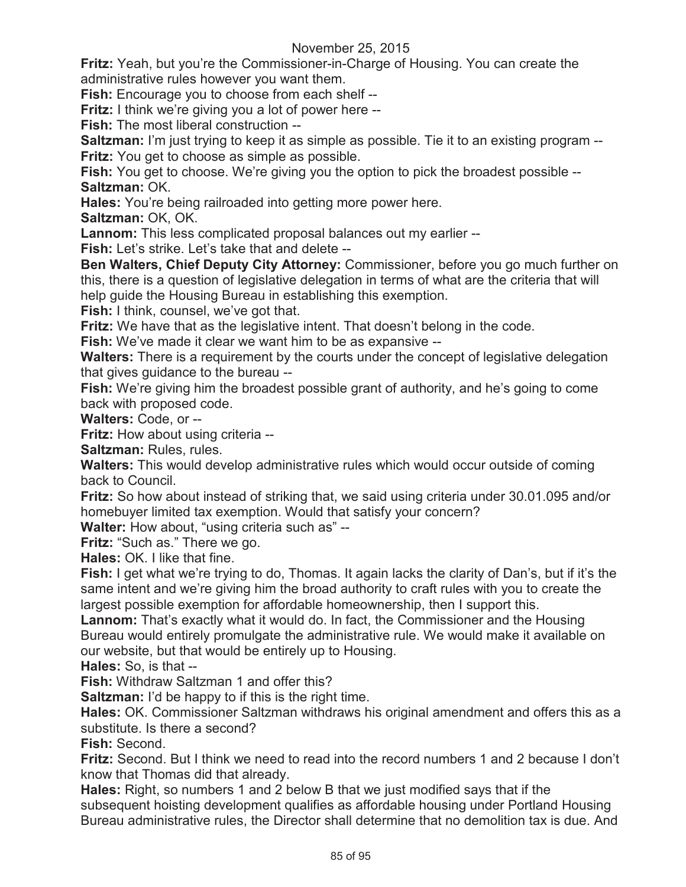**Fritz:** Yeah, but you're the Commissioner-in-Charge of Housing. You can create the administrative rules however you want them.

**Fish:** Encourage you to choose from each shelf --

**Fritz:** I think we're giving you a lot of power here --

**Fish:** The most liberal construction --

**Saltzman:** I'm just trying to keep it as simple as possible. Tie it to an existing program --

**Fritz:** You get to choose as simple as possible.

**Fish:** You get to choose. We're giving you the option to pick the broadest possible --

**Saltzman:** OK.

**Hales:** You're being railroaded into getting more power here.

**Saltzman:** OK, OK.

**Lannom:** This less complicated proposal balances out my earlier --

**Fish:** Let's strike. Let's take that and delete --

**Ben Walters, Chief Deputy City Attorney:** Commissioner, before you go much further on this, there is a question of legislative delegation in terms of what are the criteria that will help guide the Housing Bureau in establishing this exemption.

**Fish:** I think, counsel, we've got that.

**Fritz:** We have that as the legislative intent. That doesn't belong in the code.

**Fish:** We've made it clear we want him to be as expansive --

**Walters:** There is a requirement by the courts under the concept of legislative delegation that gives guidance to the bureau --

**Fish:** We're giving him the broadest possible grant of authority, and he's going to come back with proposed code.

**Walters:** Code, or --

**Fritz:** How about using criteria --

**Saltzman:** Rules, rules.

**Walters:** This would develop administrative rules which would occur outside of coming back to Council.

**Fritz:** So how about instead of striking that, we said using criteria under 30.01.095 and/or homebuyer limited tax exemption. Would that satisfy your concern?

**Walter:** How about, "using criteria such as" --

**Fritz:** "Such as." There we go.

**Hales:** OK. I like that fine.

**Fish:** I get what we're trying to do, Thomas. It again lacks the clarity of Dan's, but if it's the same intent and we're giving him the broad authority to craft rules with you to create the largest possible exemption for affordable homeownership, then I support this.

**Lannom:** That's exactly what it would do. In fact, the Commissioner and the Housing Bureau would entirely promulgate the administrative rule. We would make it available on our website, but that would be entirely up to Housing.

**Hales:** So, is that --

**Fish:** Withdraw Saltzman 1 and offer this?

**Saltzman:** I'd be happy to if this is the right time.

**Hales:** OK. Commissioner Saltzman withdraws his original amendment and offers this as a substitute. Is there a second?

**Fish:** Second.

**Fritz:** Second. But I think we need to read into the record numbers 1 and 2 because I don't know that Thomas did that already.

**Hales:** Right, so numbers 1 and 2 below B that we just modified says that if the subsequent hoisting development qualifies as affordable housing under Portland Housing Bureau administrative rules, the Director shall determine that no demolition tax is due. And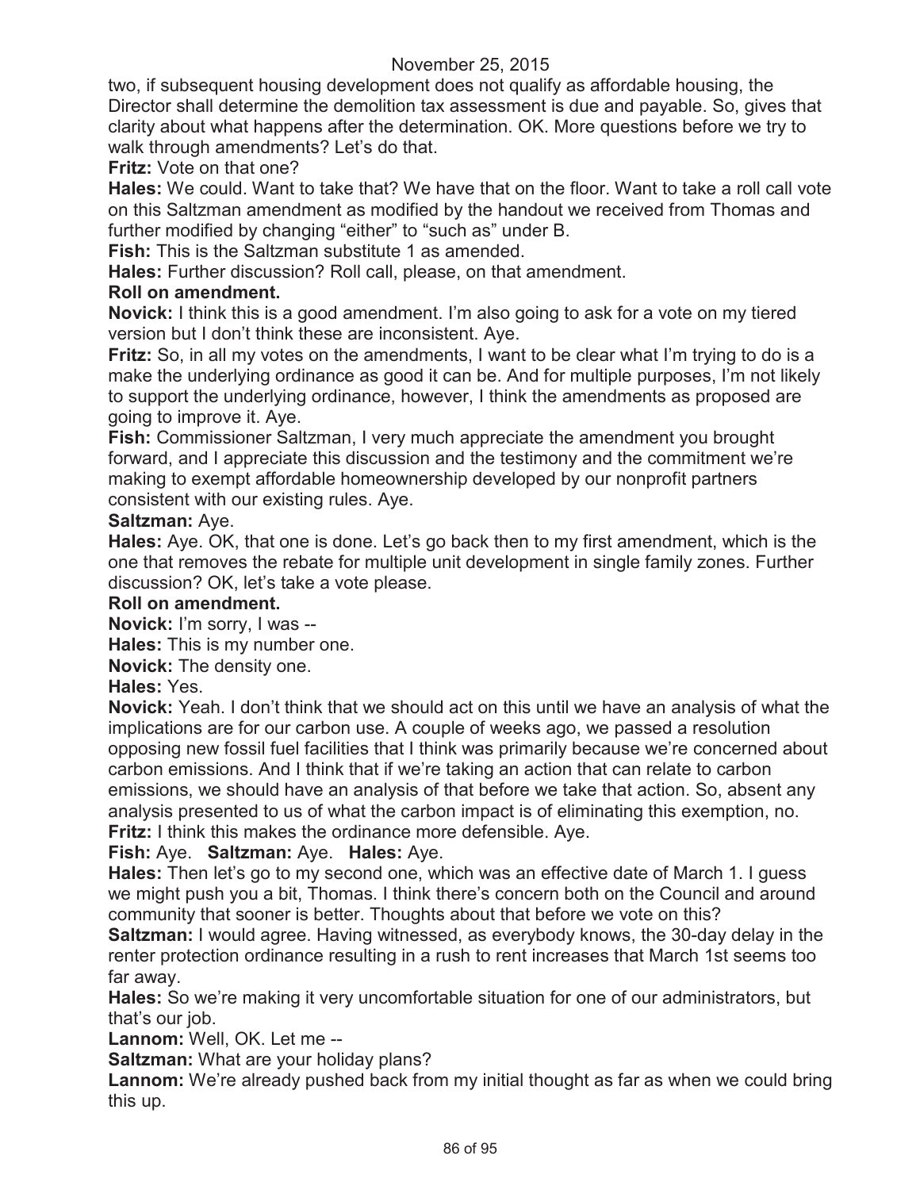two, if subsequent housing development does not qualify as affordable housing, the Director shall determine the demolition tax assessment is due and payable. So, gives that clarity about what happens after the determination. OK. More questions before we try to walk through amendments? Let's do that.

**Fritz:** Vote on that one?

**Hales:** We could. Want to take that? We have that on the floor. Want to take a roll call vote on this Saltzman amendment as modified by the handout we received from Thomas and further modified by changing "either" to "such as" under B.

**Fish:** This is the Saltzman substitute 1 as amended.

**Hales:** Further discussion? Roll call, please, on that amendment.

**Roll on amendment.**

**Novick:** I think this is a good amendment. I'm also going to ask for a vote on my tiered version but I don't think these are inconsistent. Aye.

**Fritz:** So, in all my votes on the amendments, I want to be clear what I'm trying to do is a make the underlying ordinance as good it can be. And for multiple purposes, I'm not likely to support the underlying ordinance, however, I think the amendments as proposed are going to improve it. Aye.

**Fish:** Commissioner Saltzman, I very much appreciate the amendment you brought forward, and I appreciate this discussion and the testimony and the commitment we're making to exempt affordable homeownership developed by our nonprofit partners consistent with our existing rules. Aye.

**Saltzman:** Aye.

**Hales:** Aye. OK, that one is done. Let's go back then to my first amendment, which is the one that removes the rebate for multiple unit development in single family zones. Further discussion? OK, let's take a vote please.

**Roll on amendment.**

**Novick:** I'm sorry, I was --

**Hales:** This is my number one.

**Novick:** The density one.

**Hales:** Yes.

**Novick:** Yeah. I don't think that we should act on this until we have an analysis of what the implications are for our carbon use. A couple of weeks ago, we passed a resolution opposing new fossil fuel facilities that I think was primarily because we're concerned about carbon emissions. And I think that if we're taking an action that can relate to carbon emissions, we should have an analysis of that before we take that action. So, absent any analysis presented to us of what the carbon impact is of eliminating this exemption, no.

**Fritz:** I think this makes the ordinance more defensible. Aye.

**Fish:** Aye. **Saltzman:** Aye. **Hales:** Aye.

**Hales:** Then let's go to my second one, which was an effective date of March 1. I guess we might push you a bit, Thomas. I think there's concern both on the Council and around community that sooner is better. Thoughts about that before we vote on this?

**Saltzman:** I would agree. Having witnessed, as everybody knows, the 30-day delay in the renter protection ordinance resulting in a rush to rent increases that March 1st seems too far away.

**Hales:** So we're making it very uncomfortable situation for one of our administrators, but that's our job.

**Lannom:** Well, OK. Let me --

**Saltzman:** What are your holiday plans?

**Lannom:** We're already pushed back from my initial thought as far as when we could bring this up.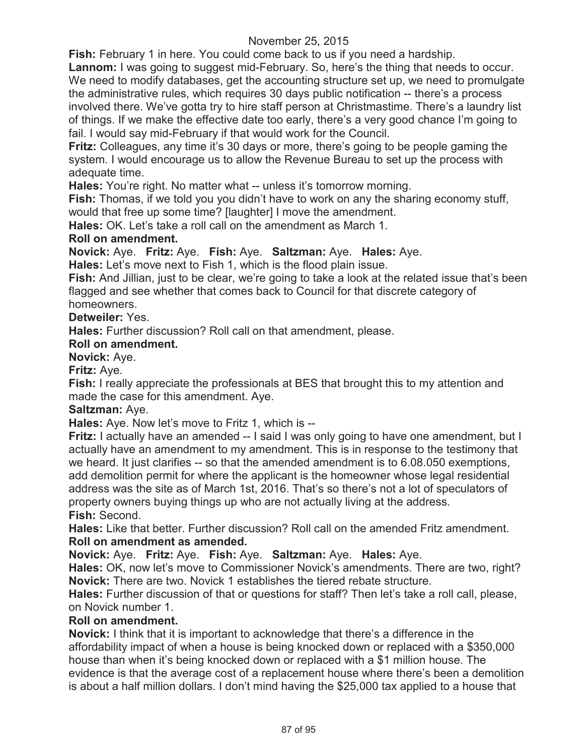**Fish:** February 1 in here. You could come back to us if you need a hardship.

**Lannom:** I was going to suggest mid-February. So, here's the thing that needs to occur. We need to modify databases, get the accounting structure set up, we need to promulgate the administrative rules, which requires 30 days public notification -- there's a process involved there. We've gotta try to hire staff person at Christmastime. There's a laundry list of things. If we make the effective date too early, there's a very good chance I'm going to fail. I would say mid-February if that would work for the Council.

**Fritz:** Colleagues, any time it's 30 days or more, there's going to be people gaming the system. I would encourage us to allow the Revenue Bureau to set up the process with adequate time.

**Hales:** You're right. No matter what -- unless it's tomorrow morning.

**Fish:** Thomas, if we told you you didn't have to work on any the sharing economy stuff, would that free up some time? [laughter] I move the amendment.

**Hales:** OK. Let's take a roll call on the amendment as March 1.

**Roll on amendment.**

**Novick:** Aye. **Fritz:** Aye. **Fish:** Aye. **Saltzman:** Aye. **Hales:** Aye.

**Hales:** Let's move next to Fish 1, which is the flood plain issue.

**Fish:** And Jillian, just to be clear, we're going to take a look at the related issue that's been flagged and see whether that comes back to Council for that discrete category of homeowners.

**Detweiler:** Yes.

**Hales:** Further discussion? Roll call on that amendment, please.

**Roll on amendment.**

**Novick:** Aye.

**Fritz:** Aye.

**Fish:** I really appreciate the professionals at BES that brought this to my attention and made the case for this amendment. Aye.

**Saltzman:** Aye.

**Hales:** Aye. Now let's move to Fritz 1, which is --

**Fritz:** I actually have an amended -- I said I was only going to have one amendment, but I actually have an amendment to my amendment. This is in response to the testimony that we heard. It just clarifies -- so that the amended amendment is to 6.08.050 exemptions, add demolition permit for where the applicant is the homeowner whose legal residential address was the site as of March 1st, 2016. That's so there's not a lot of speculators of property owners buying things up who are not actually living at the address.

**Fish:** Second.

**Hales:** Like that better. Further discussion? Roll call on the amended Fritz amendment.

**Roll on amendment as amended.**

**Novick:** Aye. **Fritz:** Aye. **Fish:** Aye. **Saltzman:** Aye. **Hales:** Aye.

**Hales:** OK, now let's move to Commissioner Novick's amendments. There are two, right?

**Novick:** There are two. Novick 1 establishes the tiered rebate structure.

**Hales:** Further discussion of that or questions for staff? Then let's take a roll call, please, on Novick number 1.

**Roll on amendment.**

**Novick:** I think that it is important to acknowledge that there's a difference in the affordability impact of when a house is being knocked down or replaced with a $350,000 house than when it's being knocked down or replaced with a $1 million house. The evidence is that the average cost of a replacement house where there's been a demolition is about a half million dollars. I don't mind having the $25,000 tax applied to a house that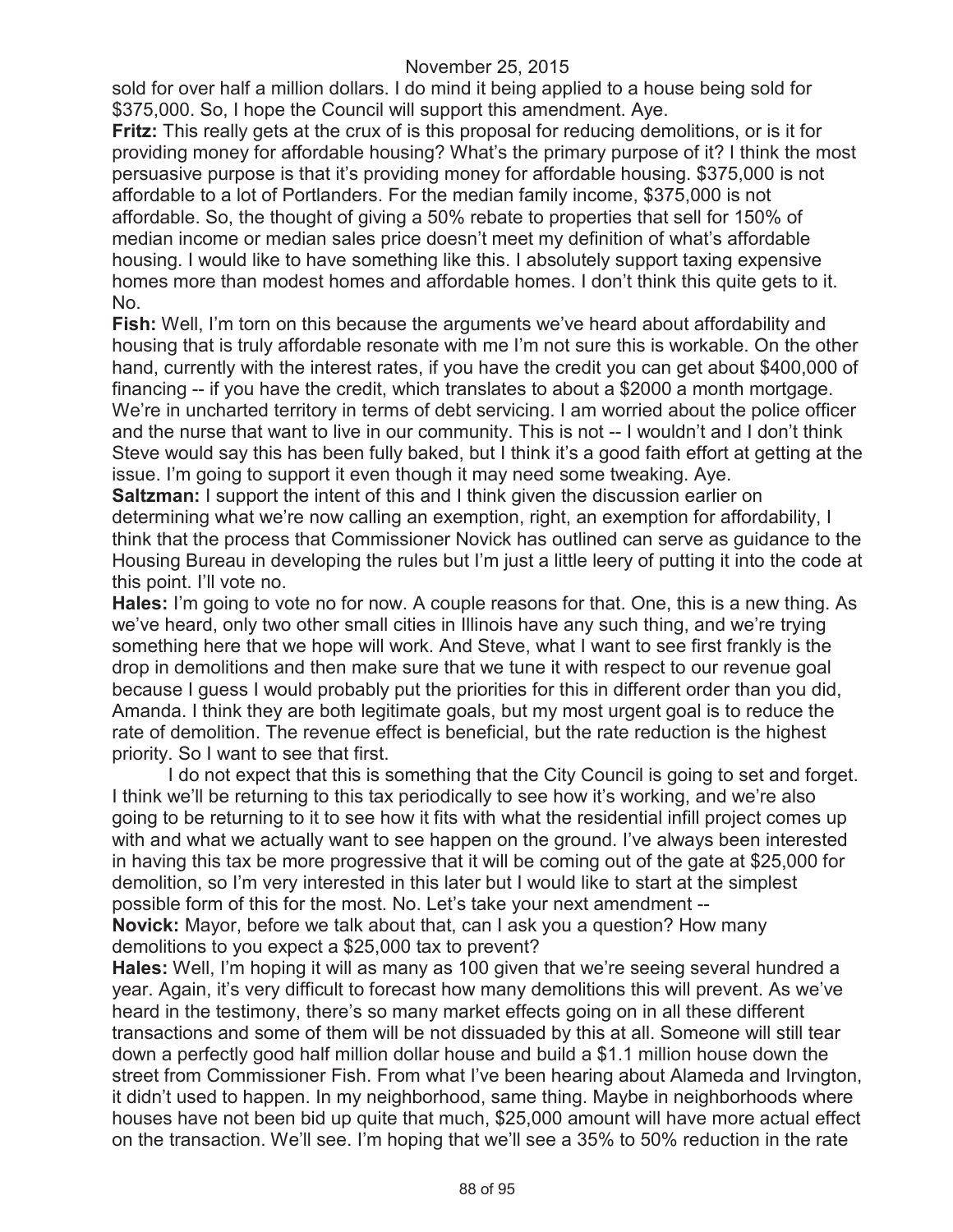sold for over half a million dollars. I do mind it being applied to a house being sold for $375,000. So, I hope the Council will support this amendment. Aye.

**Fritz:** This really gets at the crux of is this proposal for reducing demolitions, or is it for providing money for affordable housing? What's the primary purpose of it? I think the most persuasive purpose is that it's providing money for affordable housing. $375,000 is not affordable to a lot of Portlanders. For the median family income, $375,000 is not affordable. So, the thought of giving a 50% rebate to properties that sell for 150% of median income or median sales price doesn't meet my definition of what's affordable housing. I would like to have something like this. I absolutely support taxing expensive homes more than modest homes and affordable homes. I don't think this quite gets to it. No.

**Fish:** Well, I'm torn on this because the arguments we've heard about affordability and housing that is truly affordable resonate with me I'm not sure this is workable. On the other hand, currently with the interest rates, if you have the credit you can get about $400,000 of financing -- if you have the credit, which translates to about a $2000 a month mortgage. We're in uncharted territory in terms of debt servicing. I am worried about the police officer and the nurse that want to live in our community. This is not -- I wouldn't and I don't think Steve would say this has been fully baked, but I think it's a good faith effort at getting at the issue. I'm going to support it even though it may need some tweaking. Aye.

**Saltzman:** I support the intent of this and I think given the discussion earlier on determining what we're now calling an exemption, right, an exemption for affordability, I think that the process that Commissioner Novick has outlined can serve as guidance to the Housing Bureau in developing the rules but I'm just a little leery of putting it into the code at this point. I'll vote no.

**Hales:** I'm going to vote no for now. A couple reasons for that. One, this is a new thing. As we've heard, only two other small cities in Illinois have any such thing, and we're trying something here that we hope will work. And Steve, what I want to see first frankly is the drop in demolitions and then make sure that we tune it with respect to our revenue goal because I guess I would probably put the priorities for this in different order than you did, Amanda. I think they are both legitimate goals, but my most urgent goal is to reduce the rate of demolition. The revenue effect is beneficial, but the rate reduction is the highest priority. So I want to see that first.

I do not expect that this is something that the City Council is going to set and forget. I think we'll be returning to this tax periodically to see how it's working, and we're also going to be returning to it to see how it fits with what the residential infill project comes up with and what we actually want to see happen on the ground. I've always been interested in having this tax be more progressive that it will be coming out of the gate at $25,000 for demolition, so I'm very interested in this later but I would like to start at the simplest possible form of this for the most. No. Let's take your next amendment --

**Novick:** Mayor, before we talk about that, can I ask you a question? How many demolitions to you expect a $25,000 tax to prevent?

**Hales:** Well, I'm hoping it will as many as 100 given that we're seeing several hundred a year. Again, it's very difficult to forecast how many demolitions this will prevent. As we've heard in the testimony, there's so many market effects going on in all these different transactions and some of them will be not dissuaded by this at all. Someone will still tear down a perfectly good half million dollar house and build a $1.1 million house down the street from Commissioner Fish. From what I've been hearing about Alameda and Irvington, it didn't used to happen. In my neighborhood, same thing. Maybe in neighborhoods where houses have not been bid up quite that much, $25,000 amount will have more actual effect on the transaction. We'll see. I'm hoping that we'll see a 35% to 50% reduction in the rate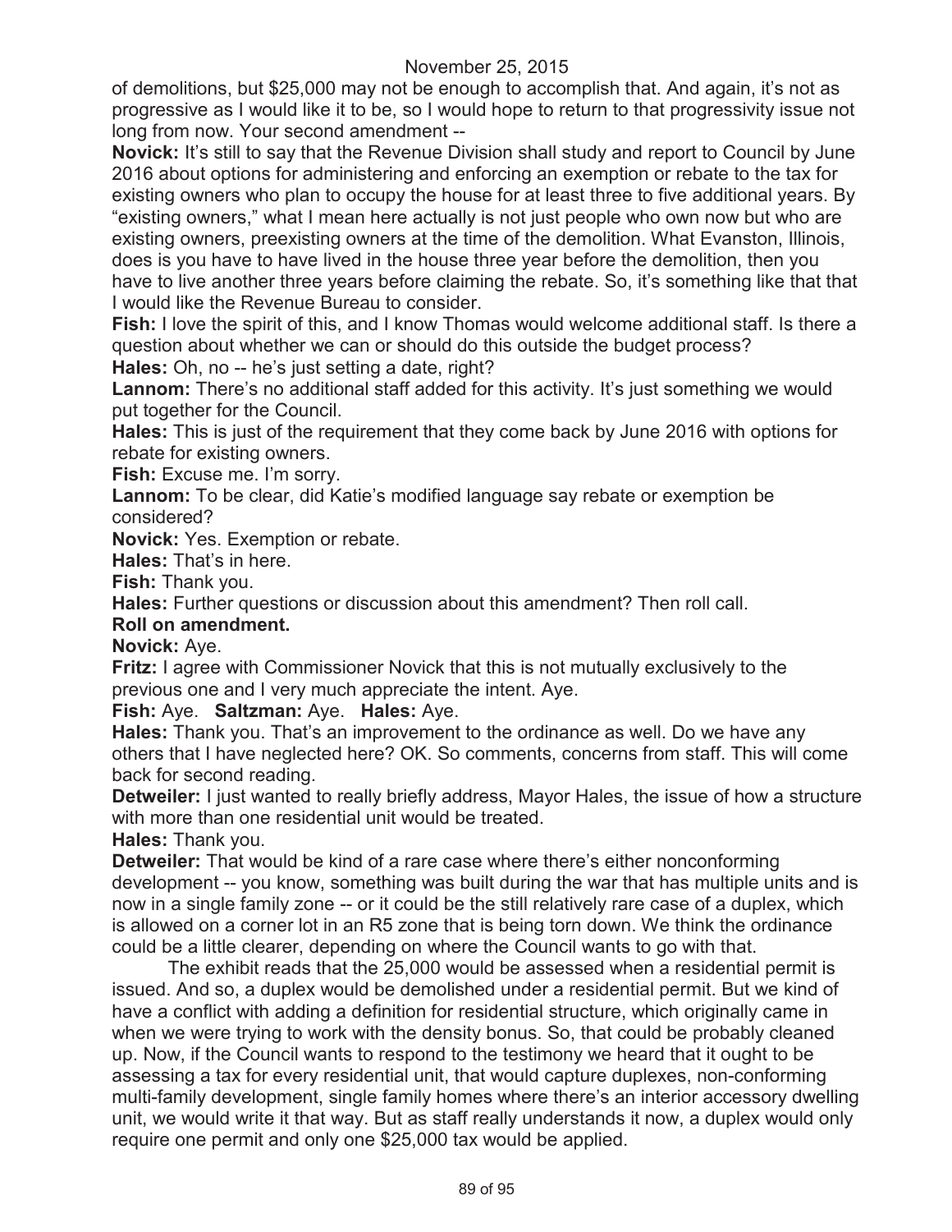of demolitions, but $25,000 may not be enough to accomplish that. And again, it's not as progressive as I would like it to be, so I would hope to return to that progressivity issue not long from now. Your second amendment --

**Novick:** It's still to say that the Revenue Division shall study and report to Council by June 2016 about options for administering and enforcing an exemption or rebate to the tax for existing owners who plan to occupy the house for at least three to five additional years. By "existing owners," what I mean here actually is not just people who own now but who are existing owners, preexisting owners at the time of the demolition. What Evanston, Illinois, does is you have to have lived in the house three year before the demolition, then you have to live another three years before claiming the rebate. So, it's something like that that I would like the Revenue Bureau to consider.

**Fish:** I love the spirit of this, and I know Thomas would welcome additional staff. Is there a question about whether we can or should do this outside the budget process?

**Hales:** Oh, no -- he's just setting a date, right?

**Lannom:** There's no additional staff added for this activity. It's just something we would put together for the Council.

**Hales:** This is just of the requirement that they come back by June 2016 with options for rebate for existing owners.

**Fish:** Excuse me. I'm sorry.

**Lannom:** To be clear, did Katie's modified language say rebate or exemption be considered?

**Novick:** Yes. Exemption or rebate.

**Hales:** That's in here.

**Fish:** Thank you.

**Hales:** Further questions or discussion about this amendment? Then roll call.

**Roll on amendment.**

**Novick:** Aye.

**Fritz:** I agree with Commissioner Novick that this is not mutually exclusively to the previous one and I very much appreciate the intent. Aye.

**Fish:** Aye. **Saltzman:** Aye. **Hales:** Aye.

**Hales:** Thank you. That's an improvement to the ordinance as well. Do we have any others that I have neglected here? OK. So comments, concerns from staff. This will come back for second reading.

**Detweiler:** I just wanted to really briefly address, Mayor Hales, the issue of how a structure with more than one residential unit would be treated.

**Hales:** Thank you.

**Detweiler:** That would be kind of a rare case where there's either nonconforming development -- you know, something was built during the war that has multiple units and is now in a single family zone -- or it could be the still relatively rare case of a duplex, which is allowed on a corner lot in an R5 zone that is being torn down. We think the ordinance could be a little clearer, depending on where the Council wants to go with that.

The exhibit reads that the 25,000 would be assessed when a residential permit is issued. And so, a duplex would be demolished under a residential permit. But we kind of have a conflict with adding a definition for residential structure, which originally came in when we were trying to work with the density bonus. So, that could be probably cleaned up. Now, if the Council wants to respond to the testimony we heard that it ought to be assessing a tax for every residential unit, that would capture duplexes, non-conforming multi-family development, single family homes where there's an interior accessory dwelling unit, we would write it that way. But as staff really understands it now, a duplex would only require one permit and only one $25,000 tax would be applied.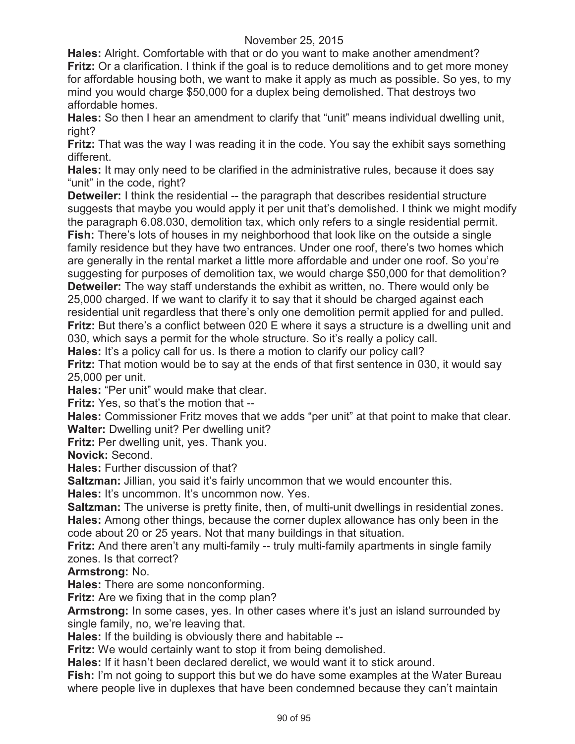**Hales:** Alright. Comfortable with that or do you want to make another amendment?
**Fritz:** Or a clarification. I think if the goal is to reduce demolitions and to get more money for affordable housing both, we want to make it apply as much as possible. So yes, to my mind you would charge $50,000 for a duplex being demolished. That destroys two affordable homes.
**Hales:** So then I hear an amendment to clarify that "unit" means individual dwelling unit, right?
**Fritz:** That was the way I was reading it in the code. You say the exhibit says something different.
**Hales:** It may only need to be clarified in the administrative rules, because it does say "unit" in the code, right?
**Detweiler:** I think the residential -- the paragraph that describes residential structure suggests that maybe you would apply it per unit that's demolished. I think we might modify the paragraph 6.08.030, demolition tax, which only refers to a single residential permit.
**Fish:** There's lots of houses in my neighborhood that look like on the outside a single family residence but they have two entrances. Under one roof, there's two homes which are generally in the rental market a little more affordable and under one roof. So you're suggesting for purposes of demolition tax, we would charge $50,000 for that demolition?
**Detweiler:** The way staff understands the exhibit as written, no. There would only be 25,000 charged. If we want to clarify it to say that it should be charged against each residential unit regardless that there's only one demolition permit applied for and pulled.
**Fritz:** But there's a conflict between 020 E where it says a structure is a dwelling unit and 030, which says a permit for the whole structure. So it's really a policy call.
**Hales:** It's a policy call for us. Is there a motion to clarify our policy call?
**Fritz:** That motion would be to say at the ends of that first sentence in 030, it would say 25,000 per unit.
**Hales:** "Per unit" would make that clear.
**Fritz:** Yes, so that's the motion that --
**Hales:** Commissioner Fritz moves that we adds "per unit" at that point to make that clear.
**Walter:** Dwelling unit? Per dwelling unit?
**Fritz:** Per dwelling unit, yes. Thank you.
**Novick:** Second.
**Hales:** Further discussion of that?
**Saltzman:** Jillian, you said it's fairly uncommon that we would encounter this.
**Hales:** It's uncommon. It's uncommon now. Yes.
**Saltzman:** The universe is pretty finite, then, of multi-unit dwellings in residential zones.
**Hales:** Among other things, because the corner duplex allowance has only been in the code about 20 or 25 years. Not that many buildings in that situation.
**Fritz:** And there aren't any multi-family -- truly multi-family apartments in single family zones. Is that correct?
**Armstrong:** No.
**Hales:** There are some nonconforming.
**Fritz:** Are we fixing that in the comp plan?
**Armstrong:** In some cases, yes. In other cases where it's just an island surrounded by single family, no, we're leaving that.
**Hales:** If the building is obviously there and habitable --
**Fritz:** We would certainly want to stop it from being demolished.
**Hales:** If it hasn't been declared derelict, we would want it to stick around.
**Fish:** I'm not going to support this but we do have some examples at the Water Bureau where people live in duplexes that have been condemned because they can't maintain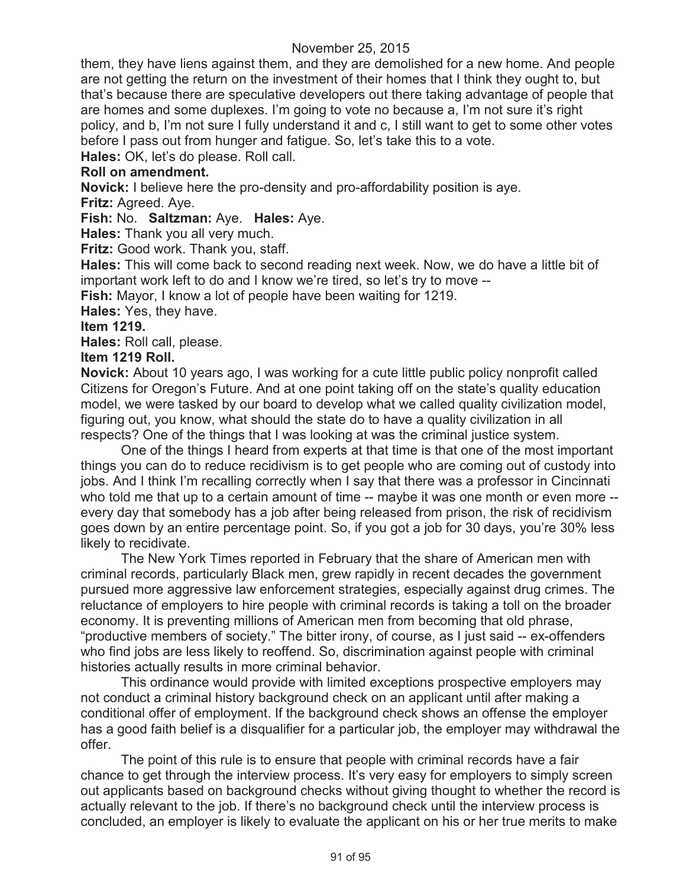them, they have liens against them, and they are demolished for a new home. And people are not getting the return on the investment of their homes that I think they ought to, but that's because there are speculative developers out there taking advantage of people that are homes and some duplexes. I'm going to vote no because a, I'm not sure it's right policy, and b, I'm not sure I fully understand it and c, I still want to get to some other votes before I pass out from hunger and fatigue. So, let's take this to a vote.

**Hales:** OK, let's do please. Roll call.

**Roll on amendment.**

**Novick:** I believe here the pro-density and pro-affordability position is aye.

**Fritz:** Agreed. Aye.

**Fish:** No. **Saltzman:** Aye. **Hales:** Aye.

**Hales:** Thank you all very much.

**Fritz:** Good work. Thank you, staff.

**Hales:** This will come back to second reading next week. Now, we do have a little bit of important work left to do and I know we're tired, so let's try to move --

**Fish:** Mayor, I know a lot of people have been waiting for 1219.

**Hales:** Yes, they have.

**Item 1219.**

**Hales:** Roll call, please.

**Item 1219 Roll.**

**Novick:** About 10 years ago, I was working for a cute little public policy nonprofit called Citizens for Oregon's Future. And at one point taking off on the state's quality education model, we were tasked by our board to develop what we called quality civilization model, figuring out, you know, what should the state do to have a quality civilization in all respects? One of the things that I was looking at was the criminal justice system.

One of the things that I heard from experts at that time is that one of the most important things you can do to reduce recidivism is to get people who are coming out of custody into jobs. And I think I'm recalling correctly when I say that there was a professor in Cincinnati who told me that up to a certain amount of time -- maybe it was one month or even more -- every day that somebody has a job after being released from prison, the risk of recidivism goes down by an entire percentage point. So, if you got a job for 30 days, you're 30% less likely to recidivate.

The New York Times reported in February that the share of American men with criminal records, particularly Black men, grew rapidly in recent decades the government pursued more aggressive law enforcement strategies, especially against drug crimes. The reluctance of employers to hire people with criminal records is taking a toll on the broader economy. It is preventing millions of American men from becoming that old phrase, "productive members of society." The bitter irony, of course, as I just said -- ex-offenders who find jobs are less likely to reoffend. So, discrimination against people with criminal histories actually results in more criminal behavior.

This ordinance would provide with limited exceptions prospective employers may not conduct a criminal history background check on an applicant until after making a conditional offer of employment. If the background check shows an offense the employer has a good faith belief is a disqualifier for a particular job, the employer may withdrawal the offer.

The point of this rule is to ensure that people with criminal records have a fair chance to get through the interview process. It's very easy for employers to simply screen out applicants based on background checks without giving thought to whether the record is actually relevant to the job. If there's no background check until the interview process is concluded, an employer is likely to evaluate the applicant on his or her true merits to make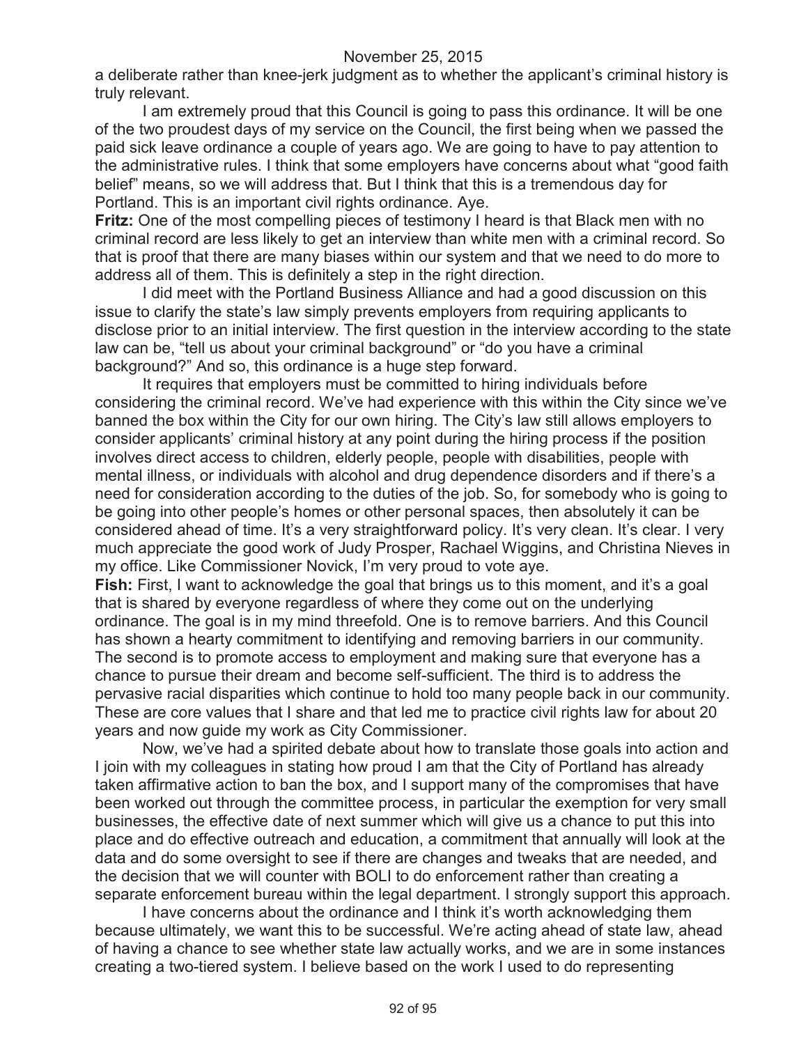a deliberate rather than knee-jerk judgment as to whether the applicant's criminal history is truly relevant.

I am extremely proud that this Council is going to pass this ordinance. It will be one of the two proudest days of my service on the Council, the first being when we passed the paid sick leave ordinance a couple of years ago. We are going to have to pay attention to the administrative rules. I think that some employers have concerns about what "good faith belief" means, so we will address that. But I think that this is a tremendous day for Portland. This is an important civil rights ordinance. Aye.

**Fritz:** One of the most compelling pieces of testimony I heard is that Black men with no criminal record are less likely to get an interview than white men with a criminal record. So that is proof that there are many biases within our system and that we need to do more to address all of them. This is definitely a step in the right direction.

I did meet with the Portland Business Alliance and had a good discussion on this issue to clarify the state's law simply prevents employers from requiring applicants to disclose prior to an initial interview. The first question in the interview according to the state law can be, "tell us about your criminal background" or "do you have a criminal background?" And so, this ordinance is a huge step forward.

It requires that employers must be committed to hiring individuals before considering the criminal record. We've had experience with this within the City since we've banned the box within the City for our own hiring. The City's law still allows employers to consider applicants' criminal history at any point during the hiring process if the position involves direct access to children, elderly people, people with disabilities, people with mental illness, or individuals with alcohol and drug dependence disorders and if there's a need for consideration according to the duties of the job. So, for somebody who is going to be going into other people's homes or other personal spaces, then absolutely it can be considered ahead of time. It's a very straightforward policy. It's very clean. It's clear. I very much appreciate the good work of Judy Prosper, Rachael Wiggins, and Christina Nieves in my office. Like Commissioner Novick, I'm very proud to vote aye.

**Fish:** First, I want to acknowledge the goal that brings us to this moment, and it's a goal that is shared by everyone regardless of where they come out on the underlying ordinance. The goal is in my mind threefold. One is to remove barriers. And this Council has shown a hearty commitment to identifying and removing barriers in our community. The second is to promote access to employment and making sure that everyone has a chance to pursue their dream and become self-sufficient. The third is to address the pervasive racial disparities which continue to hold too many people back in our community. These are core values that I share and that led me to practice civil rights law for about 20 years and now guide my work as City Commissioner.

Now, we've had a spirited debate about how to translate those goals into action and I join with my colleagues in stating how proud I am that the City of Portland has already taken affirmative action to ban the box, and I support many of the compromises that have been worked out through the committee process, in particular the exemption for very small businesses, the effective date of next summer which will give us a chance to put this into place and do effective outreach and education, a commitment that annually will look at the data and do some oversight to see if there are changes and tweaks that are needed, and the decision that we will counter with BOLI to do enforcement rather than creating a separate enforcement bureau within the legal department. I strongly support this approach.

I have concerns about the ordinance and I think it's worth acknowledging them because ultimately, we want this to be successful. We're acting ahead of state law, ahead of having a chance to see whether state law actually works, and we are in some instances creating a two-tiered system. I believe based on the work I used to do representing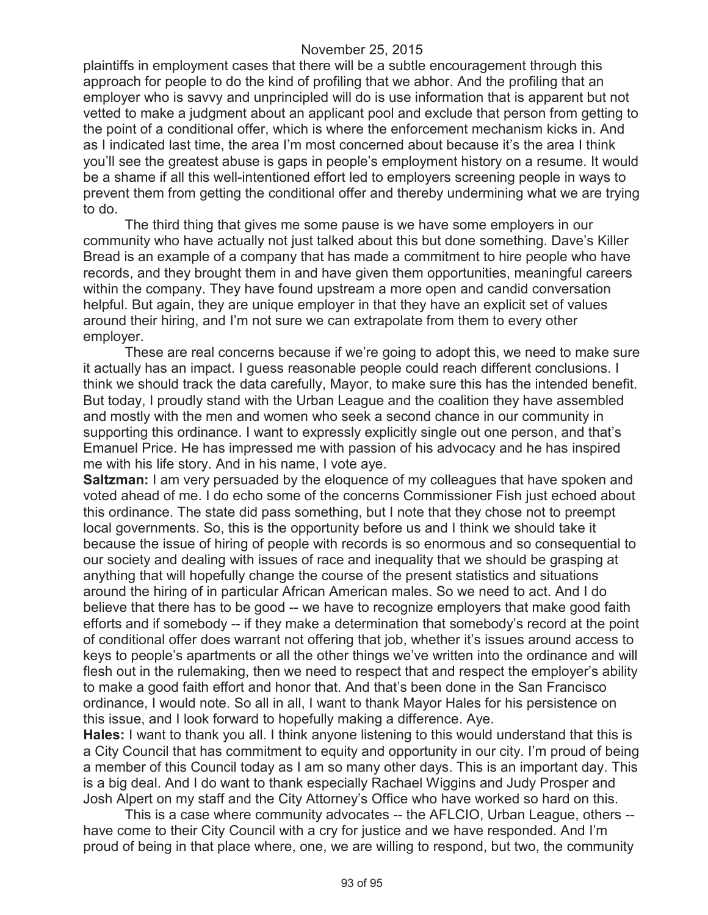plaintiffs in employment cases that there will be a subtle encouragement through this approach for people to do the kind of profiling that we abhor. And the profiling that an employer who is savvy and unprincipled will do is use information that is apparent but not vetted to make a judgment about an applicant pool and exclude that person from getting to the point of a conditional offer, which is where the enforcement mechanism kicks in. And as I indicated last time, the area I'm most concerned about because it's the area I think you'll see the greatest abuse is gaps in people's employment history on a resume. It would be a shame if all this well-intentioned effort led to employers screening people in ways to prevent them from getting the conditional offer and thereby undermining what we are trying to do.

The third thing that gives me some pause is we have some employers in our community who have actually not just talked about this but done something. Dave's Killer Bread is an example of a company that has made a commitment to hire people who have records, and they brought them in and have given them opportunities, meaningful careers within the company. They have found upstream a more open and candid conversation helpful. But again, they are unique employer in that they have an explicit set of values around their hiring, and I'm not sure we can extrapolate from them to every other employer.

These are real concerns because if we're going to adopt this, we need to make sure it actually has an impact. I guess reasonable people could reach different conclusions. I think we should track the data carefully, Mayor, to make sure this has the intended benefit. But today, I proudly stand with the Urban League and the coalition they have assembled and mostly with the men and women who seek a second chance in our community in supporting this ordinance. I want to expressly explicitly single out one person, and that's Emanuel Price. He has impressed me with passion of his advocacy and he has inspired me with his life story. And in his name, I vote aye.

**Saltzman:** I am very persuaded by the eloquence of my colleagues that have spoken and voted ahead of me. I do echo some of the concerns Commissioner Fish just echoed about this ordinance. The state did pass something, but I note that they chose not to preempt local governments. So, this is the opportunity before us and I think we should take it because the issue of hiring of people with records is so enormous and so consequential to our society and dealing with issues of race and inequality that we should be grasping at anything that will hopefully change the course of the present statistics and situations around the hiring of in particular African American males. So we need to act. And I do believe that there has to be good -- we have to recognize employers that make good faith efforts and if somebody -- if they make a determination that somebody's record at the point of conditional offer does warrant not offering that job, whether it's issues around access to keys to people's apartments or all the other things we've written into the ordinance and will flesh out in the rulemaking, then we need to respect that and respect the employer's ability to make a good faith effort and honor that. And that's been done in the San Francisco ordinance, I would note. So all in all, I want to thank Mayor Hales for his persistence on this issue, and I look forward to hopefully making a difference. Aye.

**Hales:** I want to thank you all. I think anyone listening to this would understand that this is a City Council that has commitment to equity and opportunity in our city. I'm proud of being a member of this Council today as I am so many other days. This is an important day. This is a big deal. And I do want to thank especially Rachael Wiggins and Judy Prosper and Josh Alpert on my staff and the City Attorney's Office who have worked so hard on this.

This is a case where community advocates -- the AFLCIO, Urban League, others -- have come to their City Council with a cry for justice and we have responded. And I'm proud of being in that place where, one, we are willing to respond, but two, the community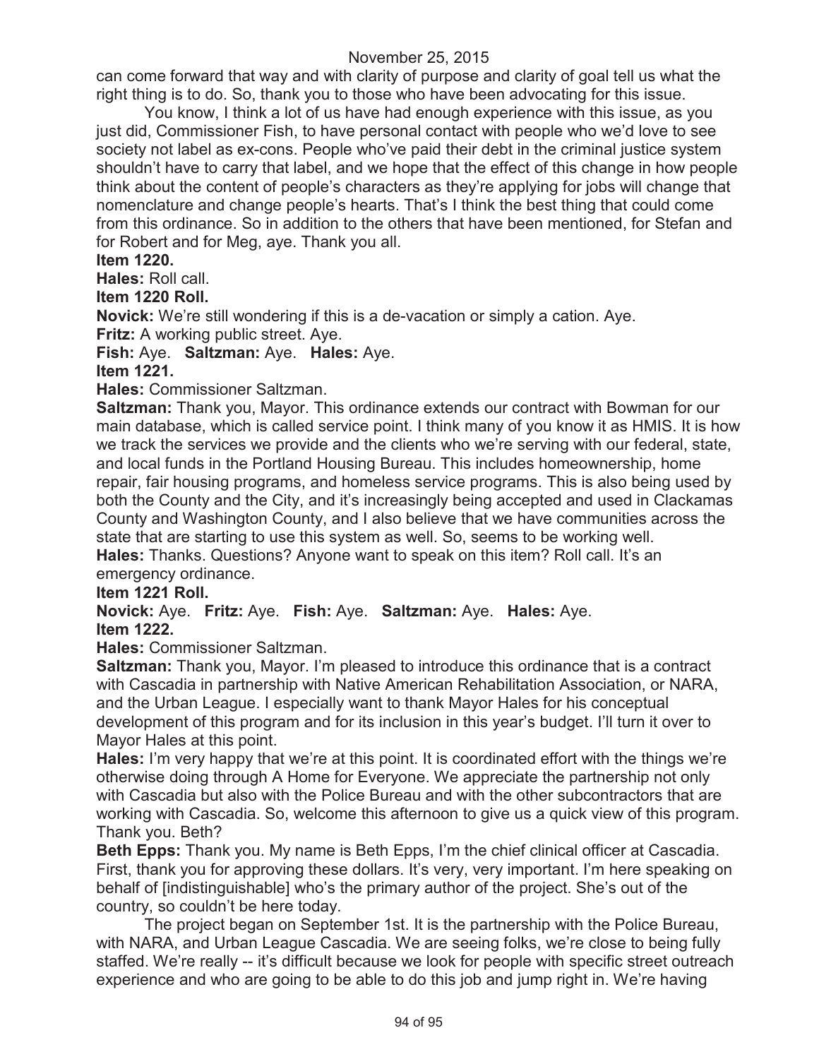can come forward that way and with clarity of purpose and clarity of goal tell us what the right thing is to do. So, thank you to those who have been advocating for this issue.

You know, I think a lot of us have had enough experience with this issue, as you just did, Commissioner Fish, to have personal contact with people who we'd love to see society not label as ex-cons. People who've paid their debt in the criminal justice system shouldn't have to carry that label, and we hope that the effect of this change in how people think about the content of people's characters as they're applying for jobs will change that nomenclature and change people's hearts. That's I think the best thing that could come from this ordinance. So in addition to the others that have been mentioned, for Stefan and for Robert and for Meg, aye. Thank you all.

**Item 1220.**

**Hales:** Roll call.

**Item 1220 Roll.**

**Novick:** We're still wondering if this is a de-vacation or simply a cation. Aye.

**Fritz:** A working public street. Aye.

**Fish:** Aye. **Saltzman:** Aye. **Hales:** Aye.

**Item 1221.**

**Hales:** Commissioner Saltzman.

**Saltzman:** Thank you, Mayor. This ordinance extends our contract with Bowman for our main database, which is called service point. I think many of you know it as HMIS. It is how we track the services we provide and the clients who we're serving with our federal, state, and local funds in the Portland Housing Bureau. This includes homeownership, home repair, fair housing programs, and homeless service programs. This is also being used by both the County and the City, and it's increasingly being accepted and used in Clackamas County and Washington County, and I also believe that we have communities across the state that are starting to use this system as well. So, seems to be working well.

**Hales:** Thanks. Questions? Anyone want to speak on this item? Roll call. It's an emergency ordinance.

**Item 1221 Roll.**

**Novick:** Aye. **Fritz:** Aye. **Fish:** Aye. **Saltzman:** Aye. **Hales:** Aye.

**Item 1222.**

**Hales:** Commissioner Saltzman.

**Saltzman:** Thank you, Mayor. I'm pleased to introduce this ordinance that is a contract with Cascadia in partnership with Native American Rehabilitation Association, or NARA, and the Urban League. I especially want to thank Mayor Hales for his conceptual development of this program and for its inclusion in this year's budget. I'll turn it over to Mayor Hales at this point.

**Hales:** I'm very happy that we're at this point. It is coordinated effort with the things we're otherwise doing through A Home for Everyone. We appreciate the partnership not only with Cascadia but also with the Police Bureau and with the other subcontractors that are working with Cascadia. So, welcome this afternoon to give us a quick view of this program. Thank you. Beth?

**Beth Epps:** Thank you. My name is Beth Epps, I'm the chief clinical officer at Cascadia. First, thank you for approving these dollars. It's very, very important. I'm here speaking on behalf of [indistinguishable] who's the primary author of the project. She's out of the country, so couldn't be here today.

The project began on September 1st. It is the partnership with the Police Bureau, with NARA, and Urban League Cascadia. We are seeing folks, we're close to being fully staffed. We're really -- it's difficult because we look for people with specific street outreach experience and who are going to be able to do this job and jump right in. We're having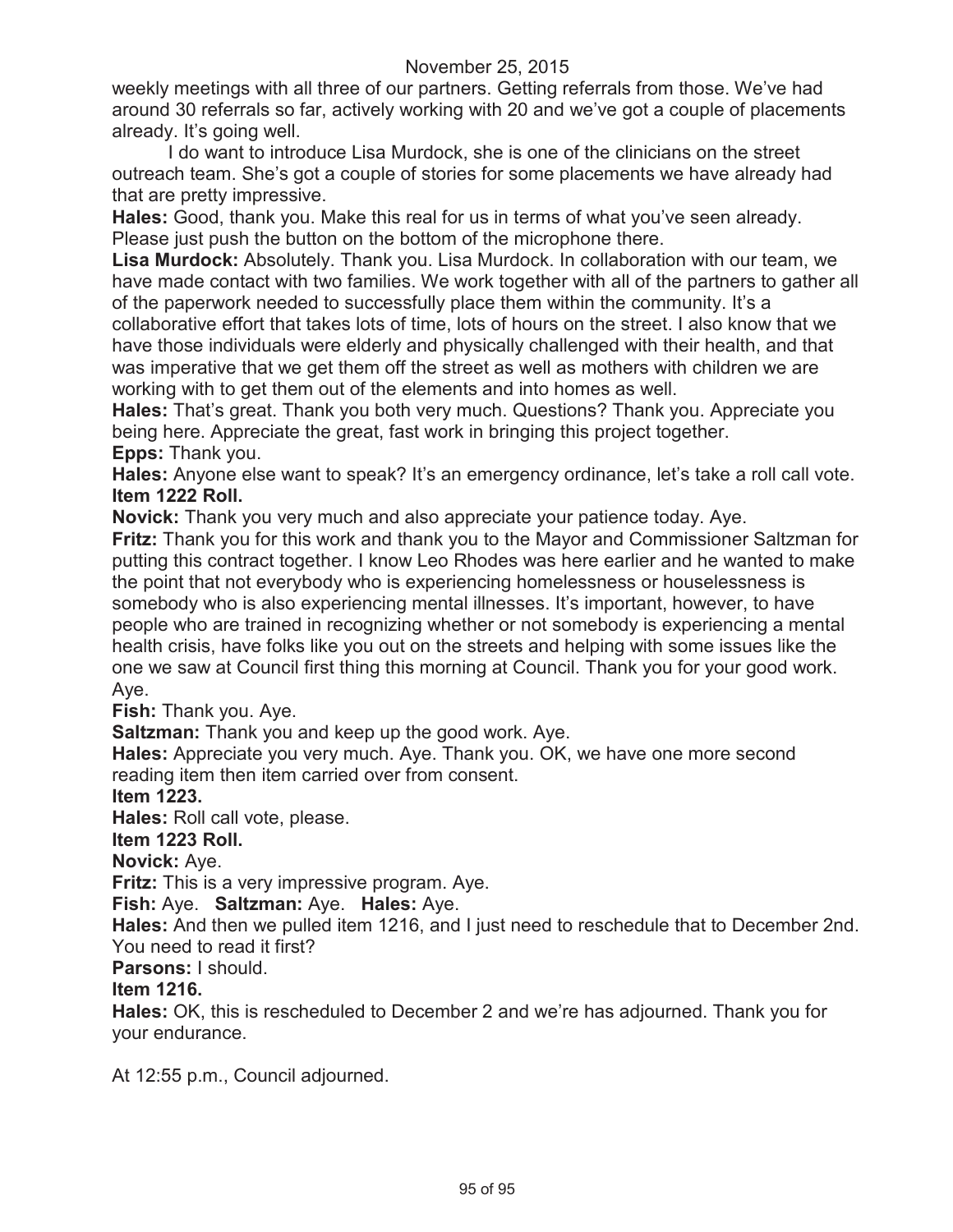weekly meetings with all three of our partners. Getting referrals from those. We've had around 30 referrals so far, actively working with 20 and we've got a couple of placements already. It's going well.

I do want to introduce Lisa Murdock, she is one of the clinicians on the street outreach team. She's got a couple of stories for some placements we have already had that are pretty impressive.

**Hales:** Good, thank you. Make this real for us in terms of what you've seen already. Please just push the button on the bottom of the microphone there.

**Lisa Murdock:** Absolutely. Thank you. Lisa Murdock. In collaboration with our team, we have made contact with two families. We work together with all of the partners to gather all of the paperwork needed to successfully place them within the community. It's a collaborative effort that takes lots of time, lots of hours on the street. I also know that we have those individuals were elderly and physically challenged with their health, and that was imperative that we get them off the street as well as mothers with children we are working with to get them out of the elements and into homes as well.

**Hales:** That's great. Thank you both very much. Questions? Thank you. Appreciate you being here. Appreciate the great, fast work in bringing this project together.

**Epps:** Thank you.

**Hales:** Anyone else want to speak? It's an emergency ordinance, let's take a roll call vote.

**Item 1222 Roll.**

**Novick:** Thank you very much and also appreciate your patience today. Aye.

**Fritz:** Thank you for this work and thank you to the Mayor and Commissioner Saltzman for putting this contract together. I know Leo Rhodes was here earlier and he wanted to make the point that not everybody who is experiencing homelessness or houselessness is somebody who is also experiencing mental illnesses. It's important, however, to have people who are trained in recognizing whether or not somebody is experiencing a mental health crisis, have folks like you out on the streets and helping with some issues like the one we saw at Council first thing this morning at Council. Thank you for your good work. Aye.

**Fish:** Thank you. Aye.

**Saltzman:** Thank you and keep up the good work. Aye.

**Hales:** Appreciate you very much. Aye. Thank you. OK, we have one more second reading item then item carried over from consent.

**Item 1223.**

**Hales:** Roll call vote, please.

**Item 1223 Roll.**

**Novick:** Aye.

**Fritz:** This is a very impressive program. Aye.

**Fish:** Aye. **Saltzman:** Aye. **Hales:** Aye.

**Hales:** And then we pulled item 1216, and I just need to reschedule that to December 2nd. You need to read it first?

**Parsons:** I should.

**Item 1216.**

**Hales:** OK, this is rescheduled to December 2 and we're has adjourned. Thank you for your endurance.

At 12:55 p.m., Council adjourned.